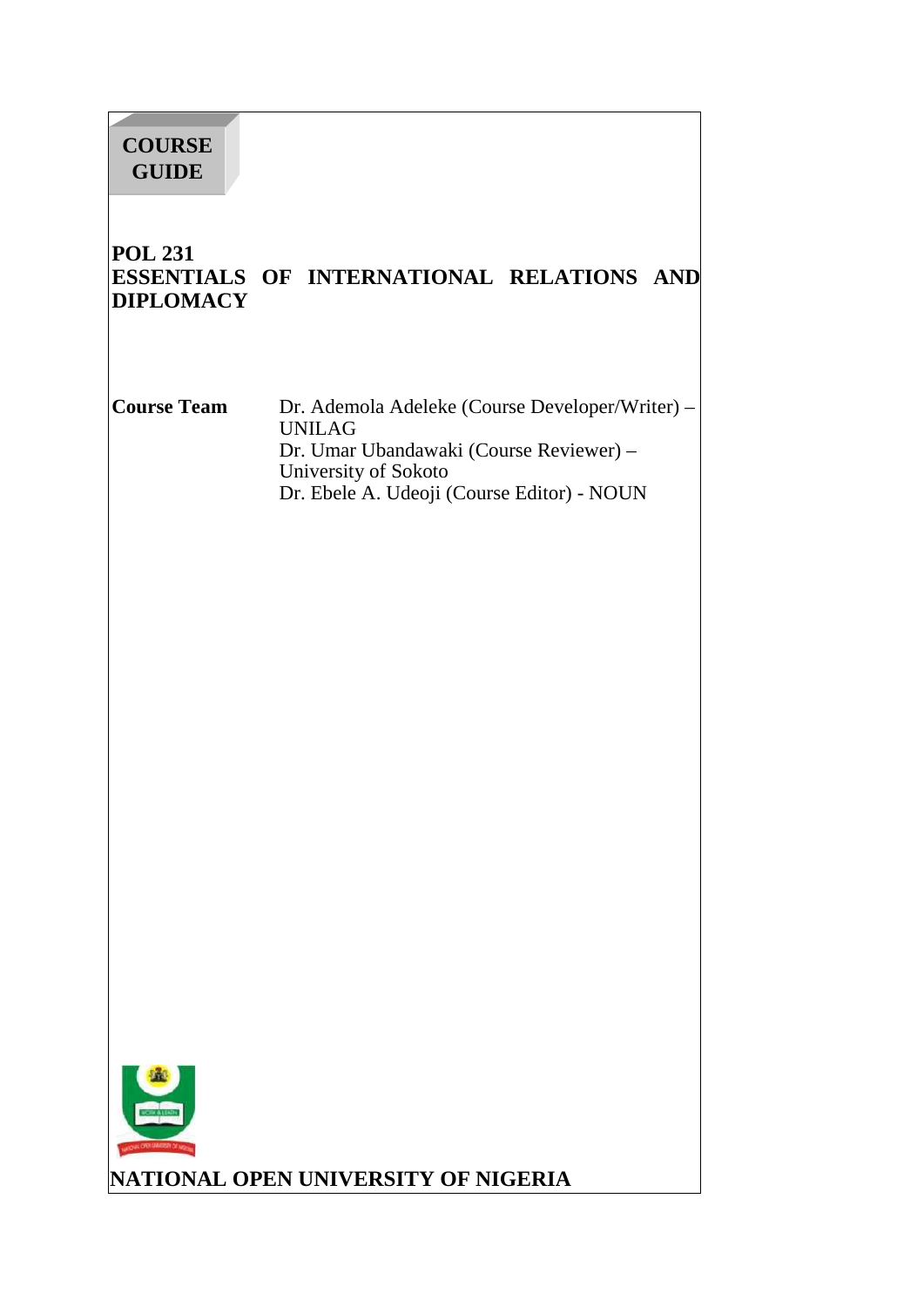**COURSE GUIDE**

# POL 231
# ESSENTIALS OF INTERNATIONAL RELATIONS AND DIPLOMACY

**Course Team**

Dr. Ademola Adeleke (Course Developer/Writer) – UNILAG
Dr. Umar Ubandawaki (Course Reviewer) – University of Sokoto
Dr. Ebele A. Udeoji (Course Editor) - NOUN

**NATIONAL OPEN UNIVERSITY OF NIGERIA**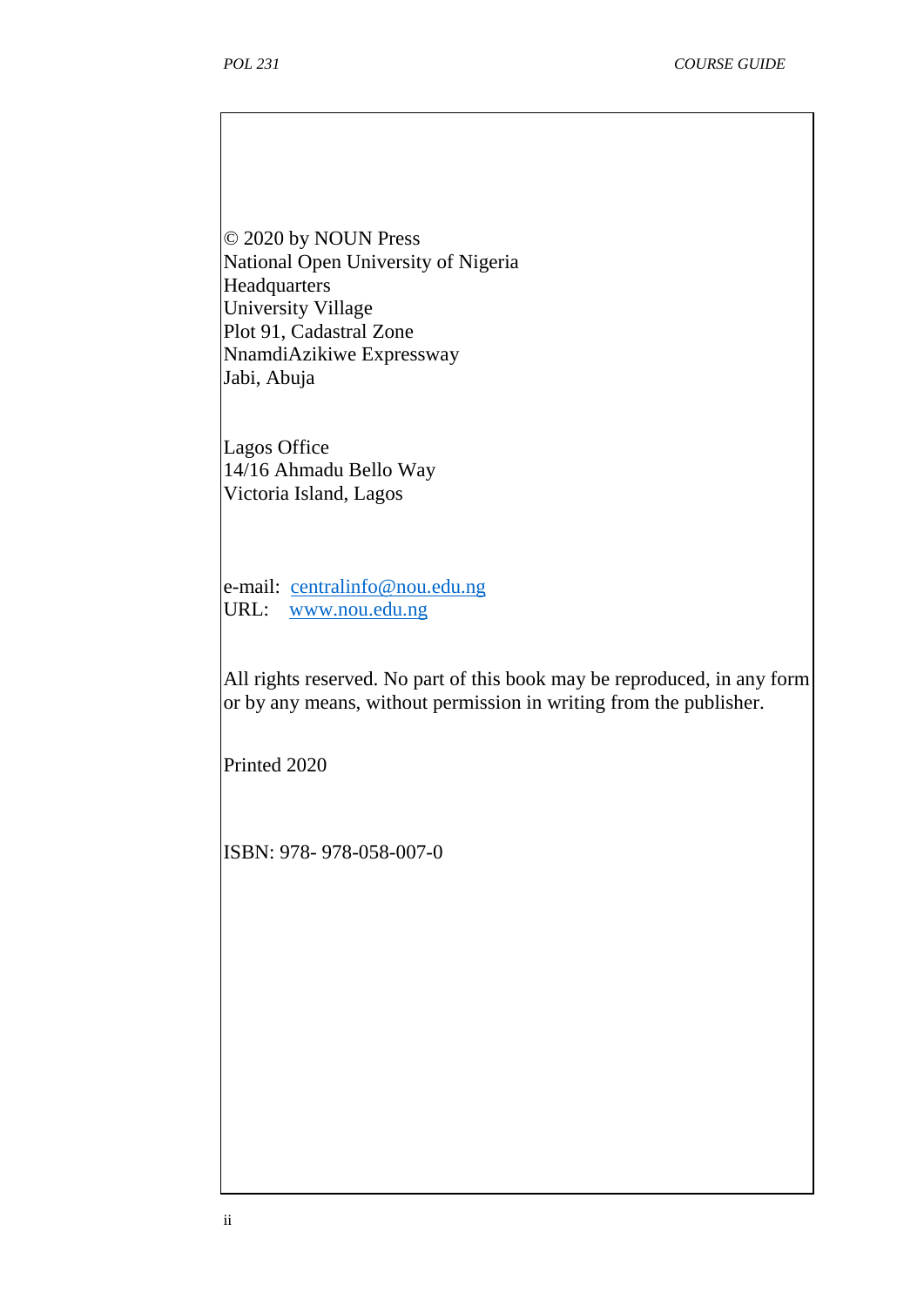© 2020 by NOUN Press
National Open University of Nigeria
Headquarters
University Village
Plot 91, Cadastral Zone
NnamdiAzikiwe Expressway
Jabi, Abuja

Lagos Office
14/16 Ahmadu Bello Way
Victoria Island, Lagos

e-mail: centralinfo@nou.edu.ng
URL: www.nou.edu.ng

All rights reserved. No part of this book may be reproduced, in any form or by any means, without permission in writing from the publisher.

Printed 2020

ISBN: 978- 978-058-007-0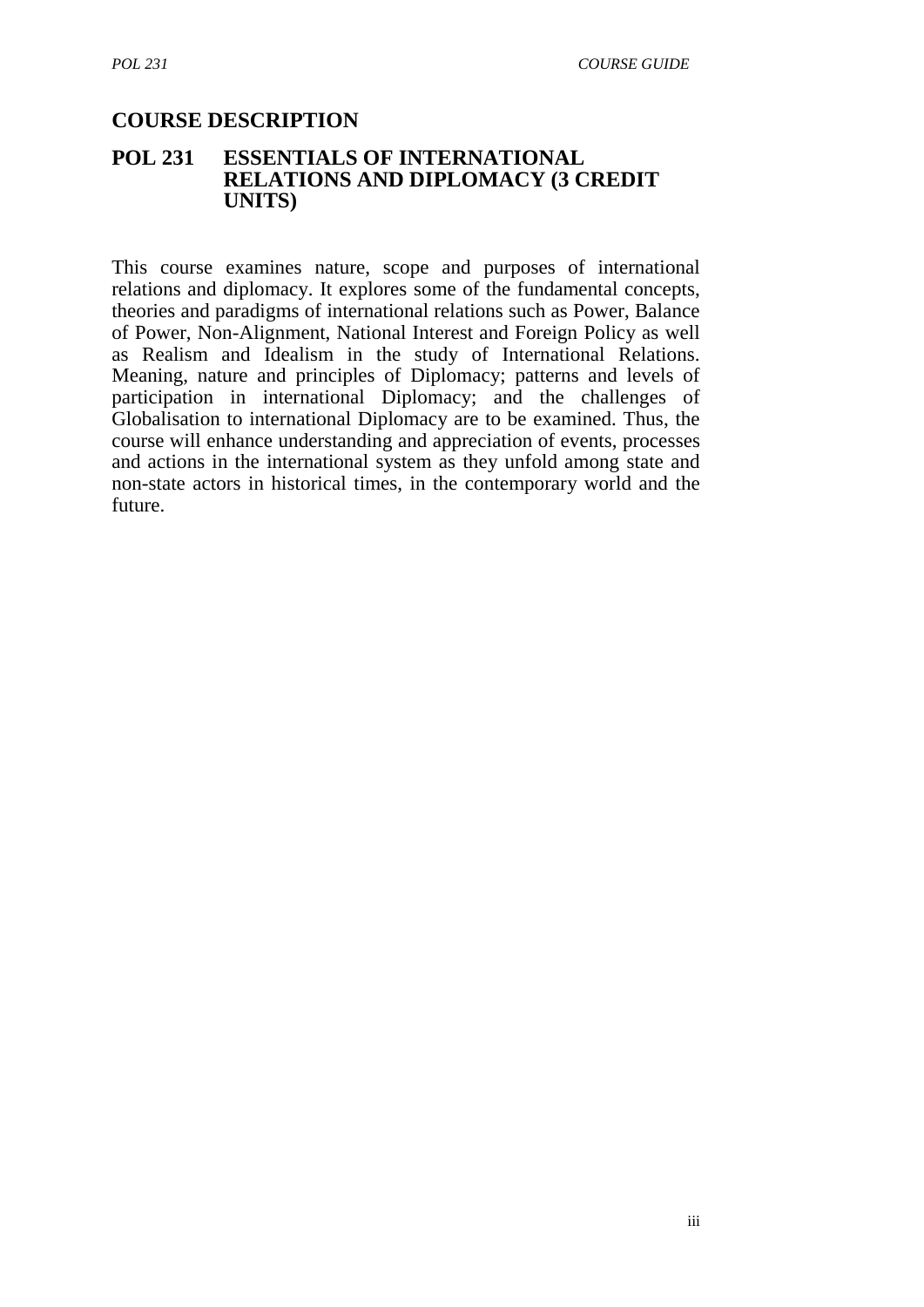## COURSE DESCRIPTION

### POL 231 ESSENTIALS OF INTERNATIONAL RELATIONS AND DIPLOMACY (3 CREDIT UNITS)

This course examines nature, scope and purposes of international relations and diplomacy. It explores some of the fundamental concepts, theories and paradigms of international relations such as Power, Balance of Power, Non-Alignment, National Interest and Foreign Policy as well as Realism and Idealism in the study of International Relations. Meaning, nature and principles of Diplomacy; patterns and levels of participation in international Diplomacy; and the challenges of Globalisation to international Diplomacy are to be examined. Thus, the course will enhance understanding and appreciation of events, processes and actions in the international system as they unfold among state and non-state actors in historical times, in the contemporary world and the future.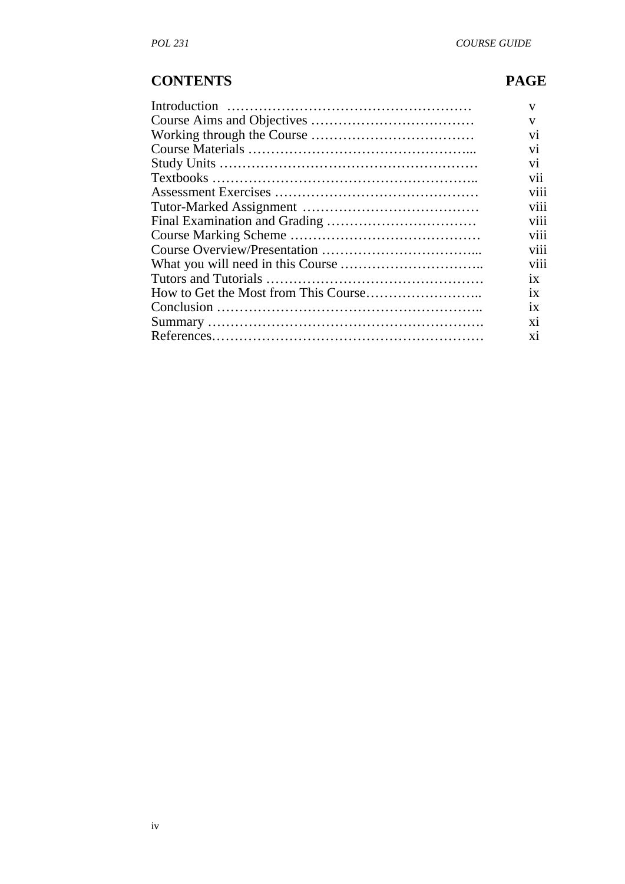## CONTENTS

| CONTENTS | PAGE |
|---|---|
| Introduction | v |
| Course Aims and Objectives | v |
| Working through the Course | vi |
| Course Materials | vi |
| Study Units | vi |
| Textbooks | vii |
| Assessment Exercises | viii |
| Tutor-Marked Assignment | viii |
| Final Examination and Grading | viii |
| Course Marking Scheme | viii |
| Course Overview/Presentation | viii |
| What you will need in this Course | viii |
| Tutors and Tutorials | ix |
| How to Get the Most from This Course | ix |
| Conclusion | ix |
| Summary | xi |
| References | xi |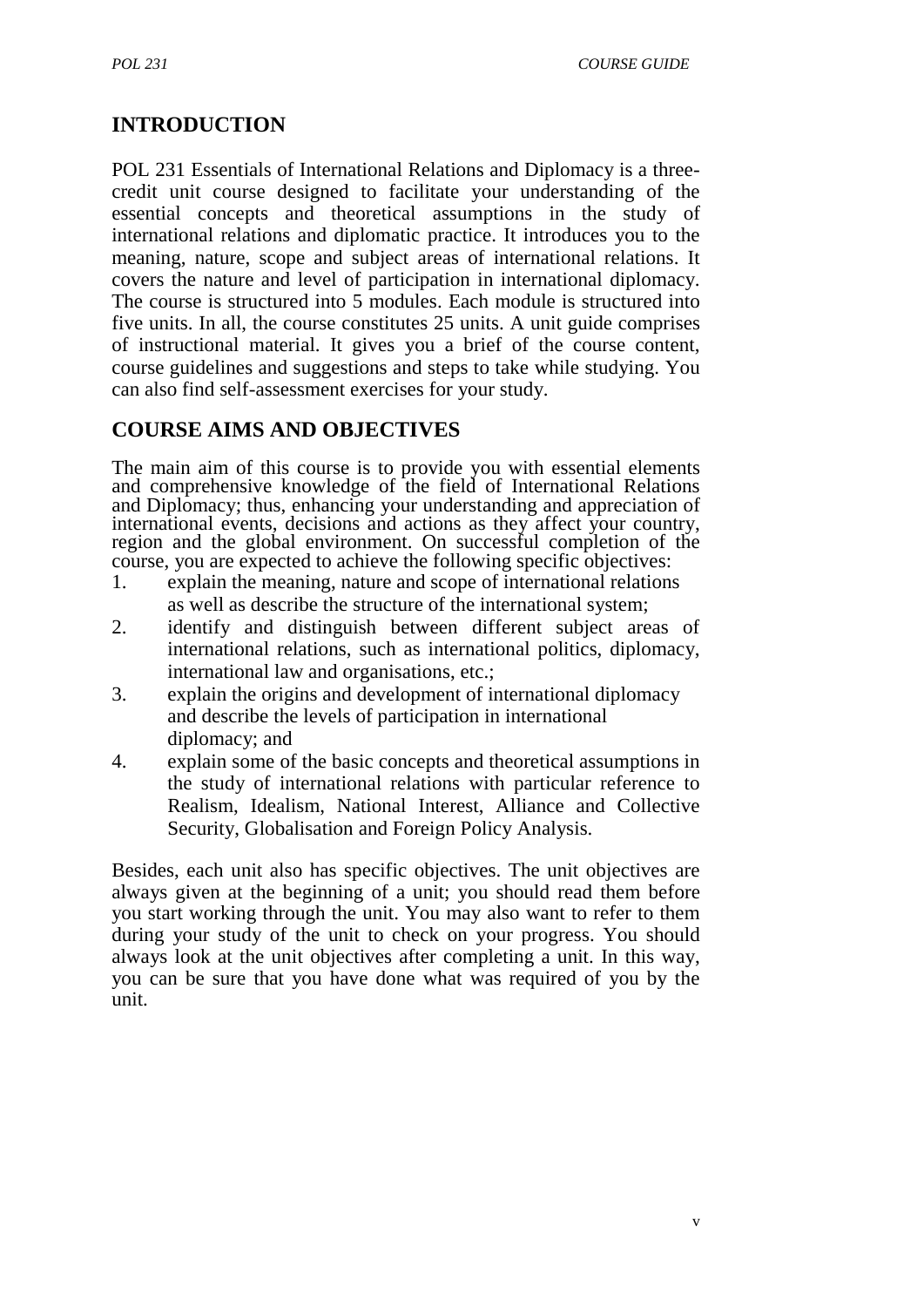## INTRODUCTION

POL 231 Essentials of International Relations and Diplomacy is a three-credit unit course designed to facilitate your understanding of the essential concepts and theoretical assumptions in the study of international relations and diplomatic practice. It introduces you to the meaning, nature, scope and subject areas of international relations. It covers the nature and level of participation in international diplomacy. The course is structured into 5 modules. Each module is structured into five units. In all, the course constitutes 25 units. A unit guide comprises of instructional material. It gives you a brief of the course content, course guidelines and suggestions and steps to take while studying. You can also find self-assessment exercises for your study.

## COURSE AIMS AND OBJECTIVES

The main aim of this course is to provide you with essential elements and comprehensive knowledge of the field of International Relations and Diplomacy; thus, enhancing your understanding and appreciation of international events, decisions and actions as they affect your country, region and the global environment. On successful completion of the course, you are expected to achieve the following specific objectives:

1. explain the meaning, nature and scope of international relations as well as describe the structure of the international system;
2. identify and distinguish between different subject areas of international relations, such as international politics, diplomacy, international law and organisations, etc.;
3. explain the origins and development of international diplomacy and describe the levels of participation in international diplomacy; and
4. explain some of the basic concepts and theoretical assumptions in the study of international relations with particular reference to Realism, Idealism, National Interest, Alliance and Collective Security, Globalisation and Foreign Policy Analysis.

Besides, each unit also has specific objectives. The unit objectives are always given at the beginning of a unit; you should read them before you start working through the unit. You may also want to refer to them during your study of the unit to check on your progress. You should always look at the unit objectives after completing a unit. In this way, you can be sure that you have done what was required of you by the unit.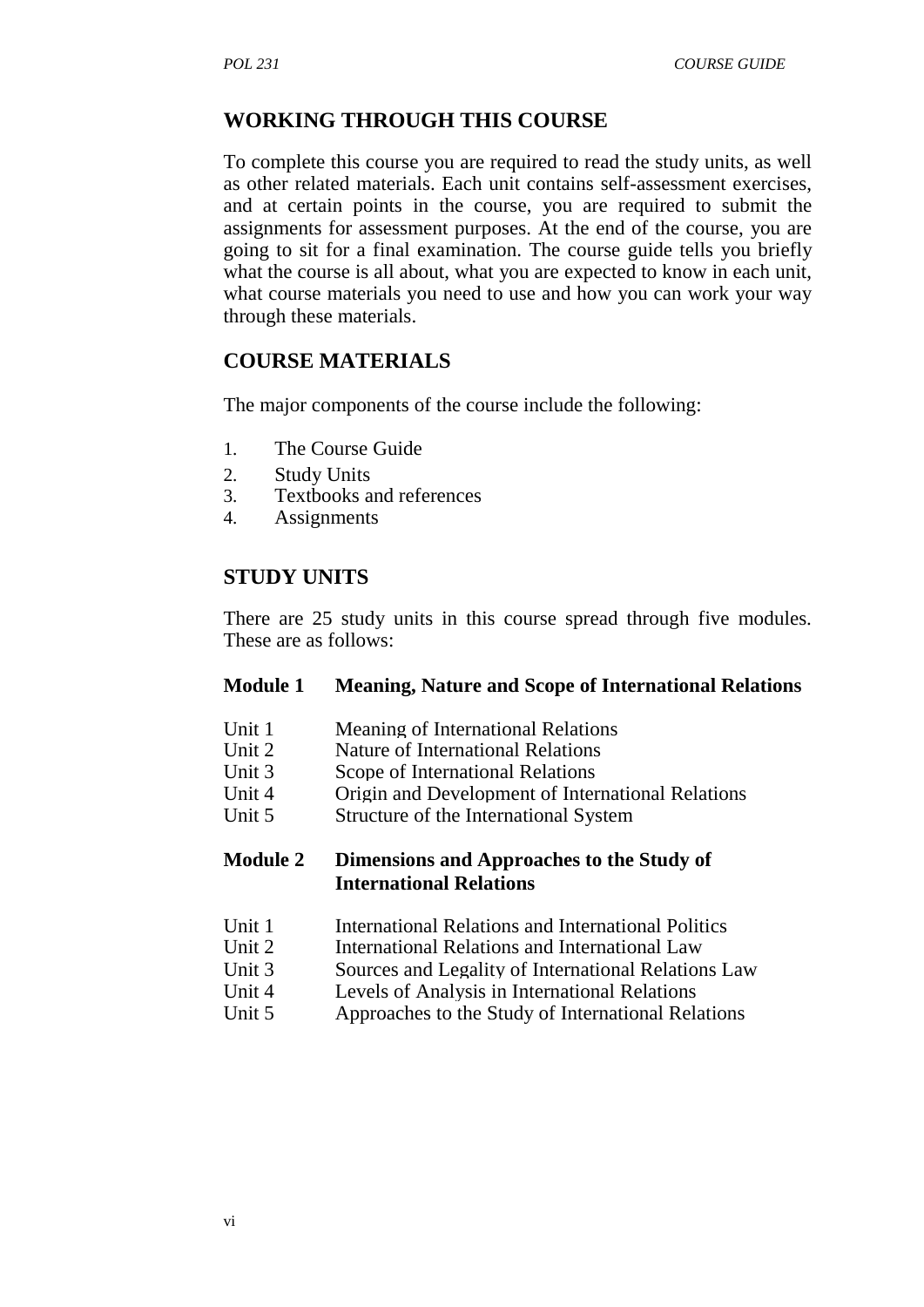## WORKING THROUGH THIS COURSE

To complete this course you are required to read the study units, as well as other related materials. Each unit contains self-assessment exercises, and at certain points in the course, you are required to submit the assignments for assessment purposes. At the end of the course, you are going to sit for a final examination. The course guide tells you briefly what the course is all about, what you are expected to know in each unit, what course materials you need to use and how you can work your way through these materials.

## COURSE MATERIALS

The major components of the course include the following:

1. The Course Guide
2. Study Units
3. Textbooks and references
4. Assignments

## STUDY UNITS

There are 25 study units in this course spread through five modules. These are as follows:

**Module 1 Meaning, Nature and Scope of International Relations**

Unit 1 Meaning of International Relations
Unit 2 Nature of International Relations
Unit 3 Scope of International Relations
Unit 4 Origin and Development of International Relations
Unit 5 Structure of the International System

**Module 2 Dimensions and Approaches to the Study of International Relations**

Unit 1 International Relations and International Politics
Unit 2 International Relations and International Law
Unit 3 Sources and Legality of International Relations Law
Unit 4 Levels of Analysis in International Relations
Unit 5 Approaches to the Study of International Relations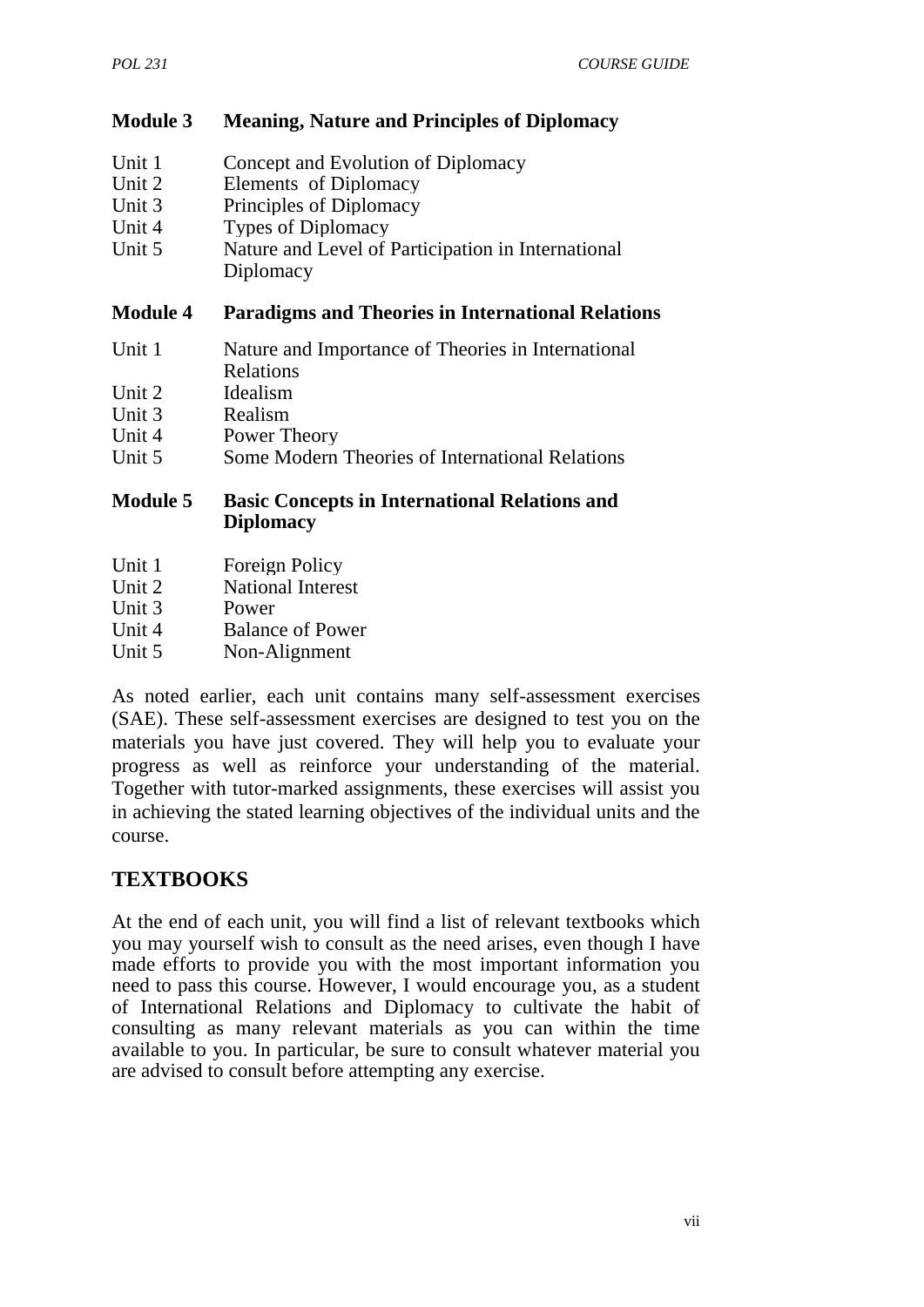**Module 3 Meaning, Nature and Principles of Diplomacy**

Unit 1 Concept and Evolution of Diplomacy
Unit 2 Elements of Diplomacy
Unit 3 Principles of Diplomacy
Unit 4 Types of Diplomacy
Unit 5 Nature and Level of Participation in International Diplomacy

**Module 4 Paradigms and Theories in International Relations**

Unit 1 Nature and Importance of Theories in International Relations
Unit 2 Idealism
Unit 3 Realism
Unit 4 Power Theory
Unit 5 Some Modern Theories of International Relations

**Module 5 Basic Concepts in International Relations and Diplomacy**

Unit 1 Foreign Policy
Unit 2 National Interest
Unit 3 Power
Unit 4 Balance of Power
Unit 5 Non-Alignment

As noted earlier, each unit contains many self-assessment exercises (SAE). These self-assessment exercises are designed to test you on the materials you have just covered. They will help you to evaluate your progress as well as reinforce your understanding of the material. Together with tutor-marked assignments, these exercises will assist you in achieving the stated learning objectives of the individual units and the course.

## TEXTBOOKS

At the end of each unit, you will find a list of relevant textbooks which you may yourself wish to consult as the need arises, even though I have made efforts to provide you with the most important information you need to pass this course. However, I would encourage you, as a student of International Relations and Diplomacy to cultivate the habit of consulting as many relevant materials as you can within the time available to you. In particular, be sure to consult whatever material you are advised to consult before attempting any exercise.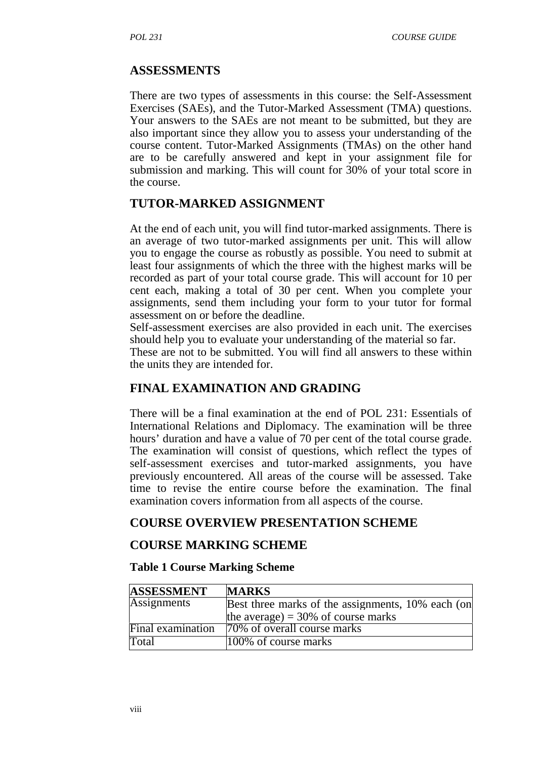## ASSESSMENTS

There are two types of assessments in this course: the Self-Assessment Exercises (SAEs), and the Tutor-Marked Assessment (TMA) questions. Your answers to the SAEs are not meant to be submitted, but they are also important since they allow you to assess your understanding of the course content. Tutor-Marked Assignments (TMAs) on the other hand are to be carefully answered and kept in your assignment file for submission and marking. This will count for 30% of your total score in the course.

## TUTOR-MARKED ASSIGNMENT

At the end of each unit, you will find tutor-marked assignments. There is an average of two tutor-marked assignments per unit. This will allow you to engage the course as robustly as possible. You need to submit at least four assignments of which the three with the highest marks will be recorded as part of your total course grade. This will account for 10 per cent each, making a total of 30 per cent. When you complete your assignments, send them including your form to your tutor for formal assessment on or before the deadline.

Self-assessment exercises are also provided in each unit. The exercises should help you to evaluate your understanding of the material so far.

These are not to be submitted. You will find all answers to these within the units they are intended for.

## FINAL EXAMINATION AND GRADING

There will be a final examination at the end of POL 231: Essentials of International Relations and Diplomacy. The examination will be three hours' duration and have a value of 70 per cent of the total course grade. The examination will consist of questions, which reflect the types of self-assessment exercises and tutor-marked assignments, you have previously encountered. All areas of the course will be assessed. Take time to revise the entire course before the examination. The final examination covers information from all aspects of the course.

## COURSE OVERVIEW PRESENTATION SCHEME

## COURSE MARKING SCHEME

**Table 1 Course Marking Scheme**

| ASSESSMENT | MARKS |
|---|---|
| Assignments | Best three marks of the assignments, 10% each (on the average) = 30% of course marks |
| Final examination | 70% of overall course marks |
| Total | 100% of course marks |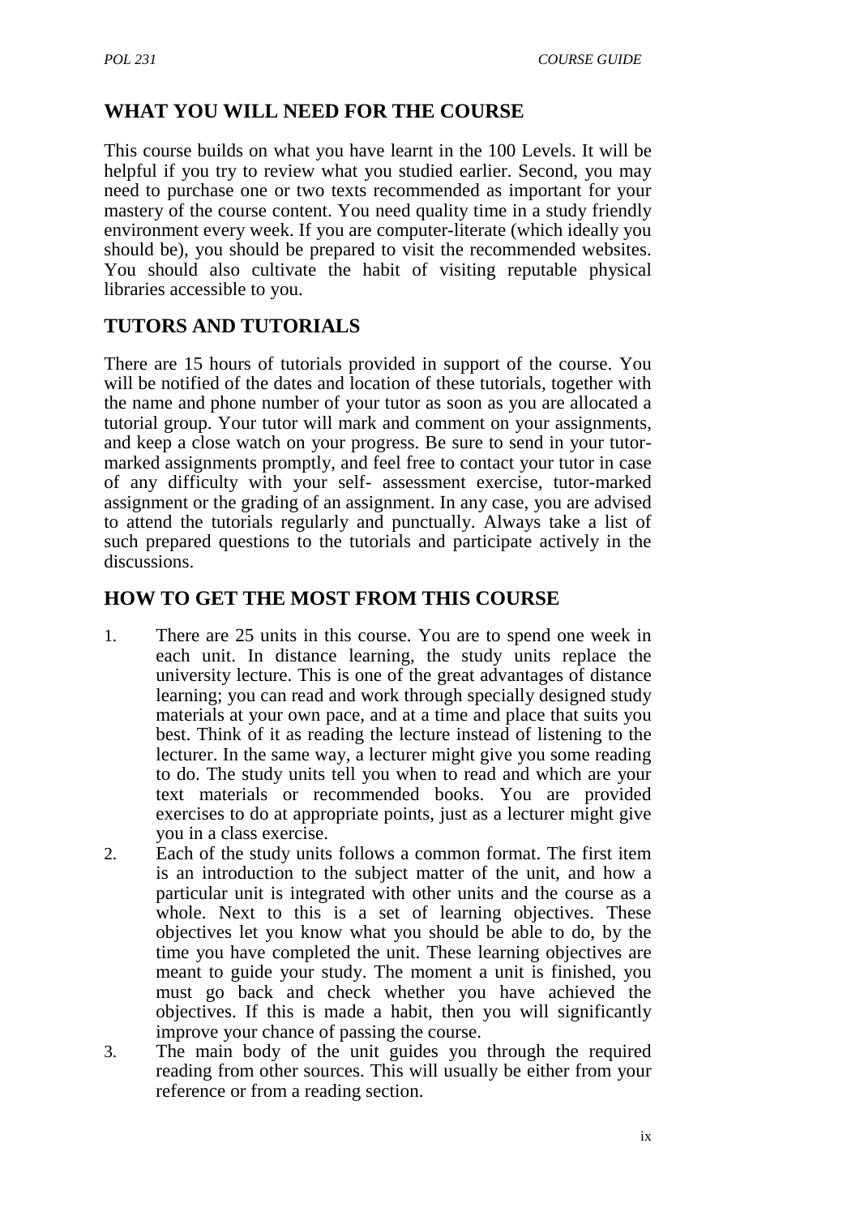## WHAT YOU WILL NEED FOR THE COURSE

This course builds on what you have learnt in the 100 Levels. It will be helpful if you try to review what you studied earlier. Second, you may need to purchase one or two texts recommended as important for your mastery of the course content. You need quality time in a study friendly environment every week. If you are computer-literate (which ideally you should be), you should be prepared to visit the recommended websites. You should also cultivate the habit of visiting reputable physical libraries accessible to you.

## TUTORS AND TUTORIALS

There are 15 hours of tutorials provided in support of the course. You will be notified of the dates and location of these tutorials, together with the name and phone number of your tutor as soon as you are allocated a tutorial group. Your tutor will mark and comment on your assignments, and keep a close watch on your progress. Be sure to send in your tutor-marked assignments promptly, and feel free to contact your tutor in case of any difficulty with your self- assessment exercise, tutor-marked assignment or the grading of an assignment. In any case, you are advised to attend the tutorials regularly and punctually. Always take a list of such prepared questions to the tutorials and participate actively in the discussions.

## HOW TO GET THE MOST FROM THIS COURSE

1. There are 25 units in this course. You are to spend one week in each unit. In distance learning, the study units replace the university lecture. This is one of the great advantages of distance learning; you can read and work through specially designed study materials at your own pace, and at a time and place that suits you best. Think of it as reading the lecture instead of listening to the lecturer. In the same way, a lecturer might give you some reading to do. The study units tell you when to read and which are your text materials or recommended books. You are provided exercises to do at appropriate points, just as a lecturer might give you in a class exercise.
2. Each of the study units follows a common format. The first item is an introduction to the subject matter of the unit, and how a particular unit is integrated with other units and the course as a whole. Next to this is a set of learning objectives. These objectives let you know what you should be able to do, by the time you have completed the unit. These learning objectives are meant to guide your study. The moment a unit is finished, you must go back and check whether you have achieved the objectives. If this is made a habit, then you will significantly improve your chance of passing the course.
3. The main body of the unit guides you through the required reading from other sources. This will usually be either from your reference or from a reading section.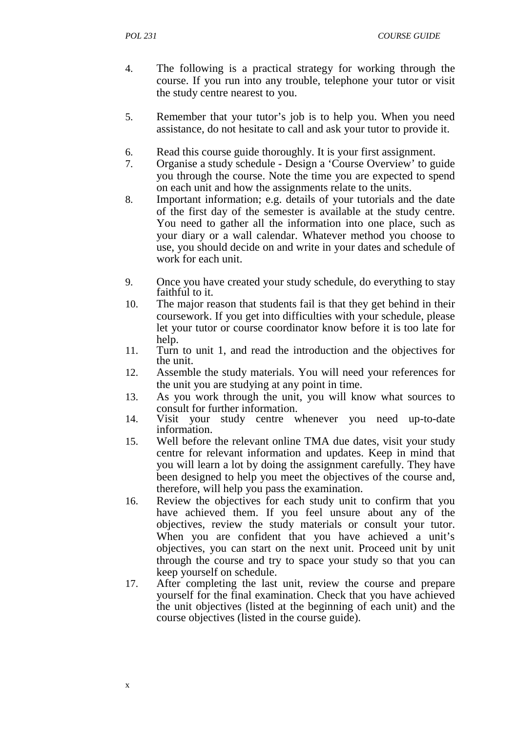4. The following is a practical strategy for working through the course. If you run into any trouble, telephone your tutor or visit the study centre nearest to you.

5. Remember that your tutor's job is to help you. When you need assistance, do not hesitate to call and ask your tutor to provide it.

6. Read this course guide thoroughly. It is your first assignment.
7. Organise a study schedule - Design a 'Course Overview' to guide you through the course. Note the time you are expected to spend on each unit and how the assignments relate to the units.
8. Important information; e.g. details of your tutorials and the date of the first day of the semester is available at the study centre. You need to gather all the information into one place, such as your diary or a wall calendar. Whatever method you choose to use, you should decide on and write in your dates and schedule of work for each unit.

9. Once you have created your study schedule, do everything to stay faithful to it.
10. The major reason that students fail is that they get behind in their coursework. If you get into difficulties with your schedule, please let your tutor or course coordinator know before it is too late for help.
11. Turn to unit 1, and read the introduction and the objectives for the unit.
12. Assemble the study materials. You will need your references for the unit you are studying at any point in time.
13. As you work through the unit, you will know what sources to consult for further information.
14. Visit your study centre whenever you need up-to-date information.
15. Well before the relevant online TMA due dates, visit your study centre for relevant information and updates. Keep in mind that you will learn a lot by doing the assignment carefully. They have been designed to help you meet the objectives of the course and, therefore, will help you pass the examination.
16. Review the objectives for each study unit to confirm that you have achieved them. If you feel unsure about any of the objectives, review the study materials or consult your tutor. When you are confident that you have achieved a unit's objectives, you can start on the next unit. Proceed unit by unit through the course and try to space your study so that you can keep yourself on schedule.
17. After completing the last unit, review the course and prepare yourself for the final examination. Check that you have achieved the unit objectives (listed at the beginning of each unit) and the course objectives (listed in the course guide).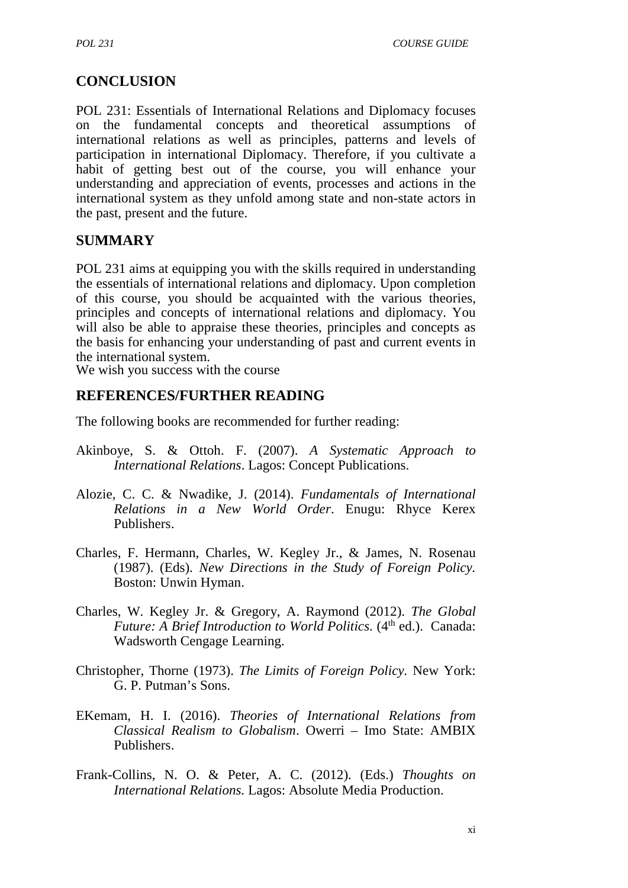## CONCLUSION

POL 231: Essentials of International Relations and Diplomacy focuses on the fundamental concepts and theoretical assumptions of international relations as well as principles, patterns and levels of participation in international Diplomacy. Therefore, if you cultivate a habit of getting best out of the course, you will enhance your understanding and appreciation of events, processes and actions in the international system as they unfold among state and non-state actors in the past, present and the future.

## SUMMARY

POL 231 aims at equipping you with the skills required in understanding the essentials of international relations and diplomacy. Upon completion of this course, you should be acquainted with the various theories, principles and concepts of international relations and diplomacy. You will also be able to appraise these theories, principles and concepts as the basis for enhancing your understanding of past and current events in the international system.
We wish you success with the course

## REFERENCES/FURTHER READING

The following books are recommended for further reading:

Akinboye, S. & Ottoh. F. (2007). *A Systematic Approach to International Relations*. Lagos: Concept Publications.

Alozie, C. C. & Nwadike, J. (2014). *Fundamentals of International Relations in a New World Order*. Enugu: Rhyce Kerex Publishers.

Charles, F. Hermann, Charles, W. Kegley Jr., & James, N. Rosenau (1987). (Eds). *New Directions in the Study of Foreign Policy.* Boston: Unwin Hyman.

Charles, W. Kegley Jr. & Gregory, A. Raymond (2012). *The Global Future: A Brief Introduction to World Politics*. (4th ed.). Canada: Wadsworth Cengage Learning.

Christopher, Thorne (1973). *The Limits of Foreign Policy.* New York: G. P. Putman's Sons.

EKemam, H. I. (2016). *Theories of International Relations from Classical Realism to Globalism*. Owerri – Imo State: AMBIX Publishers.

Frank-Collins, N. O. & Peter, A. C. (2012). (Eds.) *Thoughts on International Relations.* Lagos: Absolute Media Production.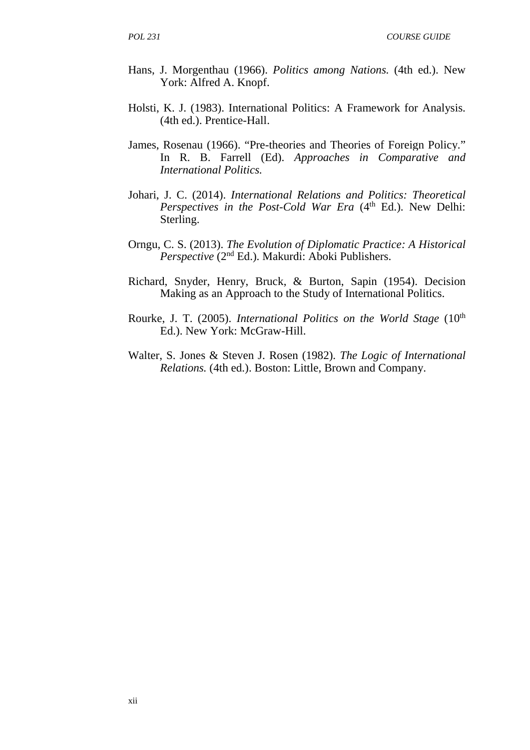Hans, J. Morgenthau (1966). *Politics among Nations.* (4th ed.). New York: Alfred A. Knopf.

Holsti, K. J. (1983). International Politics: A Framework for Analysis. (4th ed.). Prentice-Hall.

James, Rosenau (1966). "Pre-theories and Theories of Foreign Policy." In R. B. Farrell (Ed). *Approaches in Comparative and International Politics.*

Johari, J. C. (2014). *International Relations and Politics: Theoretical Perspectives in the Post-Cold War Era* (4th Ed.). New Delhi: Sterling.

Orngu, C. S. (2013). *The Evolution of Diplomatic Practice: A Historical Perspective* (2nd Ed.). Makurdi: Aboki Publishers.

Richard, Snyder, Henry, Bruck, & Burton, Sapin (1954). Decision Making as an Approach to the Study of International Politics.

Rourke, J. T. (2005). *International Politics on the World Stage* (10th Ed.). New York: McGraw-Hill.

Walter, S. Jones & Steven J. Rosen (1982). *The Logic of International Relations.* (4th ed.). Boston: Little, Brown and Company.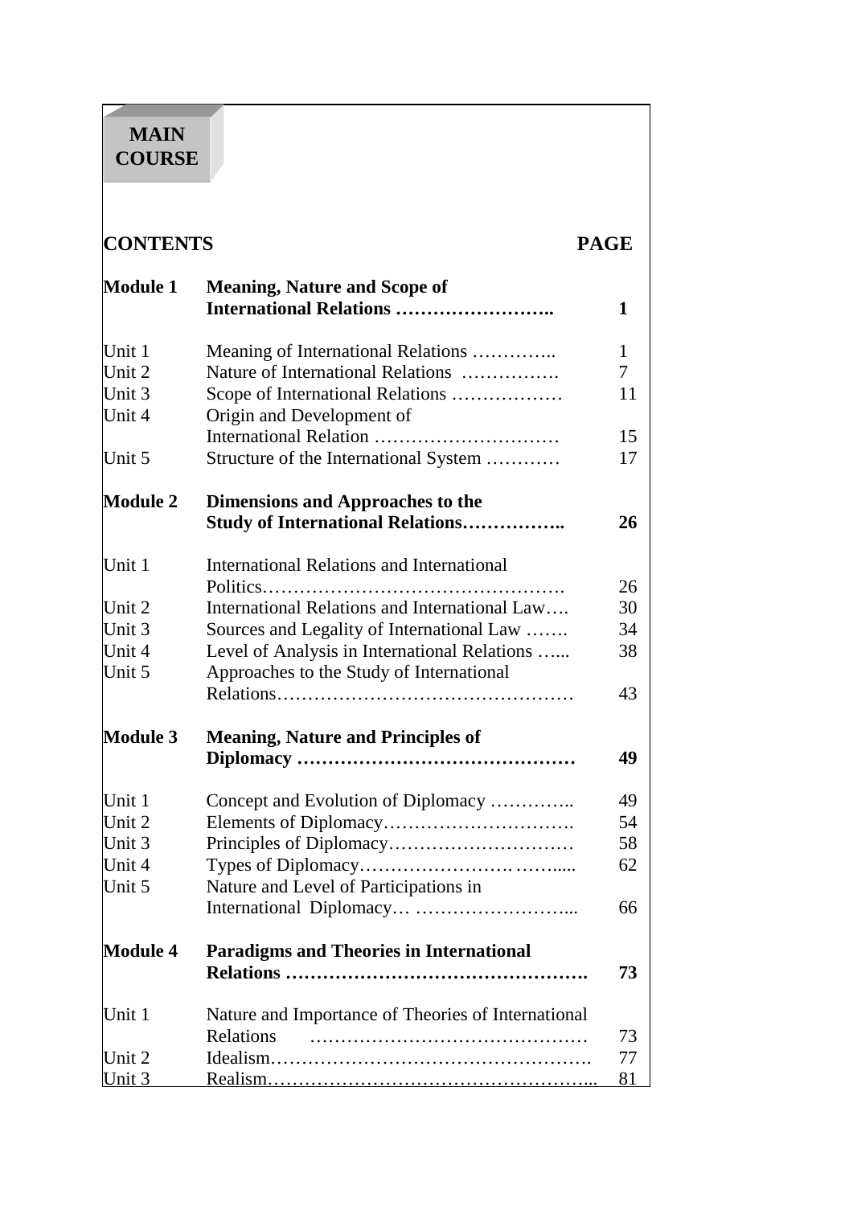**MAIN COURSE**

| CONTENTS | | PAGE |
|---|---|---|
| **Module 1** | **Meaning, Nature and Scope of International Relations ……………………..** | **1** |
| Unit 1 | Meaning of International Relations ………….. | 1 |
| Unit 2 | Nature of International Relations ……………. | 7 |
| Unit 3 | Scope of International Relations ……………… | 11 |
| Unit 4 | Origin and Development of International Relation ………………………… | 15 |
| Unit 5 | Structure of the International System ………… | 17 |
| **Module 2** | **Dimensions and Approaches to the Study of International Relations……………..** | **26** |
| Unit 1 | International Relations and International Politics…………………………………………. | 26 |
| Unit 2 | International Relations and International Law…. | 30 |
| Unit 3 | Sources and Legality of International Law ……. | 34 |
| Unit 4 | Level of Analysis in International Relations …... | 38 |
| Unit 5 | Approaches to the Study of International Relations………………………………………… | 43 |
| **Module 3** | **Meaning, Nature and Principles of Diplomacy ………………………………………** | **49** |
| Unit 1 | Concept and Evolution of Diplomacy ………….. | 49 |
| Unit 2 | Elements of Diplomacy…………………………. | 54 |
| Unit 3 | Principles of Diplomacy………………………… | 58 |
| Unit 4 | Types of Diplomacy…………………… ……..... | 62 |
| Unit 5 | Nature and Level of Participations in International Diplomacy… ……………………... | 66 |
| **Module 4** | **Paradigms and Theories in International Relations ………………………………………….** | **73** |
| Unit 1 | Nature and Importance of Theories of International Relations ……………………………………… | 73 |
| Unit 2 | Idealism……………………………………………. | 77 |
| Unit 3 | Realism……………………………………………... | 81 |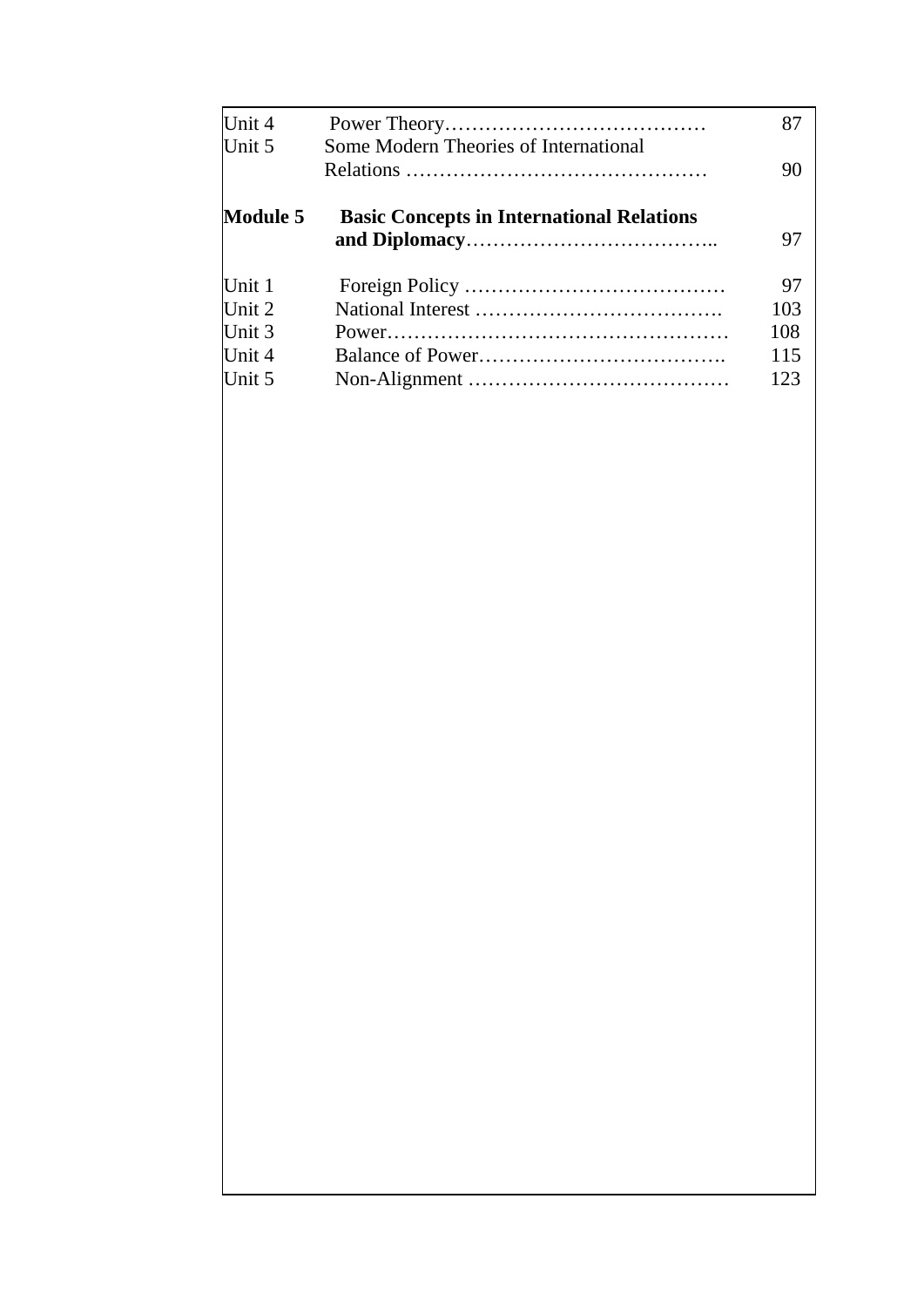| | | |
|---|---|---|
| Unit 4 | Power Theory………………………………… | 87 |
| Unit 5 | Some Modern Theories of International Relations ……………………………………… | 90 |
| **Module 5** | **Basic Concepts in International Relations and Diplomacy**……………………………….. | 97 |
| Unit 1 | Foreign Policy ………………………………… | 97 |
| Unit 2 | National Interest ………………………………. | 103 |
| Unit 3 | Power…………………………………………… | 108 |
| Unit 4 | Balance of Power………………………………. | 115 |
| Unit 5 | Non-Alignment ………………………………… | 123 |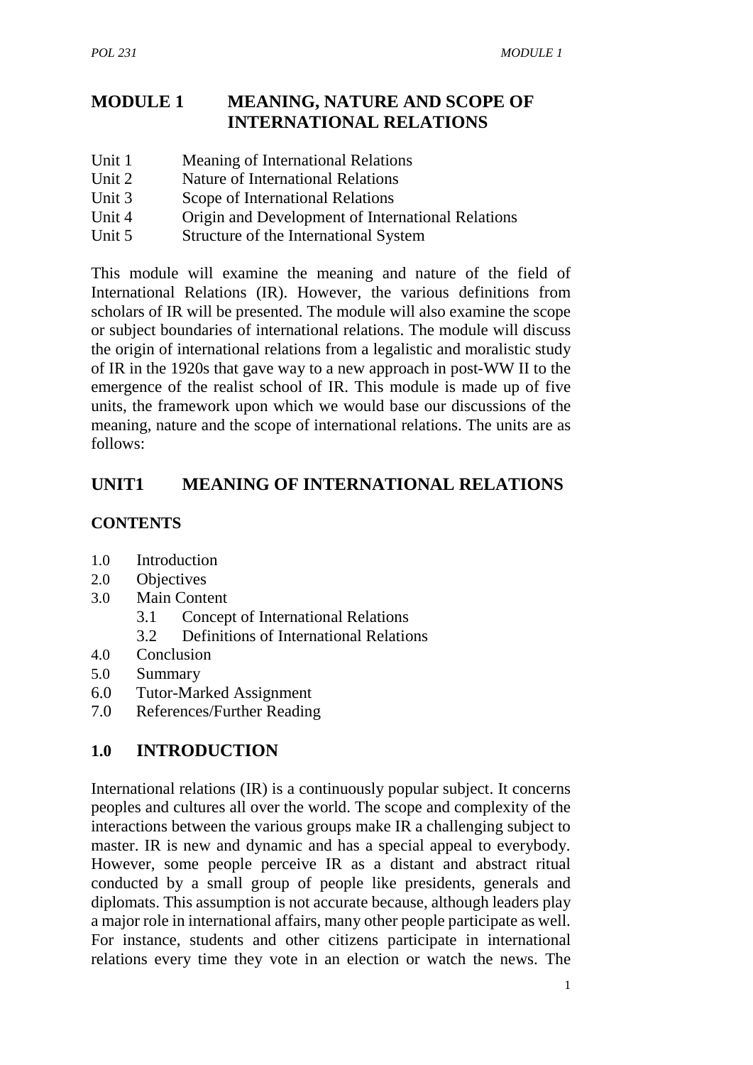# MODULE 1 MEANING, NATURE AND SCOPE OF INTERNATIONAL RELATIONS

Unit 1 Meaning of International Relations
Unit 2 Nature of International Relations
Unit 3 Scope of International Relations
Unit 4 Origin and Development of International Relations
Unit 5 Structure of the International System

This module will examine the meaning and nature of the field of International Relations (IR). However, the various definitions from scholars of IR will be presented. The module will also examine the scope or subject boundaries of international relations. The module will discuss the origin of international relations from a legalistic and moralistic study of IR in the 1920s that gave way to a new approach in post-WW II to the emergence of the realist school of IR. This module is made up of five units, the framework upon which we would base our discussions of the meaning, nature and the scope of international relations. The units are as follows:

## UNIT1 MEANING OF INTERNATIONAL RELATIONS

### CONTENTS

1.0 Introduction
2.0 Objectives
3.0 Main Content
  3.1 Concept of International Relations
  3.2 Definitions of International Relations
4.0 Conclusion
5.0 Summary
6.0 Tutor-Marked Assignment
7.0 References/Further Reading

## 1.0 INTRODUCTION

International relations (IR) is a continuously popular subject. It concerns peoples and cultures all over the world. The scope and complexity of the interactions between the various groups make IR a challenging subject to master. IR is new and dynamic and has a special appeal to everybody. However, some people perceive IR as a distant and abstract ritual conducted by a small group of people like presidents, generals and diplomats. This assumption is not accurate because, although leaders play a major role in international affairs, many other people participate as well. For instance, students and other citizens participate in international relations every time they vote in an election or watch the news. The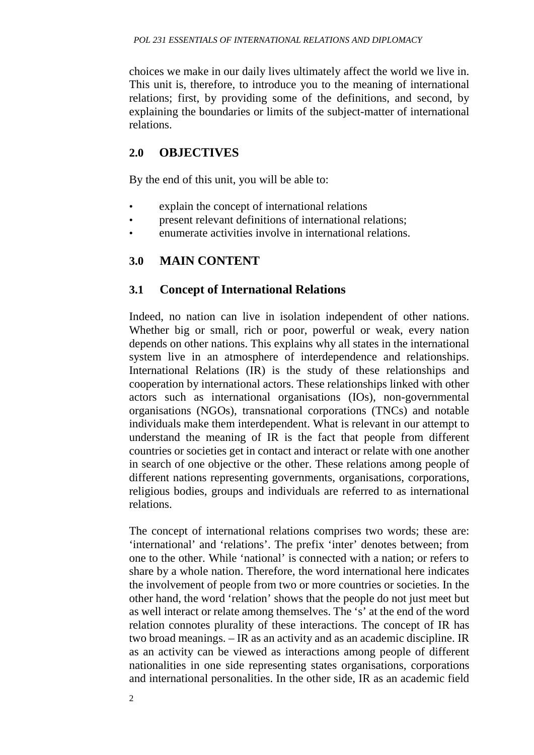choices we make in our daily lives ultimately affect the world we live in. This unit is, therefore, to introduce you to the meaning of international relations; first, by providing some of the definitions, and second, by explaining the boundaries or limits of the subject-matter of international relations.

## 2.0 OBJECTIVES

By the end of this unit, you will be able to:

- explain the concept of international relations
- present relevant definitions of international relations;
- enumerate activities involve in international relations.

## 3.0 MAIN CONTENT

### 3.1 Concept of International Relations

Indeed, no nation can live in isolation independent of other nations. Whether big or small, rich or poor, powerful or weak, every nation depends on other nations. This explains why all states in the international system live in an atmosphere of interdependence and relationships. International Relations (IR) is the study of these relationships and cooperation by international actors. These relationships linked with other actors such as international organisations (IOs), non-governmental organisations (NGOs), transnational corporations (TNCs) and notable individuals make them interdependent. What is relevant in our attempt to understand the meaning of IR is the fact that people from different countries or societies get in contact and interact or relate with one another in search of one objective or the other. These relations among people of different nations representing governments, organisations, corporations, religious bodies, groups and individuals are referred to as international relations.

The concept of international relations comprises two words; these are: 'international' and 'relations'. The prefix 'inter' denotes between; from one to the other. While 'national' is connected with a nation; or refers to share by a whole nation. Therefore, the word international here indicates the involvement of people from two or more countries or societies. In the other hand, the word 'relation' shows that the people do not just meet but as well interact or relate among themselves. The 's' at the end of the word relation connotes plurality of these interactions. The concept of IR has two broad meanings. – IR as an activity and as an academic discipline. IR as an activity can be viewed as interactions among people of different nationalities in one side representing states organisations, corporations and international personalities. In the other side, IR as an academic field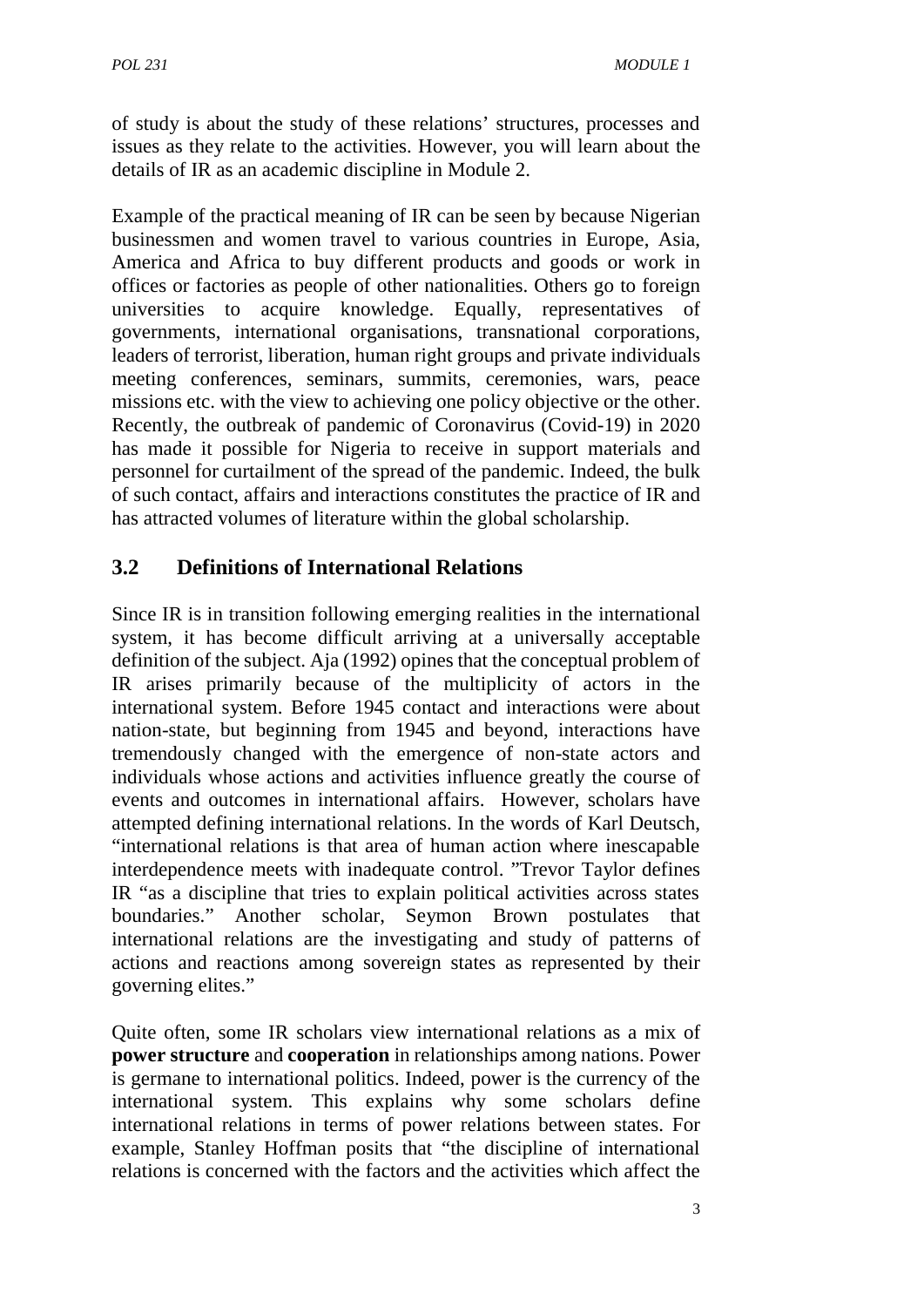of study is about the study of these relations' structures, processes and issues as they relate to the activities. However, you will learn about the details of IR as an academic discipline in Module 2.

Example of the practical meaning of IR can be seen by because Nigerian businessmen and women travel to various countries in Europe, Asia, America and Africa to buy different products and goods or work in offices or factories as people of other nationalities. Others go to foreign universities to acquire knowledge. Equally, representatives of governments, international organisations, transnational corporations, leaders of terrorist, liberation, human right groups and private individuals meeting conferences, seminars, summits, ceremonies, wars, peace missions etc. with the view to achieving one policy objective or the other. Recently, the outbreak of pandemic of Coronavirus (Covid-19) in 2020 has made it possible for Nigeria to receive in support materials and personnel for curtailment of the spread of the pandemic. Indeed, the bulk of such contact, affairs and interactions constitutes the practice of IR and has attracted volumes of literature within the global scholarship.

## 3.2 Definitions of International Relations

Since IR is in transition following emerging realities in the international system, it has become difficult arriving at a universally acceptable definition of the subject. Aja (1992) opines that the conceptual problem of IR arises primarily because of the multiplicity of actors in the international system. Before 1945 contact and interactions were about nation-state, but beginning from 1945 and beyond, interactions have tremendously changed with the emergence of non-state actors and individuals whose actions and activities influence greatly the course of events and outcomes in international affairs. However, scholars have attempted defining international relations. In the words of Karl Deutsch, "international relations is that area of human action where inescapable interdependence meets with inadequate control. "Trevor Taylor defines IR "as a discipline that tries to explain political activities across states boundaries." Another scholar, Seymon Brown postulates that international relations are the investigating and study of patterns of actions and reactions among sovereign states as represented by their governing elites."

Quite often, some IR scholars view international relations as a mix of **power structure** and **cooperation** in relationships among nations. Power is germane to international politics. Indeed, power is the currency of the international system. This explains why some scholars define international relations in terms of power relations between states. For example, Stanley Hoffman posits that "the discipline of international relations is concerned with the factors and the activities which affect the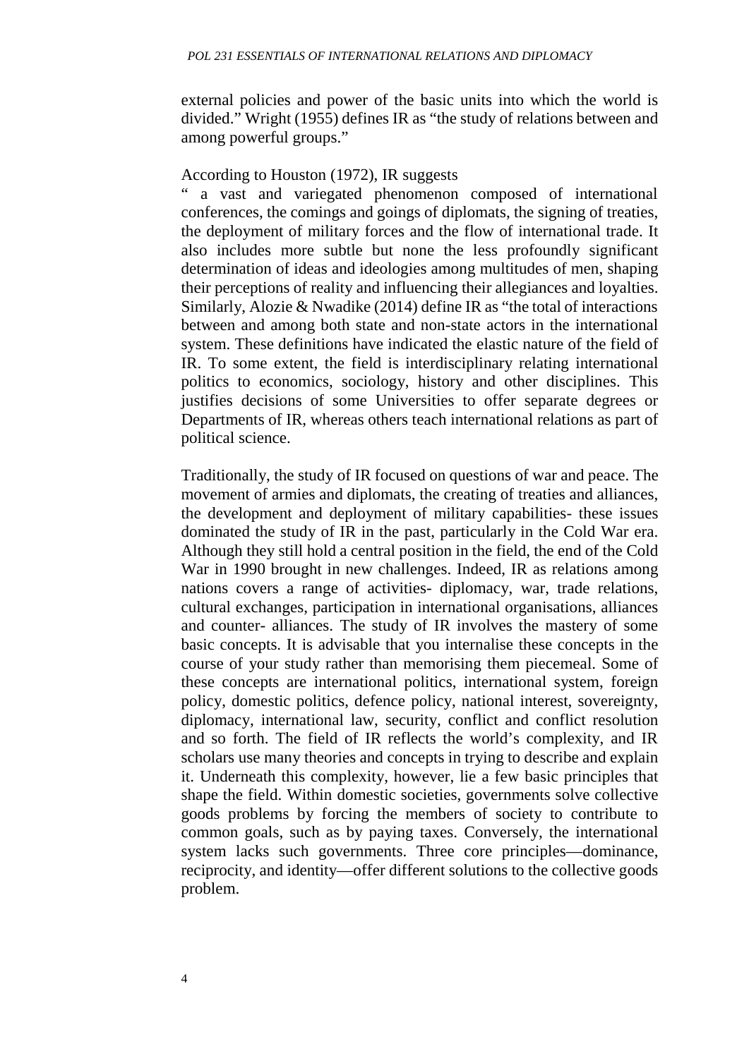external policies and power of the basic units into which the world is divided." Wright (1955) defines IR as "the study of relations between and among powerful groups."

According to Houston (1972), IR suggests

" a vast and variegated phenomenon composed of international conferences, the comings and goings of diplomats, the signing of treaties, the deployment of military forces and the flow of international trade. It also includes more subtle but none the less profoundly significant determination of ideas and ideologies among multitudes of men, shaping their perceptions of reality and influencing their allegiances and loyalties. Similarly, Alozie & Nwadike (2014) define IR as "the total of interactions between and among both state and non-state actors in the international system. These definitions have indicated the elastic nature of the field of IR. To some extent, the field is interdisciplinary relating international politics to economics, sociology, history and other disciplines. This justifies decisions of some Universities to offer separate degrees or Departments of IR, whereas others teach international relations as part of political science.

Traditionally, the study of IR focused on questions of war and peace. The movement of armies and diplomats, the creating of treaties and alliances, the development and deployment of military capabilities- these issues dominated the study of IR in the past, particularly in the Cold War era. Although they still hold a central position in the field, the end of the Cold War in 1990 brought in new challenges. Indeed, IR as relations among nations covers a range of activities- diplomacy, war, trade relations, cultural exchanges, participation in international organisations, alliances and counter- alliances. The study of IR involves the mastery of some basic concepts. It is advisable that you internalise these concepts in the course of your study rather than memorising them piecemeal. Some of these concepts are international politics, international system, foreign policy, domestic politics, defence policy, national interest, sovereignty, diplomacy, international law, security, conflict and conflict resolution and so forth. The field of IR reflects the world's complexity, and IR scholars use many theories and concepts in trying to describe and explain it. Underneath this complexity, however, lie a few basic principles that shape the field. Within domestic societies, governments solve collective goods problems by forcing the members of society to contribute to common goals, such as by paying taxes. Conversely, the international system lacks such governments. Three core principles—dominance, reciprocity, and identity—offer different solutions to the collective goods problem.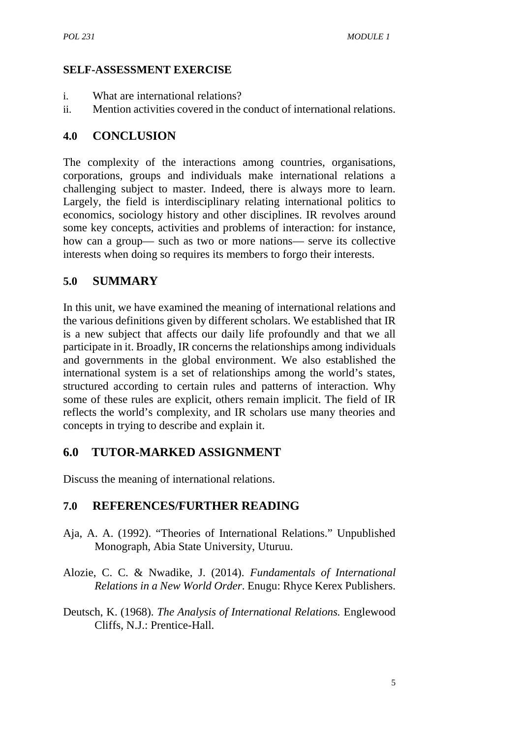**SELF-ASSESSMENT EXERCISE**

i. What are international relations?
ii. Mention activities covered in the conduct of international relations.

## 4.0 CONCLUSION

The complexity of the interactions among countries, organisations, corporations, groups and individuals make international relations a challenging subject to master. Indeed, there is always more to learn. Largely, the field is interdisciplinary relating international politics to economics, sociology history and other disciplines. IR revolves around some key concepts, activities and problems of interaction: for instance, how can a group— such as two or more nations— serve its collective interests when doing so requires its members to forgo their interests.

## 5.0 SUMMARY

In this unit, we have examined the meaning of international relations and the various definitions given by different scholars. We established that IR is a new subject that affects our daily life profoundly and that we all participate in it. Broadly, IR concerns the relationships among individuals and governments in the global environment. We also established the international system is a set of relationships among the world's states, structured according to certain rules and patterns of interaction. Why some of these rules are explicit, others remain implicit. The field of IR reflects the world's complexity, and IR scholars use many theories and concepts in trying to describe and explain it.

## 6.0 TUTOR-MARKED ASSIGNMENT

Discuss the meaning of international relations.

## 7.0 REFERENCES/FURTHER READING

Aja, A. A. (1992). "Theories of International Relations." Unpublished Monograph, Abia State University, Uturuu.

Alozie, C. C. & Nwadike, J. (2014). *Fundamentals of International Relations in a New World Order*. Enugu: Rhyce Kerex Publishers.

Deutsch, K. (1968). *The Analysis of International Relations.* Englewood Cliffs, N.J.: Prentice-Hall.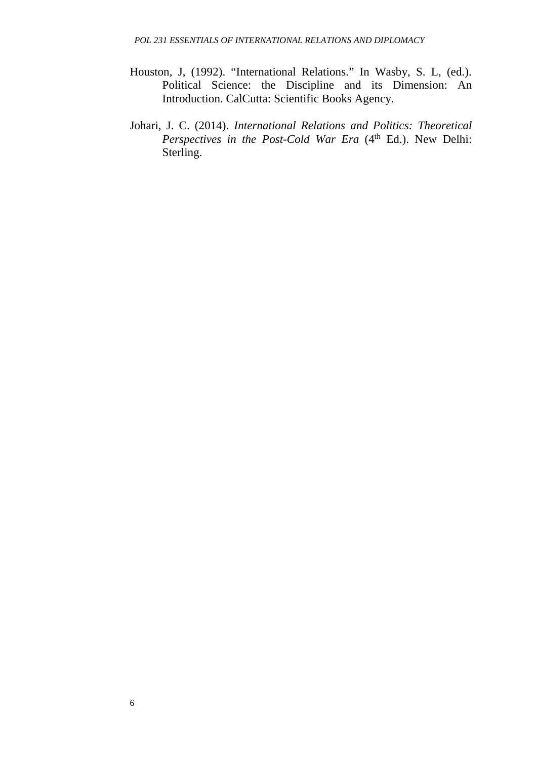Houston, J, (1992). "International Relations." In Wasby, S. L, (ed.). Political Science: the Discipline and its Dimension: An Introduction. CalCutta: Scientific Books Agency.

Johari, J. C. (2014). *International Relations and Politics: Theoretical Perspectives in the Post-Cold War Era* (4th Ed.). New Delhi: Sterling.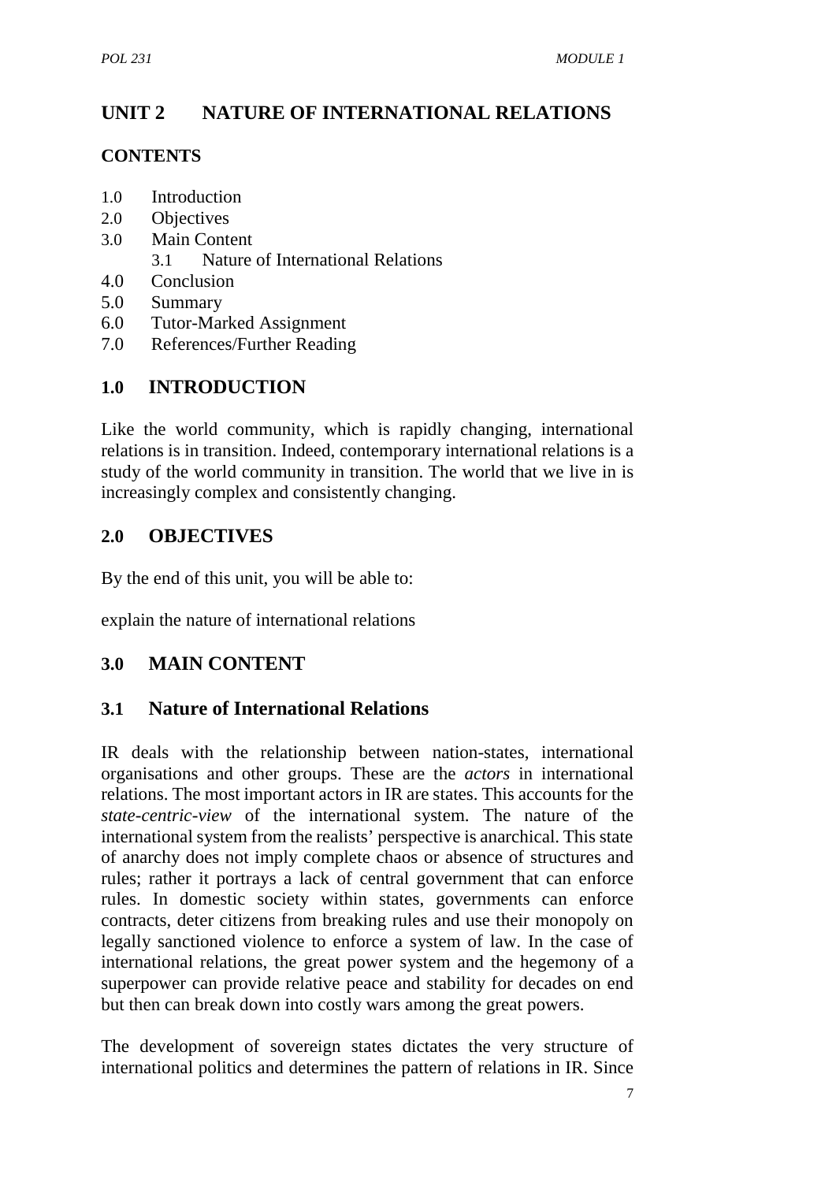# UNIT 2 NATURE OF INTERNATIONAL RELATIONS

## CONTENTS

1.0 Introduction
2.0 Objectives
3.0 Main Content
  3.1 Nature of International Relations
4.0 Conclusion
5.0 Summary
6.0 Tutor-Marked Assignment
7.0 References/Further Reading

## 1.0 INTRODUCTION

Like the world community, which is rapidly changing, international relations is in transition. Indeed, contemporary international relations is a study of the world community in transition. The world that we live in is increasingly complex and consistently changing.

## 2.0 OBJECTIVES

By the end of this unit, you will be able to:

explain the nature of international relations

## 3.0 MAIN CONTENT

### 3.1 Nature of International Relations

IR deals with the relationship between nation-states, international organisations and other groups. These are the *actors* in international relations. The most important actors in IR are states. This accounts for the *state-centric-view* of the international system. The nature of the international system from the realists' perspective is anarchical. This state of anarchy does not imply complete chaos or absence of structures and rules; rather it portrays a lack of central government that can enforce rules. In domestic society within states, governments can enforce contracts, deter citizens from breaking rules and use their monopoly on legally sanctioned violence to enforce a system of law. In the case of international relations, the great power system and the hegemony of a superpower can provide relative peace and stability for decades on end but then can break down into costly wars among the great powers.

The development of sovereign states dictates the very structure of international politics and determines the pattern of relations in IR. Since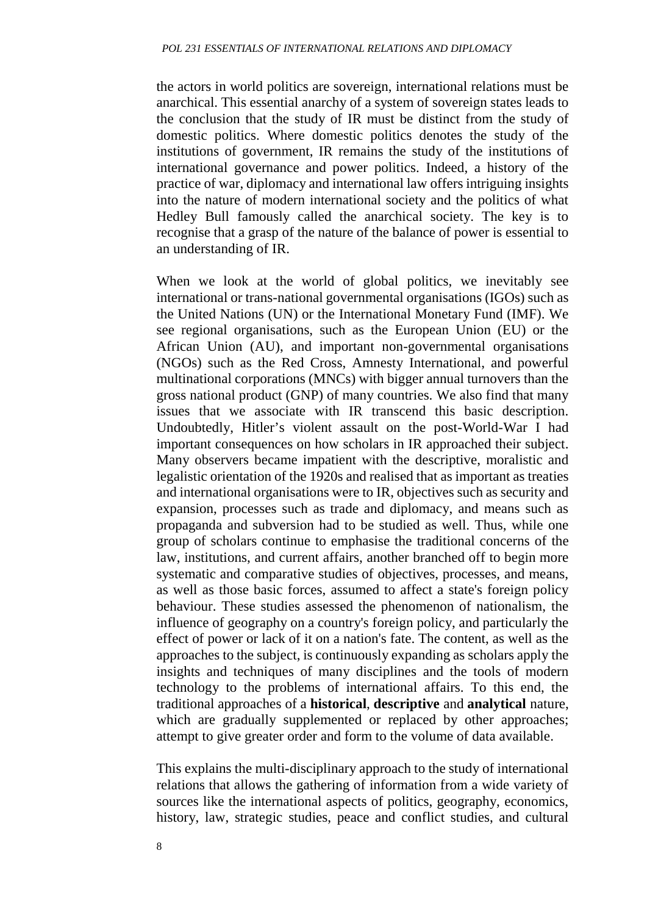the actors in world politics are sovereign, international relations must be anarchical. This essential anarchy of a system of sovereign states leads to the conclusion that the study of IR must be distinct from the study of domestic politics. Where domestic politics denotes the study of the institutions of government, IR remains the study of the institutions of international governance and power politics. Indeed, a history of the practice of war, diplomacy and international law offers intriguing insights into the nature of modern international society and the politics of what Hedley Bull famously called the anarchical society. The key is to recognise that a grasp of the nature of the balance of power is essential to an understanding of IR.

When we look at the world of global politics, we inevitably see international or trans-national governmental organisations (IGOs) such as the United Nations (UN) or the International Monetary Fund (IMF). We see regional organisations, such as the European Union (EU) or the African Union (AU), and important non-governmental organisations (NGOs) such as the Red Cross, Amnesty International, and powerful multinational corporations (MNCs) with bigger annual turnovers than the gross national product (GNP) of many countries. We also find that many issues that we associate with IR transcend this basic description. Undoubtedly, Hitler's violent assault on the post-World-War I had important consequences on how scholars in IR approached their subject. Many observers became impatient with the descriptive, moralistic and legalistic orientation of the 1920s and realised that as important as treaties and international organisations were to IR, objectives such as security and expansion, processes such as trade and diplomacy, and means such as propaganda and subversion had to be studied as well. Thus, while one group of scholars continue to emphasise the traditional concerns of the law, institutions, and current affairs, another branched off to begin more systematic and comparative studies of objectives, processes, and means, as well as those basic forces, assumed to affect a state's foreign policy behaviour. These studies assessed the phenomenon of nationalism, the influence of geography on a country's foreign policy, and particularly the effect of power or lack of it on a nation's fate. The content, as well as the approaches to the subject, is continuously expanding as scholars apply the insights and techniques of many disciplines and the tools of modern technology to the problems of international affairs. To this end, the traditional approaches of a **historical**, **descriptive** and **analytical** nature, which are gradually supplemented or replaced by other approaches; attempt to give greater order and form to the volume of data available.

This explains the multi-disciplinary approach to the study of international relations that allows the gathering of information from a wide variety of sources like the international aspects of politics, geography, economics, history, law, strategic studies, peace and conflict studies, and cultural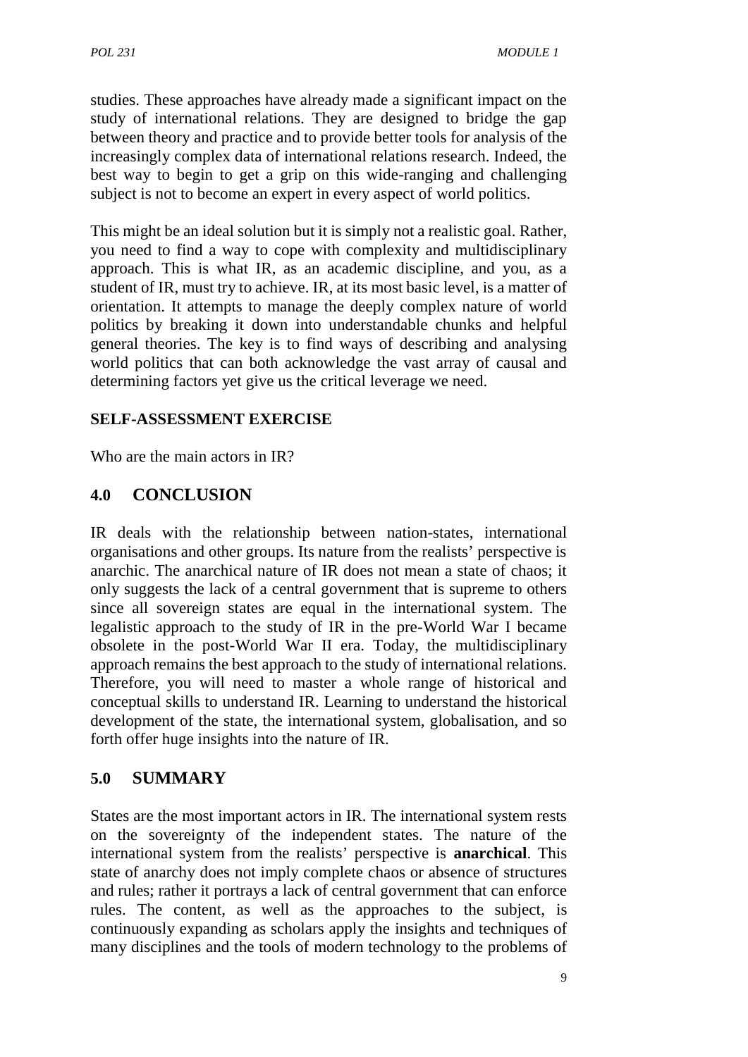studies. These approaches have already made a significant impact on the study of international relations. They are designed to bridge the gap between theory and practice and to provide better tools for analysis of the increasingly complex data of international relations research. Indeed, the best way to begin to get a grip on this wide-ranging and challenging subject is not to become an expert in every aspect of world politics.

This might be an ideal solution but it is simply not a realistic goal. Rather, you need to find a way to cope with complexity and multidisciplinary approach. This is what IR, as an academic discipline, and you, as a student of IR, must try to achieve. IR, at its most basic level, is a matter of orientation. It attempts to manage the deeply complex nature of world politics by breaking it down into understandable chunks and helpful general theories. The key is to find ways of describing and analysing world politics that can both acknowledge the vast array of causal and determining factors yet give us the critical leverage we need.

**SELF-ASSESSMENT EXERCISE**

Who are the main actors in IR?

## 4.0 CONCLUSION

IR deals with the relationship between nation-states, international organisations and other groups. Its nature from the realists' perspective is anarchic. The anarchical nature of IR does not mean a state of chaos; it only suggests the lack of a central government that is supreme to others since all sovereign states are equal in the international system. The legalistic approach to the study of IR in the pre-World War I became obsolete in the post-World War II era. Today, the multidisciplinary approach remains the best approach to the study of international relations. Therefore, you will need to master a whole range of historical and conceptual skills to understand IR. Learning to understand the historical development of the state, the international system, globalisation, and so forth offer huge insights into the nature of IR.

## 5.0 SUMMARY

States are the most important actors in IR. The international system rests on the sovereignty of the independent states. The nature of the international system from the realists' perspective is **anarchical**. This state of anarchy does not imply complete chaos or absence of structures and rules; rather it portrays a lack of central government that can enforce rules. The content, as well as the approaches to the subject, is continuously expanding as scholars apply the insights and techniques of many disciplines and the tools of modern technology to the problems of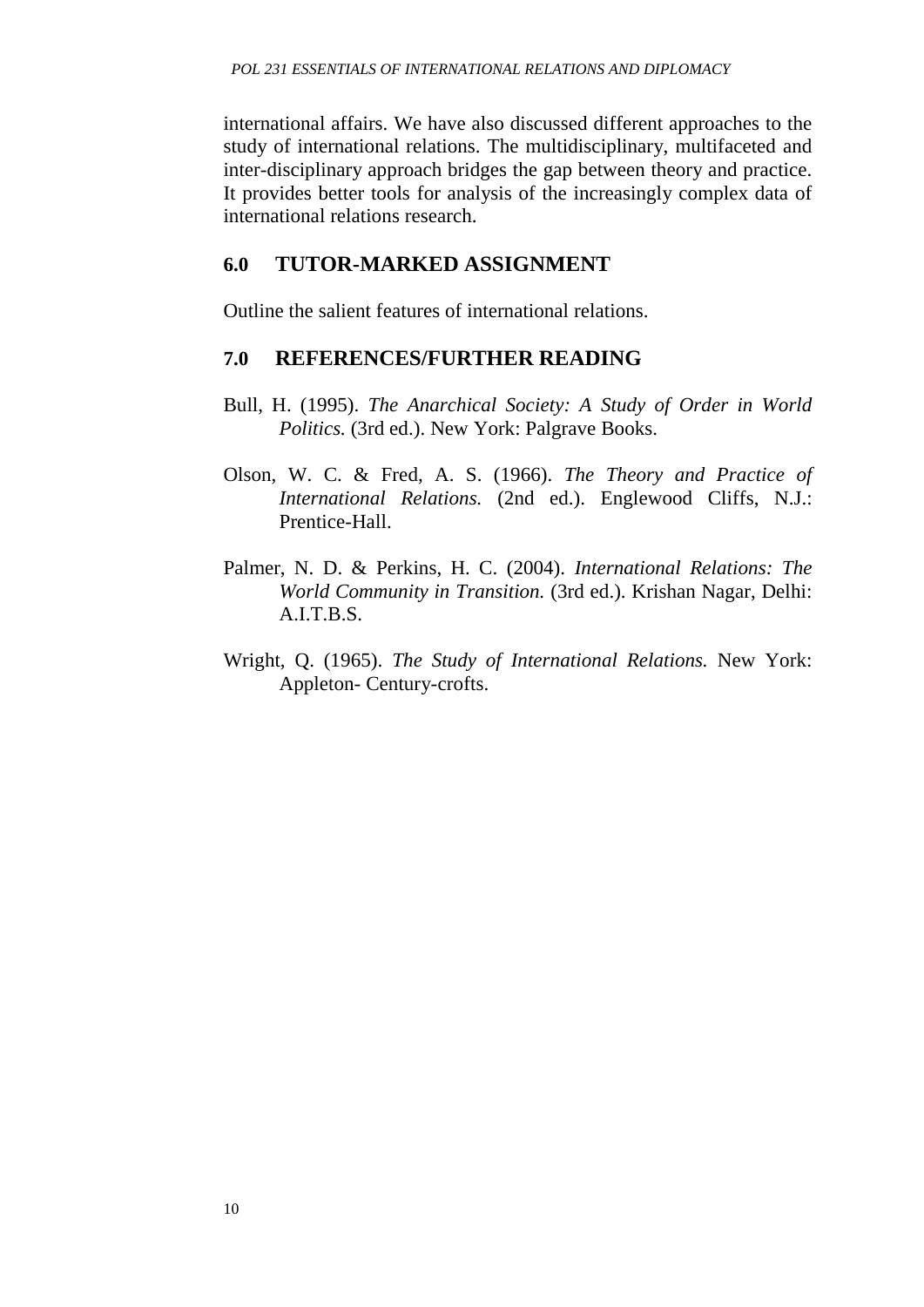international affairs. We have also discussed different approaches to the study of international relations. The multidisciplinary, multifaceted and inter-disciplinary approach bridges the gap between theory and practice. It provides better tools for analysis of the increasingly complex data of international relations research.

## 6.0 TUTOR-MARKED ASSIGNMENT

Outline the salient features of international relations.

## 7.0 REFERENCES/FURTHER READING

Bull, H. (1995). *The Anarchical Society: A Study of Order in World Politics.* (3rd ed.). New York: Palgrave Books.

Olson, W. C. & Fred, A. S. (1966). *The Theory and Practice of International Relations.* (2nd ed.). Englewood Cliffs, N.J.: Prentice-Hall.

Palmer, N. D. & Perkins, H. C. (2004). *International Relations: The World Community in Transition.* (3rd ed.). Krishan Nagar, Delhi: A.I.T.B.S.

Wright, Q. (1965). *The Study of International Relations.* New York: Appleton- Century-crofts.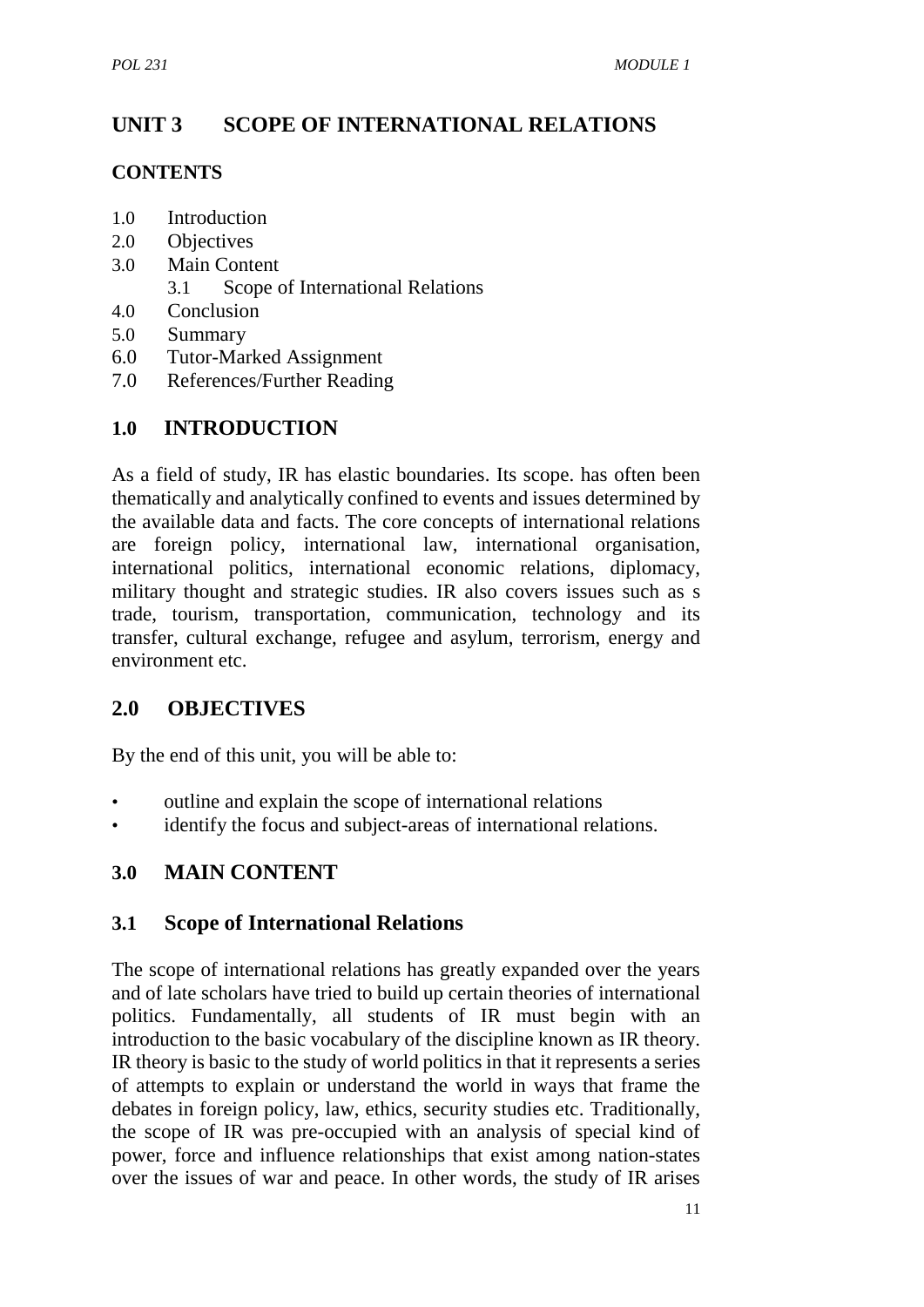# UNIT 3 SCOPE OF INTERNATIONAL RELATIONS

## CONTENTS

1.0 Introduction
2.0 Objectives
3.0 Main Content
    3.1 Scope of International Relations
4.0 Conclusion
5.0 Summary
6.0 Tutor-Marked Assignment
7.0 References/Further Reading

## 1.0 INTRODUCTION

As a field of study, IR has elastic boundaries. Its scope. has often been thematically and analytically confined to events and issues determined by the available data and facts. The core concepts of international relations are foreign policy, international law, international organisation, international politics, international economic relations, diplomacy, military thought and strategic studies. IR also covers issues such as s trade, tourism, transportation, communication, technology and its transfer, cultural exchange, refugee and asylum, terrorism, energy and environment etc.

## 2.0 OBJECTIVES

By the end of this unit, you will be able to:

- outline and explain the scope of international relations
- identify the focus and subject-areas of international relations.

## 3.0 MAIN CONTENT

### 3.1 Scope of International Relations

The scope of international relations has greatly expanded over the years and of late scholars have tried to build up certain theories of international politics. Fundamentally, all students of IR must begin with an introduction to the basic vocabulary of the discipline known as IR theory. IR theory is basic to the study of world politics in that it represents a series of attempts to explain or understand the world in ways that frame the debates in foreign policy, law, ethics, security studies etc. Traditionally, the scope of IR was pre-occupied with an analysis of special kind of power, force and influence relationships that exist among nation-states over the issues of war and peace. In other words, the study of IR arises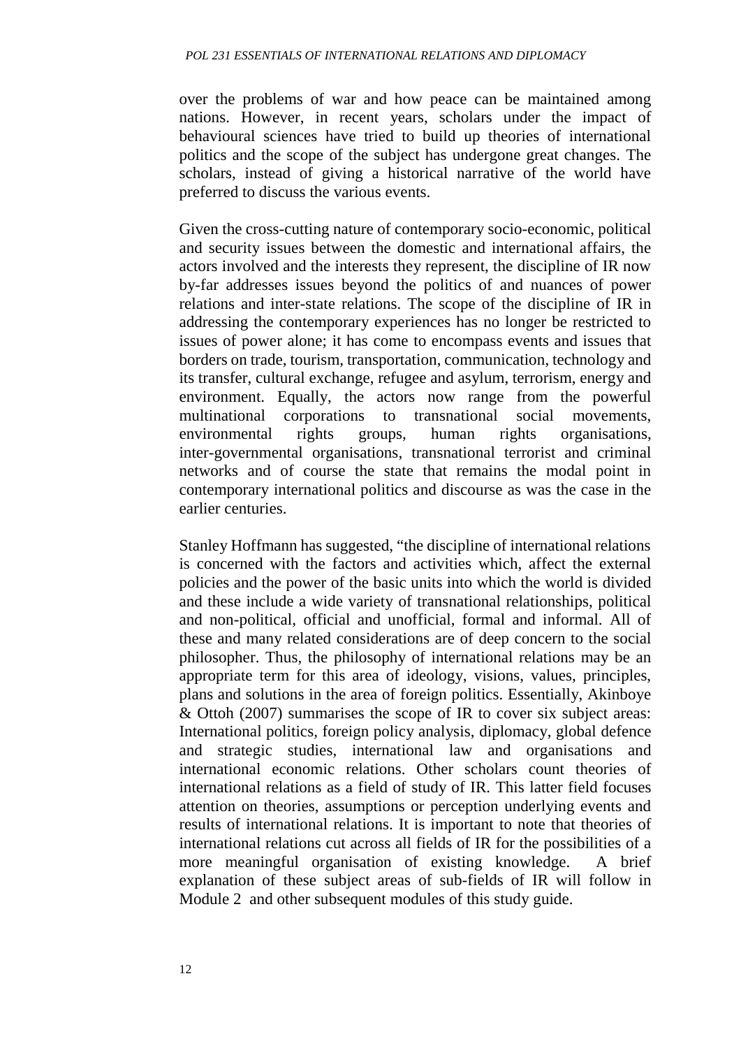over the problems of war and how peace can be maintained among nations. However, in recent years, scholars under the impact of behavioural sciences have tried to build up theories of international politics and the scope of the subject has undergone great changes. The scholars, instead of giving a historical narrative of the world have preferred to discuss the various events.

Given the cross-cutting nature of contemporary socio-economic, political and security issues between the domestic and international affairs, the actors involved and the interests they represent, the discipline of IR now by-far addresses issues beyond the politics of and nuances of power relations and inter-state relations. The scope of the discipline of IR in addressing the contemporary experiences has no longer be restricted to issues of power alone; it has come to encompass events and issues that borders on trade, tourism, transportation, communication, technology and its transfer, cultural exchange, refugee and asylum, terrorism, energy and environment. Equally, the actors now range from the powerful multinational corporations to transnational social movements, environmental rights groups, human rights organisations, inter-governmental organisations, transnational terrorist and criminal networks and of course the state that remains the modal point in contemporary international politics and discourse as was the case in the earlier centuries.

Stanley Hoffmann has suggested, "the discipline of international relations is concerned with the factors and activities which, affect the external policies and the power of the basic units into which the world is divided and these include a wide variety of transnational relationships, political and non-political, official and unofficial, formal and informal. All of these and many related considerations are of deep concern to the social philosopher. Thus, the philosophy of international relations may be an appropriate term for this area of ideology, visions, values, principles, plans and solutions in the area of foreign politics. Essentially, Akinboye & Ottoh (2007) summarises the scope of IR to cover six subject areas: International politics, foreign policy analysis, diplomacy, global defence and strategic studies, international law and organisations and international economic relations. Other scholars count theories of international relations as a field of study of IR. This latter field focuses attention on theories, assumptions or perception underlying events and results of international relations. It is important to note that theories of international relations cut across all fields of IR for the possibilities of a more meaningful organisation of existing knowledge. A brief explanation of these subject areas of sub-fields of IR will follow in Module 2 and other subsequent modules of this study guide.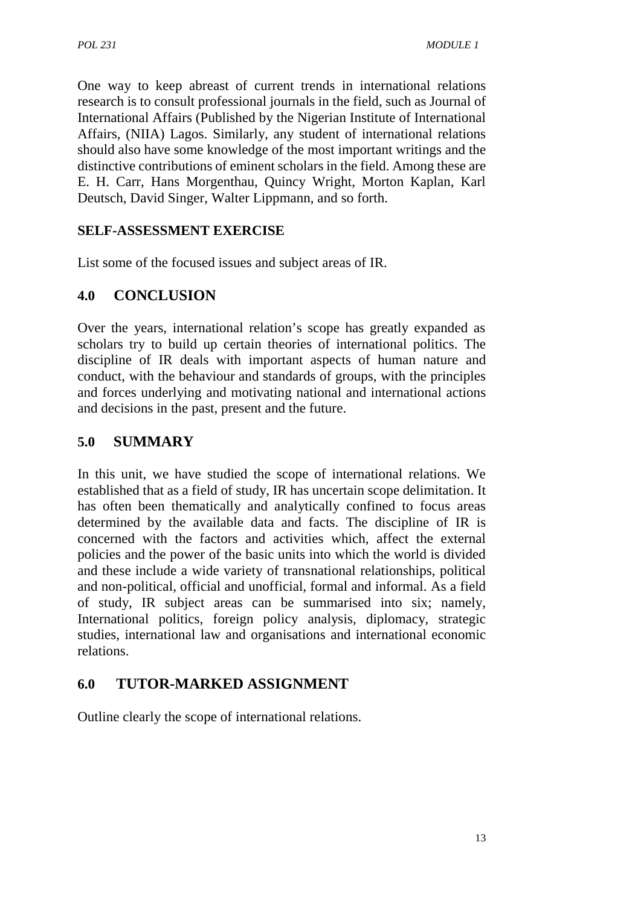One way to keep abreast of current trends in international relations research is to consult professional journals in the field, such as Journal of International Affairs (Published by the Nigerian Institute of International Affairs, (NIIA) Lagos. Similarly, any student of international relations should also have some knowledge of the most important writings and the distinctive contributions of eminent scholars in the field. Among these are E. H. Carr, Hans Morgenthau, Quincy Wright, Morton Kaplan, Karl Deutsch, David Singer, Walter Lippmann, and so forth.

**SELF-ASSESSMENT EXERCISE**

List some of the focused issues and subject areas of IR.

## 4.0 CONCLUSION

Over the years, international relation's scope has greatly expanded as scholars try to build up certain theories of international politics. The discipline of IR deals with important aspects of human nature and conduct, with the behaviour and standards of groups, with the principles and forces underlying and motivating national and international actions and decisions in the past, present and the future.

## 5.0 SUMMARY

In this unit, we have studied the scope of international relations. We established that as a field of study, IR has uncertain scope delimitation. It has often been thematically and analytically confined to focus areas determined by the available data and facts. The discipline of IR is concerned with the factors and activities which, affect the external policies and the power of the basic units into which the world is divided and these include a wide variety of transnational relationships, political and non-political, official and unofficial, formal and informal. As a field of study, IR subject areas can be summarised into six; namely, International politics, foreign policy analysis, diplomacy, strategic studies, international law and organisations and international economic relations.

## 6.0 TUTOR-MARKED ASSIGNMENT

Outline clearly the scope of international relations.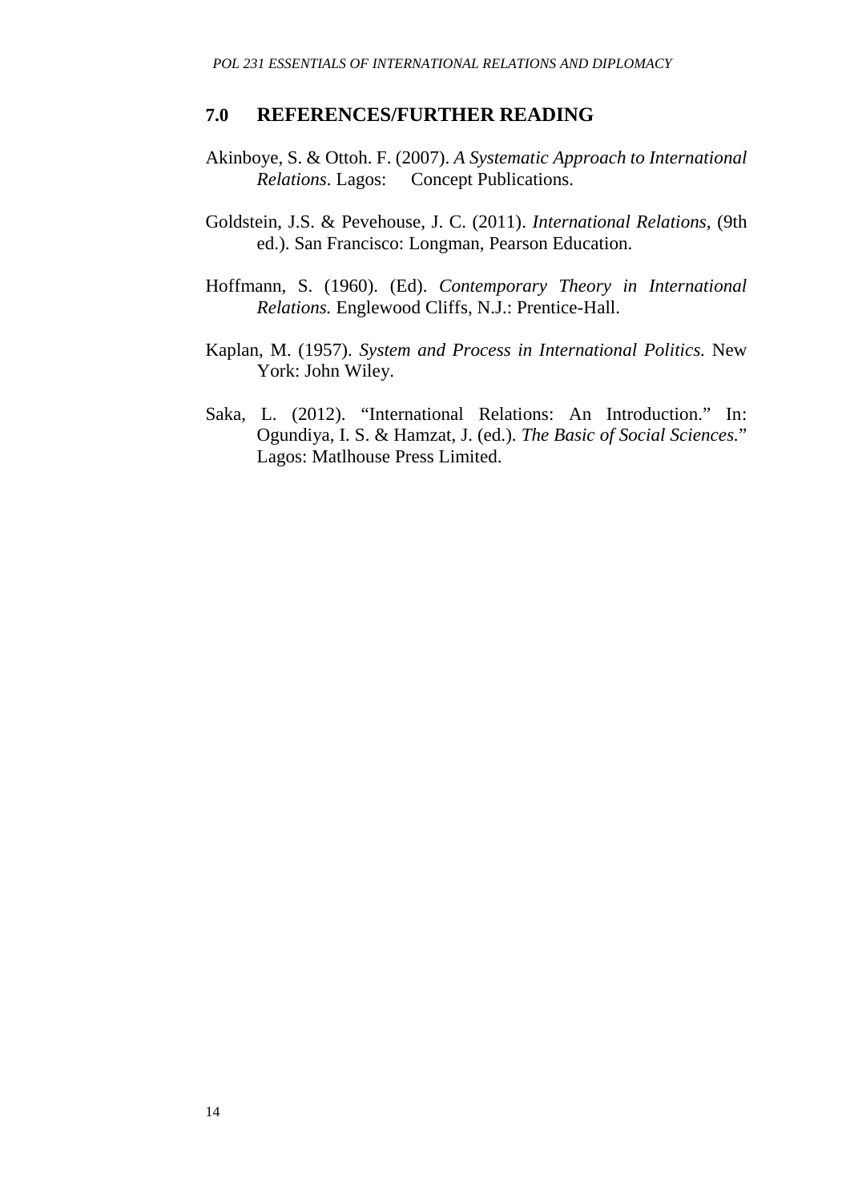## 7.0 REFERENCES/FURTHER READING

Akinboye, S. & Ottoh. F. (2007). *A Systematic Approach to International Relations*. Lagos: Concept Publications.

Goldstein, J.S. & Pevehouse, J. C. (2011). *International Relations*, (9th ed.). San Francisco: Longman, Pearson Education.

Hoffmann, S. (1960). (Ed). *Contemporary Theory in International Relations.* Englewood Cliffs, N.J.: Prentice-Hall.

Kaplan, M. (1957). *System and Process in International Politics.* New York: John Wiley.

Saka, L. (2012). "International Relations: An Introduction." In: Ogundiya, I. S. & Hamzat, J. (ed.). *The Basic of Social Sciences.*" Lagos: Matlhouse Press Limited.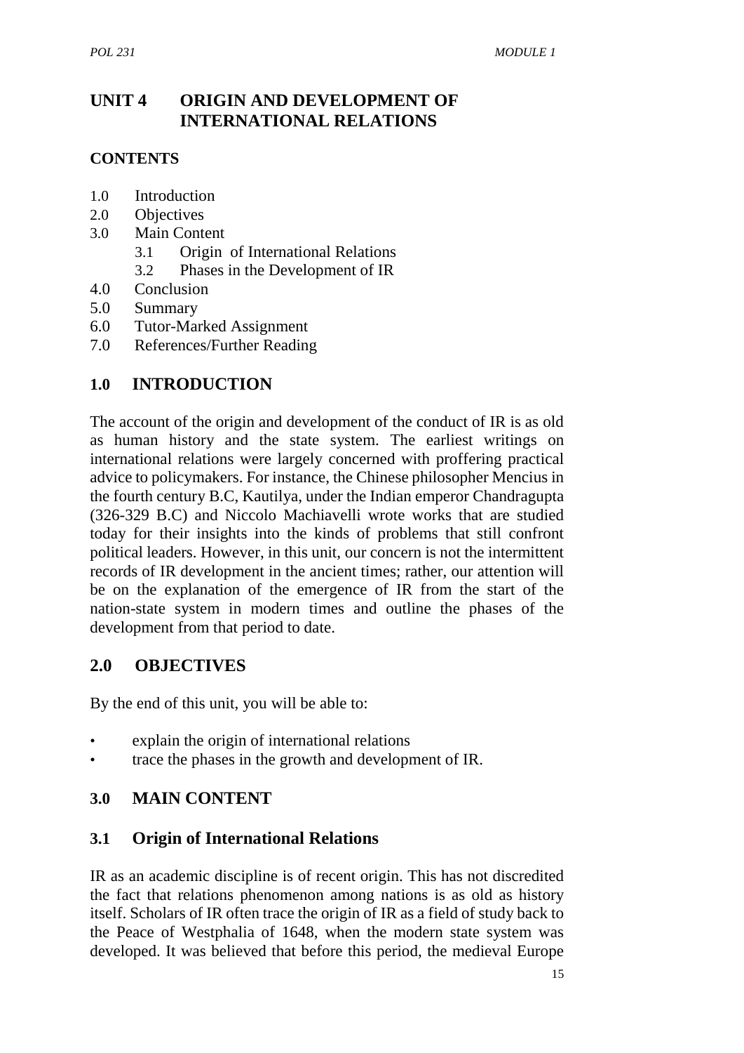# UNIT 4 ORIGIN AND DEVELOPMENT OF INTERNATIONAL RELATIONS

**CONTENTS**

1.0 Introduction
2.0 Objectives
3.0 Main Content
   3.1 Origin of International Relations
   3.2 Phases in the Development of IR
4.0 Conclusion
5.0 Summary
6.0 Tutor-Marked Assignment
7.0 References/Further Reading

## 1.0 INTRODUCTION

The account of the origin and development of the conduct of IR is as old as human history and the state system. The earliest writings on international relations were largely concerned with proffering practical advice to policymakers. For instance, the Chinese philosopher Mencius in the fourth century B.C, Kautilya, under the Indian emperor Chandragupta (326-329 B.C) and Niccolo Machiavelli wrote works that are studied today for their insights into the kinds of problems that still confront political leaders. However, in this unit, our concern is not the intermittent records of IR development in the ancient times; rather, our attention will be on the explanation of the emergence of IR from the start of the nation-state system in modern times and outline the phases of the development from that period to date.

## 2.0 OBJECTIVES

By the end of this unit, you will be able to:

- explain the origin of international relations
- trace the phases in the growth and development of IR.

## 3.0 MAIN CONTENT

### 3.1 Origin of International Relations

IR as an academic discipline is of recent origin. This has not discredited the fact that relations phenomenon among nations is as old as history itself. Scholars of IR often trace the origin of IR as a field of study back to the Peace of Westphalia of 1648, when the modern state system was developed. It was believed that before this period, the medieval Europe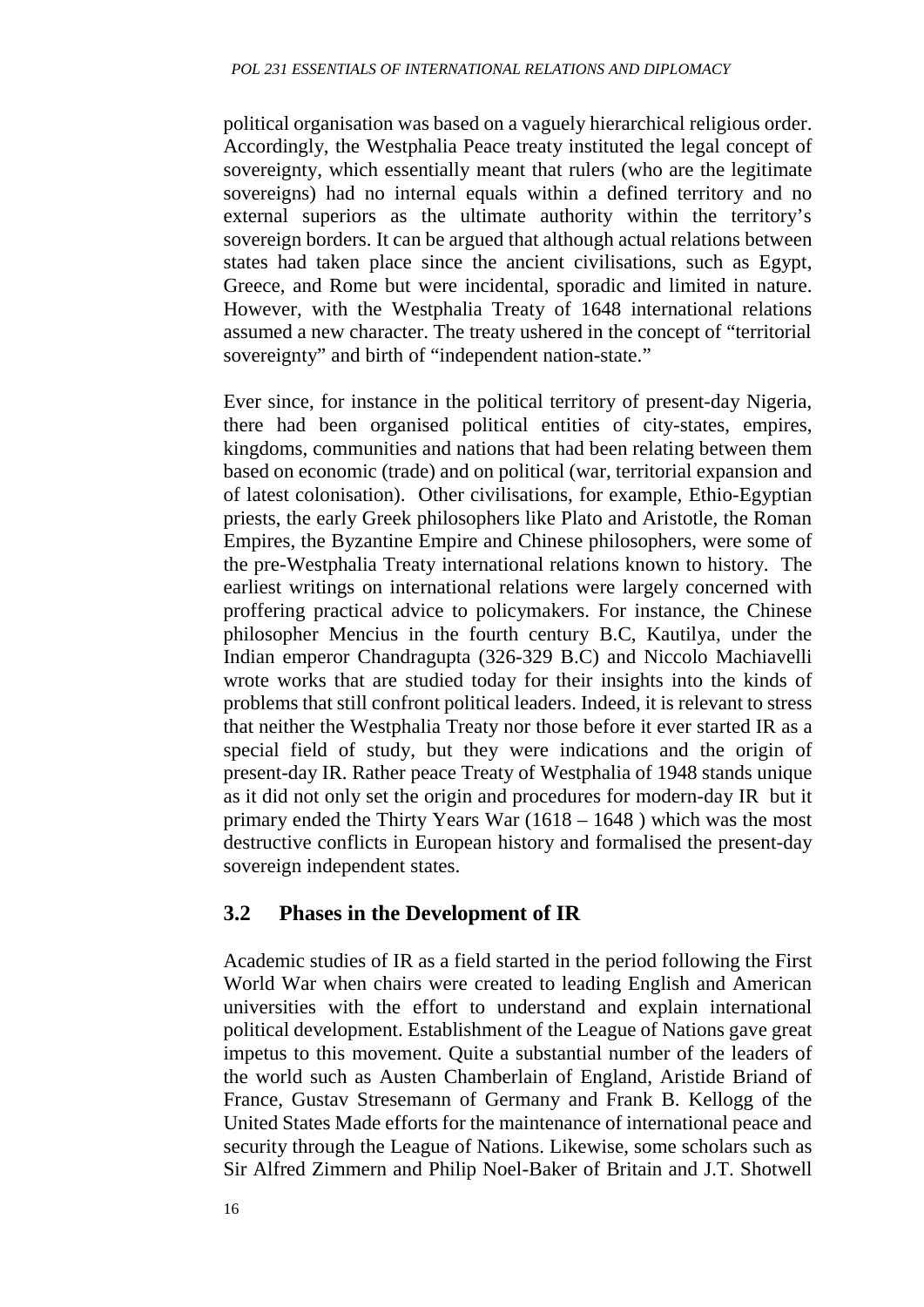political organisation was based on a vaguely hierarchical religious order. Accordingly, the Westphalia Peace treaty instituted the legal concept of sovereignty, which essentially meant that rulers (who are the legitimate sovereigns) had no internal equals within a defined territory and no external superiors as the ultimate authority within the territory's sovereign borders. It can be argued that although actual relations between states had taken place since the ancient civilisations, such as Egypt, Greece, and Rome but were incidental, sporadic and limited in nature. However, with the Westphalia Treaty of 1648 international relations assumed a new character. The treaty ushered in the concept of "territorial sovereignty" and birth of "independent nation-state."

Ever since, for instance in the political territory of present-day Nigeria, there had been organised political entities of city-states, empires, kingdoms, communities and nations that had been relating between them based on economic (trade) and on political (war, territorial expansion and of latest colonisation). Other civilisations, for example, Ethio-Egyptian priests, the early Greek philosophers like Plato and Aristotle, the Roman Empires, the Byzantine Empire and Chinese philosophers, were some of the pre-Westphalia Treaty international relations known to history. The earliest writings on international relations were largely concerned with proffering practical advice to policymakers. For instance, the Chinese philosopher Mencius in the fourth century B.C, Kautilya, under the Indian emperor Chandragupta (326-329 B.C) and Niccolo Machiavelli wrote works that are studied today for their insights into the kinds of problems that still confront political leaders. Indeed, it is relevant to stress that neither the Westphalia Treaty nor those before it ever started IR as a special field of study, but they were indications and the origin of present-day IR. Rather peace Treaty of Westphalia of 1948 stands unique as it did not only set the origin and procedures for modern-day IR but it primary ended the Thirty Years War (1618 – 1648 ) which was the most destructive conflicts in European history and formalised the present-day sovereign independent states.

## 3.2 Phases in the Development of IR

Academic studies of IR as a field started in the period following the First World War when chairs were created to leading English and American universities with the effort to understand and explain international political development. Establishment of the League of Nations gave great impetus to this movement. Quite a substantial number of the leaders of the world such as Austen Chamberlain of England, Aristide Briand of France, Gustav Stresemann of Germany and Frank B. Kellogg of the United States Made efforts for the maintenance of international peace and security through the League of Nations. Likewise, some scholars such as Sir Alfred Zimmern and Philip Noel-Baker of Britain and J.T. Shotwell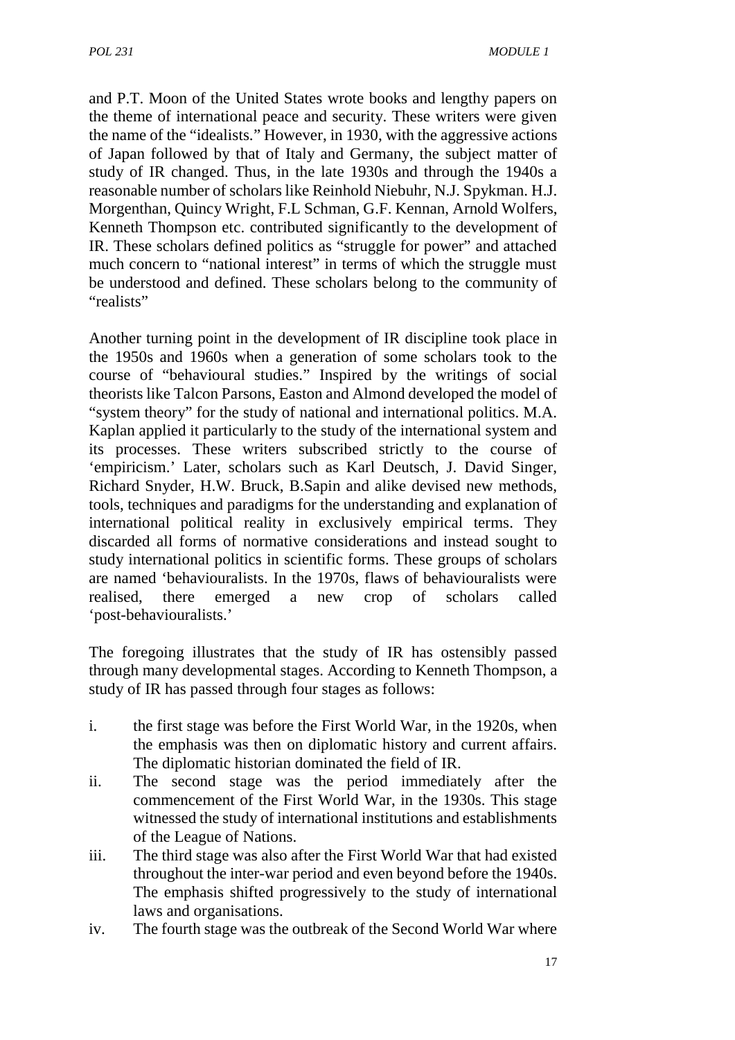and P.T. Moon of the United States wrote books and lengthy papers on the theme of international peace and security. These writers were given the name of the "idealists." However, in 1930, with the aggressive actions of Japan followed by that of Italy and Germany, the subject matter of study of IR changed. Thus, in the late 1930s and through the 1940s a reasonable number of scholars like Reinhold Niebuhr, N.J. Spykman. H.J. Morgenthan, Quincy Wright, F.L Schman, G.F. Kennan, Arnold Wolfers, Kenneth Thompson etc. contributed significantly to the development of IR. These scholars defined politics as "struggle for power" and attached much concern to "national interest" in terms of which the struggle must be understood and defined. These scholars belong to the community of "realists"

Another turning point in the development of IR discipline took place in the 1950s and 1960s when a generation of some scholars took to the course of "behavioural studies." Inspired by the writings of social theorists like Talcon Parsons, Easton and Almond developed the model of "system theory" for the study of national and international politics. M.A. Kaplan applied it particularly to the study of the international system and its processes. These writers subscribed strictly to the course of 'empiricism.' Later, scholars such as Karl Deutsch, J. David Singer, Richard Snyder, H.W. Bruck, B.Sapin and alike devised new methods, tools, techniques and paradigms for the understanding and explanation of international political reality in exclusively empirical terms. They discarded all forms of normative considerations and instead sought to study international politics in scientific forms. These groups of scholars are named 'behaviouralists. In the 1970s, flaws of behaviouralists were realised, there emerged a new crop of scholars called 'post-behaviouralists.'

The foregoing illustrates that the study of IR has ostensibly passed through many developmental stages. According to Kenneth Thompson, a study of IR has passed through four stages as follows:

i. the first stage was before the First World War, in the 1920s, when the emphasis was then on diplomatic history and current affairs. The diplomatic historian dominated the field of IR.
ii. The second stage was the period immediately after the commencement of the First World War, in the 1930s. This stage witnessed the study of international institutions and establishments of the League of Nations.
iii. The third stage was also after the First World War that had existed throughout the inter-war period and even beyond before the 1940s. The emphasis shifted progressively to the study of international laws and organisations.
iv. The fourth stage was the outbreak of the Second World War where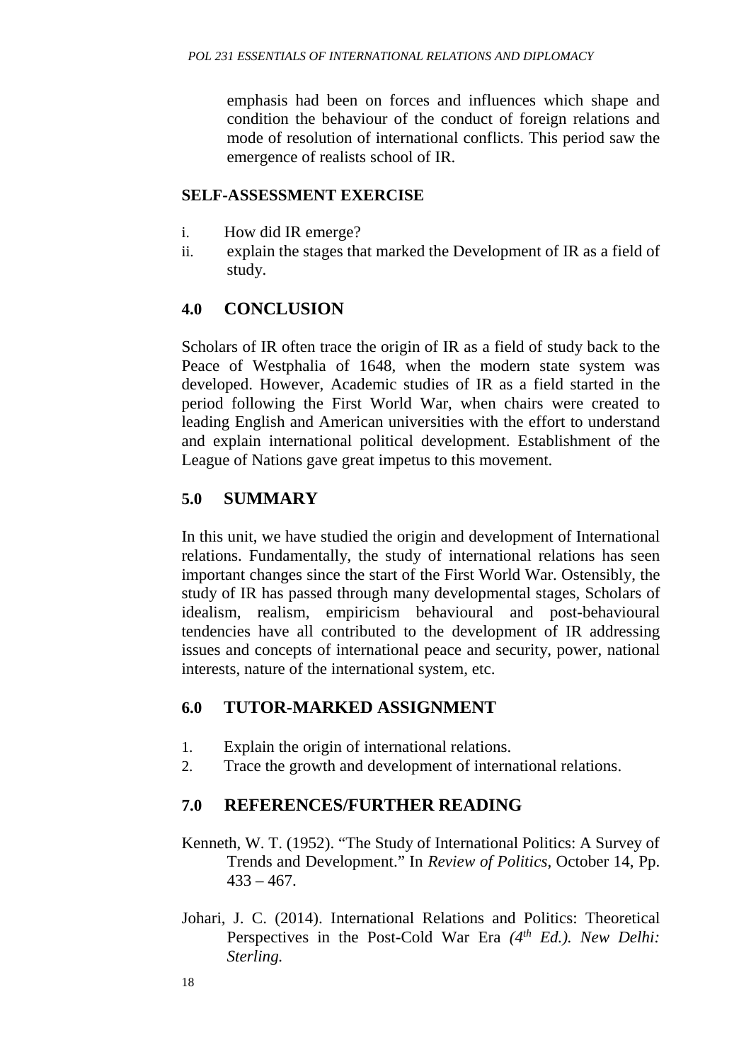emphasis had been on forces and influences which shape and condition the behaviour of the conduct of foreign relations and mode of resolution of international conflicts. This period saw the emergence of realists school of IR.

**SELF-ASSESSMENT EXERCISE**

i. How did IR emerge?
ii. explain the stages that marked the Development of IR as a field of study.

## 4.0 CONCLUSION

Scholars of IR often trace the origin of IR as a field of study back to the Peace of Westphalia of 1648, when the modern state system was developed. However, Academic studies of IR as a field started in the period following the First World War, when chairs were created to leading English and American universities with the effort to understand and explain international political development. Establishment of the League of Nations gave great impetus to this movement.

## 5.0 SUMMARY

In this unit, we have studied the origin and development of International relations. Fundamentally, the study of international relations has seen important changes since the start of the First World War. Ostensibly, the study of IR has passed through many developmental stages, Scholars of idealism, realism, empiricism behavioural and post-behavioural tendencies have all contributed to the development of IR addressing issues and concepts of international peace and security, power, national interests, nature of the international system, etc.

## 6.0 TUTOR-MARKED ASSIGNMENT

1. Explain the origin of international relations.
2. Trace the growth and development of international relations.

## 7.0 REFERENCES/FURTHER READING

Kenneth, W. T. (1952). "The Study of International Politics: A Survey of Trends and Development." In *Review of Politics*, October 14, Pp. 433 – 467.

Johari, J. C. (2014). International Relations and Politics: Theoretical Perspectives in the Post-Cold War Era *(4th Ed.). New Delhi: Sterling.*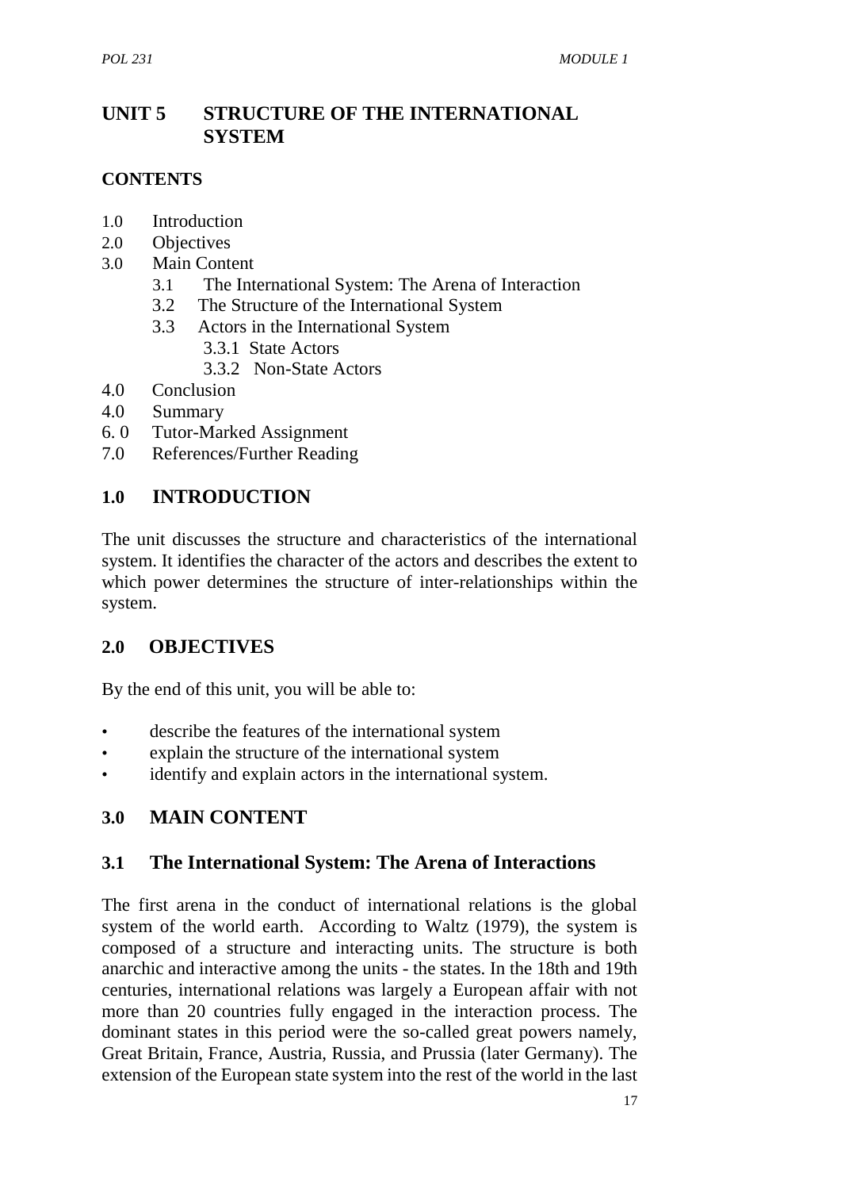# UNIT 5 STRUCTURE OF THE INTERNATIONAL SYSTEM

**CONTENTS**

1.0 Introduction
2.0 Objectives
3.0 Main Content
   3.1 The International System: The Arena of Interaction
   3.2 The Structure of the International System
   3.3 Actors in the International System
      3.3.1 State Actors
      3.3.2 Non-State Actors
4.0 Conclusion
4.0 Summary
6. 0 Tutor-Marked Assignment
7.0 References/Further Reading

## 1.0 INTRODUCTION

The unit discusses the structure and characteristics of the international system. It identifies the character of the actors and describes the extent to which power determines the structure of inter-relationships within the system.

## 2.0 OBJECTIVES

By the end of this unit, you will be able to:

- describe the features of the international system
- explain the structure of the international system
- identify and explain actors in the international system.

## 3.0 MAIN CONTENT

### 3.1 The International System: The Arena of Interactions

The first arena in the conduct of international relations is the global system of the world earth. According to Waltz (1979), the system is composed of a structure and interacting units. The structure is both anarchic and interactive among the units - the states. In the 18th and 19th centuries, international relations was largely a European affair with not more than 20 countries fully engaged in the interaction process. The dominant states in this period were the so-called great powers namely, Great Britain, France, Austria, Russia, and Prussia (later Germany). The extension of the European state system into the rest of the world in the last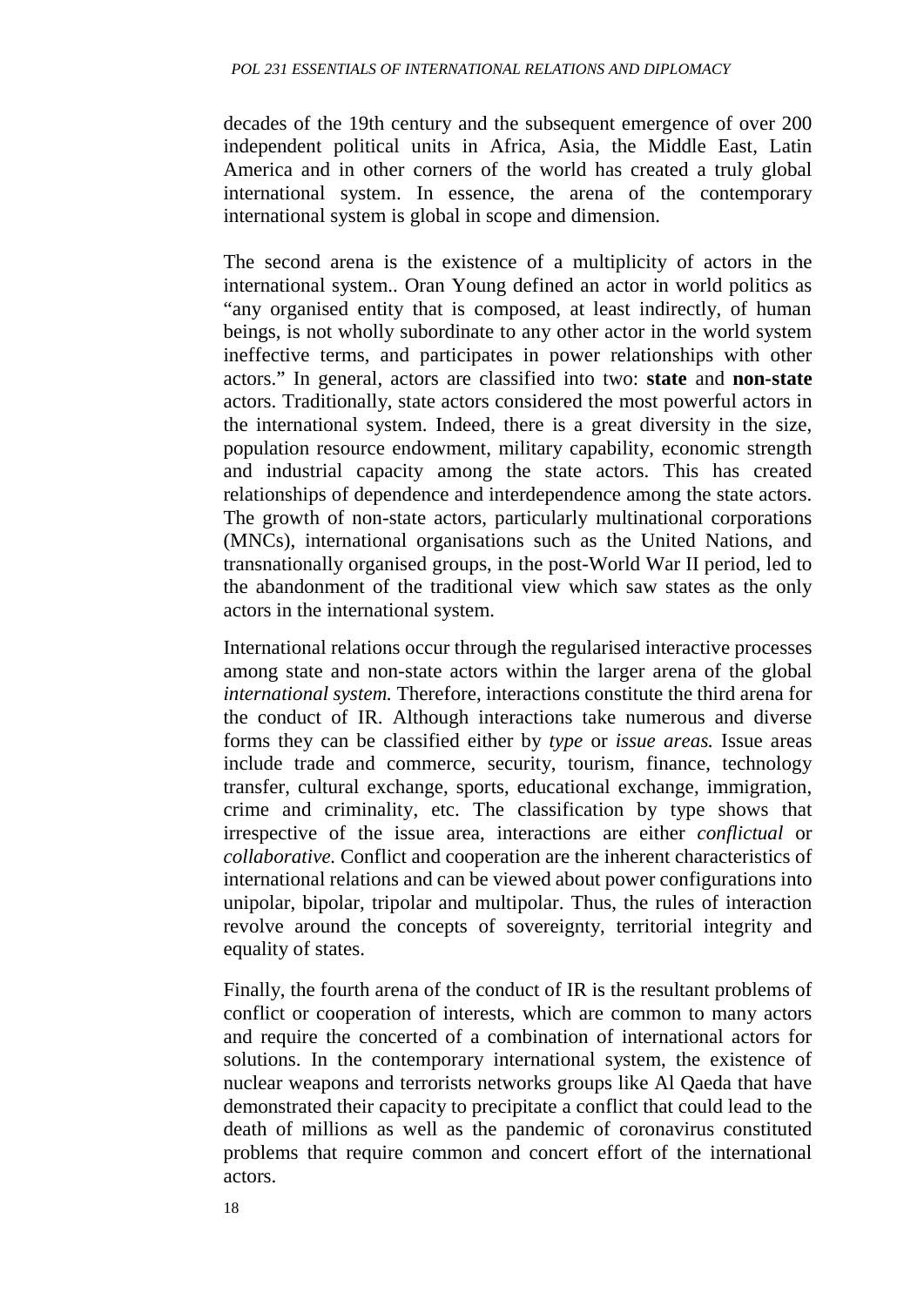decades of the 19th century and the subsequent emergence of over 200 independent political units in Africa, Asia, the Middle East, Latin America and in other corners of the world has created a truly global international system. In essence, the arena of the contemporary international system is global in scope and dimension.

The second arena is the existence of a multiplicity of actors in the international system.. Oran Young defined an actor in world politics as "any organised entity that is composed, at least indirectly, of human beings, is not wholly subordinate to any other actor in the world system ineffective terms, and participates in power relationships with other actors." In general, actors are classified into two: **state** and **non-state** actors. Traditionally, state actors considered the most powerful actors in the international system. Indeed, there is a great diversity in the size, population resource endowment, military capability, economic strength and industrial capacity among the state actors. This has created relationships of dependence and interdependence among the state actors. The growth of non-state actors, particularly multinational corporations (MNCs), international organisations such as the United Nations, and transnationally organised groups, in the post-World War II period, led to the abandonment of the traditional view which saw states as the only actors in the international system.

International relations occur through the regularised interactive processes among state and non-state actors within the larger arena of the global *international system.* Therefore, interactions constitute the third arena for the conduct of IR. Although interactions take numerous and diverse forms they can be classified either by *type* or *issue areas.* Issue areas include trade and commerce, security, tourism, finance, technology transfer, cultural exchange, sports, educational exchange, immigration, crime and criminality, etc. The classification by type shows that irrespective of the issue area, interactions are either *conflictual* or *collaborative.* Conflict and cooperation are the inherent characteristics of international relations and can be viewed about power configurations into unipolar, bipolar, tripolar and multipolar. Thus, the rules of interaction revolve around the concepts of sovereignty, territorial integrity and equality of states.

Finally, the fourth arena of the conduct of IR is the resultant problems of conflict or cooperation of interests, which are common to many actors and require the concerted of a combination of international actors for solutions. In the contemporary international system, the existence of nuclear weapons and terrorists networks groups like Al Qaeda that have demonstrated their capacity to precipitate a conflict that could lead to the death of millions as well as the pandemic of coronavirus constituted problems that require common and concert effort of the international actors.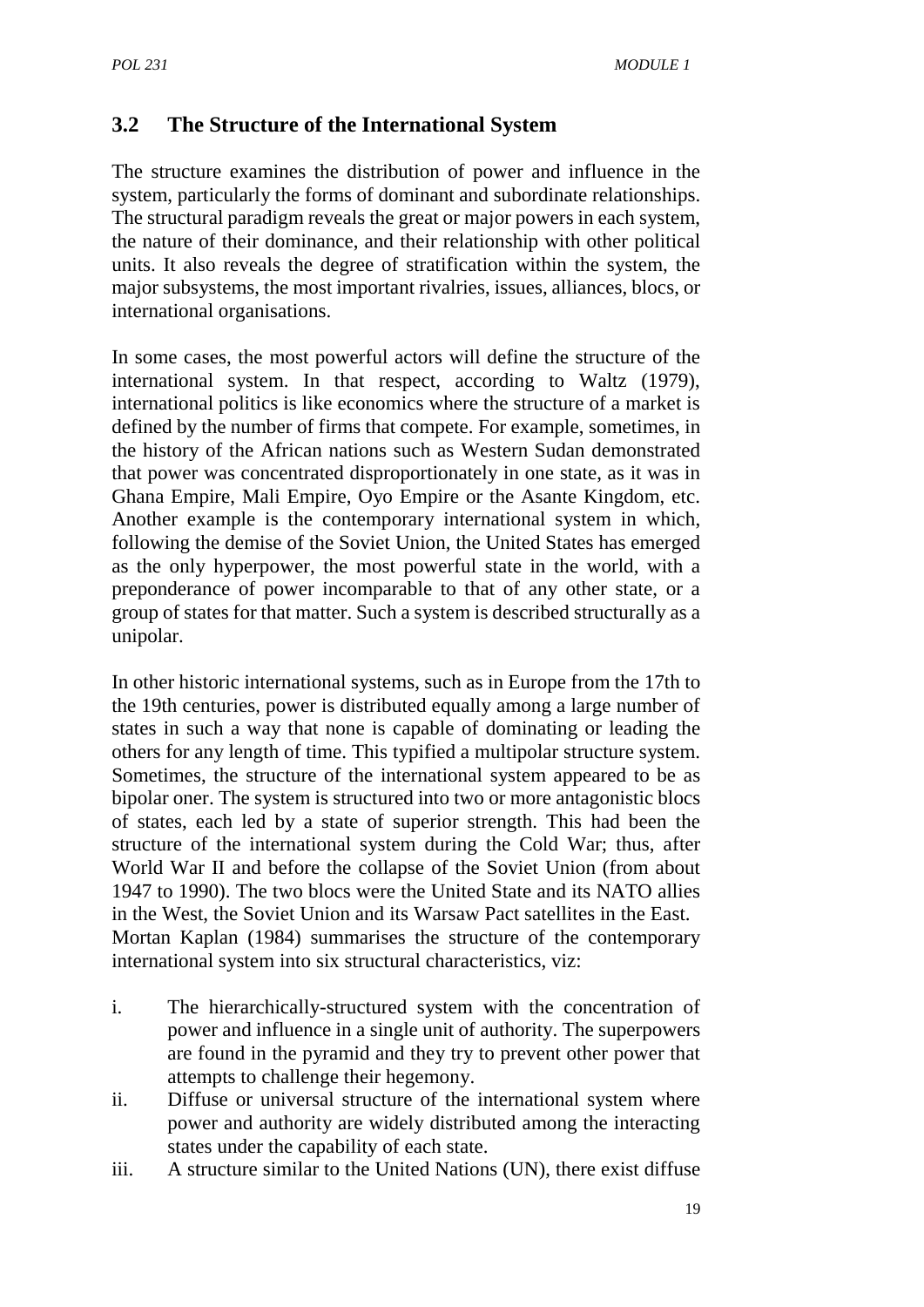## 3.2 The Structure of the International System

The structure examines the distribution of power and influence in the system, particularly the forms of dominant and subordinate relationships. The structural paradigm reveals the great or major powers in each system, the nature of their dominance, and their relationship with other political units. It also reveals the degree of stratification within the system, the major subsystems, the most important rivalries, issues, alliances, blocs, or international organisations.

In some cases, the most powerful actors will define the structure of the international system. In that respect, according to Waltz (1979), international politics is like economics where the structure of a market is defined by the number of firms that compete. For example, sometimes, in the history of the African nations such as Western Sudan demonstrated that power was concentrated disproportionately in one state, as it was in Ghana Empire, Mali Empire, Oyo Empire or the Asante Kingdom, etc. Another example is the contemporary international system in which, following the demise of the Soviet Union, the United States has emerged as the only hyperpower, the most powerful state in the world, with a preponderance of power incomparable to that of any other state, or a group of states for that matter. Such a system is described structurally as a unipolar.

In other historic international systems, such as in Europe from the 17th to the 19th centuries, power is distributed equally among a large number of states in such a way that none is capable of dominating or leading the others for any length of time. This typified a multipolar structure system. Sometimes, the structure of the international system appeared to be as bipolar oner. The system is structured into two or more antagonistic blocs of states, each led by a state of superior strength. This had been the structure of the international system during the Cold War; thus, after World War II and before the collapse of the Soviet Union (from about 1947 to 1990). The two blocs were the United State and its NATO allies in the West, the Soviet Union and its Warsaw Pact satellites in the East. Mortan Kaplan (1984) summarises the structure of the contemporary international system into six structural characteristics, viz:

i. The hierarchically-structured system with the concentration of power and influence in a single unit of authority. The superpowers are found in the pyramid and they try to prevent other power that attempts to challenge their hegemony.
ii. Diffuse or universal structure of the international system where power and authority are widely distributed among the interacting states under the capability of each state.
iii. A structure similar to the United Nations (UN), there exist diffuse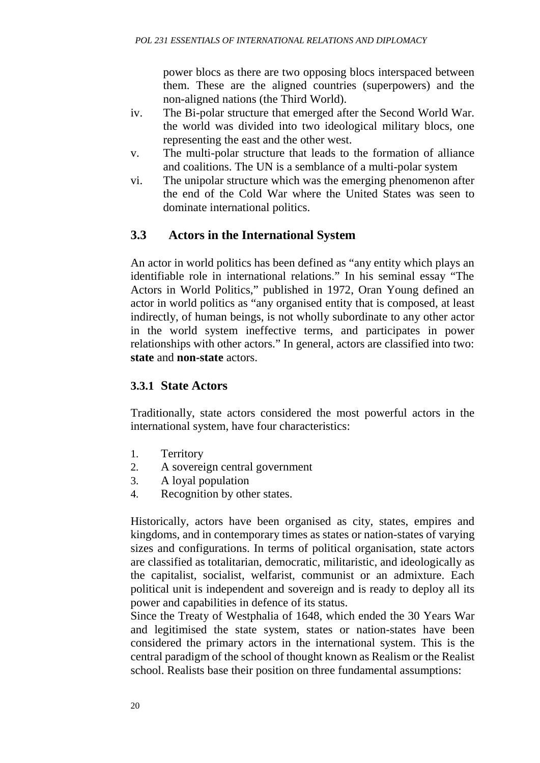power blocs as there are two opposing blocs interspaced between them. These are the aligned countries (superpowers) and the non-aligned nations (the Third World).

iv. The Bi-polar structure that emerged after the Second World War. the world was divided into two ideological military blocs, one representing the east and the other west.

v. The multi-polar structure that leads to the formation of alliance and coalitions. The UN is a semblance of a multi-polar system

vi. The unipolar structure which was the emerging phenomenon after the end of the Cold War where the United States was seen to dominate international politics.

## 3.3 Actors in the International System

An actor in world politics has been defined as "any entity which plays an identifiable role in international relations." In his seminal essay "The Actors in World Politics," published in 1972, Oran Young defined an actor in world politics as "any organised entity that is composed, at least indirectly, of human beings, is not wholly subordinate to any other actor in the world system ineffective terms, and participates in power relationships with other actors." In general, actors are classified into two: **state** and **non-state** actors.

### 3.3.1 State Actors

Traditionally, state actors considered the most powerful actors in the international system, have four characteristics:

1. Territory
2. A sovereign central government
3. A loyal population
4. Recognition by other states.

Historically, actors have been organised as city, states, empires and kingdoms, and in contemporary times as states or nation-states of varying sizes and configurations. In terms of political organisation, state actors are classified as totalitarian, democratic, militaristic, and ideologically as the capitalist, socialist, welfarist, communist or an admixture. Each political unit is independent and sovereign and is ready to deploy all its power and capabilities in defence of its status.

Since the Treaty of Westphalia of 1648, which ended the 30 Years War and legitimised the state system, states or nation-states have been considered the primary actors in the international system. This is the central paradigm of the school of thought known as Realism or the Realist school. Realists base their position on three fundamental assumptions: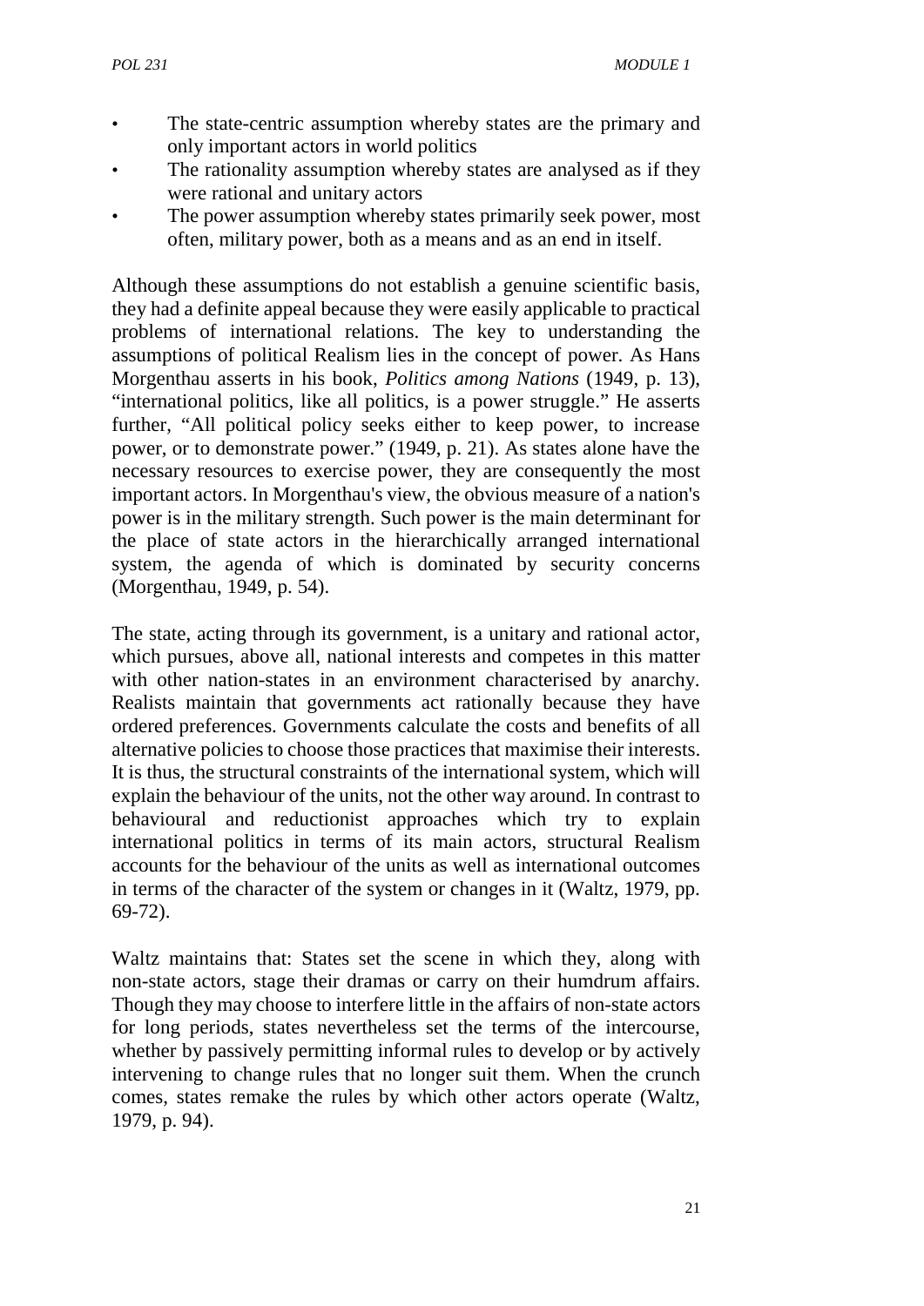- The state-centric assumption whereby states are the primary and only important actors in world politics
- The rationality assumption whereby states are analysed as if they were rational and unitary actors
- The power assumption whereby states primarily seek power, most often, military power, both as a means and as an end in itself.

Although these assumptions do not establish a genuine scientific basis, they had a definite appeal because they were easily applicable to practical problems of international relations. The key to understanding the assumptions of political Realism lies in the concept of power. As Hans Morgenthau asserts in his book, *Politics among Nations* (1949, p. 13), "international politics, like all politics, is a power struggle." He asserts further, "All political policy seeks either to keep power, to increase power, or to demonstrate power." (1949, p. 21). As states alone have the necessary resources to exercise power, they are consequently the most important actors. In Morgenthau's view, the obvious measure of a nation's power is in the military strength. Such power is the main determinant for the place of state actors in the hierarchically arranged international system, the agenda of which is dominated by security concerns (Morgenthau, 1949, p. 54).

The state, acting through its government, is a unitary and rational actor, which pursues, above all, national interests and competes in this matter with other nation-states in an environment characterised by anarchy. Realists maintain that governments act rationally because they have ordered preferences. Governments calculate the costs and benefits of all alternative policies to choose those practices that maximise their interests. It is thus, the structural constraints of the international system, which will explain the behaviour of the units, not the other way around. In contrast to behavioural and reductionist approaches which try to explain international politics in terms of its main actors, structural Realism accounts for the behaviour of the units as well as international outcomes in terms of the character of the system or changes in it (Waltz, 1979, pp. 69-72).

Waltz maintains that: States set the scene in which they, along with non-state actors, stage their dramas or carry on their humdrum affairs. Though they may choose to interfere little in the affairs of non-state actors for long periods, states nevertheless set the terms of the intercourse, whether by passively permitting informal rules to develop or by actively intervening to change rules that no longer suit them. When the crunch comes, states remake the rules by which other actors operate (Waltz, 1979, p. 94).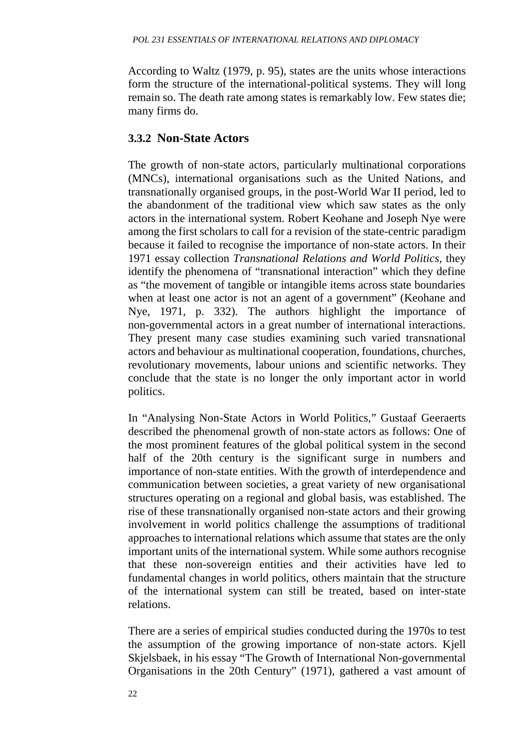According to Waltz (1979, p. 95), states are the units whose interactions form the structure of the international-political systems. They will long remain so. The death rate among states is remarkably low. Few states die; many firms do.

### 3.3.2 Non-State Actors

The growth of non-state actors, particularly multinational corporations (MNCs), international organisations such as the United Nations, and transnationally organised groups, in the post-World War II period, led to the abandonment of the traditional view which saw states as the only actors in the international system. Robert Keohane and Joseph Nye were among the first scholars to call for a revision of the state-centric paradigm because it failed to recognise the importance of non-state actors. In their 1971 essay collection *Transnational Relations and World Politics,* they identify the phenomena of "transnational interaction" which they define as "the movement of tangible or intangible items across state boundaries when at least one actor is not an agent of a government" (Keohane and Nye, 1971, p. 332). The authors highlight the importance of non-governmental actors in a great number of international interactions. They present many case studies examining such varied transnational actors and behaviour as multinational cooperation, foundations, churches, revolutionary movements, labour unions and scientific networks. They conclude that the state is no longer the only important actor in world politics.

In "Analysing Non-State Actors in World Politics," Gustaaf Geeraerts described the phenomenal growth of non-state actors as follows: One of the most prominent features of the global political system in the second half of the 20th century is the significant surge in numbers and importance of non-state entities. With the growth of interdependence and communication between societies, a great variety of new organisational structures operating on a regional and global basis, was established. The rise of these transnationally organised non-state actors and their growing involvement in world politics challenge the assumptions of traditional approaches to international relations which assume that states are the only important units of the international system. While some authors recognise that these non-sovereign entities and their activities have led to fundamental changes in world politics, others maintain that the structure of the international system can still be treated, based on inter-state relations.

There are a series of empirical studies conducted during the 1970s to test the assumption of the growing importance of non-state actors. Kjell Skjelsbaek, in his essay "The Growth of International Non-governmental Organisations in the 20th Century" (1971), gathered a vast amount of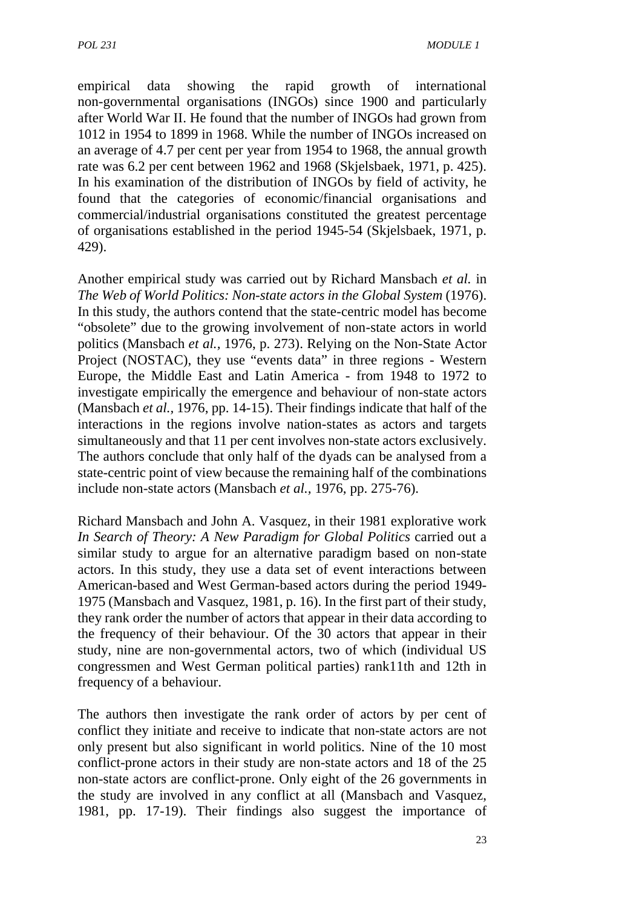empirical data showing the rapid growth of international non-governmental organisations (INGOs) since 1900 and particularly after World War II. He found that the number of INGOs had grown from 1012 in 1954 to 1899 in 1968. While the number of INGOs increased on an average of 4.7 per cent per year from 1954 to 1968, the annual growth rate was 6.2 per cent between 1962 and 1968 (Skjelsbaek, 1971, p. 425). In his examination of the distribution of INGOs by field of activity, he found that the categories of economic/financial organisations and commercial/industrial organisations constituted the greatest percentage of organisations established in the period 1945-54 (Skjelsbaek, 1971, p. 429).

Another empirical study was carried out by Richard Mansbach *et al.* in *The Web of World Politics: Non-state actors in the Global System* (1976). In this study, the authors contend that the state-centric model has become "obsolete" due to the growing involvement of non-state actors in world politics (Mansbach *et al.*, 1976, p. 273). Relying on the Non-State Actor Project (NOSTAC), they use "events data" in three regions - Western Europe, the Middle East and Latin America - from 1948 to 1972 to investigate empirically the emergence and behaviour of non-state actors (Mansbach *et al.*, 1976, pp. 14-15). Their findings indicate that half of the interactions in the regions involve nation-states as actors and targets simultaneously and that 11 per cent involves non-state actors exclusively. The authors conclude that only half of the dyads can be analysed from a state-centric point of view because the remaining half of the combinations include non-state actors (Mansbach *et al.*, 1976, pp. 275-76).

Richard Mansbach and John A. Vasquez, in their 1981 explorative work *In Search of Theory: A New Paradigm for Global Politics* carried out a similar study to argue for an alternative paradigm based on non-state actors. In this study, they use a data set of event interactions between American-based and West German-based actors during the period 1949-1975 (Mansbach and Vasquez, 1981, p. 16). In the first part of their study, they rank order the number of actors that appear in their data according to the frequency of their behaviour. Of the 30 actors that appear in their study, nine are non-governmental actors, two of which (individual US congressmen and West German political parties) rank11th and 12th in frequency of a behaviour.

The authors then investigate the rank order of actors by per cent of conflict they initiate and receive to indicate that non-state actors are not only present but also significant in world politics. Nine of the 10 most conflict-prone actors in their study are non-state actors and 18 of the 25 non-state actors are conflict-prone. Only eight of the 26 governments in the study are involved in any conflict at all (Mansbach and Vasquez, 1981, pp. 17-19). Their findings also suggest the importance of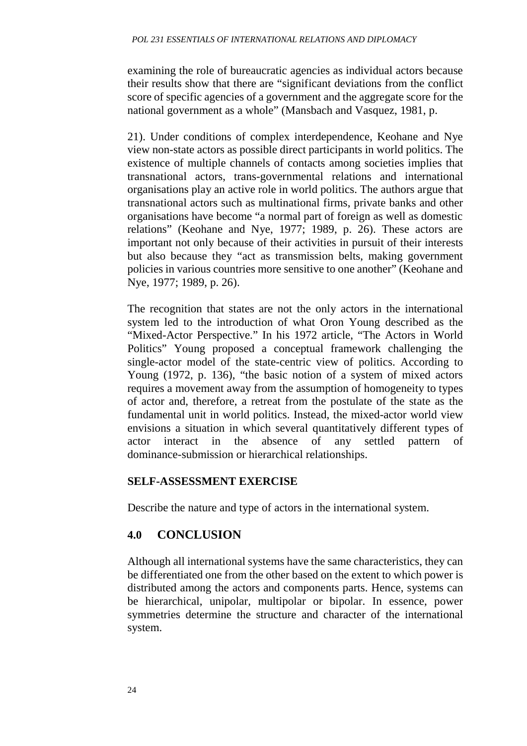examining the role of bureaucratic agencies as individual actors because their results show that there are "significant deviations from the conflict score of specific agencies of a government and the aggregate score for the national government as a whole" (Mansbach and Vasquez, 1981, p.

21). Under conditions of complex interdependence, Keohane and Nye view non-state actors as possible direct participants in world politics. The existence of multiple channels of contacts among societies implies that transnational actors, trans-governmental relations and international organisations play an active role in world politics. The authors argue that transnational actors such as multinational firms, private banks and other organisations have become "a normal part of foreign as well as domestic relations" (Keohane and Nye, 1977; 1989, p. 26). These actors are important not only because of their activities in pursuit of their interests but also because they "act as transmission belts, making government policies in various countries more sensitive to one another" (Keohane and Nye, 1977; 1989, p. 26).

The recognition that states are not the only actors in the international system led to the introduction of what Oron Young described as the "Mixed-Actor Perspective." In his 1972 article, "The Actors in World Politics" Young proposed a conceptual framework challenging the single-actor model of the state-centric view of politics. According to Young (1972, p. 136), "the basic notion of a system of mixed actors requires a movement away from the assumption of homogeneity to types of actor and, therefore, a retreat from the postulate of the state as the fundamental unit in world politics. Instead, the mixed-actor world view envisions a situation in which several quantitatively different types of actor interact in the absence of any settled pattern of dominance-submission or hierarchical relationships.

**SELF-ASSESSMENT EXERCISE**

Describe the nature and type of actors in the international system.

## 4.0 CONCLUSION

Although all international systems have the same characteristics, they can be differentiated one from the other based on the extent to which power is distributed among the actors and components parts. Hence, systems can be hierarchical, unipolar, multipolar or bipolar. In essence, power symmetries determine the structure and character of the international system.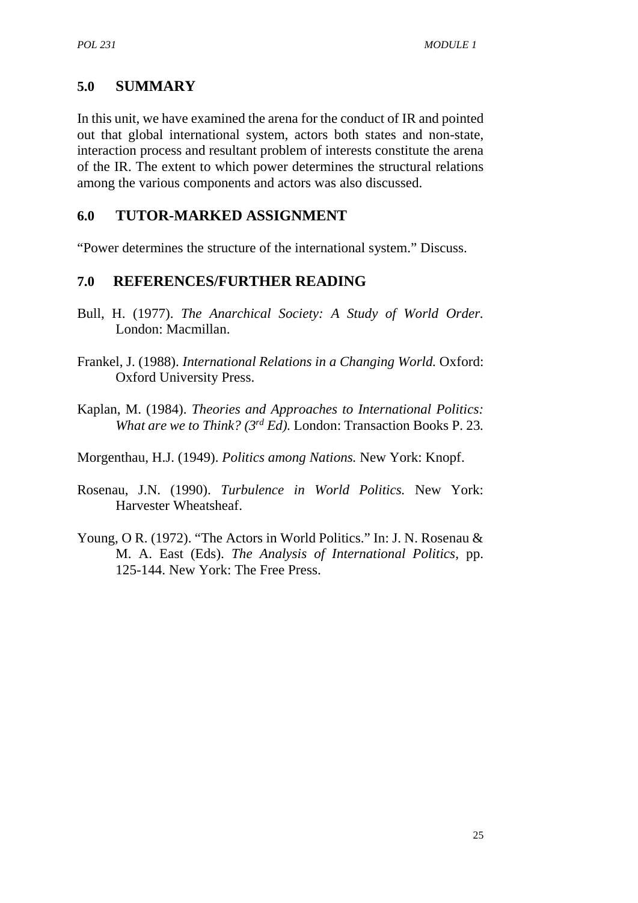## 5.0 SUMMARY

In this unit, we have examined the arena for the conduct of IR and pointed out that global international system, actors both states and non-state, interaction process and resultant problem of interests constitute the arena of the IR. The extent to which power determines the structural relations among the various components and actors was also discussed.

## 6.0 TUTOR-MARKED ASSIGNMENT

"Power determines the structure of the international system." Discuss.

## 7.0 REFERENCES/FURTHER READING

Bull, H. (1977). *The Anarchical Society: A Study of World Order.* London: Macmillan.

Frankel, J. (1988). *International Relations in a Changing World.* Oxford: Oxford University Press.

Kaplan, M. (1984). *Theories and Approaches to International Politics: What are we to Think? (3rd Ed).* London: Transaction Books P. 23.

Morgenthau, H.J. (1949). *Politics among Nations.* New York: Knopf.

Rosenau, J.N. (1990). *Turbulence in World Politics.* New York: Harvester Wheatsheaf.

Young, O R. (1972). "The Actors in World Politics." In: J. N. Rosenau & M. A. East (Eds). *The Analysis of International Politics*, pp. 125-144. New York: The Free Press.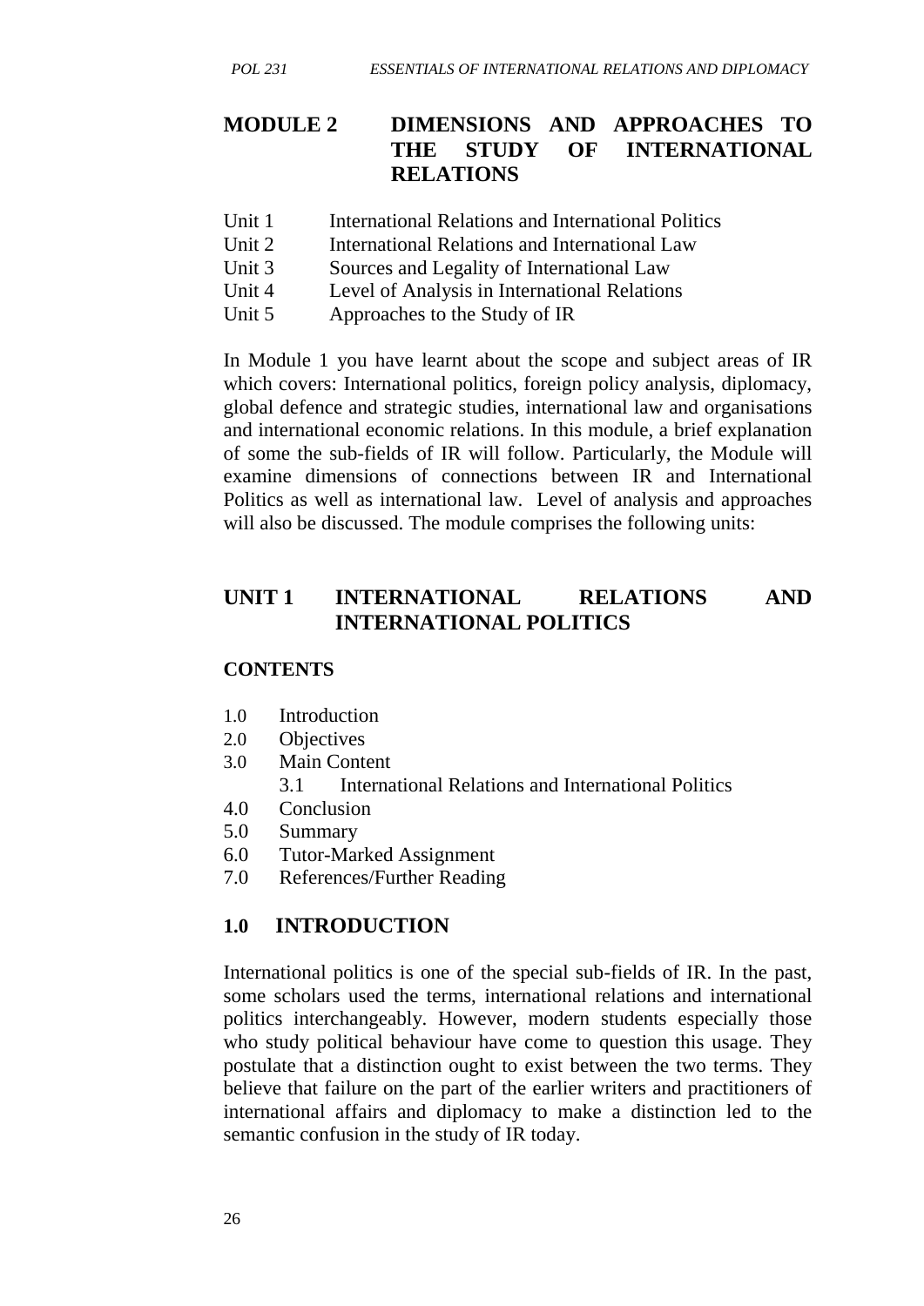# MODULE 2 DIMENSIONS AND APPROACHES TO THE STUDY OF INTERNATIONAL RELATIONS

- Unit 1 International Relations and International Politics
- Unit 2 International Relations and International Law
- Unit 3 Sources and Legality of International Law
- Unit 4 Level of Analysis in International Relations
- Unit 5 Approaches to the Study of IR

In Module 1 you have learnt about the scope and subject areas of IR which covers: International politics, foreign policy analysis, diplomacy, global defence and strategic studies, international law and organisations and international economic relations. In this module, a brief explanation of some the sub-fields of IR will follow. Particularly, the Module will examine dimensions of connections between IR and International Politics as well as international law. Level of analysis and approaches will also be discussed. The module comprises the following units:

## UNIT 1 INTERNATIONAL RELATIONS AND INTERNATIONAL POLITICS

**CONTENTS**

- 1.0 Introduction
- 2.0 Objectives
- 3.0 Main Content
    - 3.1 International Relations and International Politics
- 4.0 Conclusion
- 5.0 Summary
- 6.0 Tutor-Marked Assignment
- 7.0 References/Further Reading

### 1.0 INTRODUCTION

International politics is one of the special sub-fields of IR. In the past, some scholars used the terms, international relations and international politics interchangeably. However, modern students especially those who study political behaviour have come to question this usage. They postulate that a distinction ought to exist between the two terms. They believe that failure on the part of the earlier writers and practitioners of international affairs and diplomacy to make a distinction led to the semantic confusion in the study of IR today.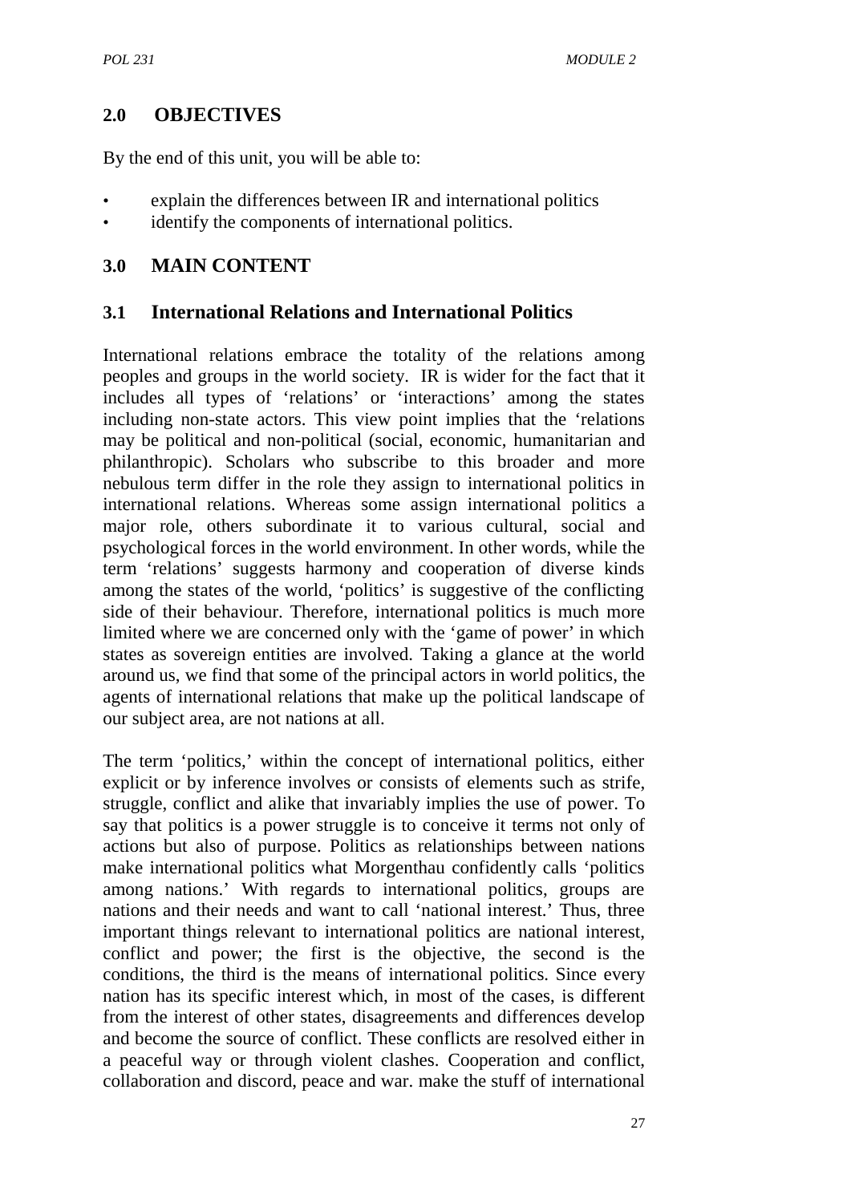## 2.0 OBJECTIVES

By the end of this unit, you will be able to:

- explain the differences between IR and international politics
- identify the components of international politics.

## 3.0 MAIN CONTENT

### 3.1 International Relations and International Politics

International relations embrace the totality of the relations among peoples and groups in the world society. IR is wider for the fact that it includes all types of 'relations' or 'interactions' among the states including non-state actors. This view point implies that the 'relations may be political and non-political (social, economic, humanitarian and philanthropic). Scholars who subscribe to this broader and more nebulous term differ in the role they assign to international politics in international relations. Whereas some assign international politics a major role, others subordinate it to various cultural, social and psychological forces in the world environment. In other words, while the term 'relations' suggests harmony and cooperation of diverse kinds among the states of the world, 'politics' is suggestive of the conflicting side of their behaviour. Therefore, international politics is much more limited where we are concerned only with the 'game of power' in which states as sovereign entities are involved. Taking a glance at the world around us, we find that some of the principal actors in world politics, the agents of international relations that make up the political landscape of our subject area, are not nations at all.

The term 'politics,' within the concept of international politics, either explicit or by inference involves or consists of elements such as strife, struggle, conflict and alike that invariably implies the use of power. To say that politics is a power struggle is to conceive it terms not only of actions but also of purpose. Politics as relationships between nations make international politics what Morgenthau confidently calls 'politics among nations.' With regards to international politics, groups are nations and their needs and want to call 'national interest.' Thus, three important things relevant to international politics are national interest, conflict and power; the first is the objective, the second is the conditions, the third is the means of international politics. Since every nation has its specific interest which, in most of the cases, is different from the interest of other states, disagreements and differences develop and become the source of conflict. These conflicts are resolved either in a peaceful way or through violent clashes. Cooperation and conflict, collaboration and discord, peace and war. make the stuff of international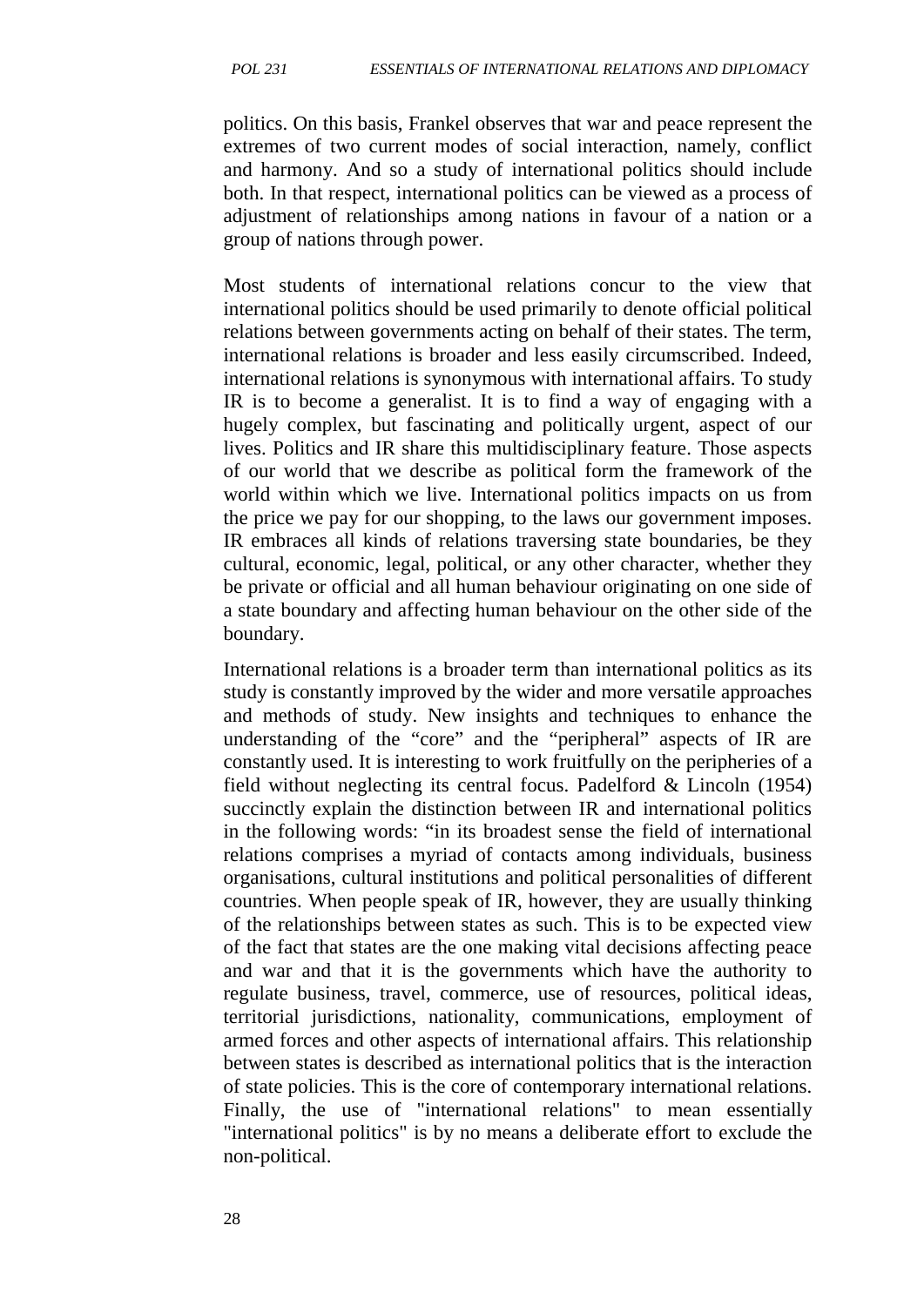politics. On this basis, Frankel observes that war and peace represent the extremes of two current modes of social interaction, namely, conflict and harmony. And so a study of international politics should include both. In that respect, international politics can be viewed as a process of adjustment of relationships among nations in favour of a nation or a group of nations through power.

Most students of international relations concur to the view that international politics should be used primarily to denote official political relations between governments acting on behalf of their states. The term, international relations is broader and less easily circumscribed. Indeed, international relations is synonymous with international affairs. To study IR is to become a generalist. It is to find a way of engaging with a hugely complex, but fascinating and politically urgent, aspect of our lives. Politics and IR share this multidisciplinary feature. Those aspects of our world that we describe as political form the framework of the world within which we live. International politics impacts on us from the price we pay for our shopping, to the laws our government imposes. IR embraces all kinds of relations traversing state boundaries, be they cultural, economic, legal, political, or any other character, whether they be private or official and all human behaviour originating on one side of a state boundary and affecting human behaviour on the other side of the boundary.

International relations is a broader term than international politics as its study is constantly improved by the wider and more versatile approaches and methods of study. New insights and techniques to enhance the understanding of the "core" and the "peripheral" aspects of IR are constantly used. It is interesting to work fruitfully on the peripheries of a field without neglecting its central focus. Padelford & Lincoln (1954) succinctly explain the distinction between IR and international politics in the following words: "in its broadest sense the field of international relations comprises a myriad of contacts among individuals, business organisations, cultural institutions and political personalities of different countries. When people speak of IR, however, they are usually thinking of the relationships between states as such. This is to be expected view of the fact that states are the one making vital decisions affecting peace and war and that it is the governments which have the authority to regulate business, travel, commerce, use of resources, political ideas, territorial jurisdictions, nationality, communications, employment of armed forces and other aspects of international affairs. This relationship between states is described as international politics that is the interaction of state policies. This is the core of contemporary international relations. Finally, the use of "international relations" to mean essentially "international politics" is by no means a deliberate effort to exclude the non-political.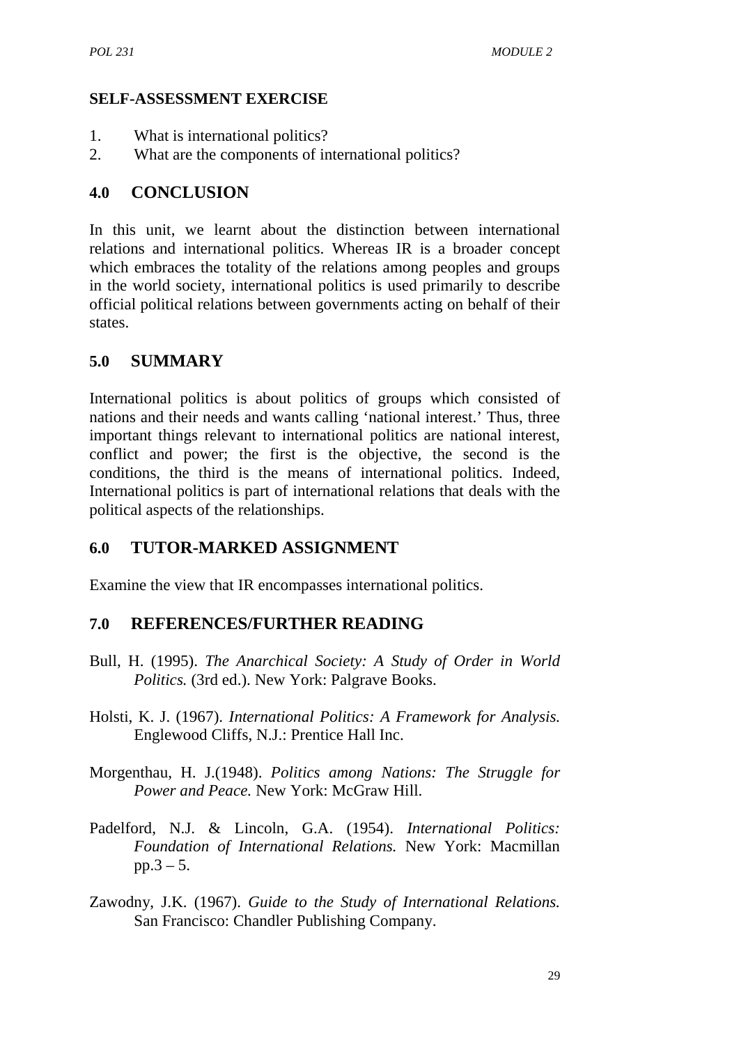**SELF-ASSESSMENT EXERCISE**

1. What is international politics?
2. What are the components of international politics?

## 4.0 CONCLUSION

In this unit, we learnt about the distinction between international relations and international politics. Whereas IR is a broader concept which embraces the totality of the relations among peoples and groups in the world society, international politics is used primarily to describe official political relations between governments acting on behalf of their states.

## 5.0 SUMMARY

International politics is about politics of groups which consisted of nations and their needs and wants calling 'national interest.' Thus, three important things relevant to international politics are national interest, conflict and power; the first is the objective, the second is the conditions, the third is the means of international politics. Indeed, International politics is part of international relations that deals with the political aspects of the relationships.

## 6.0 TUTOR-MARKED ASSIGNMENT

Examine the view that IR encompasses international politics.

## 7.0 REFERENCES/FURTHER READING

Bull, H. (1995). *The Anarchical Society: A Study of Order in World Politics.* (3rd ed.). New York: Palgrave Books.

Holsti, K. J. (1967). *International Politics: A Framework for Analysis.* Englewood Cliffs, N.J.: Prentice Hall Inc.

Morgenthau, H. J.(1948). *Politics among Nations: The Struggle for Power and Peace.* New York: McGraw Hill.

Padelford, N.J. & Lincoln, G.A. (1954). *International Politics: Foundation of International Relations.* New York: Macmillan pp.3 – 5.

Zawodny, J.K. (1967). *Guide to the Study of International Relations.* San Francisco: Chandler Publishing Company.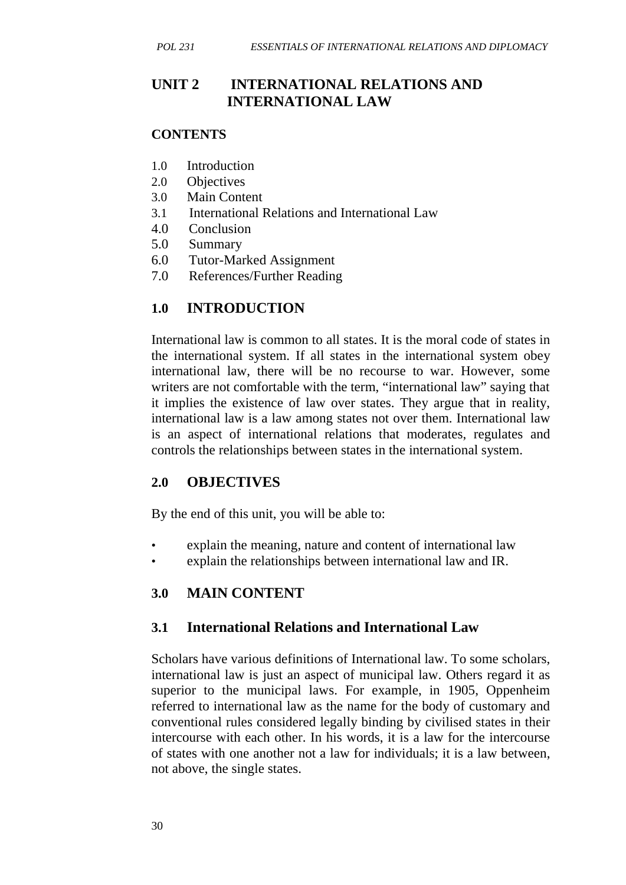# UNIT 2 INTERNATIONAL RELATIONS AND INTERNATIONAL LAW

## CONTENTS

1.0 Introduction
2.0 Objectives
3.0 Main Content
3.1 International Relations and International Law
4.0 Conclusion
5.0 Summary
6.0 Tutor-Marked Assignment
7.0 References/Further Reading

## 1.0 INTRODUCTION

International law is common to all states. It is the moral code of states in the international system. If all states in the international system obey international law, there will be no recourse to war. However, some writers are not comfortable with the term, "international law" saying that it implies the existence of law over states. They argue that in reality, international law is a law among states not over them. International law is an aspect of international relations that moderates, regulates and controls the relationships between states in the international system.

## 2.0 OBJECTIVES

By the end of this unit, you will be able to:

- explain the meaning, nature and content of international law
- explain the relationships between international law and IR.

## 3.0 MAIN CONTENT

### 3.1 International Relations and International Law

Scholars have various definitions of International law. To some scholars, international law is just an aspect of municipal law. Others regard it as superior to the municipal laws. For example, in 1905, Oppenheim referred to international law as the name for the body of customary and conventional rules considered legally binding by civilised states in their intercourse with each other. In his words, it is a law for the intercourse of states with one another not a law for individuals; it is a law between, not above, the single states.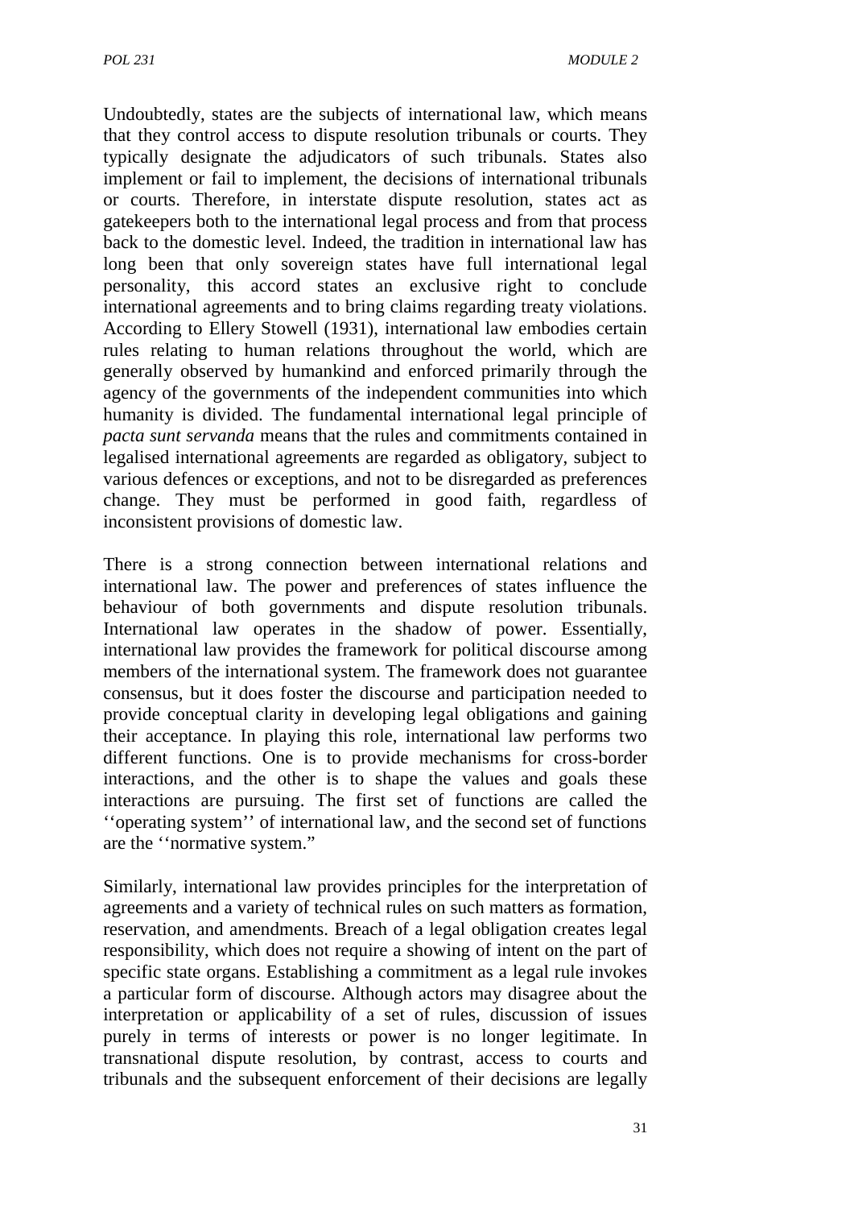Undoubtedly, states are the subjects of international law, which means that they control access to dispute resolution tribunals or courts. They typically designate the adjudicators of such tribunals. States also implement or fail to implement, the decisions of international tribunals or courts. Therefore, in interstate dispute resolution, states act as gatekeepers both to the international legal process and from that process back to the domestic level. Indeed, the tradition in international law has long been that only sovereign states have full international legal personality, this accord states an exclusive right to conclude international agreements and to bring claims regarding treaty violations. According to Ellery Stowell (1931), international law embodies certain rules relating to human relations throughout the world, which are generally observed by humankind and enforced primarily through the agency of the governments of the independent communities into which humanity is divided. The fundamental international legal principle of *pacta sunt servanda* means that the rules and commitments contained in legalised international agreements are regarded as obligatory, subject to various defences or exceptions, and not to be disregarded as preferences change. They must be performed in good faith, regardless of inconsistent provisions of domestic law.

There is a strong connection between international relations and international law. The power and preferences of states influence the behaviour of both governments and dispute resolution tribunals. International law operates in the shadow of power. Essentially, international law provides the framework for political discourse among members of the international system. The framework does not guarantee consensus, but it does foster the discourse and participation needed to provide conceptual clarity in developing legal obligations and gaining their acceptance. In playing this role, international law performs two different functions. One is to provide mechanisms for cross-border interactions, and the other is to shape the values and goals these interactions are pursuing. The first set of functions are called the ''operating system'' of international law, and the second set of functions are the ''normative system."

Similarly, international law provides principles for the interpretation of agreements and a variety of technical rules on such matters as formation, reservation, and amendments. Breach of a legal obligation creates legal responsibility, which does not require a showing of intent on the part of specific state organs. Establishing a commitment as a legal rule invokes a particular form of discourse. Although actors may disagree about the interpretation or applicability of a set of rules, discussion of issues purely in terms of interests or power is no longer legitimate. In transnational dispute resolution, by contrast, access to courts and tribunals and the subsequent enforcement of their decisions are legally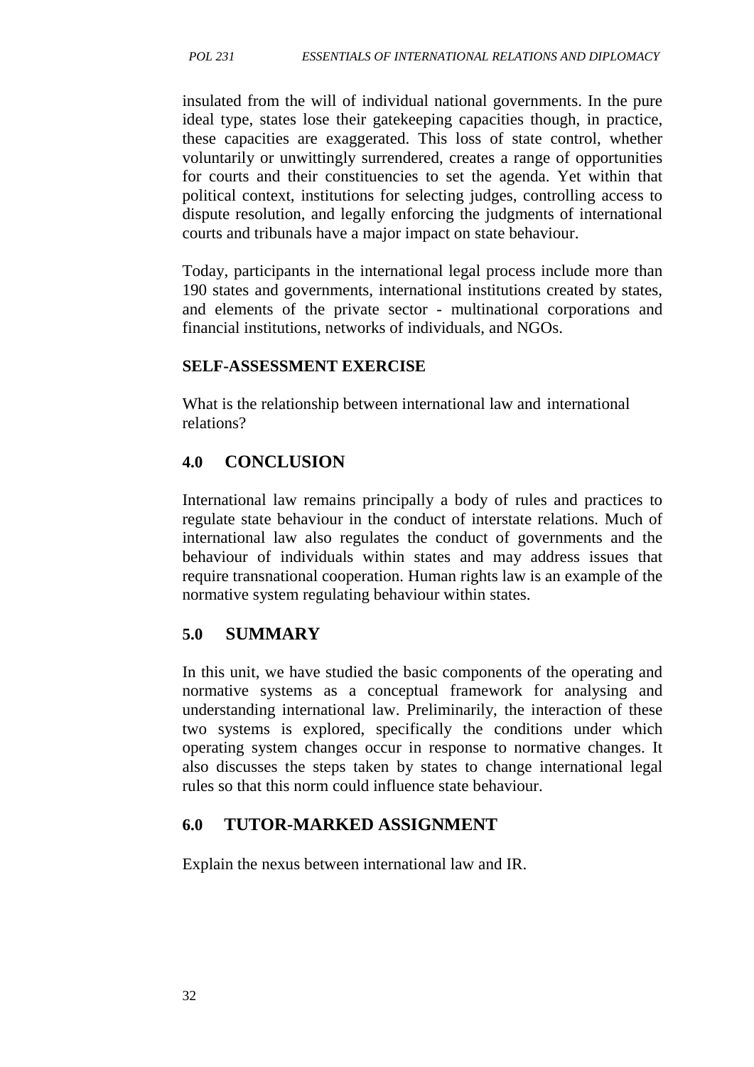insulated from the will of individual national governments. In the pure ideal type, states lose their gatekeeping capacities though, in practice, these capacities are exaggerated. This loss of state control, whether voluntarily or unwittingly surrendered, creates a range of opportunities for courts and their constituencies to set the agenda. Yet within that political context, institutions for selecting judges, controlling access to dispute resolution, and legally enforcing the judgments of international courts and tribunals have a major impact on state behaviour.

Today, participants in the international legal process include more than 190 states and governments, international institutions created by states, and elements of the private sector - multinational corporations and financial institutions, networks of individuals, and NGOs.

**SELF-ASSESSMENT EXERCISE**

What is the relationship between international law and international relations?

## 4.0 CONCLUSION

International law remains principally a body of rules and practices to regulate state behaviour in the conduct of interstate relations. Much of international law also regulates the conduct of governments and the behaviour of individuals within states and may address issues that require transnational cooperation. Human rights law is an example of the normative system regulating behaviour within states.

## 5.0 SUMMARY

In this unit, we have studied the basic components of the operating and normative systems as a conceptual framework for analysing and understanding international law. Preliminarily, the interaction of these two systems is explored, specifically the conditions under which operating system changes occur in response to normative changes. It also discusses the steps taken by states to change international legal rules so that this norm could influence state behaviour.

## 6.0 TUTOR-MARKED ASSIGNMENT

Explain the nexus between international law and IR.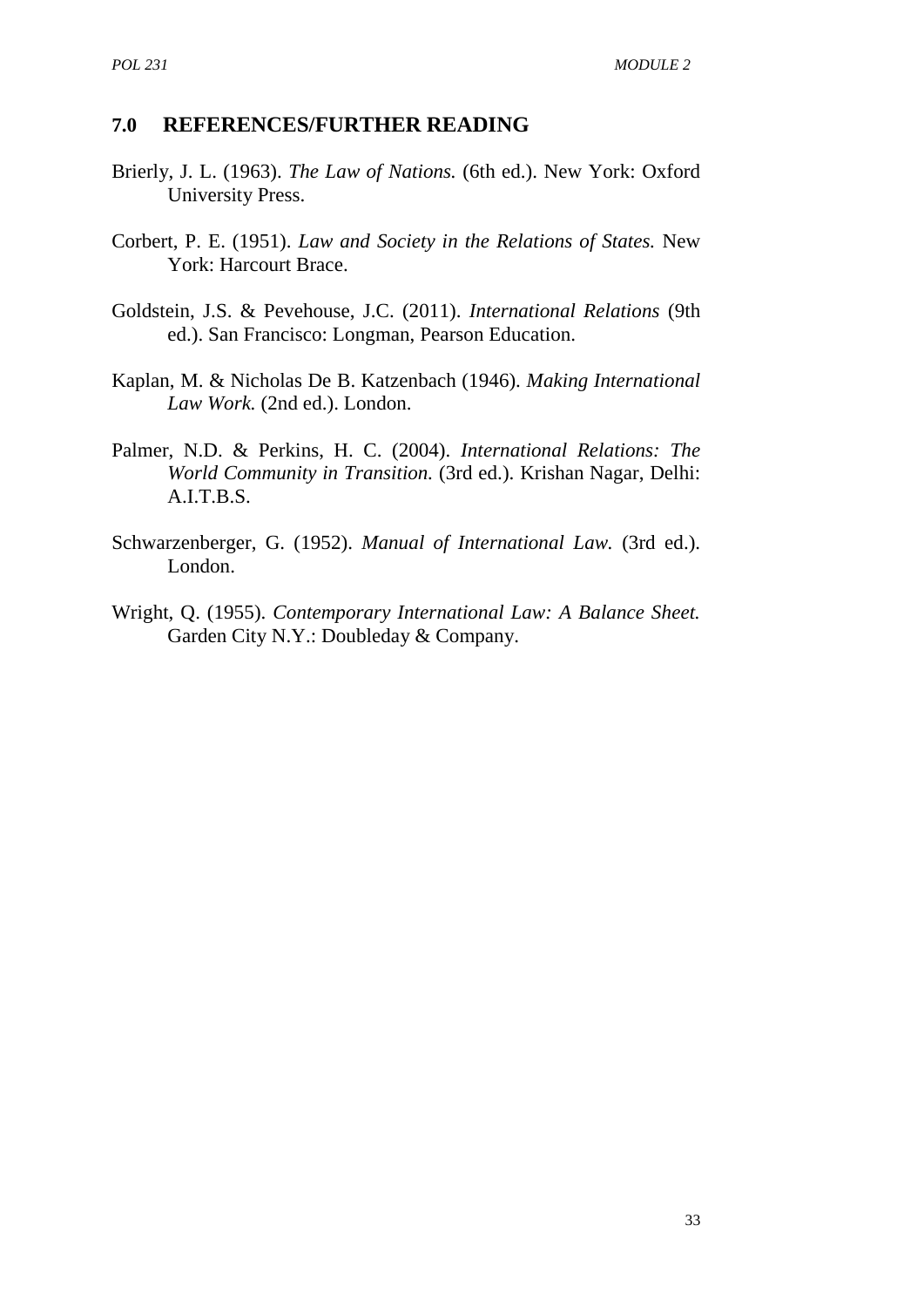## 7.0 REFERENCES/FURTHER READING

Brierly, J. L. (1963). *The Law of Nations.* (6th ed.). New York: Oxford University Press.

Corbert, P. E. (1951). *Law and Society in the Relations of States.* New York: Harcourt Brace.

Goldstein, J.S. & Pevehouse, J.C. (2011). *International Relations* (9th ed.). San Francisco: Longman, Pearson Education.

Kaplan, M. & Nicholas De B. Katzenbach (1946). *Making International Law Work.* (2nd ed.). London.

Palmer, N.D. & Perkins, H. C. (2004). *International Relations: The World Community in Transition.* (3rd ed.). Krishan Nagar, Delhi: A.I.T.B.S.

Schwarzenberger, G. (1952). *Manual of International Law.* (3rd ed.). London.

Wright, Q. (1955). *Contemporary International Law: A Balance Sheet.* Garden City N.Y.: Doubleday & Company.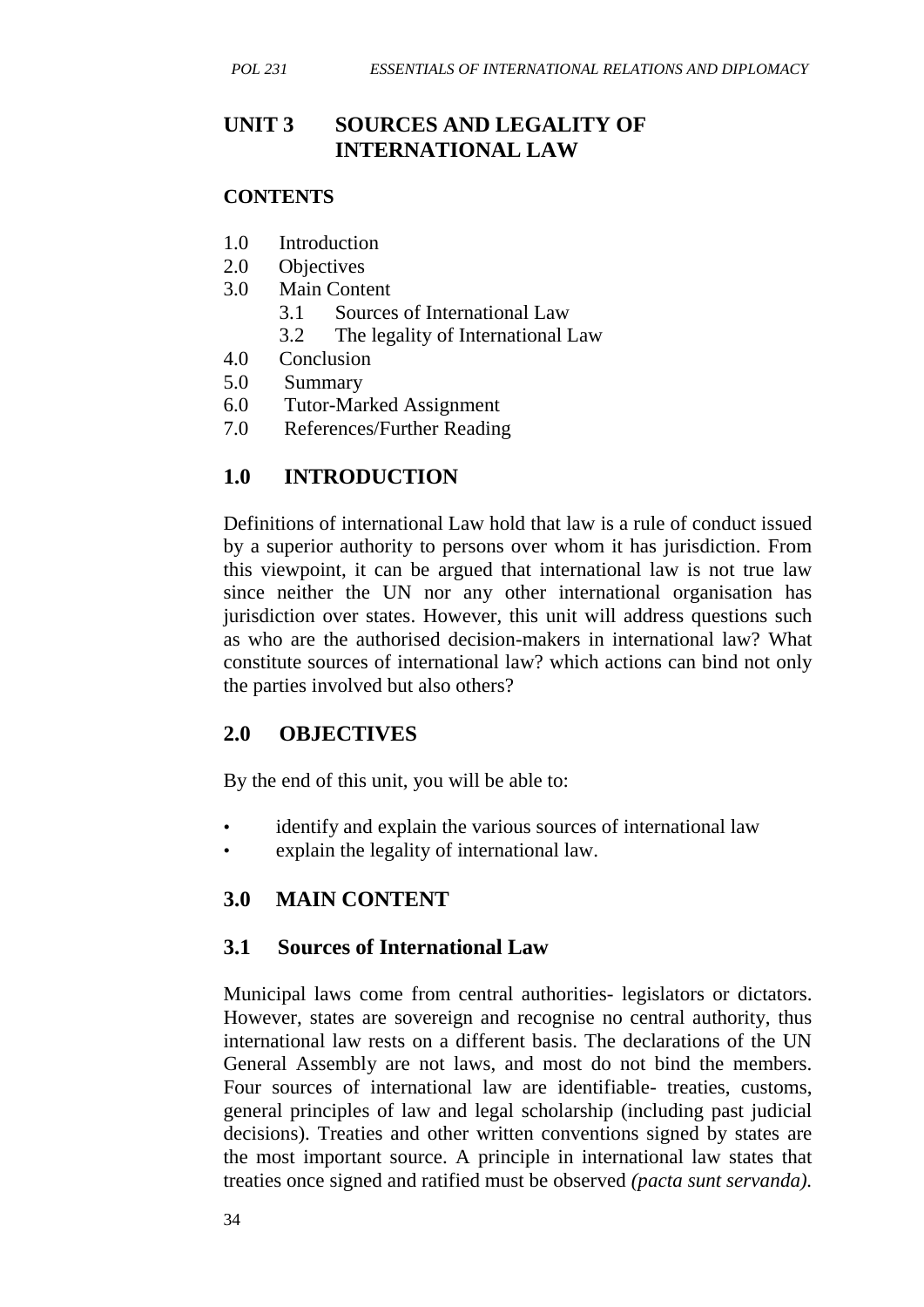# UNIT 3 SOURCES AND LEGALITY OF INTERNATIONAL LAW

**CONTENTS**

1.0 Introduction
2.0 Objectives
3.0 Main Content
    3.1 Sources of International Law
    3.2 The legality of International Law
4.0 Conclusion
5.0 Summary
6.0 Tutor-Marked Assignment
7.0 References/Further Reading

## 1.0 INTRODUCTION

Definitions of international Law hold that law is a rule of conduct issued by a superior authority to persons over whom it has jurisdiction. From this viewpoint, it can be argued that international law is not true law since neither the UN nor any other international organisation has jurisdiction over states. However, this unit will address questions such as who are the authorised decision-makers in international law? What constitute sources of international law? which actions can bind not only the parties involved but also others?

## 2.0 OBJECTIVES

By the end of this unit, you will be able to:

- identify and explain the various sources of international law
- explain the legality of international law.

## 3.0 MAIN CONTENT

### 3.1 Sources of International Law

Municipal laws come from central authorities- legislators or dictators. However, states are sovereign and recognise no central authority, thus international law rests on a different basis. The declarations of the UN General Assembly are not laws, and most do not bind the members. Four sources of international law are identifiable- treaties, customs, general principles of law and legal scholarship (including past judicial decisions). Treaties and other written conventions signed by states are the most important source. A principle in international law states that treaties once signed and ratified must be observed *(pacta sunt servanda).*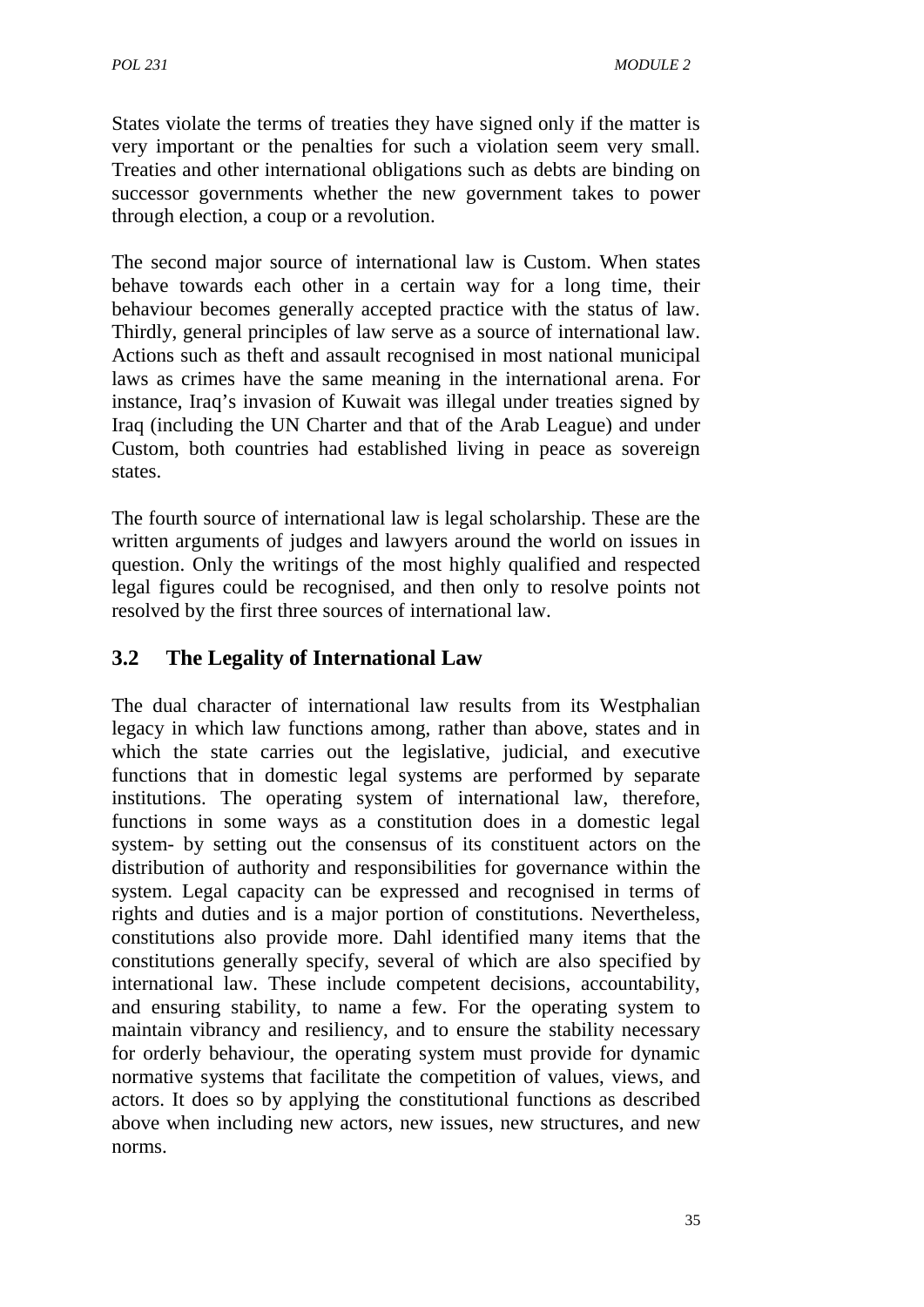States violate the terms of treaties they have signed only if the matter is very important or the penalties for such a violation seem very small. Treaties and other international obligations such as debts are binding on successor governments whether the new government takes to power through election, a coup or a revolution.

The second major source of international law is Custom. When states behave towards each other in a certain way for a long time, their behaviour becomes generally accepted practice with the status of law. Thirdly, general principles of law serve as a source of international law. Actions such as theft and assault recognised in most national municipal laws as crimes have the same meaning in the international arena. For instance, Iraq's invasion of Kuwait was illegal under treaties signed by Iraq (including the UN Charter and that of the Arab League) and under Custom, both countries had established living in peace as sovereign states.

The fourth source of international law is legal scholarship. These are the written arguments of judges and lawyers around the world on issues in question. Only the writings of the most highly qualified and respected legal figures could be recognised, and then only to resolve points not resolved by the first three sources of international law.

## 3.2 The Legality of International Law

The dual character of international law results from its Westphalian legacy in which law functions among, rather than above, states and in which the state carries out the legislative, judicial, and executive functions that in domestic legal systems are performed by separate institutions. The operating system of international law, therefore, functions in some ways as a constitution does in a domestic legal system- by setting out the consensus of its constituent actors on the distribution of authority and responsibilities for governance within the system. Legal capacity can be expressed and recognised in terms of rights and duties and is a major portion of constitutions. Nevertheless, constitutions also provide more. Dahl identified many items that the constitutions generally specify, several of which are also specified by international law. These include competent decisions, accountability, and ensuring stability, to name a few. For the operating system to maintain vibrancy and resiliency, and to ensure the stability necessary for orderly behaviour, the operating system must provide for dynamic normative systems that facilitate the competition of values, views, and actors. It does so by applying the constitutional functions as described above when including new actors, new issues, new structures, and new norms.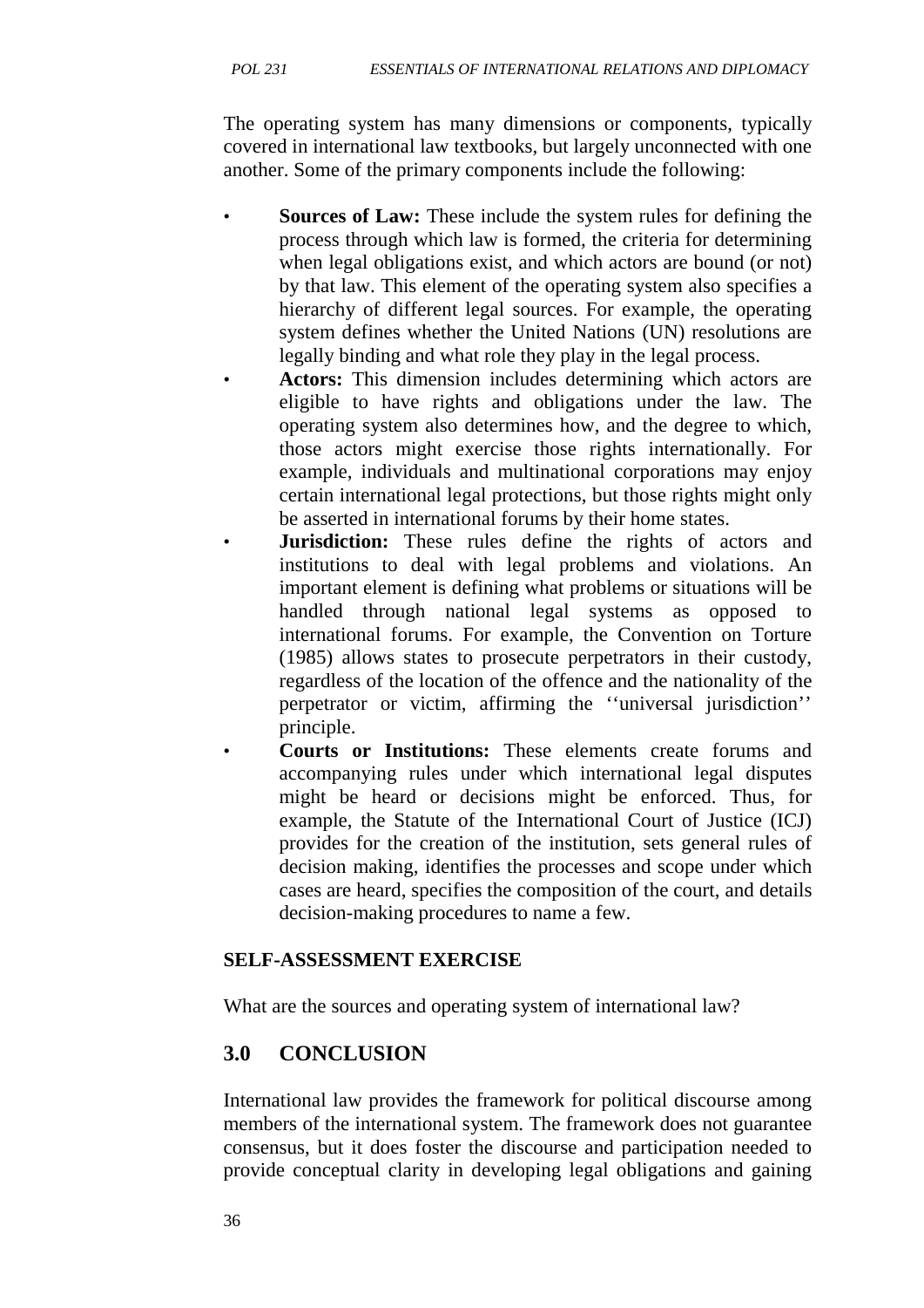The operating system has many dimensions or components, typically covered in international law textbooks, but largely unconnected with one another. Some of the primary components include the following:

- **Sources of Law:** These include the system rules for defining the process through which law is formed, the criteria for determining when legal obligations exist, and which actors are bound (or not) by that law. This element of the operating system also specifies a hierarchy of different legal sources. For example, the operating system defines whether the United Nations (UN) resolutions are legally binding and what role they play in the legal process.
- **Actors:** This dimension includes determining which actors are eligible to have rights and obligations under the law. The operating system also determines how, and the degree to which, those actors might exercise those rights internationally. For example, individuals and multinational corporations may enjoy certain international legal protections, but those rights might only be asserted in international forums by their home states.
- **Jurisdiction:** These rules define the rights of actors and institutions to deal with legal problems and violations. An important element is defining what problems or situations will be handled through national legal systems as opposed to international forums. For example, the Convention on Torture (1985) allows states to prosecute perpetrators in their custody, regardless of the location of the offence and the nationality of the perpetrator or victim, affirming the ''universal jurisdiction'' principle.
- **Courts or Institutions:** These elements create forums and accompanying rules under which international legal disputes might be heard or decisions might be enforced. Thus, for example, the Statute of the International Court of Justice (ICJ) provides for the creation of the institution, sets general rules of decision making, identifies the processes and scope under which cases are heard, specifies the composition of the court, and details decision-making procedures to name a few.

**SELF-ASSESSMENT EXERCISE**

What are the sources and operating system of international law?

## 3.0 CONCLUSION

International law provides the framework for political discourse among members of the international system. The framework does not guarantee consensus, but it does foster the discourse and participation needed to provide conceptual clarity in developing legal obligations and gaining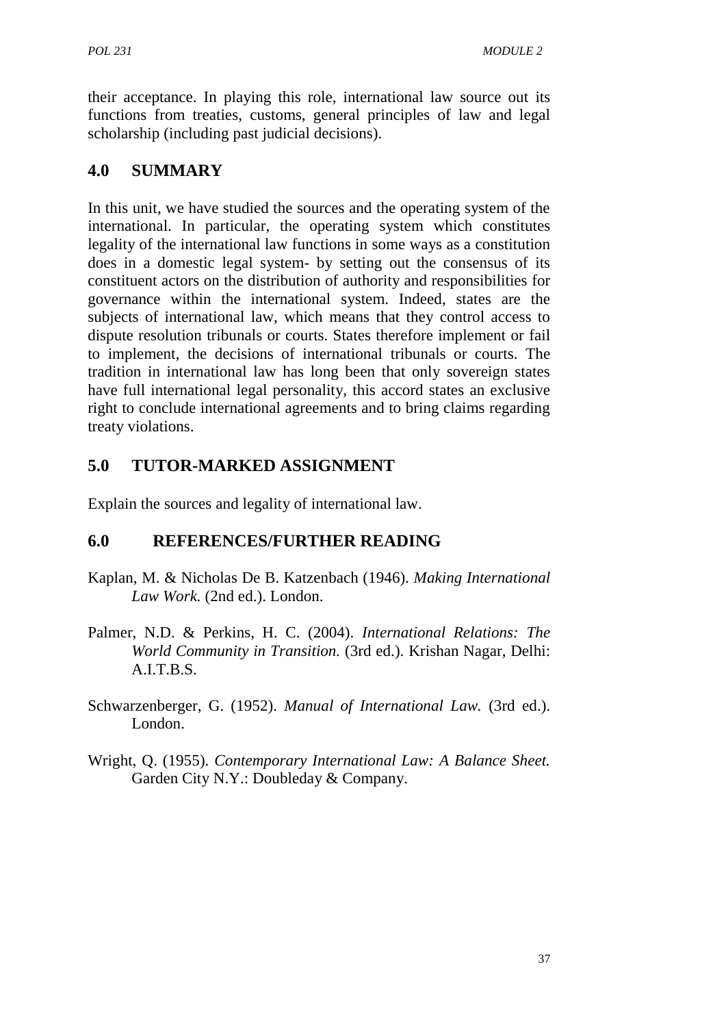their acceptance. In playing this role, international law source out its functions from treaties, customs, general principles of law and legal scholarship (including past judicial decisions).

## 4.0 SUMMARY

In this unit, we have studied the sources and the operating system of the international. In particular, the operating system which constitutes legality of the international law functions in some ways as a constitution does in a domestic legal system- by setting out the consensus of its constituent actors on the distribution of authority and responsibilities for governance within the international system. Indeed, states are the subjects of international law, which means that they control access to dispute resolution tribunals or courts. States therefore implement or fail to implement, the decisions of international tribunals or courts. The tradition in international law has long been that only sovereign states have full international legal personality, this accord states an exclusive right to conclude international agreements and to bring claims regarding treaty violations.

## 5.0 TUTOR-MARKED ASSIGNMENT

Explain the sources and legality of international law.

## 6.0 REFERENCES/FURTHER READING

Kaplan, M. & Nicholas De B. Katzenbach (1946). *Making International Law Work.* (2nd ed.). London.

Palmer, N.D. & Perkins, H. C. (2004). *International Relations: The World Community in Transition.* (3rd ed.). Krishan Nagar, Delhi: A.I.T.B.S.

Schwarzenberger, G. (1952). *Manual of International Law.* (3rd ed.). London.

Wright, Q. (1955). *Contemporary International Law: A Balance Sheet.* Garden City N.Y.: Doubleday & Company.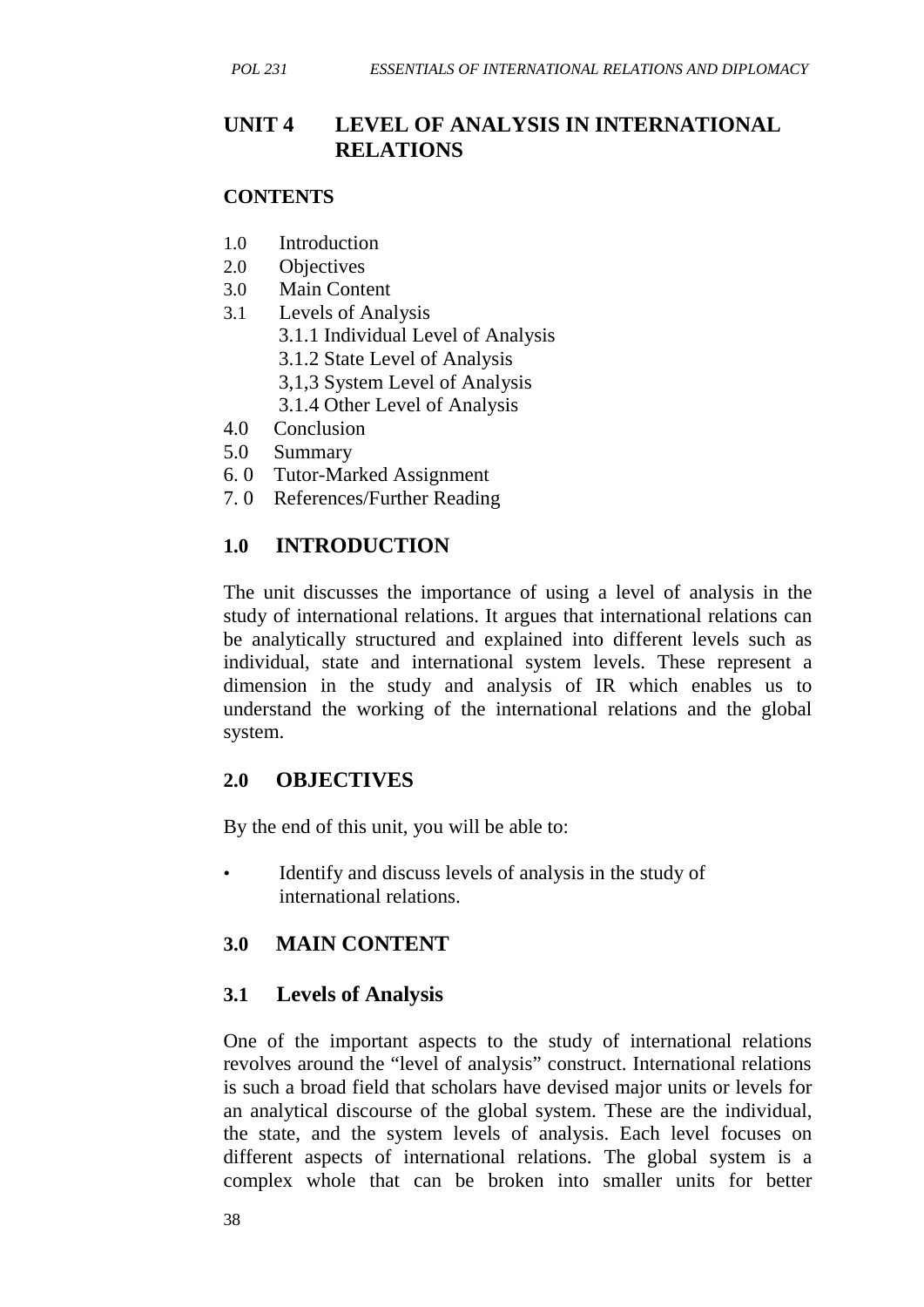# UNIT 4 LEVEL OF ANALYSIS IN INTERNATIONAL RELATIONS

**CONTENTS**

1.0 Introduction
2.0 Objectives
3.0 Main Content
3.1 Levels of Analysis
    3.1.1 Individual Level of Analysis
    3.1.2 State Level of Analysis
    3,1,3 System Level of Analysis
    3.1.4 Other Level of Analysis
4.0 Conclusion
5.0 Summary
6. 0 Tutor-Marked Assignment
7. 0 References/Further Reading

## 1.0 INTRODUCTION

The unit discusses the importance of using a level of analysis in the study of international relations. It argues that international relations can be analytically structured and explained into different levels such as individual, state and international system levels. These represent a dimension in the study and analysis of IR which enables us to understand the working of the international relations and the global system.

## 2.0 OBJECTIVES

By the end of this unit, you will be able to:

- Identify and discuss levels of analysis in the study of international relations.

## 3.0 MAIN CONTENT

### 3.1 Levels of Analysis

One of the important aspects to the study of international relations revolves around the "level of analysis" construct. International relations is such a broad field that scholars have devised major units or levels for an analytical discourse of the global system. These are the individual, the state, and the system levels of analysis. Each level focuses on different aspects of international relations. The global system is a complex whole that can be broken into smaller units for better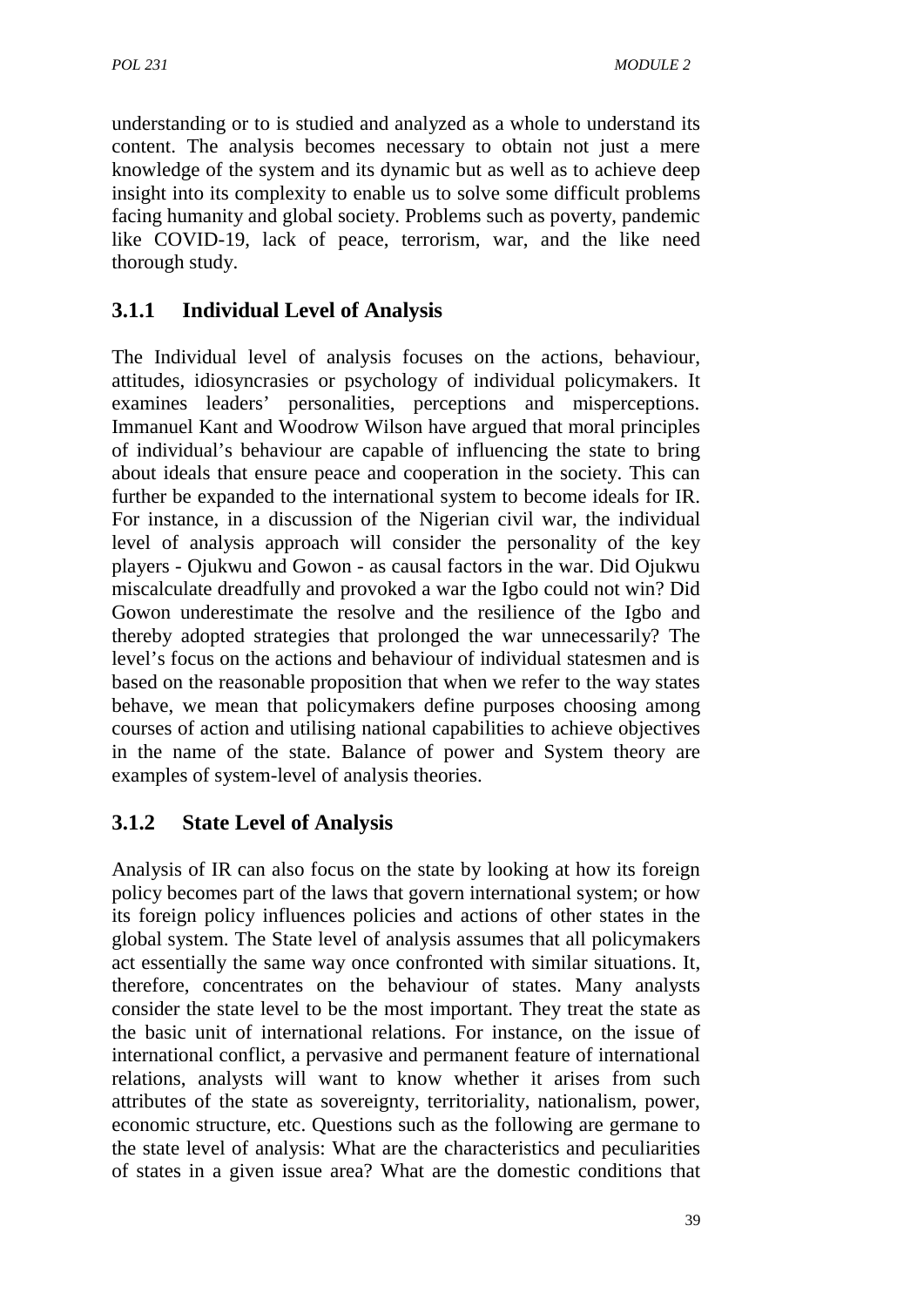understanding or to is studied and analyzed as a whole to understand its content. The analysis becomes necessary to obtain not just a mere knowledge of the system and its dynamic but as well as to achieve deep insight into its complexity to enable us to solve some difficult problems facing humanity and global society. Problems such as poverty, pandemic like COVID-19, lack of peace, terrorism, war, and the like need thorough study.

### 3.1.1 Individual Level of Analysis

The Individual level of analysis focuses on the actions, behaviour, attitudes, idiosyncrasies or psychology of individual policymakers. It examines leaders' personalities, perceptions and misperceptions. Immanuel Kant and Woodrow Wilson have argued that moral principles of individual's behaviour are capable of influencing the state to bring about ideals that ensure peace and cooperation in the society. This can further be expanded to the international system to become ideals for IR. For instance, in a discussion of the Nigerian civil war, the individual level of analysis approach will consider the personality of the key players - Ojukwu and Gowon - as causal factors in the war. Did Ojukwu miscalculate dreadfully and provoked a war the Igbo could not win? Did Gowon underestimate the resolve and the resilience of the Igbo and thereby adopted strategies that prolonged the war unnecessarily? The level's focus on the actions and behaviour of individual statesmen and is based on the reasonable proposition that when we refer to the way states behave, we mean that policymakers define purposes choosing among courses of action and utilising national capabilities to achieve objectives in the name of the state. Balance of power and System theory are examples of system-level of analysis theories.

### 3.1.2 State Level of Analysis

Analysis of IR can also focus on the state by looking at how its foreign policy becomes part of the laws that govern international system; or how its foreign policy influences policies and actions of other states in the global system. The State level of analysis assumes that all policymakers act essentially the same way once confronted with similar situations. It, therefore, concentrates on the behaviour of states. Many analysts consider the state level to be the most important. They treat the state as the basic unit of international relations. For instance, on the issue of international conflict, a pervasive and permanent feature of international relations, analysts will want to know whether it arises from such attributes of the state as sovereignty, territoriality, nationalism, power, economic structure, etc. Questions such as the following are germane to the state level of analysis: What are the characteristics and peculiarities of states in a given issue area? What are the domestic conditions that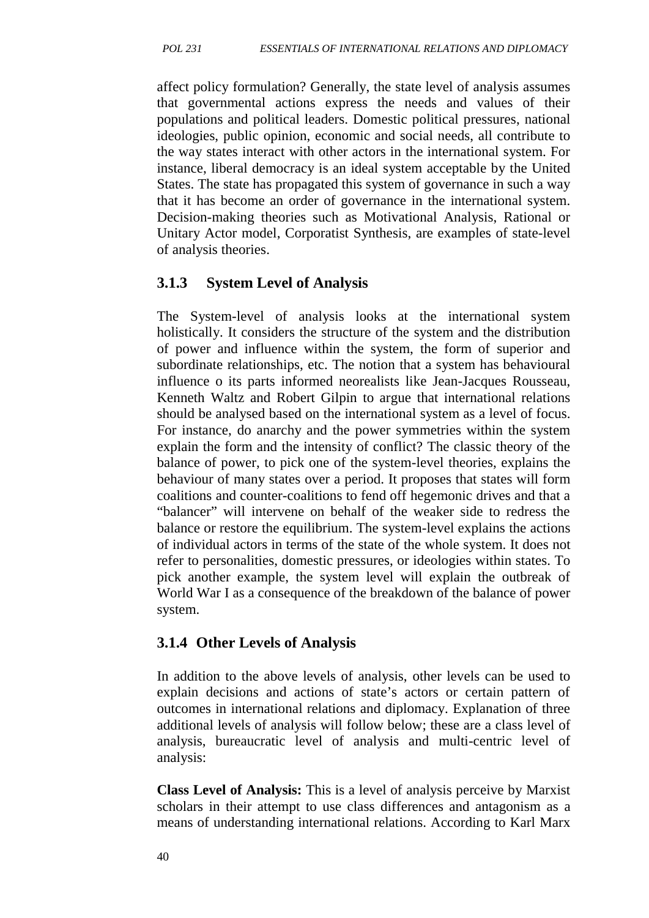affect policy formulation? Generally, the state level of analysis assumes that governmental actions express the needs and values of their populations and political leaders. Domestic political pressures, national ideologies, public opinion, economic and social needs, all contribute to the way states interact with other actors in the international system. For instance, liberal democracy is an ideal system acceptable by the United States. The state has propagated this system of governance in such a way that it has become an order of governance in the international system. Decision-making theories such as Motivational Analysis, Rational or Unitary Actor model, Corporatist Synthesis, are examples of state-level of analysis theories.

### 3.1.3 System Level of Analysis

The System-level of analysis looks at the international system holistically. It considers the structure of the system and the distribution of power and influence within the system, the form of superior and subordinate relationships, etc. The notion that a system has behavioural influence o its parts informed neorealists like Jean-Jacques Rousseau, Kenneth Waltz and Robert Gilpin to argue that international relations should be analysed based on the international system as a level of focus. For instance, do anarchy and the power symmetries within the system explain the form and the intensity of conflict? The classic theory of the balance of power, to pick one of the system-level theories, explains the behaviour of many states over a period. It proposes that states will form coalitions and counter-coalitions to fend off hegemonic drives and that a "balancer" will intervene on behalf of the weaker side to redress the balance or restore the equilibrium. The system-level explains the actions of individual actors in terms of the state of the whole system. It does not refer to personalities, domestic pressures, or ideologies within states. To pick another example, the system level will explain the outbreak of World War I as a consequence of the breakdown of the balance of power system.

### 3.1.4 Other Levels of Analysis

In addition to the above levels of analysis, other levels can be used to explain decisions and actions of state's actors or certain pattern of outcomes in international relations and diplomacy. Explanation of three additional levels of analysis will follow below; these are a class level of analysis, bureaucratic level of analysis and multi-centric level of analysis:

**Class Level of Analysis:** This is a level of analysis perceive by Marxist scholars in their attempt to use class differences and antagonism as a means of understanding international relations. According to Karl Marx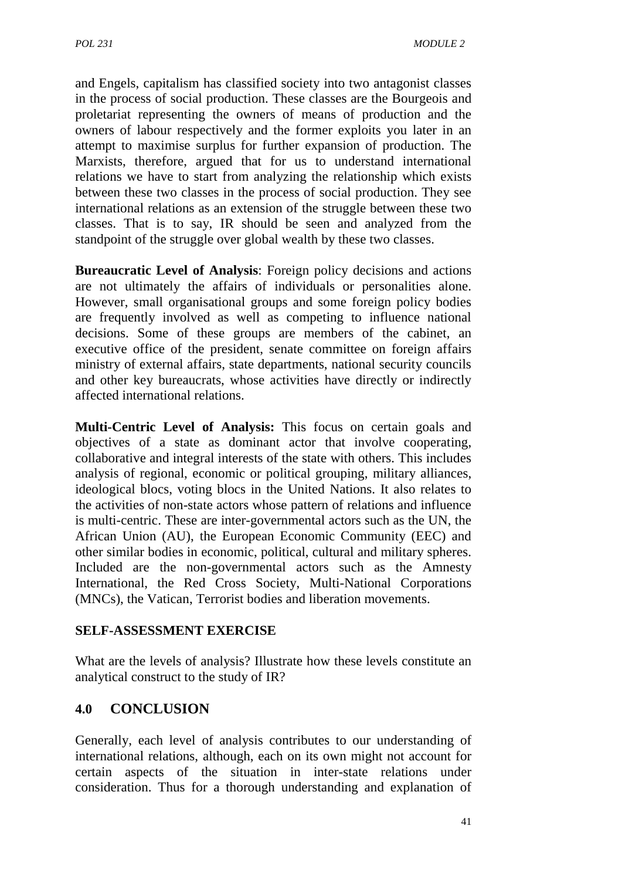and Engels, capitalism has classified society into two antagonist classes in the process of social production. These classes are the Bourgeois and proletariat representing the owners of means of production and the owners of labour respectively and the former exploits you later in an attempt to maximise surplus for further expansion of production. The Marxists, therefore, argued that for us to understand international relations we have to start from analyzing the relationship which exists between these two classes in the process of social production. They see international relations as an extension of the struggle between these two classes. That is to say, IR should be seen and analyzed from the standpoint of the struggle over global wealth by these two classes.

**Bureaucratic Level of Analysis**: Foreign policy decisions and actions are not ultimately the affairs of individuals or personalities alone. However, small organisational groups and some foreign policy bodies are frequently involved as well as competing to influence national decisions. Some of these groups are members of the cabinet, an executive office of the president, senate committee on foreign affairs ministry of external affairs, state departments, national security councils and other key bureaucrats, whose activities have directly or indirectly affected international relations.

**Multi-Centric Level of Analysis:** This focus on certain goals and objectives of a state as dominant actor that involve cooperating, collaborative and integral interests of the state with others. This includes analysis of regional, economic or political grouping, military alliances, ideological blocs, voting blocs in the United Nations. It also relates to the activities of non-state actors whose pattern of relations and influence is multi-centric. These are inter-governmental actors such as the UN, the African Union (AU), the European Economic Community (EEC) and other similar bodies in economic, political, cultural and military spheres. Included are the non-governmental actors such as the Amnesty International, the Red Cross Society, Multi-National Corporations (MNCs), the Vatican, Terrorist bodies and liberation movements.

**SELF-ASSESSMENT EXERCISE**

What are the levels of analysis? Illustrate how these levels constitute an analytical construct to the study of IR?

## 4.0 CONCLUSION

Generally, each level of analysis contributes to our understanding of international relations, although, each on its own might not account for certain aspects of the situation in inter-state relations under consideration. Thus for a thorough understanding and explanation of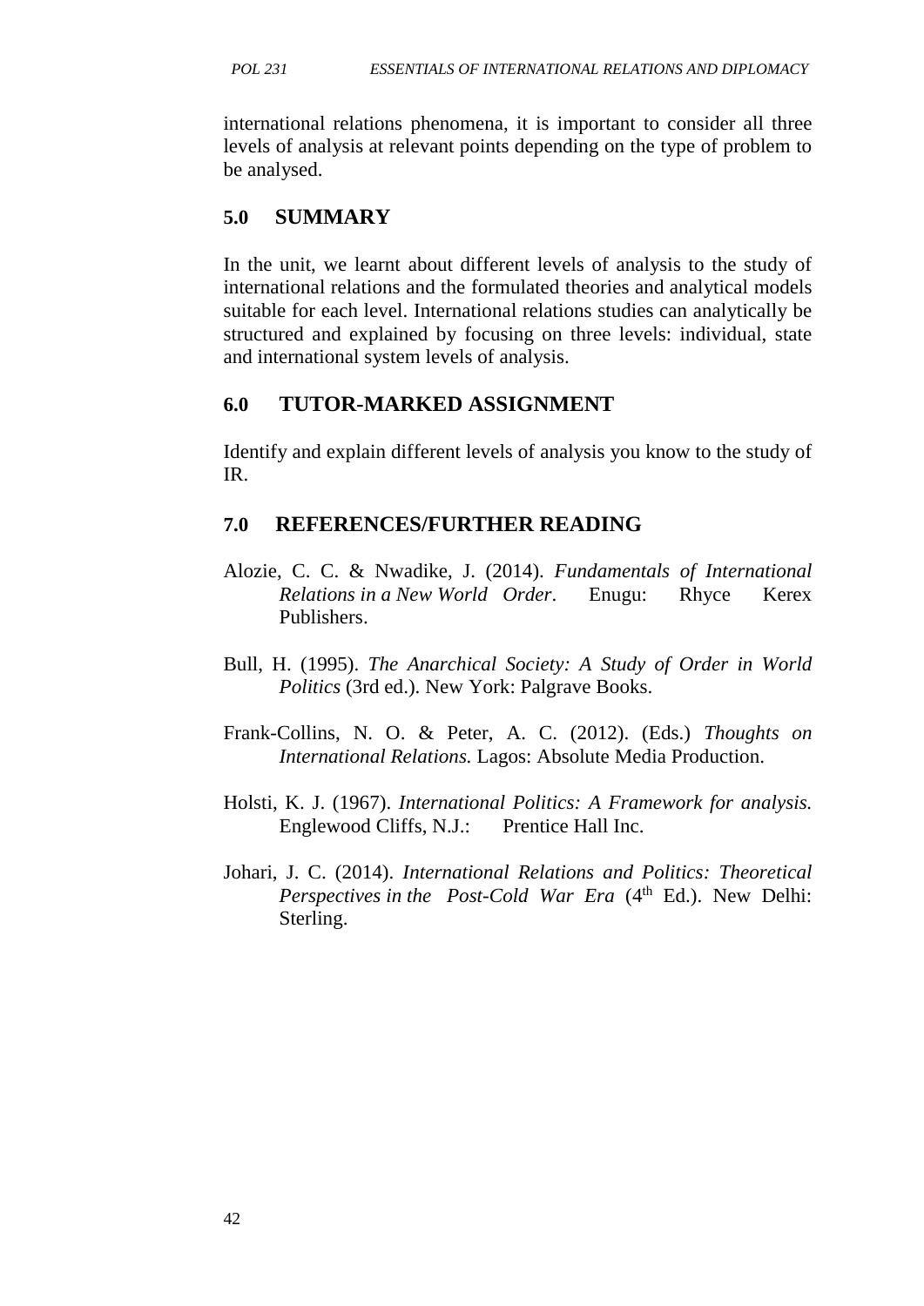international relations phenomena, it is important to consider all three levels of analysis at relevant points depending on the type of problem to be analysed.

## 5.0 SUMMARY

In the unit, we learnt about different levels of analysis to the study of international relations and the formulated theories and analytical models suitable for each level. International relations studies can analytically be structured and explained by focusing on three levels: individual, state and international system levels of analysis.

## 6.0 TUTOR-MARKED ASSIGNMENT

Identify and explain different levels of analysis you know to the study of IR.

## 7.0 REFERENCES/FURTHER READING

Alozie, C. C. & Nwadike, J. (2014). *Fundamentals of International Relations in a New World Order*. Enugu: Rhyce Kerex Publishers.

Bull, H. (1995). *The Anarchical Society: A Study of Order in World Politics* (3rd ed.). New York: Palgrave Books.

Frank-Collins, N. O. & Peter, A. C. (2012). (Eds.) *Thoughts on International Relations.* Lagos: Absolute Media Production.

Holsti, K. J. (1967). *International Politics: A Framework for analysis.* Englewood Cliffs, N.J.: Prentice Hall Inc.

Johari, J. C. (2014). *International Relations and Politics: Theoretical Perspectives in the Post-Cold War Era* (4th Ed.). New Delhi: Sterling.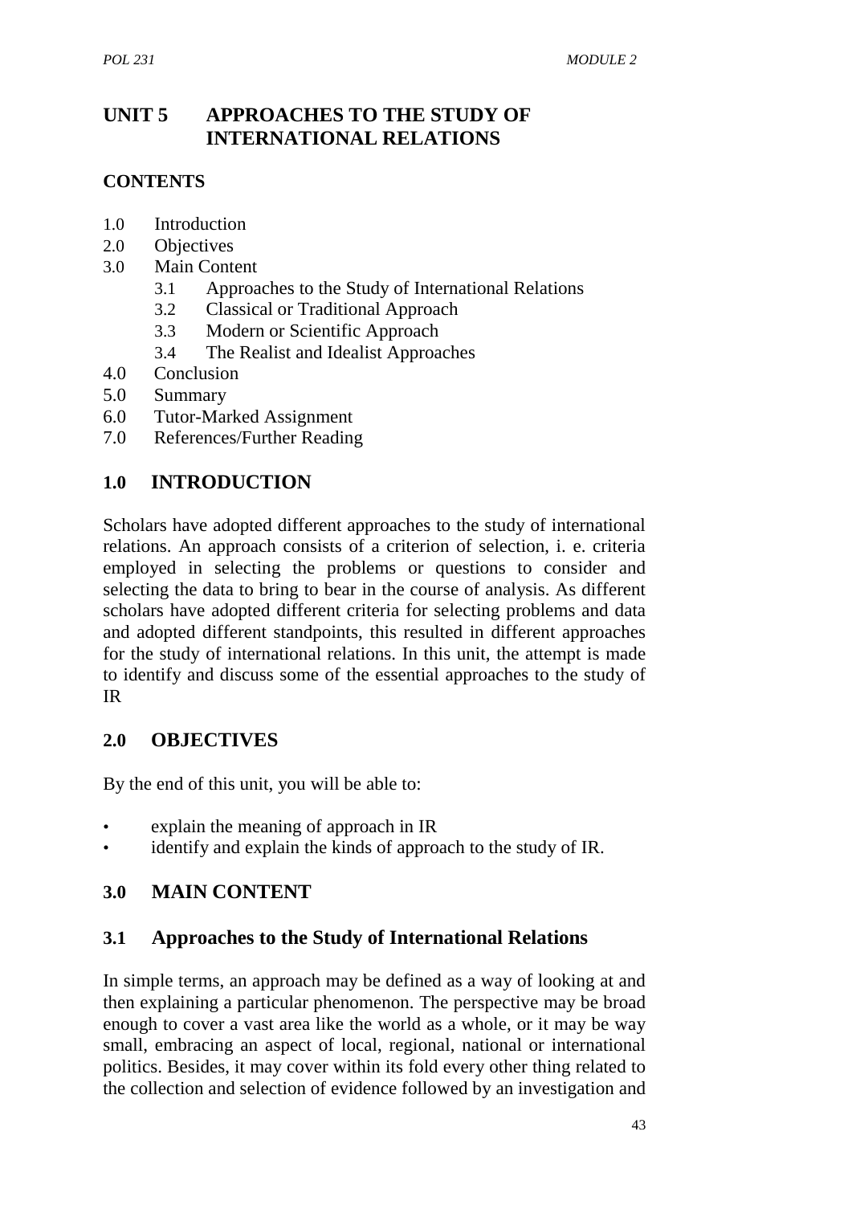# UNIT 5 APPROACHES TO THE STUDY OF INTERNATIONAL RELATIONS

## CONTENTS

- 1.0 Introduction
- 2.0 Objectives
- 3.0 Main Content
  - 3.1 Approaches to the Study of International Relations
  - 3.2 Classical or Traditional Approach
  - 3.3 Modern or Scientific Approach
  - 3.4 The Realist and Idealist Approaches
- 4.0 Conclusion
- 5.0 Summary
- 6.0 Tutor-Marked Assignment
- 7.0 References/Further Reading

## 1.0 INTRODUCTION

Scholars have adopted different approaches to the study of international relations. An approach consists of a criterion of selection, i. e. criteria employed in selecting the problems or questions to consider and selecting the data to bring to bear in the course of analysis. As different scholars have adopted different criteria for selecting problems and data and adopted different standpoints, this resulted in different approaches for the study of international relations. In this unit, the attempt is made to identify and discuss some of the essential approaches to the study of IR

## 2.0 OBJECTIVES

By the end of this unit, you will be able to:

- explain the meaning of approach in IR
- identify and explain the kinds of approach to the study of IR.

## 3.0 MAIN CONTENT

### 3.1 Approaches to the Study of International Relations

In simple terms, an approach may be defined as a way of looking at and then explaining a particular phenomenon. The perspective may be broad enough to cover a vast area like the world as a whole, or it may be way small, embracing an aspect of local, regional, national or international politics. Besides, it may cover within its fold every other thing related to the collection and selection of evidence followed by an investigation and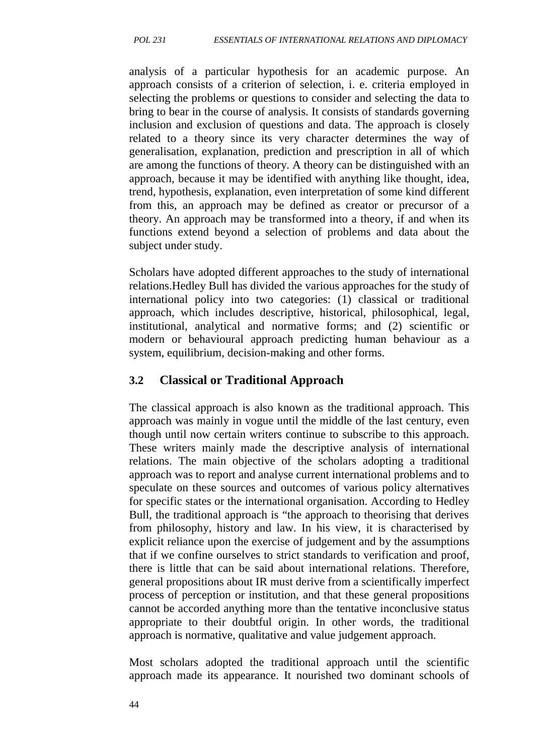analysis of a particular hypothesis for an academic purpose. An approach consists of a criterion of selection, i. e. criteria employed in selecting the problems or questions to consider and selecting the data to bring to bear in the course of analysis. It consists of standards governing inclusion and exclusion of questions and data. The approach is closely related to a theory since its very character determines the way of generalisation, explanation, prediction and prescription in all of which are among the functions of theory. A theory can be distinguished with an approach, because it may be identified with anything like thought, idea, trend, hypothesis, explanation, even interpretation of some kind different from this, an approach may be defined as creator or precursor of a theory. An approach may be transformed into a theory, if and when its functions extend beyond a selection of problems and data about the subject under study.

Scholars have adopted different approaches to the study of international relations.Hedley Bull has divided the various approaches for the study of international policy into two categories: (1) classical or traditional approach, which includes descriptive, historical, philosophical, legal, institutional, analytical and normative forms; and (2) scientific or modern or behavioural approach predicting human behaviour as a system, equilibrium, decision-making and other forms.

## 3.2 Classical or Traditional Approach

The classical approach is also known as the traditional approach. This approach was mainly in vogue until the middle of the last century, even though until now certain writers continue to subscribe to this approach. These writers mainly made the descriptive analysis of international relations. The main objective of the scholars adopting a traditional approach was to report and analyse current international problems and to speculate on these sources and outcomes of various policy alternatives for specific states or the international organisation. According to Hedley Bull, the traditional approach is "the approach to theorising that derives from philosophy, history and law. In his view, it is characterised by explicit reliance upon the exercise of judgement and by the assumptions that if we confine ourselves to strict standards to verification and proof, there is little that can be said about international relations. Therefore, general propositions about IR must derive from a scientifically imperfect process of perception or institution, and that these general propositions cannot be accorded anything more than the tentative inconclusive status appropriate to their doubtful origin. In other words, the traditional approach is normative, qualitative and value judgement approach.

Most scholars adopted the traditional approach until the scientific approach made its appearance. It nourished two dominant schools of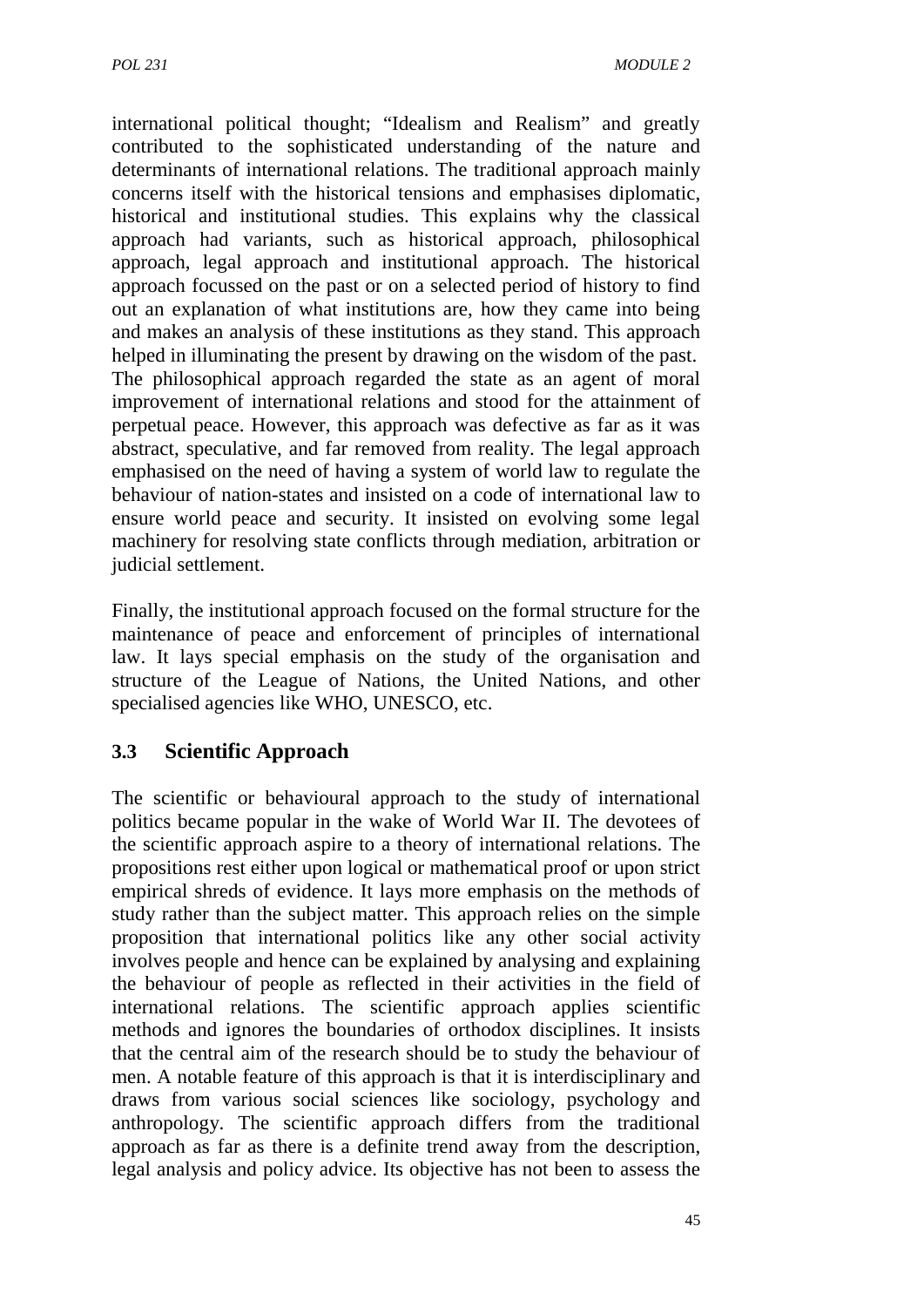international political thought; "Idealism and Realism" and greatly contributed to the sophisticated understanding of the nature and determinants of international relations. The traditional approach mainly concerns itself with the historical tensions and emphasises diplomatic, historical and institutional studies. This explains why the classical approach had variants, such as historical approach, philosophical approach, legal approach and institutional approach. The historical approach focussed on the past or on a selected period of history to find out an explanation of what institutions are, how they came into being and makes an analysis of these institutions as they stand. This approach helped in illuminating the present by drawing on the wisdom of the past. The philosophical approach regarded the state as an agent of moral improvement of international relations and stood for the attainment of perpetual peace. However, this approach was defective as far as it was abstract, speculative, and far removed from reality. The legal approach emphasised on the need of having a system of world law to regulate the behaviour of nation-states and insisted on a code of international law to ensure world peace and security. It insisted on evolving some legal machinery for resolving state conflicts through mediation, arbitration or judicial settlement.

Finally, the institutional approach focused on the formal structure for the maintenance of peace and enforcement of principles of international law. It lays special emphasis on the study of the organisation and structure of the League of Nations, the United Nations, and other specialised agencies like WHO, UNESCO, etc.

## 3.3 Scientific Approach

The scientific or behavioural approach to the study of international politics became popular in the wake of World War II. The devotees of the scientific approach aspire to a theory of international relations. The propositions rest either upon logical or mathematical proof or upon strict empirical shreds of evidence. It lays more emphasis on the methods of study rather than the subject matter. This approach relies on the simple proposition that international politics like any other social activity involves people and hence can be explained by analysing and explaining the behaviour of people as reflected in their activities in the field of international relations. The scientific approach applies scientific methods and ignores the boundaries of orthodox disciplines. It insists that the central aim of the research should be to study the behaviour of men. A notable feature of this approach is that it is interdisciplinary and draws from various social sciences like sociology, psychology and anthropology. The scientific approach differs from the traditional approach as far as there is a definite trend away from the description, legal analysis and policy advice. Its objective has not been to assess the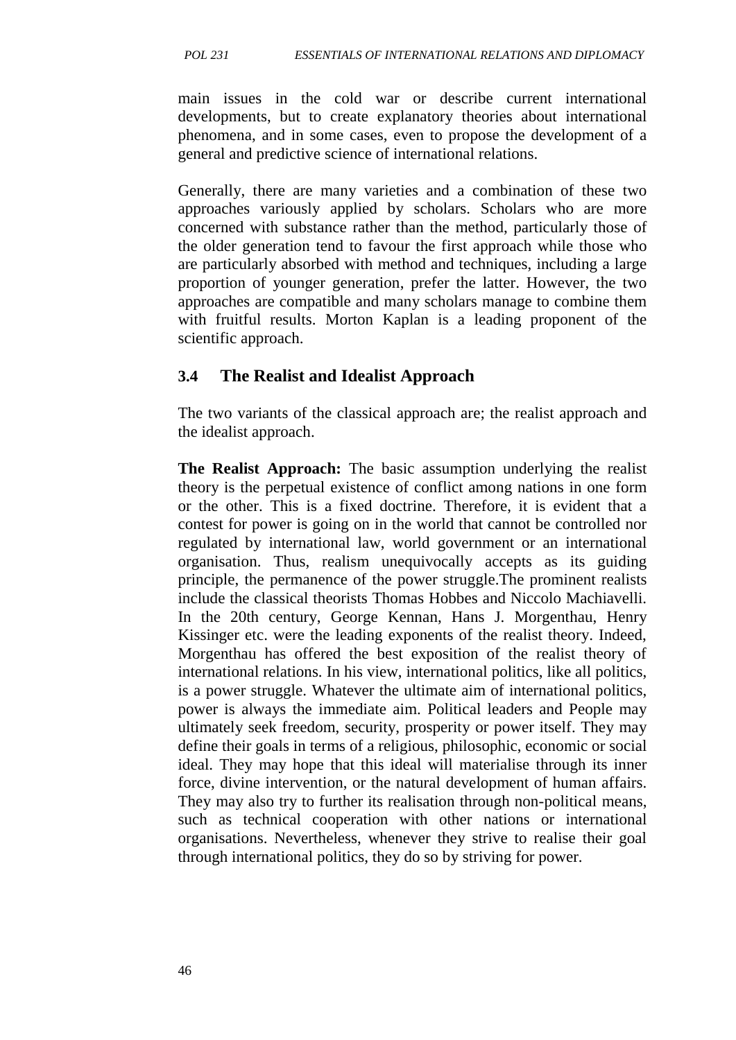main issues in the cold war or describe current international developments, but to create explanatory theories about international phenomena, and in some cases, even to propose the development of a general and predictive science of international relations.

Generally, there are many varieties and a combination of these two approaches variously applied by scholars. Scholars who are more concerned with substance rather than the method, particularly those of the older generation tend to favour the first approach while those who are particularly absorbed with method and techniques, including a large proportion of younger generation, prefer the latter. However, the two approaches are compatible and many scholars manage to combine them with fruitful results. Morton Kaplan is a leading proponent of the scientific approach.

## 3.4 The Realist and Idealist Approach

The two variants of the classical approach are; the realist approach and the idealist approach.

**The Realist Approach:** The basic assumption underlying the realist theory is the perpetual existence of conflict among nations in one form or the other. This is a fixed doctrine. Therefore, it is evident that a contest for power is going on in the world that cannot be controlled nor regulated by international law, world government or an international organisation. Thus, realism unequivocally accepts as its guiding principle, the permanence of the power struggle.The prominent realists include the classical theorists Thomas Hobbes and Niccolo Machiavelli. In the 20th century, George Kennan, Hans J. Morgenthau, Henry Kissinger etc. were the leading exponents of the realist theory. Indeed, Morgenthau has offered the best exposition of the realist theory of international relations. In his view, international politics, like all politics, is a power struggle. Whatever the ultimate aim of international politics, power is always the immediate aim. Political leaders and People may ultimately seek freedom, security, prosperity or power itself. They may define their goals in terms of a religious, philosophic, economic or social ideal. They may hope that this ideal will materialise through its inner force, divine intervention, or the natural development of human affairs. They may also try to further its realisation through non-political means, such as technical cooperation with other nations or international organisations. Nevertheless, whenever they strive to realise their goal through international politics, they do so by striving for power.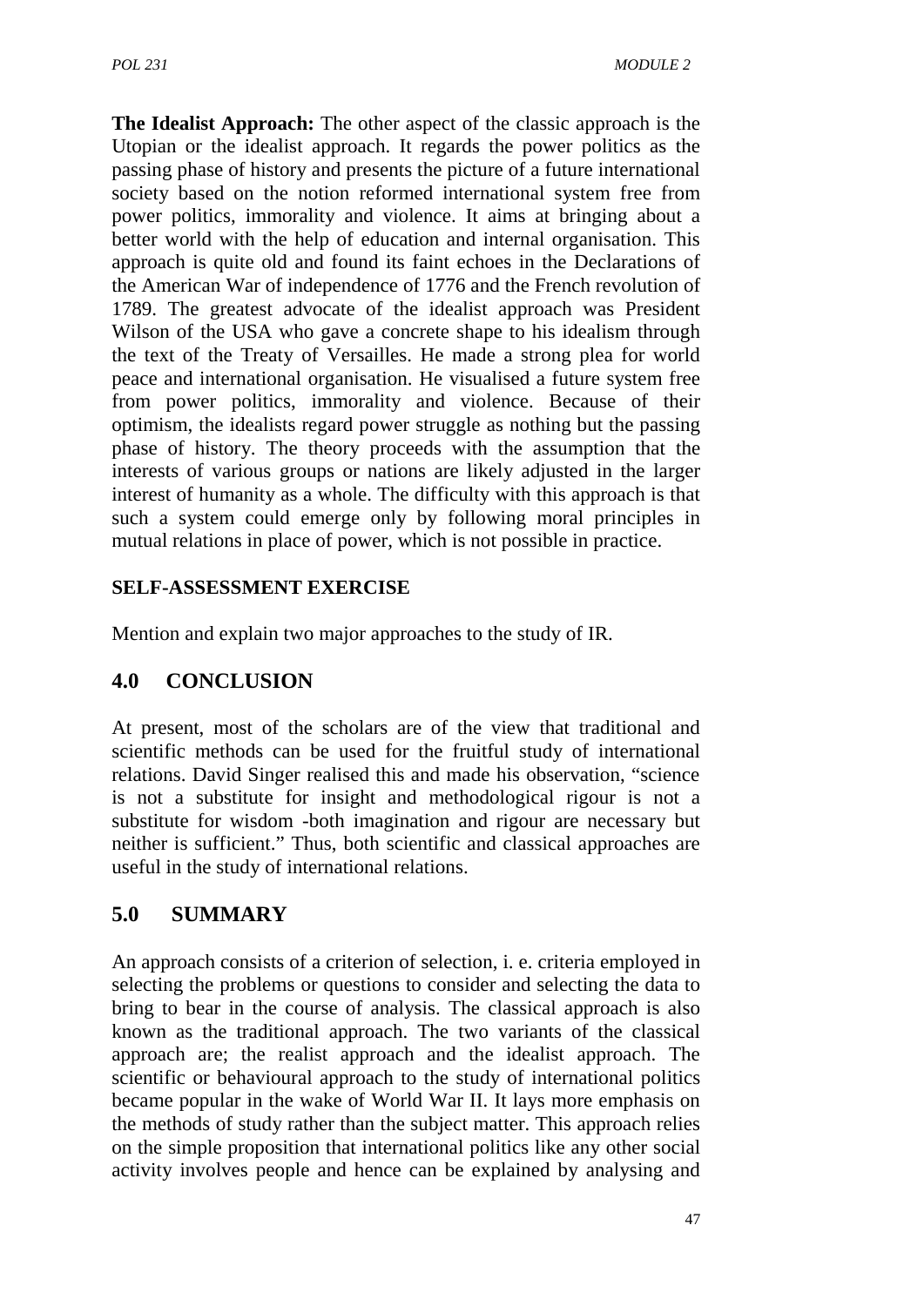**The Idealist Approach:** The other aspect of the classic approach is the Utopian or the idealist approach. It regards the power politics as the passing phase of history and presents the picture of a future international society based on the notion reformed international system free from power politics, immorality and violence. It aims at bringing about a better world with the help of education and internal organisation. This approach is quite old and found its faint echoes in the Declarations of the American War of independence of 1776 and the French revolution of 1789. The greatest advocate of the idealist approach was President Wilson of the USA who gave a concrete shape to his idealism through the text of the Treaty of Versailles. He made a strong plea for world peace and international organisation. He visualised a future system free from power politics, immorality and violence. Because of their optimism, the idealists regard power struggle as nothing but the passing phase of history. The theory proceeds with the assumption that the interests of various groups or nations are likely adjusted in the larger interest of humanity as a whole. The difficulty with this approach is that such a system could emerge only by following moral principles in mutual relations in place of power, which is not possible in practice.

**SELF-ASSESSMENT EXERCISE**

Mention and explain two major approaches to the study of IR.

## 4.0 CONCLUSION

At present, most of the scholars are of the view that traditional and scientific methods can be used for the fruitful study of international relations. David Singer realised this and made his observation, "science is not a substitute for insight and methodological rigour is not a substitute for wisdom -both imagination and rigour are necessary but neither is sufficient." Thus, both scientific and classical approaches are useful in the study of international relations.

## 5.0 SUMMARY

An approach consists of a criterion of selection, i. e. criteria employed in selecting the problems or questions to consider and selecting the data to bring to bear in the course of analysis. The classical approach is also known as the traditional approach. The two variants of the classical approach are; the realist approach and the idealist approach. The scientific or behavioural approach to the study of international politics became popular in the wake of World War II. It lays more emphasis on the methods of study rather than the subject matter. This approach relies on the simple proposition that international politics like any other social activity involves people and hence can be explained by analysing and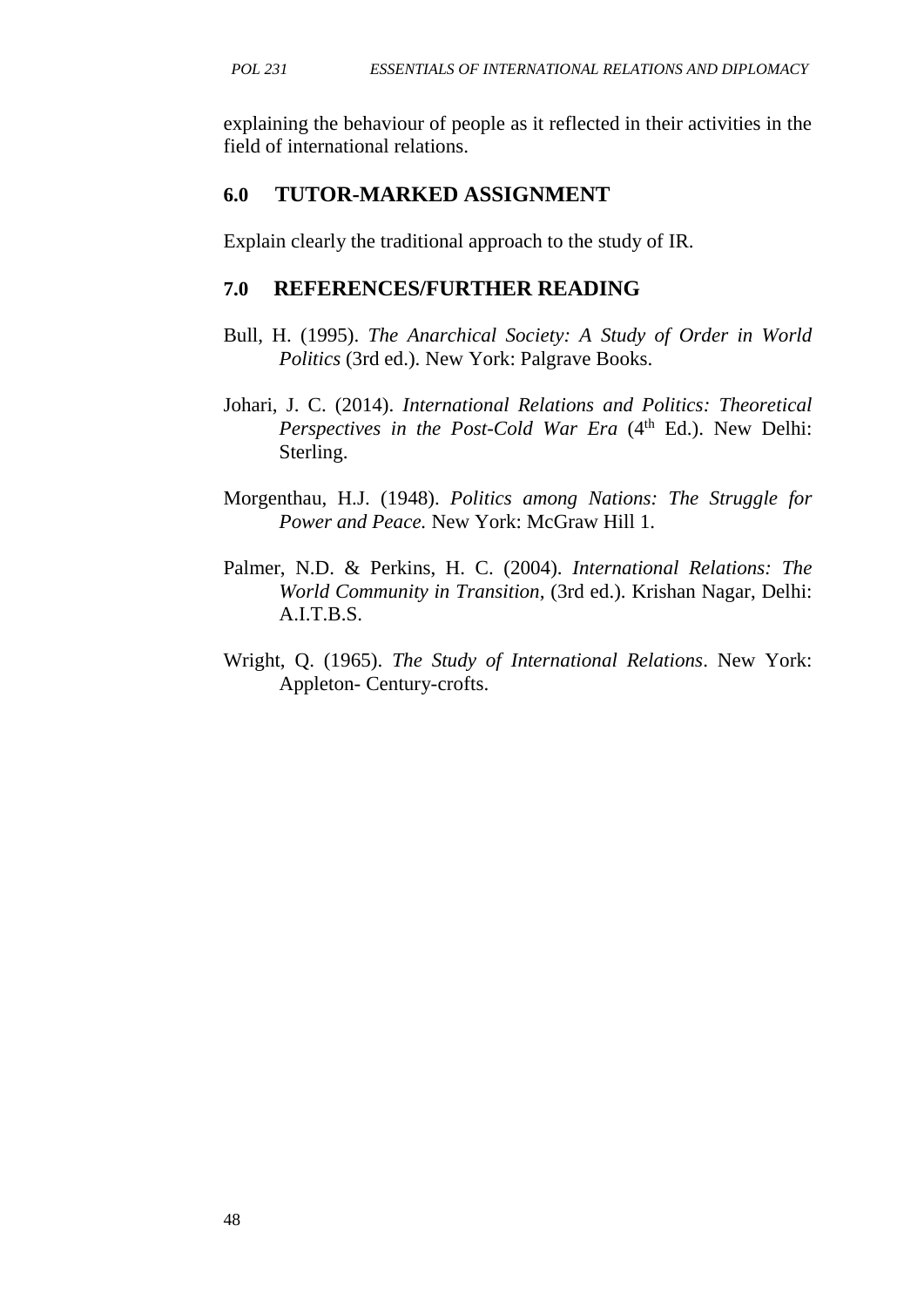explaining the behaviour of people as it reflected in their activities in the field of international relations.

## 6.0 TUTOR-MARKED ASSIGNMENT

Explain clearly the traditional approach to the study of IR.

## 7.0 REFERENCES/FURTHER READING

Bull, H. (1995). *The Anarchical Society: A Study of Order in World Politics* (3rd ed.). New York: Palgrave Books.

Johari, J. C. (2014). *International Relations and Politics: Theoretical Perspectives in the Post-Cold War Era* (4th Ed.). New Delhi: Sterling.

Morgenthau, H.J. (1948). *Politics among Nations: The Struggle for Power and Peace.* New York: McGraw Hill 1.

Palmer, N.D. & Perkins, H. C. (2004). *International Relations: The World Community in Transition,* (3rd ed.). Krishan Nagar, Delhi: A.I.T.B.S.

Wright, Q. (1965). *The Study of International Relations*. New York: Appleton- Century-crofts.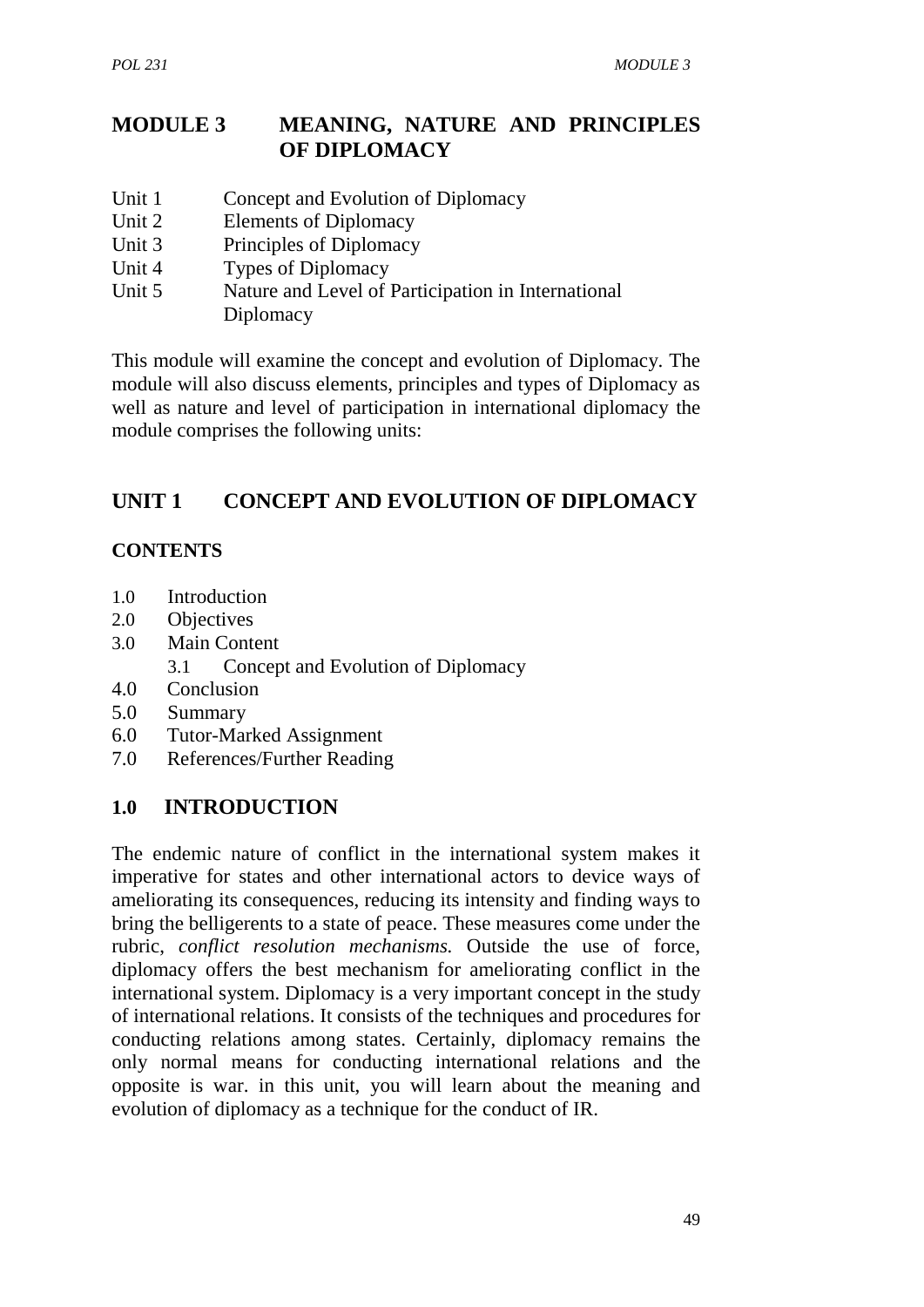# MODULE 3 MEANING, NATURE AND PRINCIPLES OF DIPLOMACY

Unit 1 Concept and Evolution of Diplomacy
Unit 2 Elements of Diplomacy
Unit 3 Principles of Diplomacy
Unit 4 Types of Diplomacy
Unit 5 Nature and Level of Participation in International Diplomacy

This module will examine the concept and evolution of Diplomacy. The module will also discuss elements, principles and types of Diplomacy as well as nature and level of participation in international diplomacy the module comprises the following units:

## UNIT 1 CONCEPT AND EVOLUTION OF DIPLOMACY

### CONTENTS

1.0 Introduction
2.0 Objectives
3.0 Main Content
  3.1 Concept and Evolution of Diplomacy
4.0 Conclusion
5.0 Summary
6.0 Tutor-Marked Assignment
7.0 References/Further Reading

## 1.0 INTRODUCTION

The endemic nature of conflict in the international system makes it imperative for states and other international actors to device ways of ameliorating its consequences, reducing its intensity and finding ways to bring the belligerents to a state of peace. These measures come under the rubric, *conflict resolution mechanisms.* Outside the use of force, diplomacy offers the best mechanism for ameliorating conflict in the international system. Diplomacy is a very important concept in the study of international relations. It consists of the techniques and procedures for conducting relations among states. Certainly, diplomacy remains the only normal means for conducting international relations and the opposite is war. in this unit, you will learn about the meaning and evolution of diplomacy as a technique for the conduct of IR.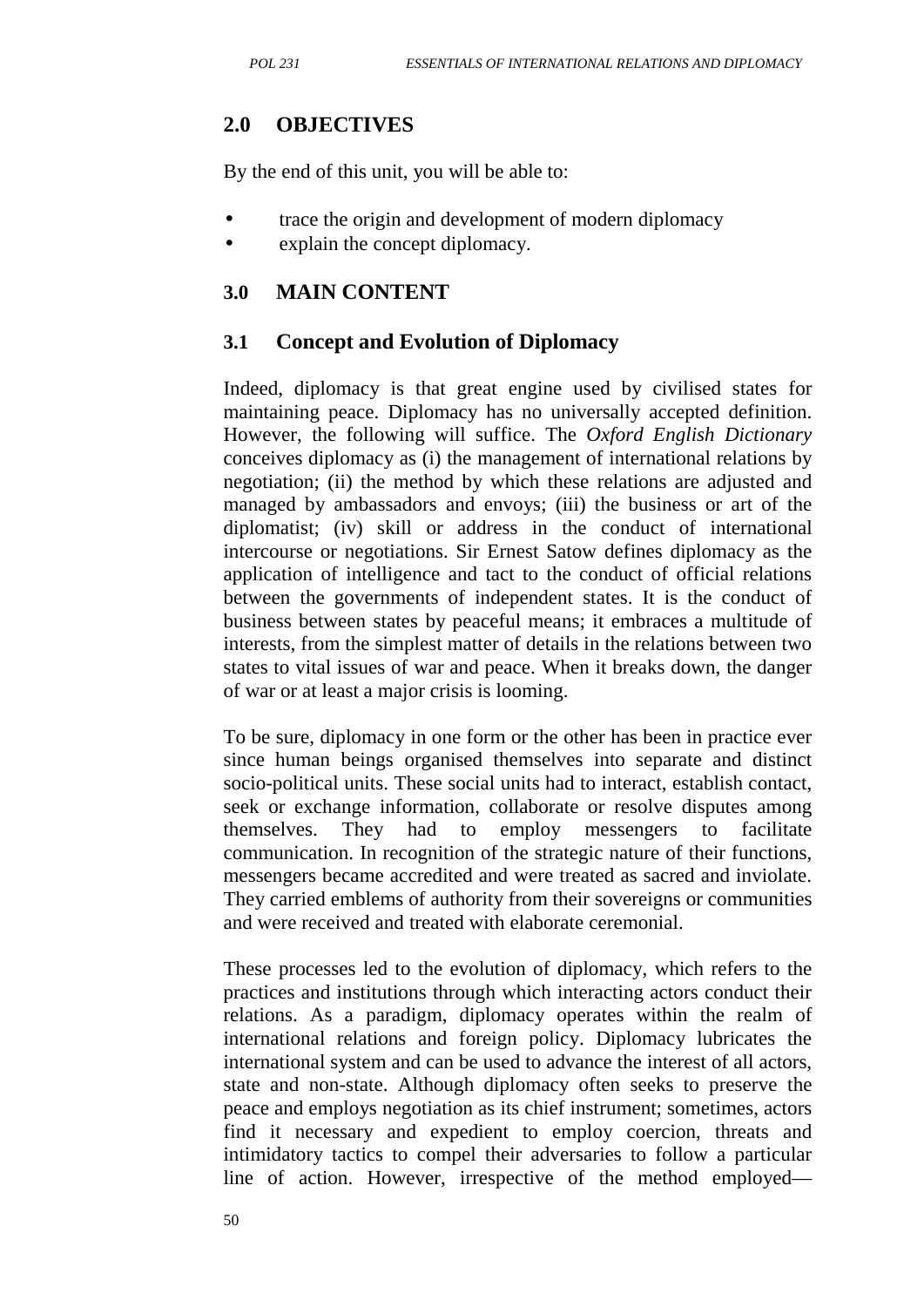## 2.0 OBJECTIVES

By the end of this unit, you will be able to:

- trace the origin and development of modern diplomacy
- explain the concept diplomacy.

## 3.0 MAIN CONTENT

### 3.1 Concept and Evolution of Diplomacy

Indeed, diplomacy is that great engine used by civilised states for maintaining peace. Diplomacy has no universally accepted definition. However, the following will suffice. The *Oxford English Dictionary* conceives diplomacy as (i) the management of international relations by negotiation; (ii) the method by which these relations are adjusted and managed by ambassadors and envoys; (iii) the business or art of the diplomatist; (iv) skill or address in the conduct of international intercourse or negotiations. Sir Ernest Satow defines diplomacy as the application of intelligence and tact to the conduct of official relations between the governments of independent states. It is the conduct of business between states by peaceful means; it embraces a multitude of interests, from the simplest matter of details in the relations between two states to vital issues of war and peace. When it breaks down, the danger of war or at least a major crisis is looming.

To be sure, diplomacy in one form or the other has been in practice ever since human beings organised themselves into separate and distinct socio-political units. These social units had to interact, establish contact, seek or exchange information, collaborate or resolve disputes among themselves. They had to employ messengers to facilitate communication. In recognition of the strategic nature of their functions, messengers became accredited and were treated as sacred and inviolate. They carried emblems of authority from their sovereigns or communities and were received and treated with elaborate ceremonial.

These processes led to the evolution of diplomacy, which refers to the practices and institutions through which interacting actors conduct their relations. As a paradigm, diplomacy operates within the realm of international relations and foreign policy. Diplomacy lubricates the international system and can be used to advance the interest of all actors, state and non-state. Although diplomacy often seeks to preserve the peace and employs negotiation as its chief instrument; sometimes, actors find it necessary and expedient to employ coercion, threats and intimidatory tactics to compel their adversaries to follow a particular line of action. However, irrespective of the method employed—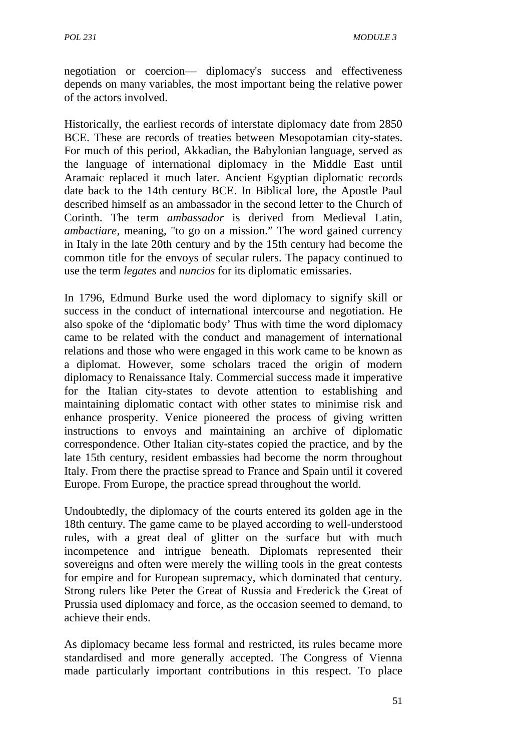negotiation or coercion— diplomacy's success and effectiveness depends on many variables, the most important being the relative power of the actors involved.

Historically, the earliest records of interstate diplomacy date from 2850 BCE. These are records of treaties between Mesopotamian city-states. For much of this period, Akkadian, the Babylonian language, served as the language of international diplomacy in the Middle East until Aramaic replaced it much later. Ancient Egyptian diplomatic records date back to the 14th century BCE. In Biblical lore, the Apostle Paul described himself as an ambassador in the second letter to the Church of Corinth. The term *ambassador* is derived from Medieval Latin, *ambactiare*, meaning, "to go on a mission." The word gained currency in Italy in the late 20th century and by the 15th century had become the common title for the envoys of secular rulers. The papacy continued to use the term *legates* and *nuncios* for its diplomatic emissaries.

In 1796, Edmund Burke used the word diplomacy to signify skill or success in the conduct of international intercourse and negotiation. He also spoke of the 'diplomatic body' Thus with time the word diplomacy came to be related with the conduct and management of international relations and those who were engaged in this work came to be known as a diplomat. However, some scholars traced the origin of modern diplomacy to Renaissance Italy. Commercial success made it imperative for the Italian city-states to devote attention to establishing and maintaining diplomatic contact with other states to minimise risk and enhance prosperity. Venice pioneered the process of giving written instructions to envoys and maintaining an archive of diplomatic correspondence. Other Italian city-states copied the practice, and by the late 15th century, resident embassies had become the norm throughout Italy. From there the practise spread to France and Spain until it covered Europe. From Europe, the practice spread throughout the world.

Undoubtedly, the diplomacy of the courts entered its golden age in the 18th century. The game came to be played according to well-understood rules, with a great deal of glitter on the surface but with much incompetence and intrigue beneath. Diplomats represented their sovereigns and often were merely the willing tools in the great contests for empire and for European supremacy, which dominated that century. Strong rulers like Peter the Great of Russia and Frederick the Great of Prussia used diplomacy and force, as the occasion seemed to demand, to achieve their ends.

As diplomacy became less formal and restricted, its rules became more standardised and more generally accepted. The Congress of Vienna made particularly important contributions in this respect. To place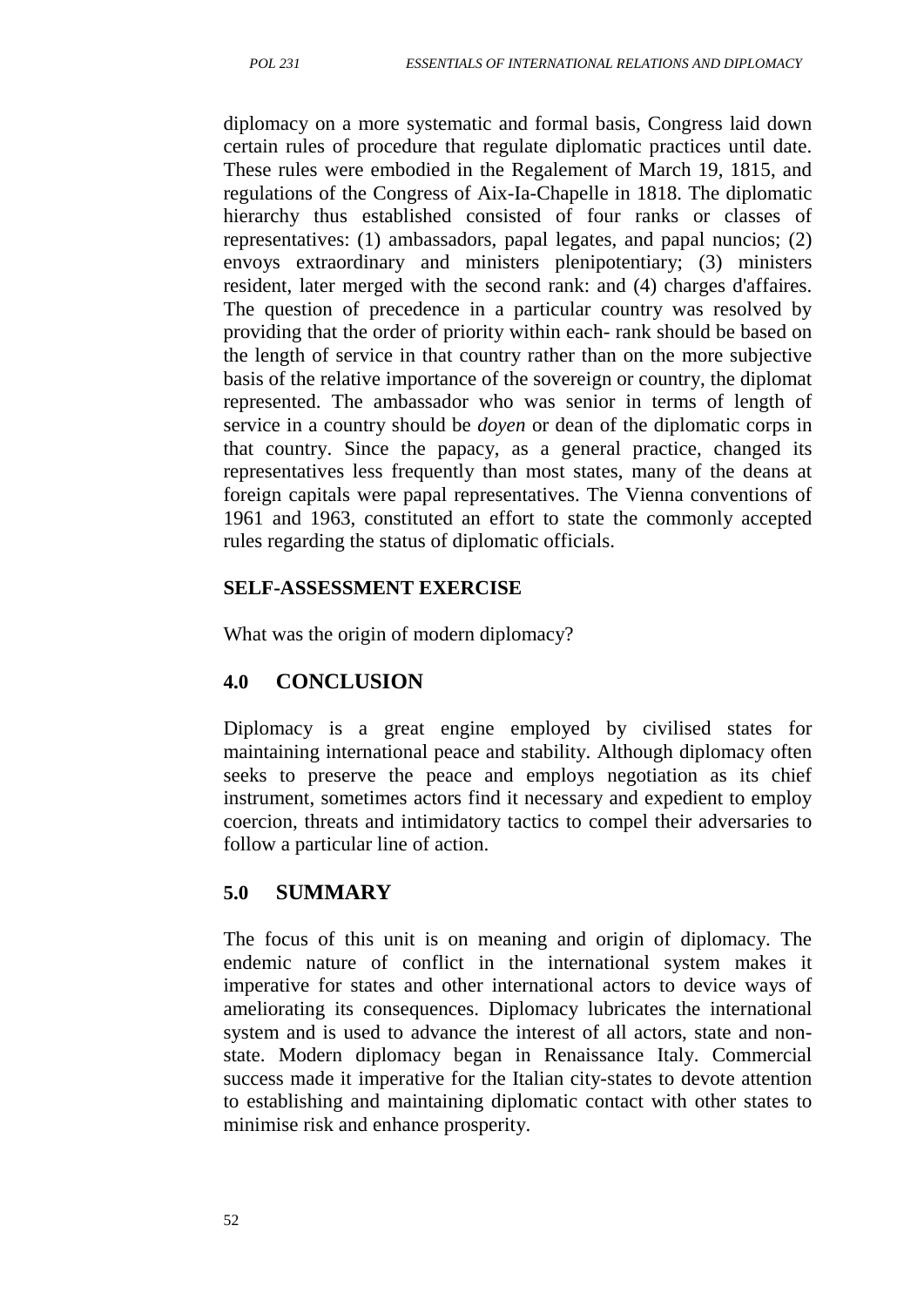diplomacy on a more systematic and formal basis, Congress laid down certain rules of procedure that regulate diplomatic practices until date. These rules were embodied in the Regalement of March 19, 1815, and regulations of the Congress of Aix-Ia-Chapelle in 1818. The diplomatic hierarchy thus established consisted of four ranks or classes of representatives: (1) ambassadors, papal legates, and papal nuncios; (2) envoys extraordinary and ministers plenipotentiary; (3) ministers resident, later merged with the second rank: and (4) charges d'affaires. The question of precedence in a particular country was resolved by providing that the order of priority within each- rank should be based on the length of service in that country rather than on the more subjective basis of the relative importance of the sovereign or country, the diplomat represented. The ambassador who was senior in terms of length of service in a country should be *doyen* or dean of the diplomatic corps in that country. Since the papacy, as a general practice, changed its representatives less frequently than most states, many of the deans at foreign capitals were papal representatives. The Vienna conventions of 1961 and 1963, constituted an effort to state the commonly accepted rules regarding the status of diplomatic officials.

**SELF-ASSESSMENT EXERCISE**

What was the origin of modern diplomacy?

## 4.0 CONCLUSION

Diplomacy is a great engine employed by civilised states for maintaining international peace and stability. Although diplomacy often seeks to preserve the peace and employs negotiation as its chief instrument, sometimes actors find it necessary and expedient to employ coercion, threats and intimidatory tactics to compel their adversaries to follow a particular line of action.

## 5.0 SUMMARY

The focus of this unit is on meaning and origin of diplomacy. The endemic nature of conflict in the international system makes it imperative for states and other international actors to device ways of ameliorating its consequences. Diplomacy lubricates the international system and is used to advance the interest of all actors, state and non-state. Modern diplomacy began in Renaissance Italy. Commercial success made it imperative for the Italian city-states to devote attention to establishing and maintaining diplomatic contact with other states to minimise risk and enhance prosperity.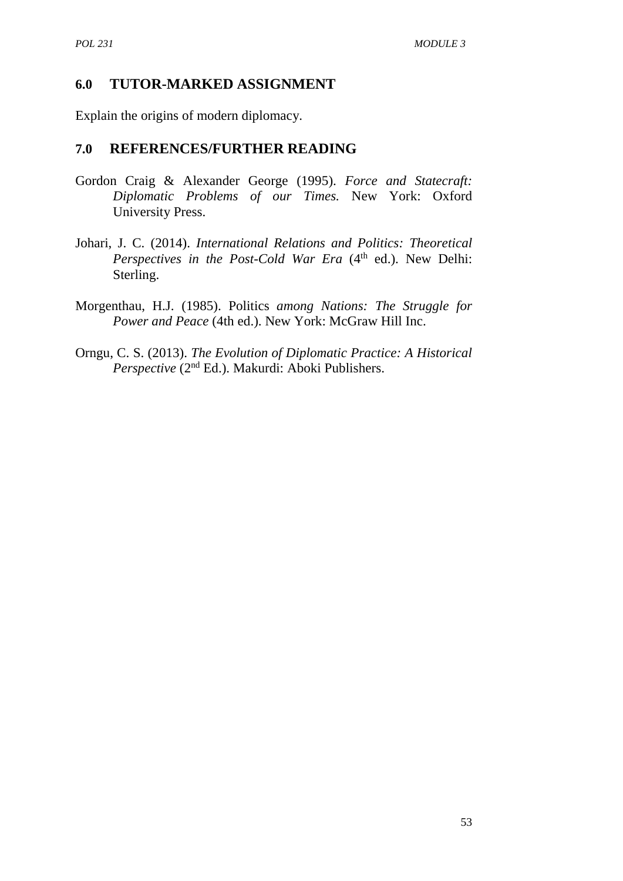## 6.0 TUTOR-MARKED ASSIGNMENT

Explain the origins of modern diplomacy.

## 7.0 REFERENCES/FURTHER READING

Gordon Craig & Alexander George (1995). *Force and Statecraft: Diplomatic Problems of our Times.* New York: Oxford University Press.

Johari, J. C. (2014). *International Relations and Politics: Theoretical Perspectives in the Post-Cold War Era* (4th ed.). New Delhi: Sterling.

Morgenthau, H.J. (1985). Politics *among Nations: The Struggle for Power and Peace* (4th ed.). New York: McGraw Hill Inc.

Orngu, C. S. (2013). *The Evolution of Diplomatic Practice: A Historical Perspective* (2nd Ed.). Makurdi: Aboki Publishers.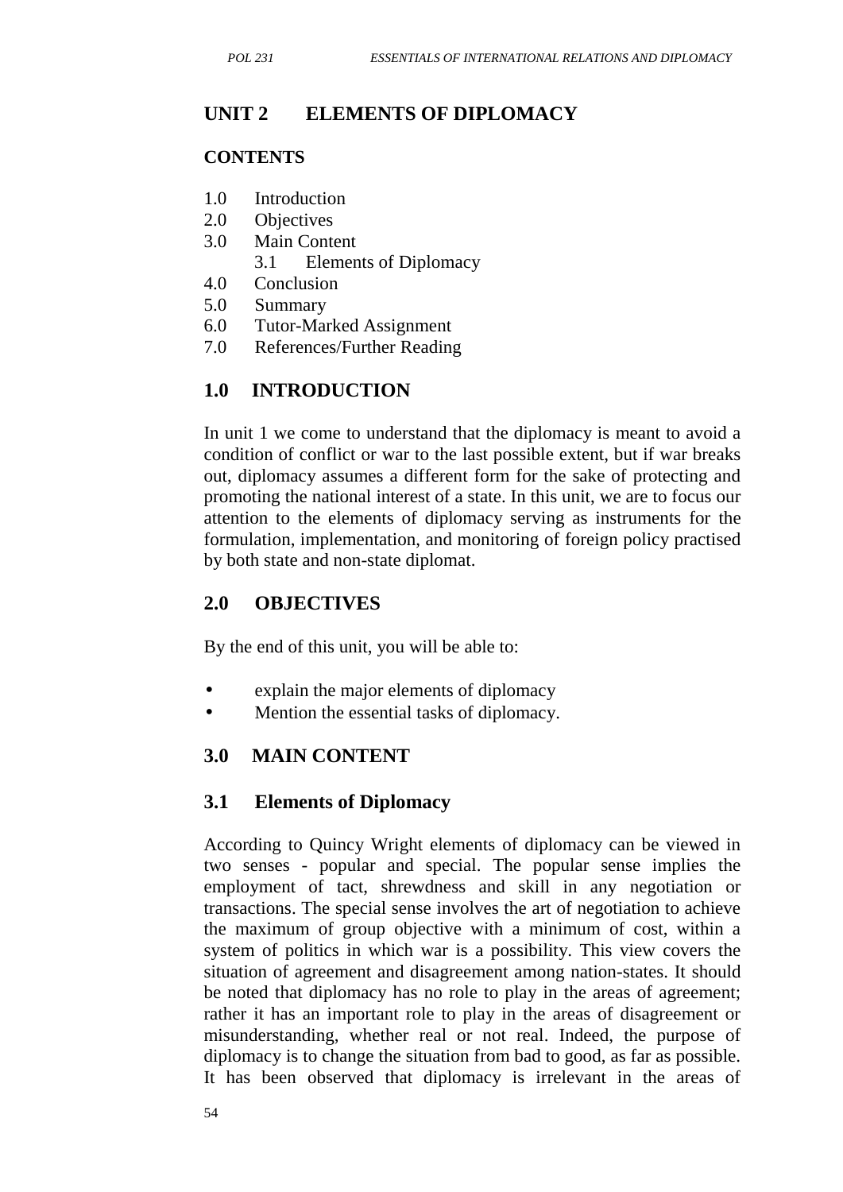## UNIT 2 ELEMENTS OF DIPLOMACY

**CONTENTS**

1.0 Introduction
2.0 Objectives
3.0 Main Content
 3.1 Elements of Diplomacy
4.0 Conclusion
5.0 Summary
6.0 Tutor-Marked Assignment
7.0 References/Further Reading

## 1.0 INTRODUCTION

In unit 1 we come to understand that the diplomacy is meant to avoid a condition of conflict or war to the last possible extent, but if war breaks out, diplomacy assumes a different form for the sake of protecting and promoting the national interest of a state. In this unit, we are to focus our attention to the elements of diplomacy serving as instruments for the formulation, implementation, and monitoring of foreign policy practised by both state and non-state diplomat.

## 2.0 OBJECTIVES

By the end of this unit, you will be able to:

- explain the major elements of diplomacy
- Mention the essential tasks of diplomacy.

## 3.0 MAIN CONTENT

### 3.1 Elements of Diplomacy

According to Quincy Wright elements of diplomacy can be viewed in two senses - popular and special. The popular sense implies the employment of tact, shrewdness and skill in any negotiation or transactions. The special sense involves the art of negotiation to achieve the maximum of group objective with a minimum of cost, within a system of politics in which war is a possibility. This view covers the situation of agreement and disagreement among nation-states. It should be noted that diplomacy has no role to play in the areas of agreement; rather it has an important role to play in the areas of disagreement or misunderstanding, whether real or not real. Indeed, the purpose of diplomacy is to change the situation from bad to good, as far as possible. It has been observed that diplomacy is irrelevant in the areas of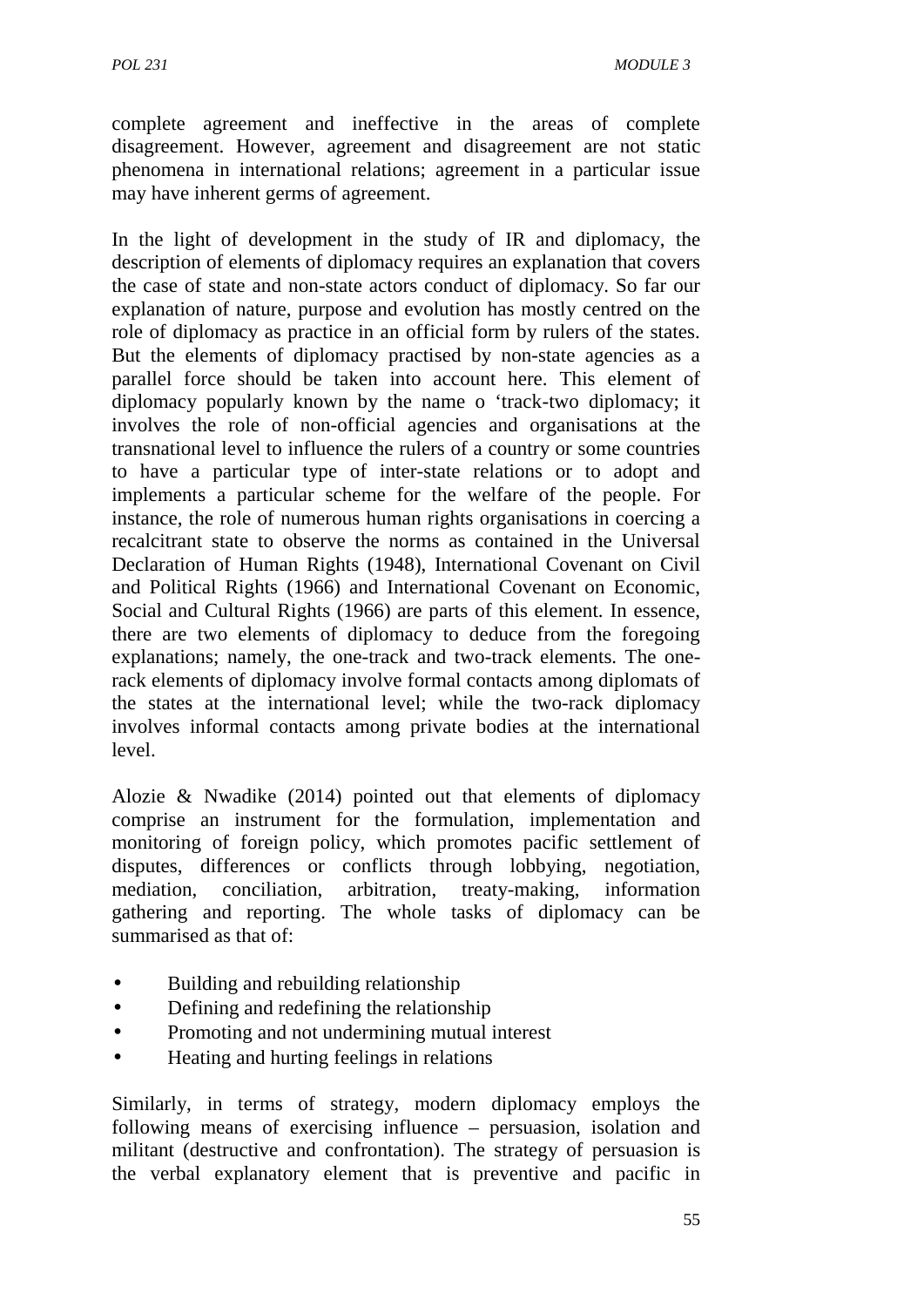complete agreement and ineffective in the areas of complete disagreement. However, agreement and disagreement are not static phenomena in international relations; agreement in a particular issue may have inherent germs of agreement.

In the light of development in the study of IR and diplomacy, the description of elements of diplomacy requires an explanation that covers the case of state and non-state actors conduct of diplomacy. So far our explanation of nature, purpose and evolution has mostly centred on the role of diplomacy as practice in an official form by rulers of the states. But the elements of diplomacy practised by non-state agencies as a parallel force should be taken into account here. This element of diplomacy popularly known by the name o 'track-two diplomacy; it involves the role of non-official agencies and organisations at the transnational level to influence the rulers of a country or some countries to have a particular type of inter-state relations or to adopt and implements a particular scheme for the welfare of the people. For instance, the role of numerous human rights organisations in coercing a recalcitrant state to observe the norms as contained in the Universal Declaration of Human Rights (1948), International Covenant on Civil and Political Rights (1966) and International Covenant on Economic, Social and Cultural Rights (1966) are parts of this element. In essence, there are two elements of diplomacy to deduce from the foregoing explanations; namely, the one-track and two-track elements. The one-rack elements of diplomacy involve formal contacts among diplomats of the states at the international level; while the two-rack diplomacy involves informal contacts among private bodies at the international level.

Alozie & Nwadike (2014) pointed out that elements of diplomacy comprise an instrument for the formulation, implementation and monitoring of foreign policy, which promotes pacific settlement of disputes, differences or conflicts through lobbying, negotiation, mediation, conciliation, arbitration, treaty-making, information gathering and reporting. The whole tasks of diplomacy can be summarised as that of:

- Building and rebuilding relationship
- Defining and redefining the relationship
- Promoting and not undermining mutual interest
- Heating and hurting feelings in relations

Similarly, in terms of strategy, modern diplomacy employs the following means of exercising influence – persuasion, isolation and militant (destructive and confrontation). The strategy of persuasion is the verbal explanatory element that is preventive and pacific in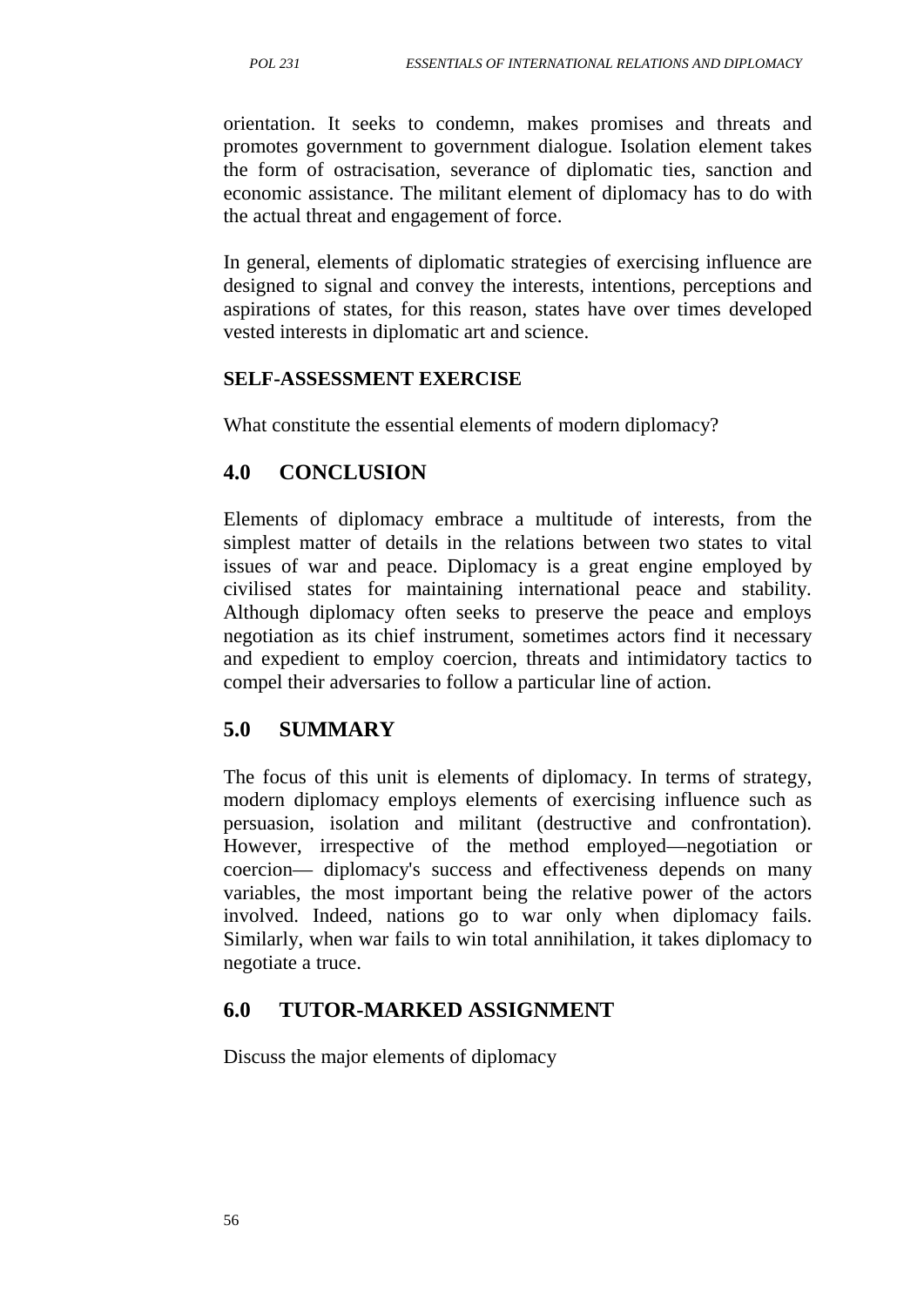orientation. It seeks to condemn, makes promises and threats and promotes government to government dialogue. Isolation element takes the form of ostracisation, severance of diplomatic ties, sanction and economic assistance. The militant element of diplomacy has to do with the actual threat and engagement of force.

In general, elements of diplomatic strategies of exercising influence are designed to signal and convey the interests, intentions, perceptions and aspirations of states, for this reason, states have over times developed vested interests in diplomatic art and science.

**SELF-ASSESSMENT EXERCISE**

What constitute the essential elements of modern diplomacy?

## 4.0 CONCLUSION

Elements of diplomacy embrace a multitude of interests, from the simplest matter of details in the relations between two states to vital issues of war and peace. Diplomacy is a great engine employed by civilised states for maintaining international peace and stability. Although diplomacy often seeks to preserve the peace and employs negotiation as its chief instrument, sometimes actors find it necessary and expedient to employ coercion, threats and intimidatory tactics to compel their adversaries to follow a particular line of action.

## 5.0 SUMMARY

The focus of this unit is elements of diplomacy. In terms of strategy, modern diplomacy employs elements of exercising influence such as persuasion, isolation and militant (destructive and confrontation). However, irrespective of the method employed—negotiation or coercion— diplomacy's success and effectiveness depends on many variables, the most important being the relative power of the actors involved. Indeed, nations go to war only when diplomacy fails. Similarly, when war fails to win total annihilation, it takes diplomacy to negotiate a truce.

## 6.0 TUTOR-MARKED ASSIGNMENT

Discuss the major elements of diplomacy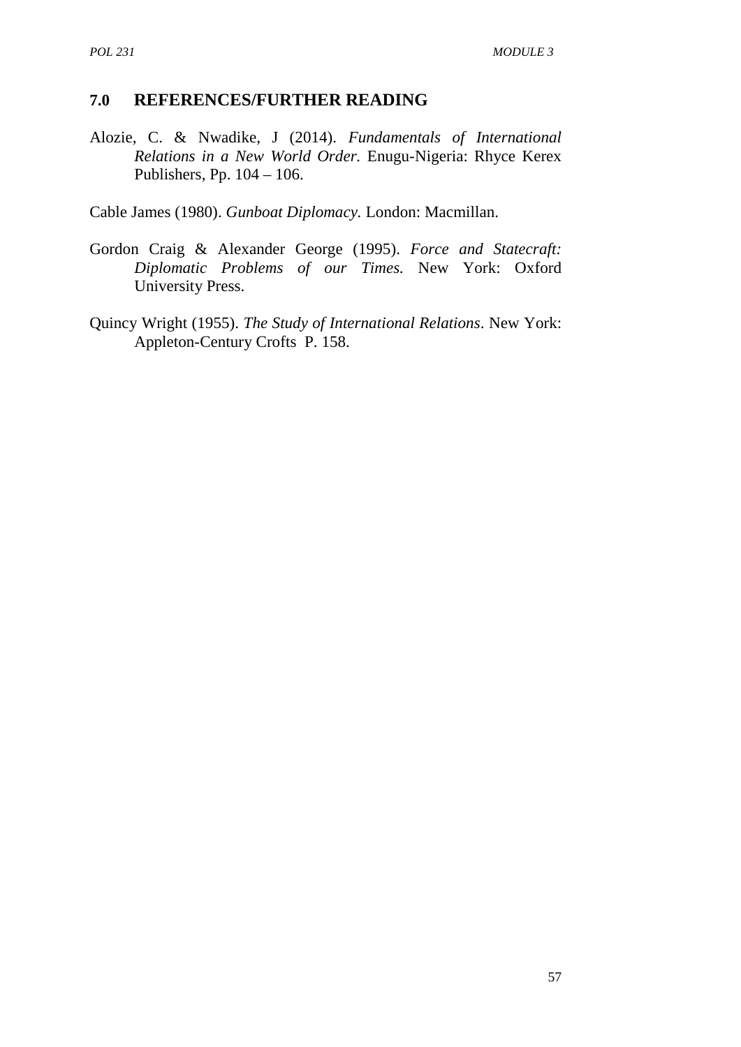## 7.0 REFERENCES/FURTHER READING

Alozie, C. & Nwadike, J (2014). *Fundamentals of International Relations in a New World Order.* Enugu-Nigeria: Rhyce Kerex Publishers, Pp. 104 – 106.

Cable James (1980). *Gunboat Diplomacy.* London: Macmillan.

Gordon Craig & Alexander George (1995). *Force and Statecraft: Diplomatic Problems of our Times.* New York: Oxford University Press.

Quincy Wright (1955). *The Study of International Relations*. New York: Appleton-Century Crofts P. 158.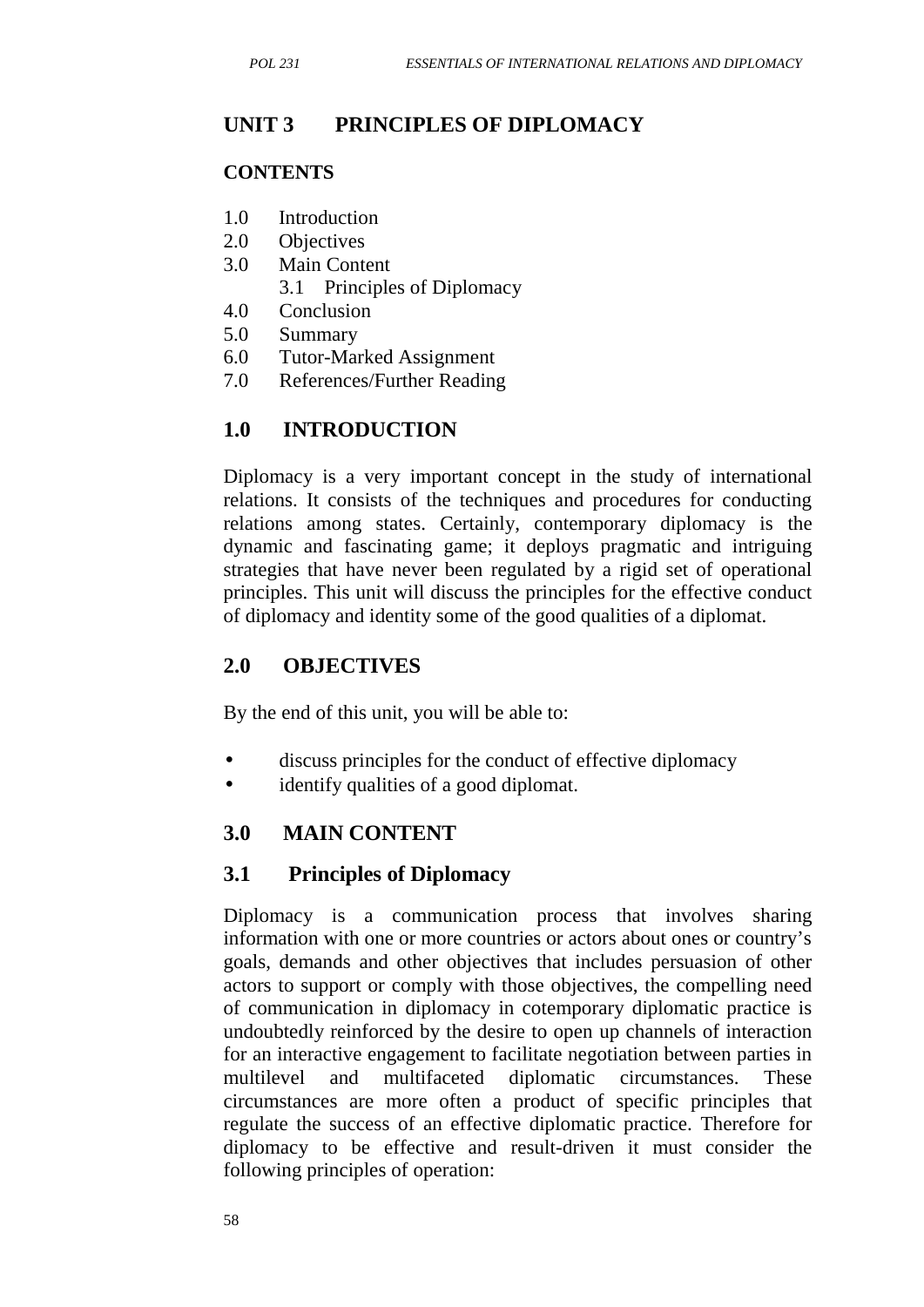## UNIT 3 PRINCIPLES OF DIPLOMACY

**CONTENTS**

1.0 Introduction
2.0 Objectives
3.0 Main Content
  3.1 Principles of Diplomacy
4.0 Conclusion
5.0 Summary
6.0 Tutor-Marked Assignment
7.0 References/Further Reading

## 1.0 INTRODUCTION

Diplomacy is a very important concept in the study of international relations. It consists of the techniques and procedures for conducting relations among states. Certainly, contemporary diplomacy is the dynamic and fascinating game; it deploys pragmatic and intriguing strategies that have never been regulated by a rigid set of operational principles. This unit will discuss the principles for the effective conduct of diplomacy and identity some of the good qualities of a diplomat.

## 2.0 OBJECTIVES

By the end of this unit, you will be able to:

- discuss principles for the conduct of effective diplomacy
- identify qualities of a good diplomat.

## 3.0 MAIN CONTENT

### 3.1 Principles of Diplomacy

Diplomacy is a communication process that involves sharing information with one or more countries or actors about ones or country's goals, demands and other objectives that includes persuasion of other actors to support or comply with those objectives, the compelling need of communication in diplomacy in cotemporary diplomatic practice is undoubtedly reinforced by the desire to open up channels of interaction for an interactive engagement to facilitate negotiation between parties in multilevel and multifaceted diplomatic circumstances. These circumstances are more often a product of specific principles that regulate the success of an effective diplomatic practice. Therefore for diplomacy to be effective and result-driven it must consider the following principles of operation: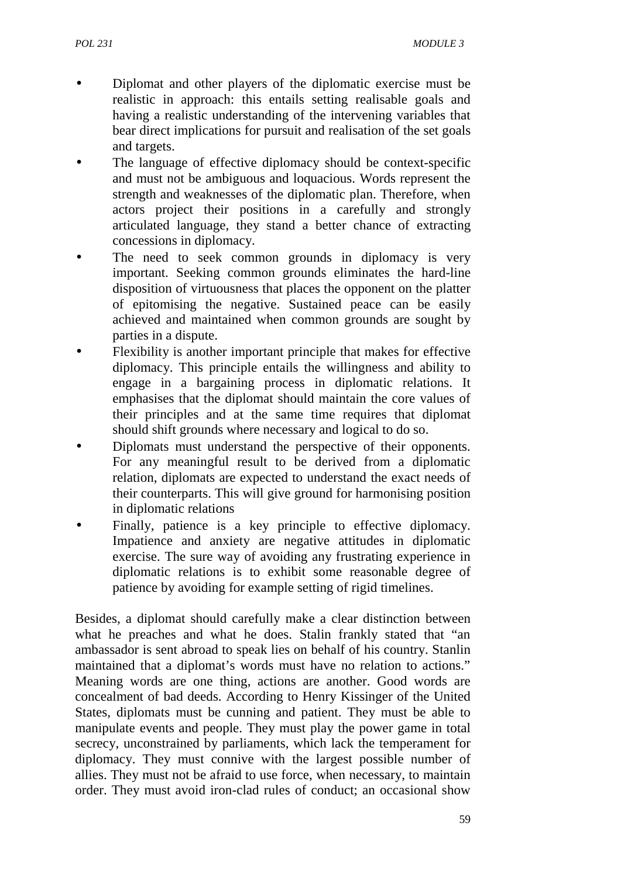- Diplomat and other players of the diplomatic exercise must be realistic in approach: this entails setting realisable goals and having a realistic understanding of the intervening variables that bear direct implications for pursuit and realisation of the set goals and targets.
- The language of effective diplomacy should be context-specific and must not be ambiguous and loquacious. Words represent the strength and weaknesses of the diplomatic plan. Therefore, when actors project their positions in a carefully and strongly articulated language, they stand a better chance of extracting concessions in diplomacy.
- The need to seek common grounds in diplomacy is very important. Seeking common grounds eliminates the hard-line disposition of virtuousness that places the opponent on the platter of epitomising the negative. Sustained peace can be easily achieved and maintained when common grounds are sought by parties in a dispute.
- Flexibility is another important principle that makes for effective diplomacy. This principle entails the willingness and ability to engage in a bargaining process in diplomatic relations. It emphasises that the diplomat should maintain the core values of their principles and at the same time requires that diplomat should shift grounds where necessary and logical to do so.
- Diplomats must understand the perspective of their opponents. For any meaningful result to be derived from a diplomatic relation, diplomats are expected to understand the exact needs of their counterparts. This will give ground for harmonising position in diplomatic relations
- Finally, patience is a key principle to effective diplomacy. Impatience and anxiety are negative attitudes in diplomatic exercise. The sure way of avoiding any frustrating experience in diplomatic relations is to exhibit some reasonable degree of patience by avoiding for example setting of rigid timelines.

Besides, a diplomat should carefully make a clear distinction between what he preaches and what he does. Stalin frankly stated that "an ambassador is sent abroad to speak lies on behalf of his country. Stanlin maintained that a diplomat's words must have no relation to actions." Meaning words are one thing, actions are another. Good words are concealment of bad deeds. According to Henry Kissinger of the United States, diplomats must be cunning and patient. They must be able to manipulate events and people. They must play the power game in total secrecy, unconstrained by parliaments, which lack the temperament for diplomacy. They must connive with the largest possible number of allies. They must not be afraid to use force, when necessary, to maintain order. They must avoid iron-clad rules of conduct; an occasional show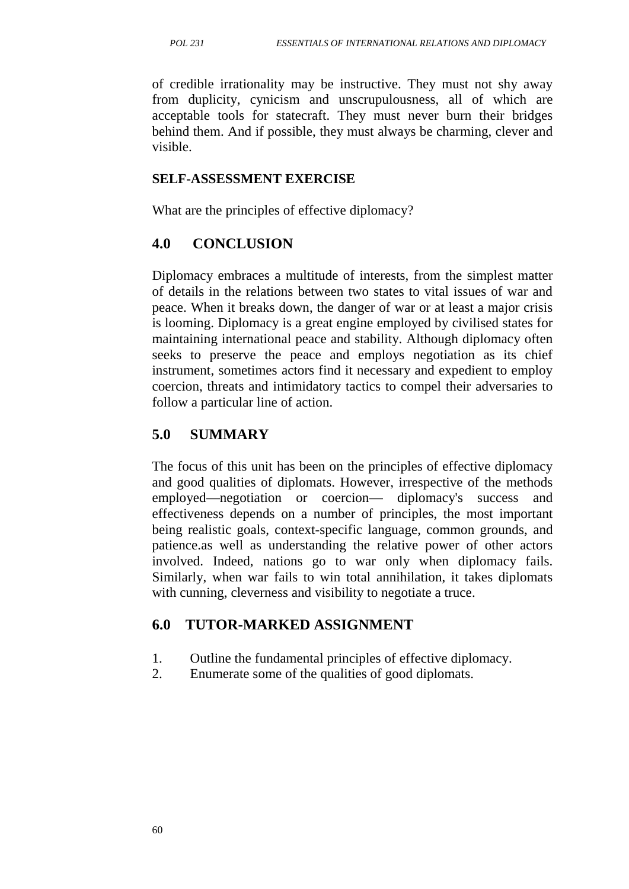of credible irrationality may be instructive. They must not shy away from duplicity, cynicism and unscrupulousness, all of which are acceptable tools for statecraft. They must never burn their bridges behind them. And if possible, they must always be charming, clever and visible.

**SELF-ASSESSMENT EXERCISE**

What are the principles of effective diplomacy?

## 4.0 CONCLUSION

Diplomacy embraces a multitude of interests, from the simplest matter of details in the relations between two states to vital issues of war and peace. When it breaks down, the danger of war or at least a major crisis is looming. Diplomacy is a great engine employed by civilised states for maintaining international peace and stability. Although diplomacy often seeks to preserve the peace and employs negotiation as its chief instrument, sometimes actors find it necessary and expedient to employ coercion, threats and intimidatory tactics to compel their adversaries to follow a particular line of action.

## 5.0 SUMMARY

The focus of this unit has been on the principles of effective diplomacy and good qualities of diplomats. However, irrespective of the methods employed—negotiation or coercion— diplomacy's success and effectiveness depends on a number of principles, the most important being realistic goals, context-specific language, common grounds, and patience.as well as understanding the relative power of other actors involved. Indeed, nations go to war only when diplomacy fails. Similarly, when war fails to win total annihilation, it takes diplomats with cunning, cleverness and visibility to negotiate a truce.

## 6.0 TUTOR-MARKED ASSIGNMENT

1. Outline the fundamental principles of effective diplomacy.
2. Enumerate some of the qualities of good diplomats.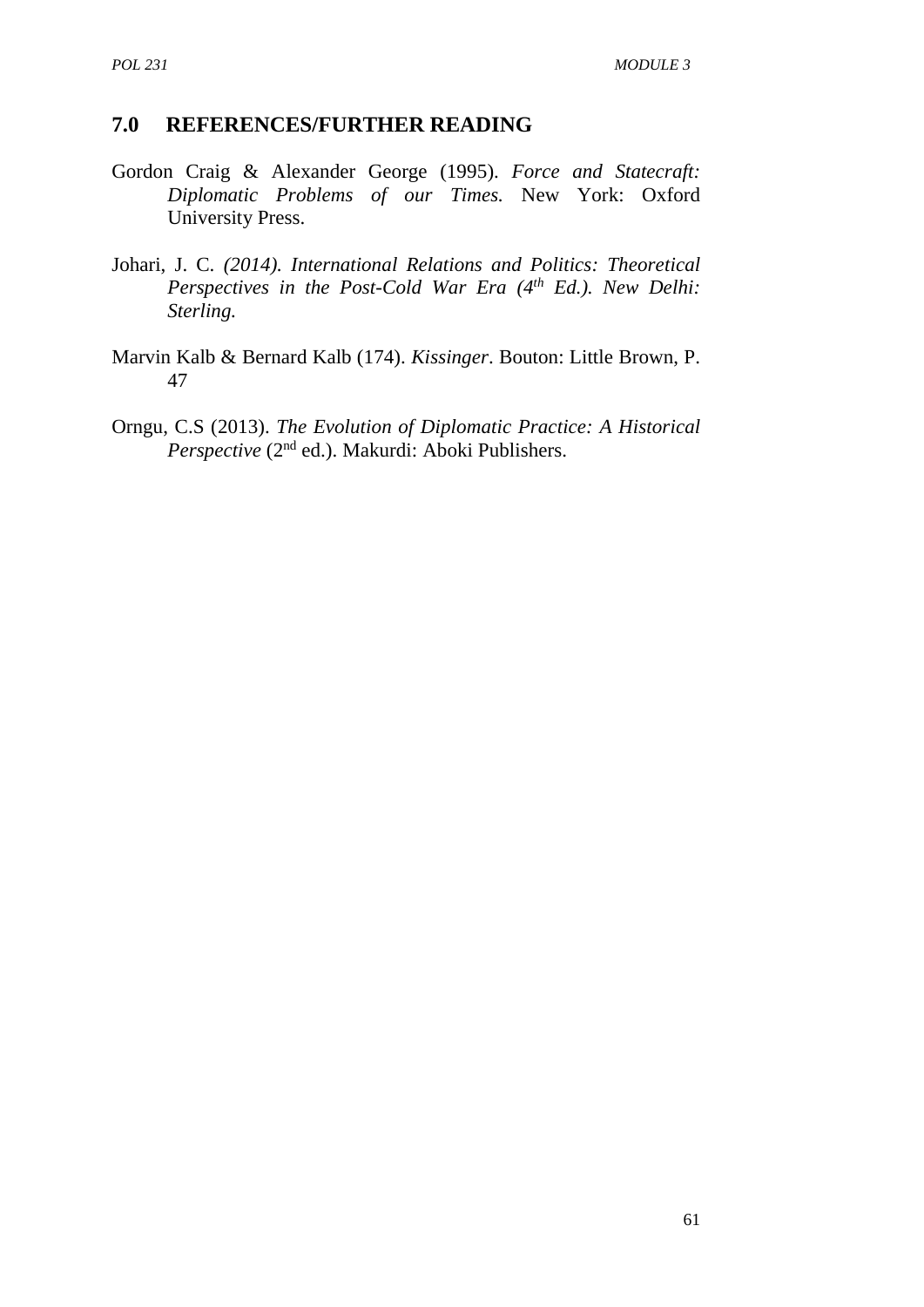## 7.0 REFERENCES/FURTHER READING

Gordon Craig & Alexander George (1995). *Force and Statecraft: Diplomatic Problems of our Times.* New York: Oxford University Press.

Johari, J. C. *(2014). International Relations and Politics: Theoretical Perspectives in the Post-Cold War Era (4th Ed.). New Delhi: Sterling.*

Marvin Kalb & Bernard Kalb (174). *Kissinger*. Bouton: Little Brown, P. 47

Orngu, C.S (2013). *The Evolution of Diplomatic Practice: A Historical Perspective* (2nd ed.). Makurdi: Aboki Publishers.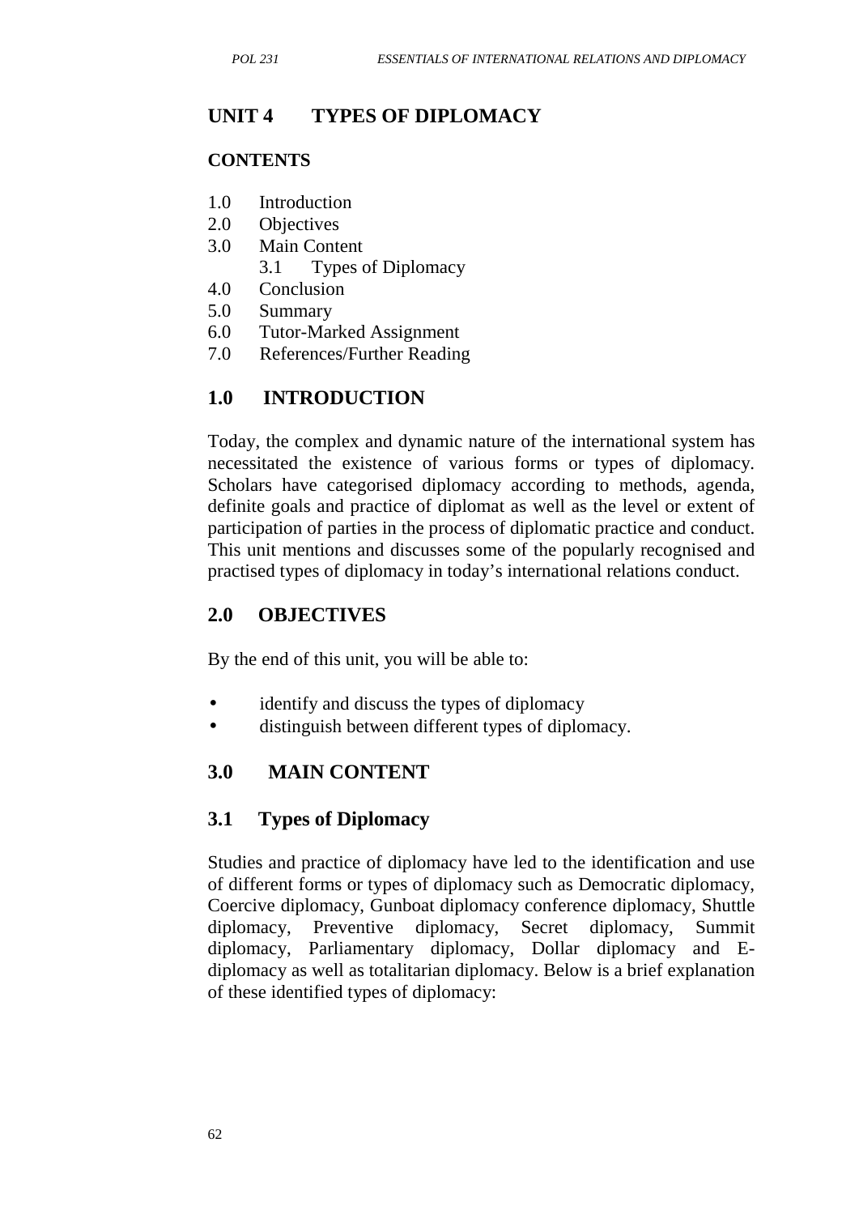# UNIT 4 TYPES OF DIPLOMACY

**CONTENTS**

1.0 Introduction
2.0 Objectives
3.0 Main Content
    3.1 Types of Diplomacy
4.0 Conclusion
5.0 Summary
6.0 Tutor-Marked Assignment
7.0 References/Further Reading

## 1.0 INTRODUCTION

Today, the complex and dynamic nature of the international system has necessitated the existence of various forms or types of diplomacy. Scholars have categorised diplomacy according to methods, agenda, definite goals and practice of diplomat as well as the level or extent of participation of parties in the process of diplomatic practice and conduct. This unit mentions and discusses some of the popularly recognised and practised types of diplomacy in today's international relations conduct.

## 2.0 OBJECTIVES

By the end of this unit, you will be able to:

- identify and discuss the types of diplomacy
- distinguish between different types of diplomacy.

## 3.0 MAIN CONTENT

### 3.1 Types of Diplomacy

Studies and practice of diplomacy have led to the identification and use of different forms or types of diplomacy such as Democratic diplomacy, Coercive diplomacy, Gunboat diplomacy conference diplomacy, Shuttle diplomacy, Preventive diplomacy, Secret diplomacy, Summit diplomacy, Parliamentary diplomacy, Dollar diplomacy and E-diplomacy as well as totalitarian diplomacy. Below is a brief explanation of these identified types of diplomacy: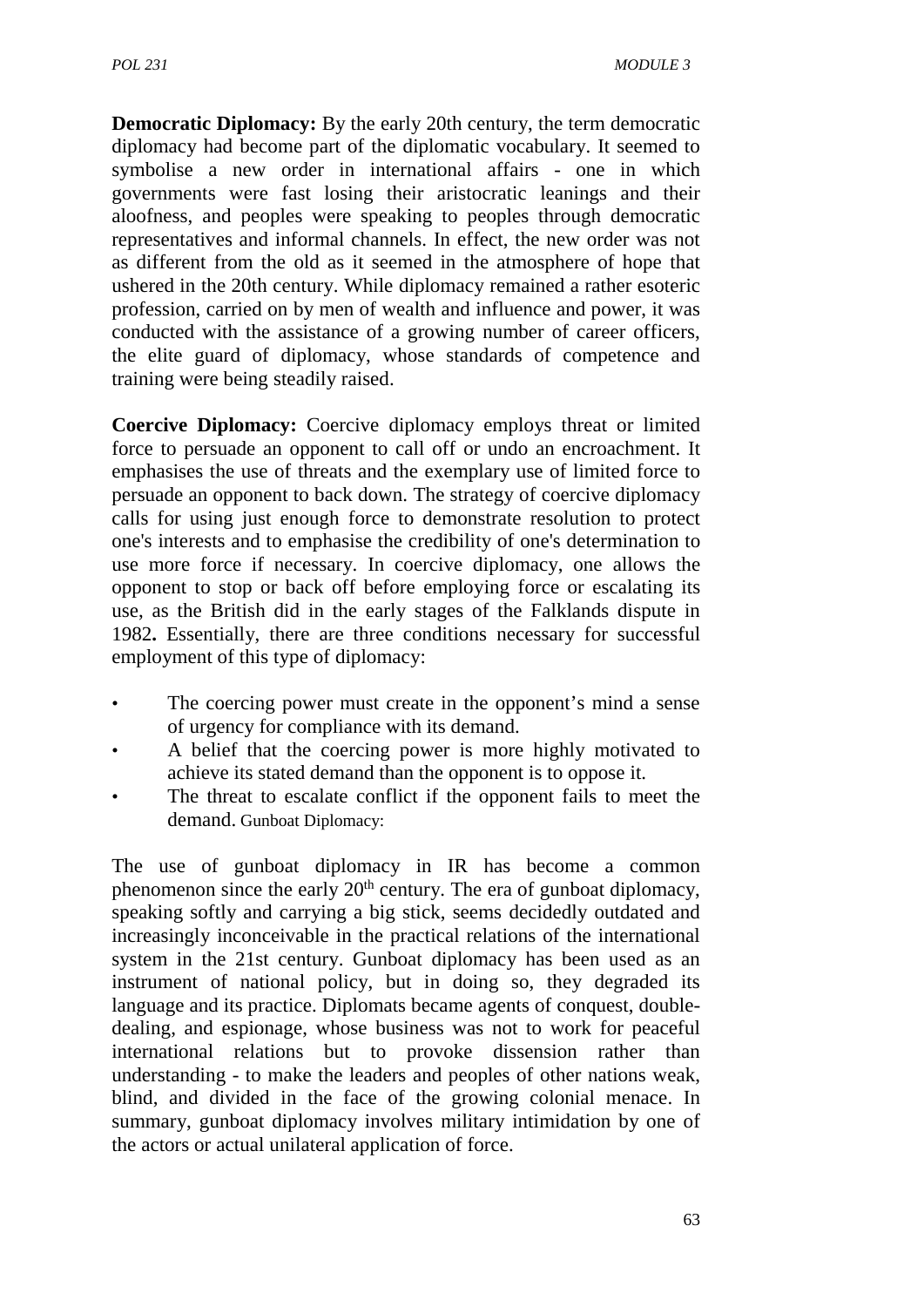**Democratic Diplomacy:** By the early 20th century, the term democratic diplomacy had become part of the diplomatic vocabulary. It seemed to symbolise a new order in international affairs - one in which governments were fast losing their aristocratic leanings and their aloofness, and peoples were speaking to peoples through democratic representatives and informal channels. In effect, the new order was not as different from the old as it seemed in the atmosphere of hope that ushered in the 20th century. While diplomacy remained a rather esoteric profession, carried on by men of wealth and influence and power, it was conducted with the assistance of a growing number of career officers, the elite guard of diplomacy, whose standards of competence and training were being steadily raised.

**Coercive Diplomacy:** Coercive diplomacy employs threat or limited force to persuade an opponent to call off or undo an encroachment. It emphasises the use of threats and the exemplary use of limited force to persuade an opponent to back down. The strategy of coercive diplomacy calls for using just enough force to demonstrate resolution to protect one's interests and to emphasise the credibility of one's determination to use more force if necessary. In coercive diplomacy, one allows the opponent to stop or back off before employing force or escalating its use, as the British did in the early stages of the Falklands dispute in 1982**.** Essentially, there are three conditions necessary for successful employment of this type of diplomacy:

- The coercing power must create in the opponent's mind a sense of urgency for compliance with its demand.
- A belief that the coercing power is more highly motivated to achieve its stated demand than the opponent is to oppose it.
- The threat to escalate conflict if the opponent fails to meet the demand. Gunboat Diplomacy:

The use of gunboat diplomacy in IR has become a common phenomenon since the early 20th century. The era of gunboat diplomacy, speaking softly and carrying a big stick, seems decidedly outdated and increasingly inconceivable in the practical relations of the international system in the 21st century. Gunboat diplomacy has been used as an instrument of national policy, but in doing so, they degraded its language and its practice. Diplomats became agents of conquest, double-dealing, and espionage, whose business was not to work for peaceful international relations but to provoke dissension rather than understanding - to make the leaders and peoples of other nations weak, blind, and divided in the face of the growing colonial menace. In summary, gunboat diplomacy involves military intimidation by one of the actors or actual unilateral application of force.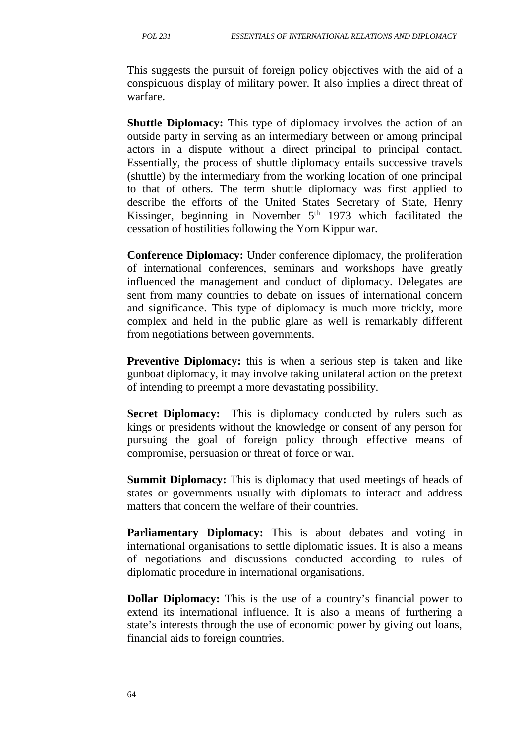This suggests the pursuit of foreign policy objectives with the aid of a conspicuous display of military power. It also implies a direct threat of warfare.

**Shuttle Diplomacy:** This type of diplomacy involves the action of an outside party in serving as an intermediary between or among principal actors in a dispute without a direct principal to principal contact. Essentially, the process of shuttle diplomacy entails successive travels (shuttle) by the intermediary from the working location of one principal to that of others. The term shuttle diplomacy was first applied to describe the efforts of the United States Secretary of State, Henry Kissinger, beginning in November 5th 1973 which facilitated the cessation of hostilities following the Yom Kippur war.

**Conference Diplomacy:** Under conference diplomacy, the proliferation of international conferences, seminars and workshops have greatly influenced the management and conduct of diplomacy. Delegates are sent from many countries to debate on issues of international concern and significance. This type of diplomacy is much more trickly, more complex and held in the public glare as well is remarkably different from negotiations between governments.

**Preventive Diplomacy:** this is when a serious step is taken and like gunboat diplomacy, it may involve taking unilateral action on the pretext of intending to preempt a more devastating possibility.

**Secret Diplomacy:** This is diplomacy conducted by rulers such as kings or presidents without the knowledge or consent of any person for pursuing the goal of foreign policy through effective means of compromise, persuasion or threat of force or war.

**Summit Diplomacy:** This is diplomacy that used meetings of heads of states or governments usually with diplomats to interact and address matters that concern the welfare of their countries.

**Parliamentary Diplomacy:** This is about debates and voting in international organisations to settle diplomatic issues. It is also a means of negotiations and discussions conducted according to rules of diplomatic procedure in international organisations.

**Dollar Diplomacy:** This is the use of a country's financial power to extend its international influence. It is also a means of furthering a state's interests through the use of economic power by giving out loans, financial aids to foreign countries.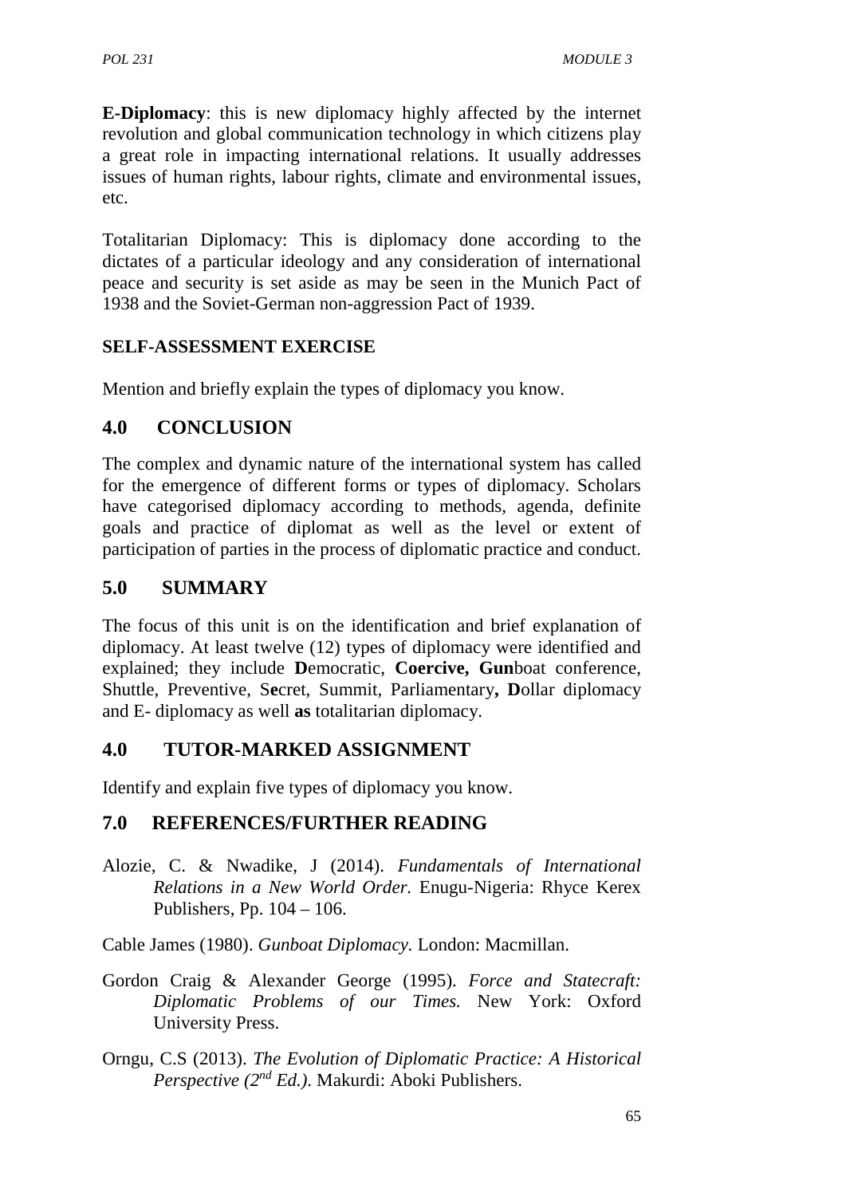**E-Diplomacy**: this is new diplomacy highly affected by the internet revolution and global communication technology in which citizens play a great role in impacting international relations. It usually addresses issues of human rights, labour rights, climate and environmental issues, etc.

Totalitarian Diplomacy: This is diplomacy done according to the dictates of a particular ideology and any consideration of international peace and security is set aside as may be seen in the Munich Pact of 1938 and the Soviet-German non-aggression Pact of 1939.

**SELF-ASSESSMENT EXERCISE**

Mention and briefly explain the types of diplomacy you know.

## 4.0 CONCLUSION

The complex and dynamic nature of the international system has called for the emergence of different forms or types of diplomacy. Scholars have categorised diplomacy according to methods, agenda, definite goals and practice of diplomat as well as the level or extent of participation of parties in the process of diplomatic practice and conduct.

## 5.0 SUMMARY

The focus of this unit is on the identification and brief explanation of diplomacy. At least twelve (12) types of diplomacy were identified and explained; they include **D**emocratic, **Coercive, Gun**boat conference, Shuttle, Preventive, S**e**cret, Summit, Parliamentary**, D**ollar diplomacy and E- diplomacy as well **as** totalitarian diplomacy.

## 4.0 TUTOR-MARKED ASSIGNMENT

Identify and explain five types of diplomacy you know.

## 7.0 REFERENCES/FURTHER READING

Alozie, C. & Nwadike, J (2014). *Fundamentals of International Relations in a New World Order.* Enugu-Nigeria: Rhyce Kerex Publishers, Pp. 104 – 106.

Cable James (1980). *Gunboat Diplomacy.* London: Macmillan.

Gordon Craig & Alexander George (1995). *Force and Statecraft: Diplomatic Problems of our Times.* New York: Oxford University Press.

Orngu, C.S (2013). *The Evolution of Diplomatic Practice: A Historical Perspective (2nd Ed.).* Makurdi: Aboki Publishers.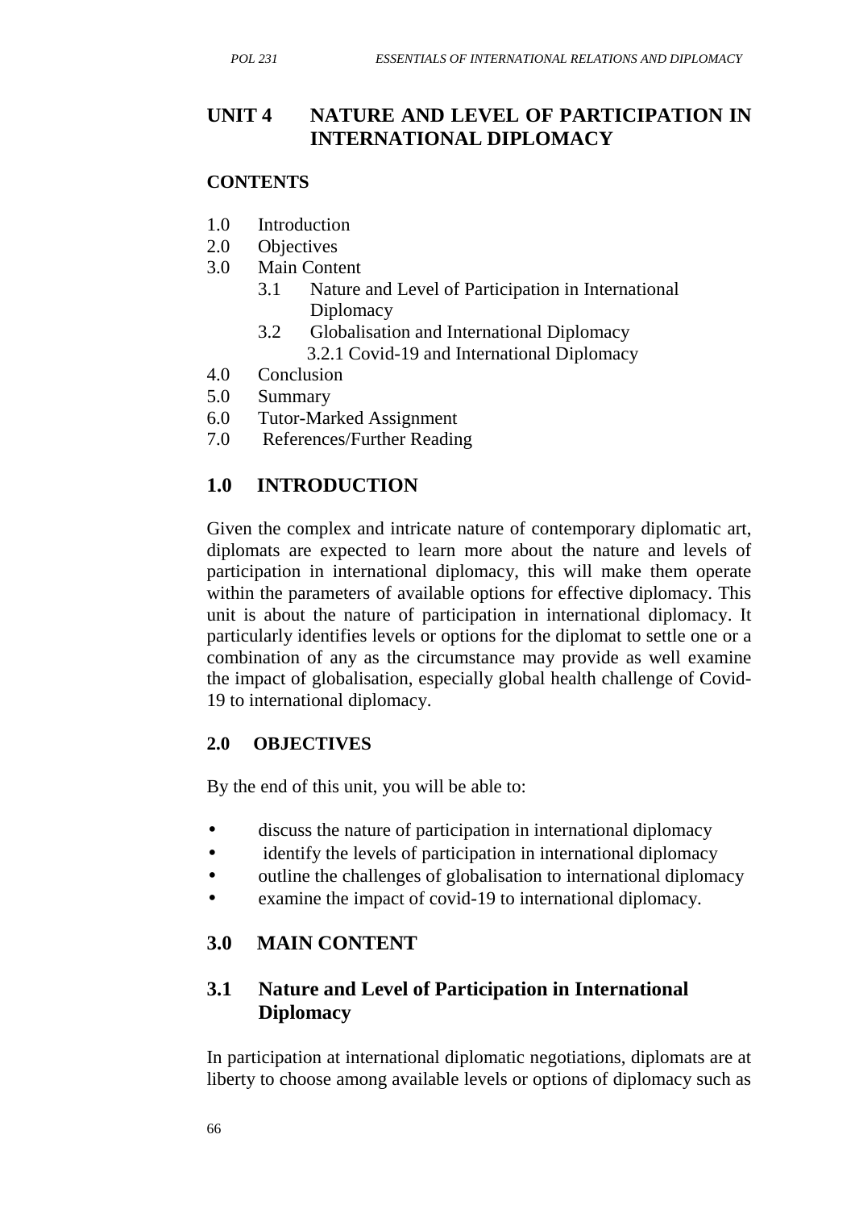## UNIT 4 NATURE AND LEVEL OF PARTICIPATION IN INTERNATIONAL DIPLOMACY

**CONTENTS**

- 1.0 Introduction
- 2.0 Objectives
- 3.0 Main Content
  - 3.1 Nature and Level of Participation in International Diplomacy
  - 3.2 Globalisation and International Diplomacy
    - 3.2.1 Covid-19 and International Diplomacy
- 4.0 Conclusion
- 5.0 Summary
- 6.0 Tutor-Marked Assignment
- 7.0 References/Further Reading

## 1.0 INTRODUCTION

Given the complex and intricate nature of contemporary diplomatic art, diplomats are expected to learn more about the nature and levels of participation in international diplomacy, this will make them operate within the parameters of available options for effective diplomacy. This unit is about the nature of participation in international diplomacy. It particularly identifies levels or options for the diplomat to settle one or a combination of any as the circumstance may provide as well examine the impact of globalisation, especially global health challenge of Covid-19 to international diplomacy.

### 2.0 OBJECTIVES

By the end of this unit, you will be able to:

- discuss the nature of participation in international diplomacy
- identify the levels of participation in international diplomacy
- outline the challenges of globalisation to international diplomacy
- examine the impact of covid-19 to international diplomacy.

## 3.0 MAIN CONTENT

### 3.1 Nature and Level of Participation in International Diplomacy

In participation at international diplomatic negotiations, diplomats are at liberty to choose among available levels or options of diplomacy such as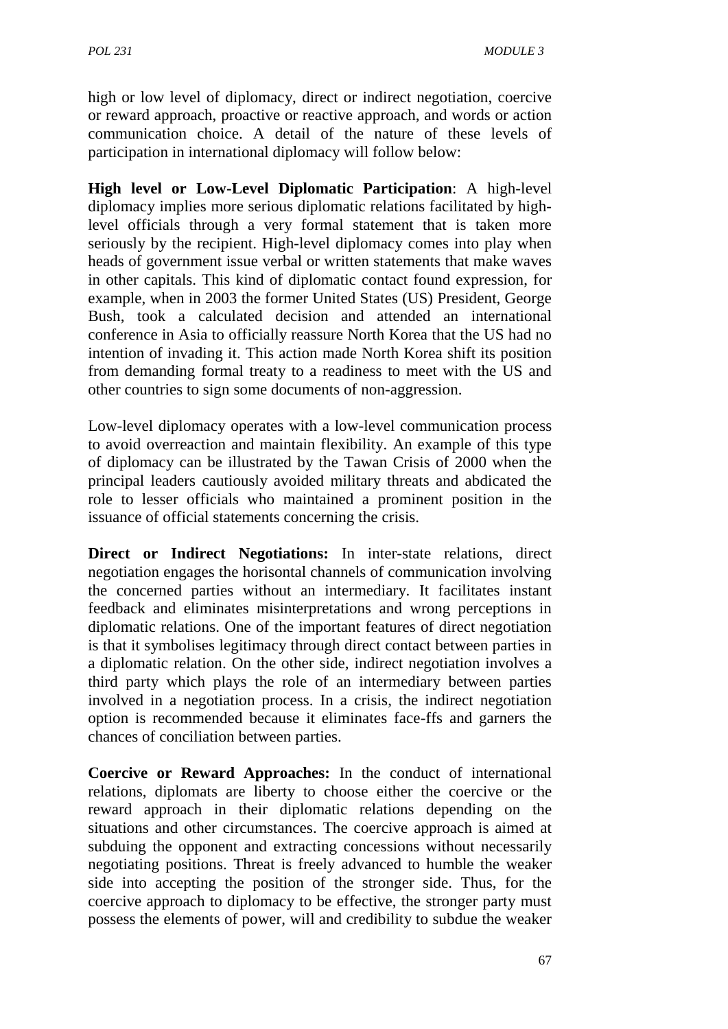high or low level of diplomacy, direct or indirect negotiation, coercive or reward approach, proactive or reactive approach, and words or action communication choice. A detail of the nature of these levels of participation in international diplomacy will follow below:

**High level or Low-Level Diplomatic Participation**: A high-level diplomacy implies more serious diplomatic relations facilitated by high-level officials through a very formal statement that is taken more seriously by the recipient. High-level diplomacy comes into play when heads of government issue verbal or written statements that make waves in other capitals. This kind of diplomatic contact found expression, for example, when in 2003 the former United States (US) President, George Bush, took a calculated decision and attended an international conference in Asia to officially reassure North Korea that the US had no intention of invading it. This action made North Korea shift its position from demanding formal treaty to a readiness to meet with the US and other countries to sign some documents of non-aggression.

Low-level diplomacy operates with a low-level communication process to avoid overreaction and maintain flexibility. An example of this type of diplomacy can be illustrated by the Tawan Crisis of 2000 when the principal leaders cautiously avoided military threats and abdicated the role to lesser officials who maintained a prominent position in the issuance of official statements concerning the crisis.

**Direct or Indirect Negotiations:** In inter-state relations, direct negotiation engages the horisontal channels of communication involving the concerned parties without an intermediary. It facilitates instant feedback and eliminates misinterpretations and wrong perceptions in diplomatic relations. One of the important features of direct negotiation is that it symbolises legitimacy through direct contact between parties in a diplomatic relation. On the other side, indirect negotiation involves a third party which plays the role of an intermediary between parties involved in a negotiation process. In a crisis, the indirect negotiation option is recommended because it eliminates face-ffs and garners the chances of conciliation between parties.

**Coercive or Reward Approaches:** In the conduct of international relations, diplomats are liberty to choose either the coercive or the reward approach in their diplomatic relations depending on the situations and other circumstances. The coercive approach is aimed at subduing the opponent and extracting concessions without necessarily negotiating positions. Threat is freely advanced to humble the weaker side into accepting the position of the stronger side. Thus, for the coercive approach to diplomacy to be effective, the stronger party must possess the elements of power, will and credibility to subdue the weaker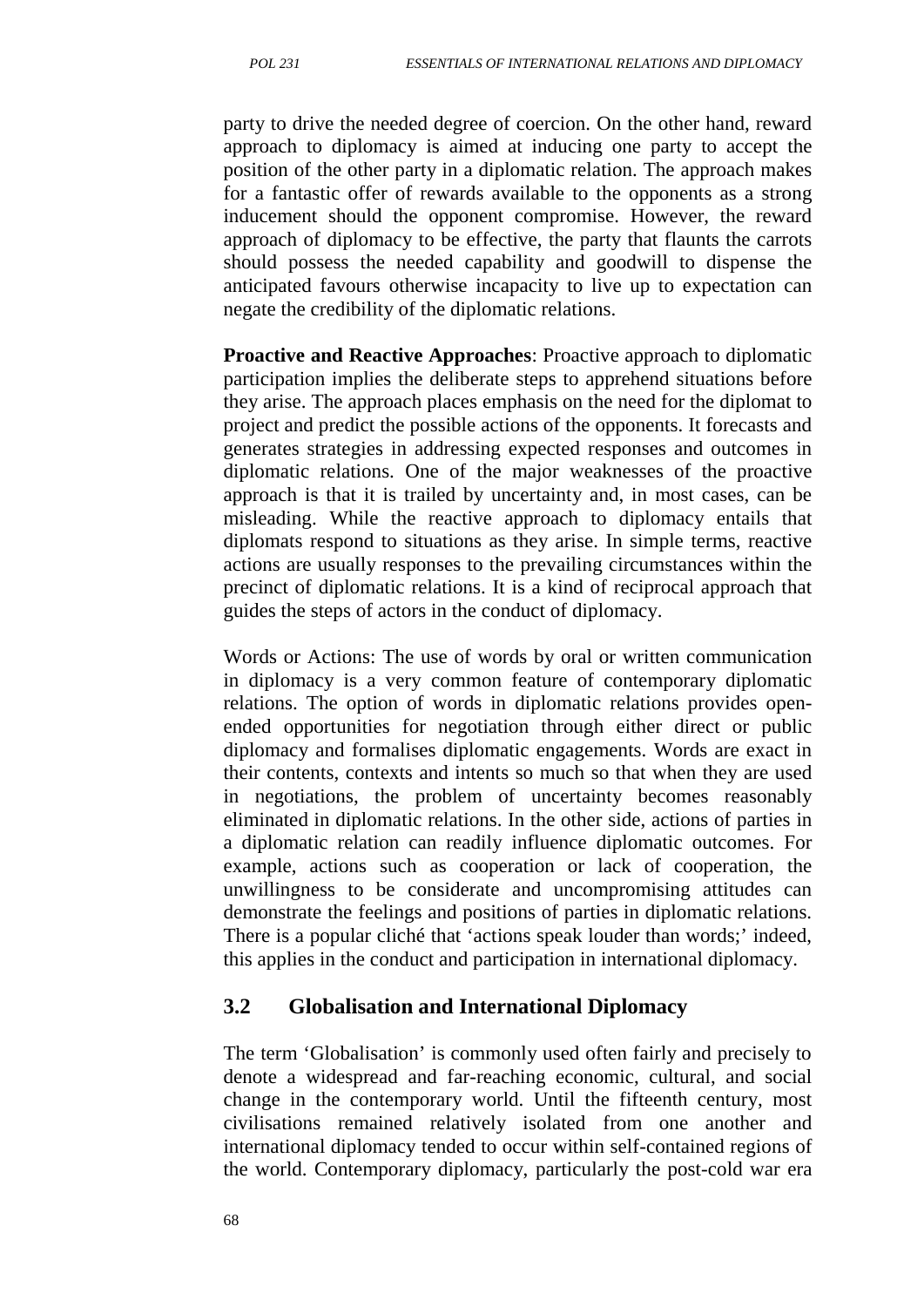party to drive the needed degree of coercion. On the other hand, reward approach to diplomacy is aimed at inducing one party to accept the position of the other party in a diplomatic relation. The approach makes for a fantastic offer of rewards available to the opponents as a strong inducement should the opponent compromise. However, the reward approach of diplomacy to be effective, the party that flaunts the carrots should possess the needed capability and goodwill to dispense the anticipated favours otherwise incapacity to live up to expectation can negate the credibility of the diplomatic relations.

**Proactive and Reactive Approaches**: Proactive approach to diplomatic participation implies the deliberate steps to apprehend situations before they arise. The approach places emphasis on the need for the diplomat to project and predict the possible actions of the opponents. It forecasts and generates strategies in addressing expected responses and outcomes in diplomatic relations. One of the major weaknesses of the proactive approach is that it is trailed by uncertainty and, in most cases, can be misleading. While the reactive approach to diplomacy entails that diplomats respond to situations as they arise. In simple terms, reactive actions are usually responses to the prevailing circumstances within the precinct of diplomatic relations. It is a kind of reciprocal approach that guides the steps of actors in the conduct of diplomacy.

Words or Actions: The use of words by oral or written communication in diplomacy is a very common feature of contemporary diplomatic relations. The option of words in diplomatic relations provides open-ended opportunities for negotiation through either direct or public diplomacy and formalises diplomatic engagements. Words are exact in their contents, contexts and intents so much so that when they are used in negotiations, the problem of uncertainty becomes reasonably eliminated in diplomatic relations. In the other side, actions of parties in a diplomatic relation can readily influence diplomatic outcomes. For example, actions such as cooperation or lack of cooperation, the unwillingness to be considerate and uncompromising attitudes can demonstrate the feelings and positions of parties in diplomatic relations. There is a popular cliché that 'actions speak louder than words;' indeed, this applies in the conduct and participation in international diplomacy.

## 3.2 Globalisation and International Diplomacy

The term 'Globalisation' is commonly used often fairly and precisely to denote a widespread and far-reaching economic, cultural, and social change in the contemporary world. Until the fifteenth century, most civilisations remained relatively isolated from one another and international diplomacy tended to occur within self-contained regions of the world. Contemporary diplomacy, particularly the post-cold war era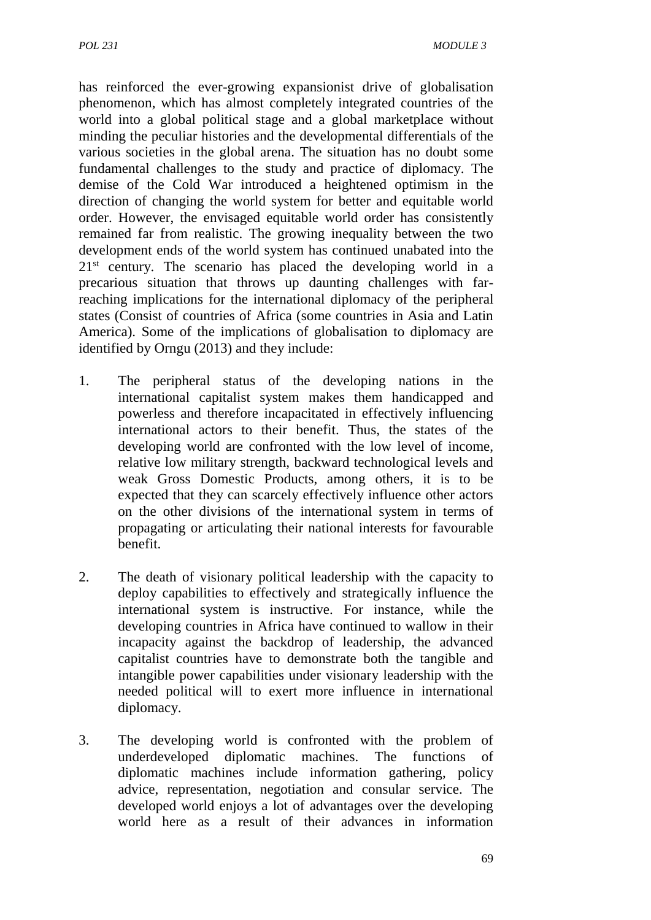has reinforced the ever-growing expansionist drive of globalisation phenomenon, which has almost completely integrated countries of the world into a global political stage and a global marketplace without minding the peculiar histories and the developmental differentials of the various societies in the global arena. The situation has no doubt some fundamental challenges to the study and practice of diplomacy. The demise of the Cold War introduced a heightened optimism in the direction of changing the world system for better and equitable world order. However, the envisaged equitable world order has consistently remained far from realistic. The growing inequality between the two development ends of the world system has continued unabated into the 21st century. The scenario has placed the developing world in a precarious situation that throws up daunting challenges with far-reaching implications for the international diplomacy of the peripheral states (Consist of countries of Africa (some countries in Asia and Latin America). Some of the implications of globalisation to diplomacy are identified by Orngu (2013) and they include:

1. The peripheral status of the developing nations in the international capitalist system makes them handicapped and powerless and therefore incapacitated in effectively influencing international actors to their benefit. Thus, the states of the developing world are confronted with the low level of income, relative low military strength, backward technological levels and weak Gross Domestic Products, among others, it is to be expected that they can scarcely effectively influence other actors on the other divisions of the international system in terms of propagating or articulating their national interests for favourable benefit.

2. The death of visionary political leadership with the capacity to deploy capabilities to effectively and strategically influence the international system is instructive. For instance, while the developing countries in Africa have continued to wallow in their incapacity against the backdrop of leadership, the advanced capitalist countries have to demonstrate both the tangible and intangible power capabilities under visionary leadership with the needed political will to exert more influence in international diplomacy.

3. The developing world is confronted with the problem of underdeveloped diplomatic machines. The functions of diplomatic machines include information gathering, policy advice, representation, negotiation and consular service. The developed world enjoys a lot of advantages over the developing world here as a result of their advances in information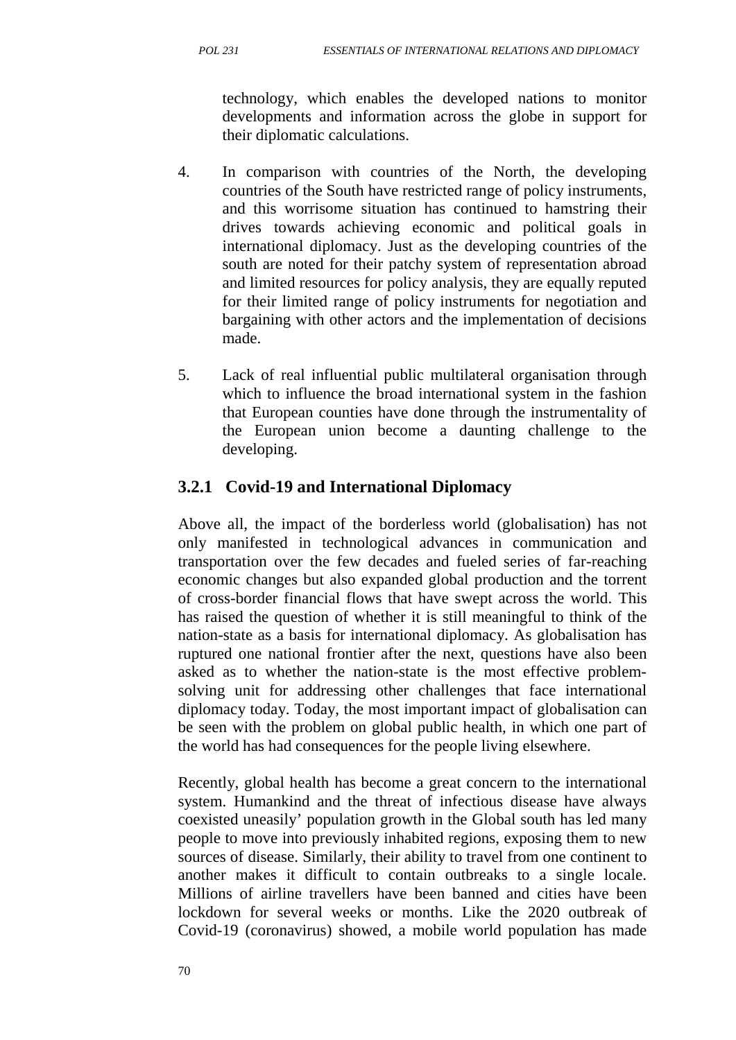technology, which enables the developed nations to monitor developments and information across the globe in support for their diplomatic calculations.

4. In comparison with countries of the North, the developing countries of the South have restricted range of policy instruments, and this worrisome situation has continued to hamstring their drives towards achieving economic and political goals in international diplomacy. Just as the developing countries of the south are noted for their patchy system of representation abroad and limited resources for policy analysis, they are equally reputed for their limited range of policy instruments for negotiation and bargaining with other actors and the implementation of decisions made.

5. Lack of real influential public multilateral organisation through which to influence the broad international system in the fashion that European counties have done through the instrumentality of the European union become a daunting challenge to the developing.

### 3.2.1 Covid-19 and International Diplomacy

Above all, the impact of the borderless world (globalisation) has not only manifested in technological advances in communication and transportation over the few decades and fueled series of far-reaching economic changes but also expanded global production and the torrent of cross-border financial flows that have swept across the world. This has raised the question of whether it is still meaningful to think of the nation-state as a basis for international diplomacy. As globalisation has ruptured one national frontier after the next, questions have also been asked as to whether the nation-state is the most effective problem-solving unit for addressing other challenges that face international diplomacy today. Today, the most important impact of globalisation can be seen with the problem on global public health, in which one part of the world has had consequences for the people living elsewhere.

Recently, global health has become a great concern to the international system. Humankind and the threat of infectious disease have always coexisted uneasily' population growth in the Global south has led many people to move into previously inhabited regions, exposing them to new sources of disease. Similarly, their ability to travel from one continent to another makes it difficult to contain outbreaks to a single locale. Millions of airline travellers have been banned and cities have been lockdown for several weeks or months. Like the 2020 outbreak of Covid-19 (coronavirus) showed, a mobile world population has made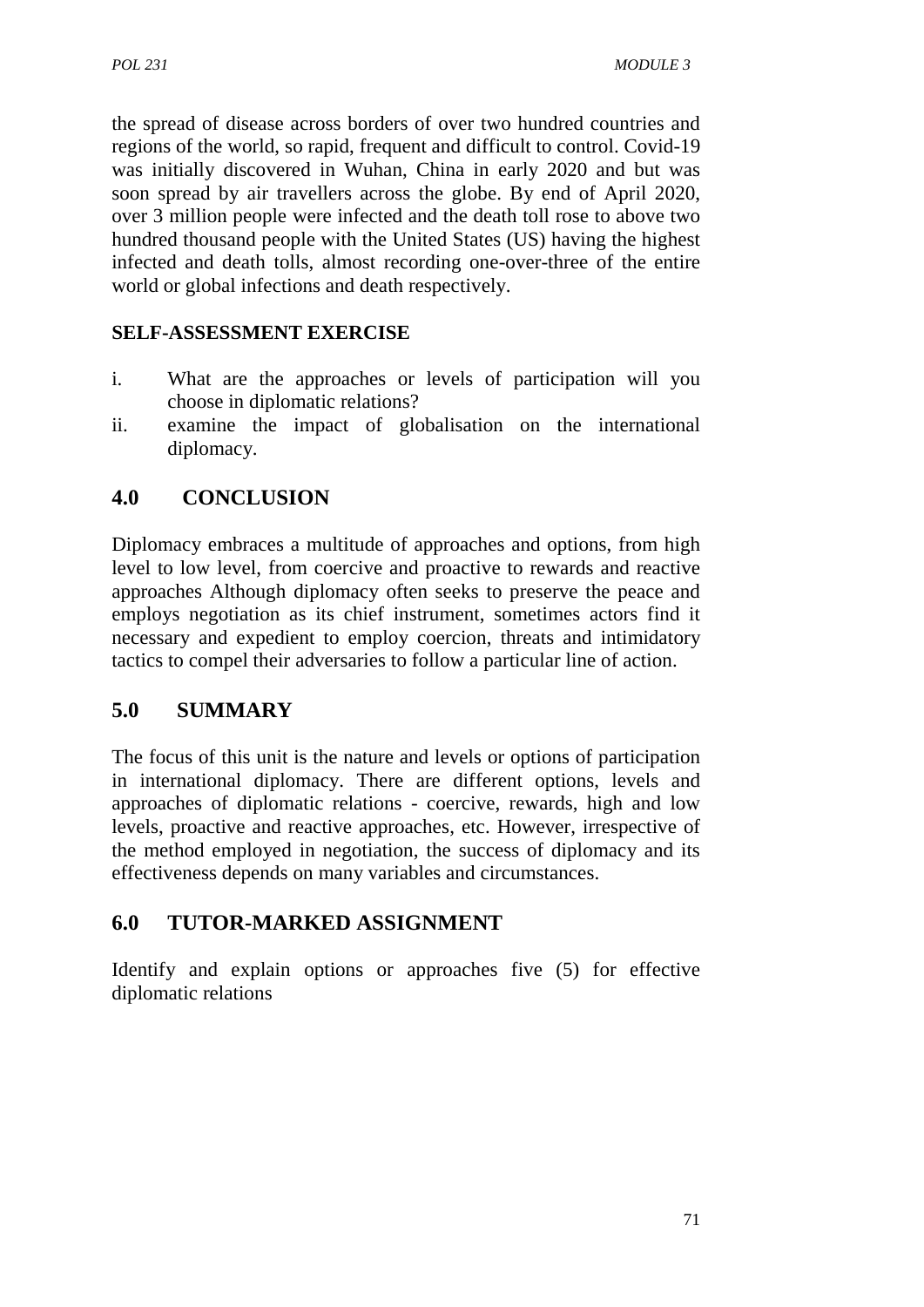the spread of disease across borders of over two hundred countries and regions of the world, so rapid, frequent and difficult to control. Covid-19 was initially discovered in Wuhan, China in early 2020 and but was soon spread by air travellers across the globe. By end of April 2020, over 3 million people were infected and the death toll rose to above two hundred thousand people with the United States (US) having the highest infected and death tolls, almost recording one-over-three of the entire world or global infections and death respectively.

**SELF-ASSESSMENT EXERCISE**

i. What are the approaches or levels of participation will you choose in diplomatic relations?
ii. examine the impact of globalisation on the international diplomacy.

## 4.0 CONCLUSION

Diplomacy embraces a multitude of approaches and options, from high level to low level, from coercive and proactive to rewards and reactive approaches Although diplomacy often seeks to preserve the peace and employs negotiation as its chief instrument, sometimes actors find it necessary and expedient to employ coercion, threats and intimidatory tactics to compel their adversaries to follow a particular line of action.

## 5.0 SUMMARY

The focus of this unit is the nature and levels or options of participation in international diplomacy. There are different options, levels and approaches of diplomatic relations - coercive, rewards, high and low levels, proactive and reactive approaches, etc. However, irrespective of the method employed in negotiation, the success of diplomacy and its effectiveness depends on many variables and circumstances.

## 6.0 TUTOR-MARKED ASSIGNMENT

Identify and explain options or approaches five (5) for effective diplomatic relations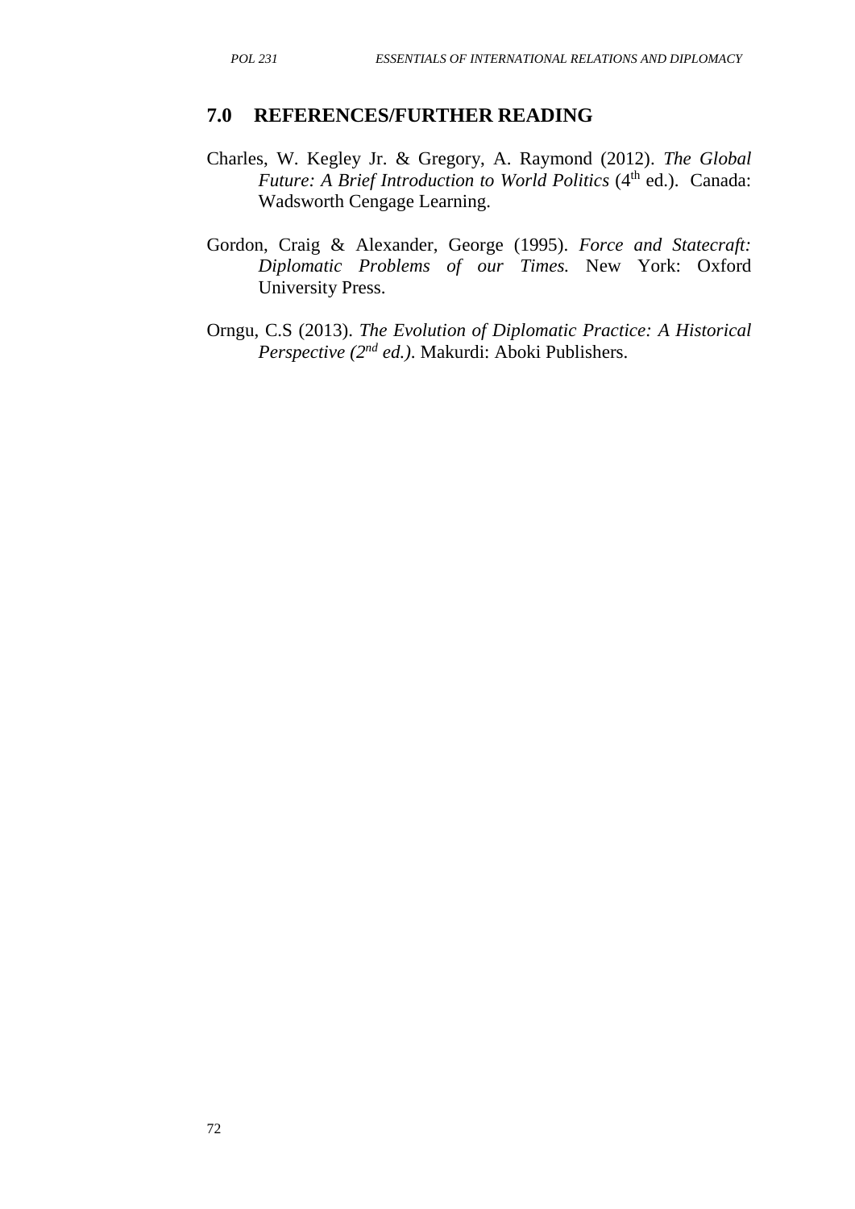## 7.0 REFERENCES/FURTHER READING

Charles, W. Kegley Jr. & Gregory, A. Raymond (2012). *The Global Future: A Brief Introduction to World Politics* (4th ed.). Canada: Wadsworth Cengage Learning.

Gordon, Craig & Alexander, George (1995). *Force and Statecraft: Diplomatic Problems of our Times.* New York: Oxford University Press.

Orngu, C.S (2013). *The Evolution of Diplomatic Practice: A Historical Perspective (2nd ed.)*. Makurdi: Aboki Publishers.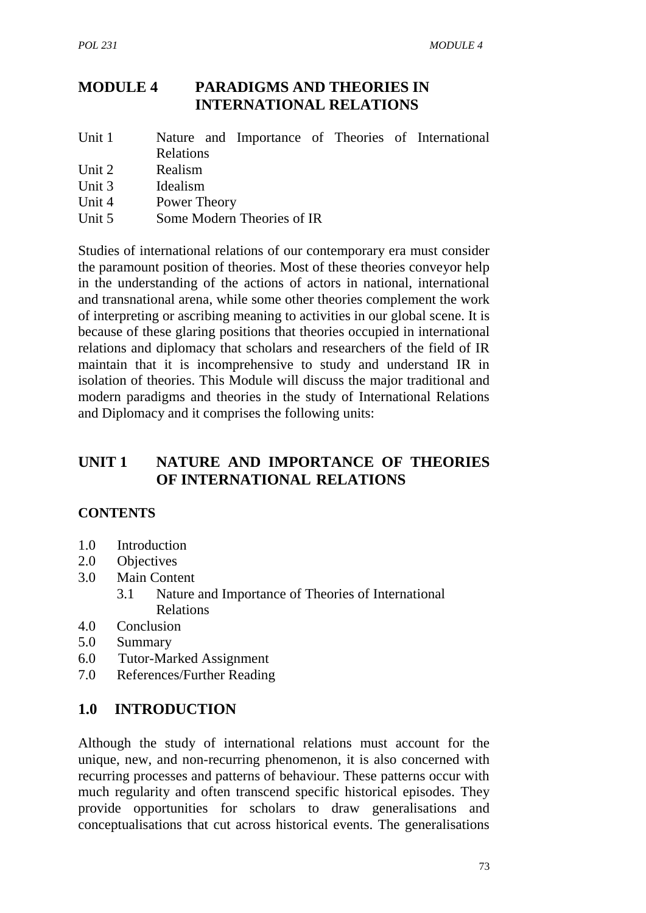# MODULE 4 PARADIGMS AND THEORIES IN INTERNATIONAL RELATIONS

Unit 1 Nature and Importance of Theories of International Relations
Unit 2 Realism
Unit 3 Idealism
Unit 4 Power Theory
Unit 5 Some Modern Theories of IR

Studies of international relations of our contemporary era must consider the paramount position of theories. Most of these theories conveyor help in the understanding of the actions of actors in national, international and transnational arena, while some other theories complement the work of interpreting or ascribing meaning to activities in our global scene. It is because of these glaring positions that theories occupied in international relations and diplomacy that scholars and researchers of the field of IR maintain that it is incomprehensive to study and understand IR in isolation of theories. This Module will discuss the major traditional and modern paradigms and theories in the study of International Relations and Diplomacy and it comprises the following units:

## UNIT 1 NATURE AND IMPORTANCE OF THEORIES OF INTERNATIONAL RELATIONS

### CONTENTS

1.0 Introduction
2.0 Objectives
3.0 Main Content
 3.1 Nature and Importance of Theories of International Relations
4.0 Conclusion
5.0 Summary
6.0 Tutor-Marked Assignment
7.0 References/Further Reading

## 1.0 INTRODUCTION

Although the study of international relations must account for the unique, new, and non-recurring phenomenon, it is also concerned with recurring processes and patterns of behaviour. These patterns occur with much regularity and often transcend specific historical episodes. They provide opportunities for scholars to draw generalisations and conceptualisations that cut across historical events. The generalisations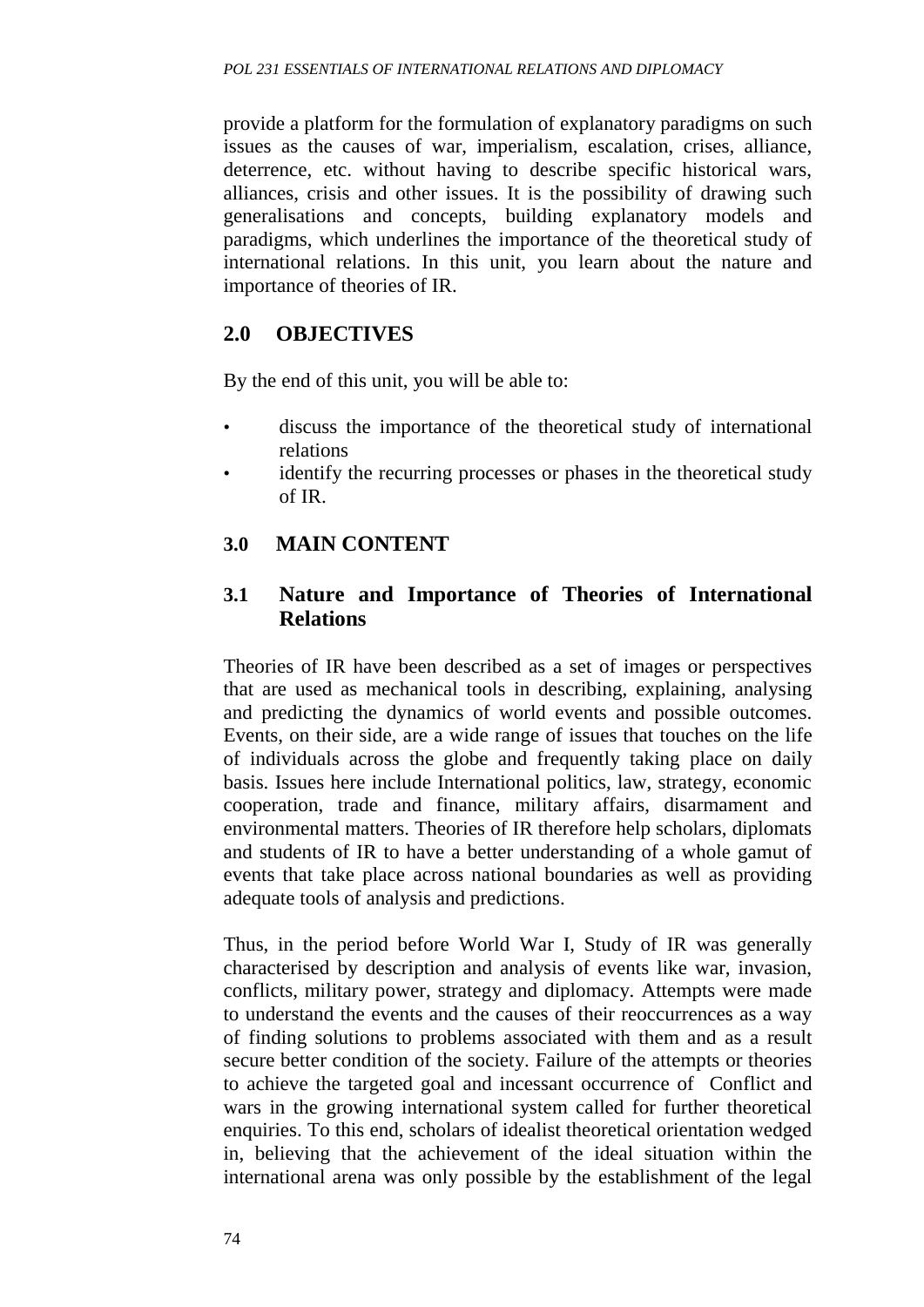provide a platform for the formulation of explanatory paradigms on such issues as the causes of war, imperialism, escalation, crises, alliance, deterrence, etc. without having to describe specific historical wars, alliances, crisis and other issues. It is the possibility of drawing such generalisations and concepts, building explanatory models and paradigms, which underlines the importance of the theoretical study of international relations. In this unit, you learn about the nature and importance of theories of IR.

## 2.0 OBJECTIVES

By the end of this unit, you will be able to:

- discuss the importance of the theoretical study of international relations
- identify the recurring processes or phases in the theoretical study of IR.

## 3.0 MAIN CONTENT

### 3.1 Nature and Importance of Theories of International Relations

Theories of IR have been described as a set of images or perspectives that are used as mechanical tools in describing, explaining, analysing and predicting the dynamics of world events and possible outcomes. Events, on their side, are a wide range of issues that touches on the life of individuals across the globe and frequently taking place on daily basis. Issues here include International politics, law, strategy, economic cooperation, trade and finance, military affairs, disarmament and environmental matters. Theories of IR therefore help scholars, diplomats and students of IR to have a better understanding of a whole gamut of events that take place across national boundaries as well as providing adequate tools of analysis and predictions.

Thus, in the period before World War I, Study of IR was generally characterised by description and analysis of events like war, invasion, conflicts, military power, strategy and diplomacy. Attempts were made to understand the events and the causes of their reoccurrences as a way of finding solutions to problems associated with them and as a result secure better condition of the society. Failure of the attempts or theories to achieve the targeted goal and incessant occurrence of Conflict and wars in the growing international system called for further theoretical enquiries. To this end, scholars of idealist theoretical orientation wedged in, believing that the achievement of the ideal situation within the international arena was only possible by the establishment of the legal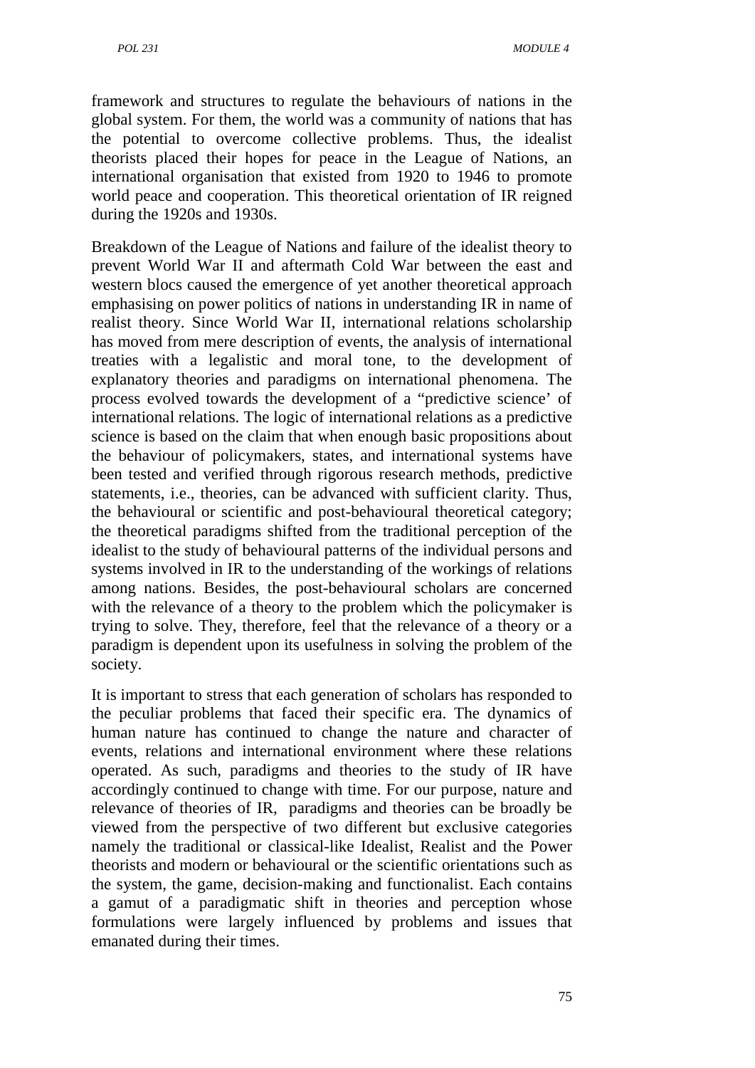framework and structures to regulate the behaviours of nations in the global system. For them, the world was a community of nations that has the potential to overcome collective problems. Thus, the idealist theorists placed their hopes for peace in the League of Nations, an international organisation that existed from 1920 to 1946 to promote world peace and cooperation. This theoretical orientation of IR reigned during the 1920s and 1930s.

Breakdown of the League of Nations and failure of the idealist theory to prevent World War II and aftermath Cold War between the east and western blocs caused the emergence of yet another theoretical approach emphasising on power politics of nations in understanding IR in name of realist theory. Since World War II, international relations scholarship has moved from mere description of events, the analysis of international treaties with a legalistic and moral tone, to the development of explanatory theories and paradigms on international phenomena. The process evolved towards the development of a "predictive science' of international relations. The logic of international relations as a predictive science is based on the claim that when enough basic propositions about the behaviour of policymakers, states, and international systems have been tested and verified through rigorous research methods, predictive statements, i.e., theories, can be advanced with sufficient clarity. Thus, the behavioural or scientific and post-behavioural theoretical category; the theoretical paradigms shifted from the traditional perception of the idealist to the study of behavioural patterns of the individual persons and systems involved in IR to the understanding of the workings of relations among nations. Besides, the post-behavioural scholars are concerned with the relevance of a theory to the problem which the policymaker is trying to solve. They, therefore, feel that the relevance of a theory or a paradigm is dependent upon its usefulness in solving the problem of the society.

It is important to stress that each generation of scholars has responded to the peculiar problems that faced their specific era. The dynamics of human nature has continued to change the nature and character of events, relations and international environment where these relations operated. As such, paradigms and theories to the study of IR have accordingly continued to change with time. For our purpose, nature and relevance of theories of IR, paradigms and theories can be broadly be viewed from the perspective of two different but exclusive categories namely the traditional or classical-like Idealist, Realist and the Power theorists and modern or behavioural or the scientific orientations such as the system, the game, decision-making and functionalist. Each contains a gamut of a paradigmatic shift in theories and perception whose formulations were largely influenced by problems and issues that emanated during their times.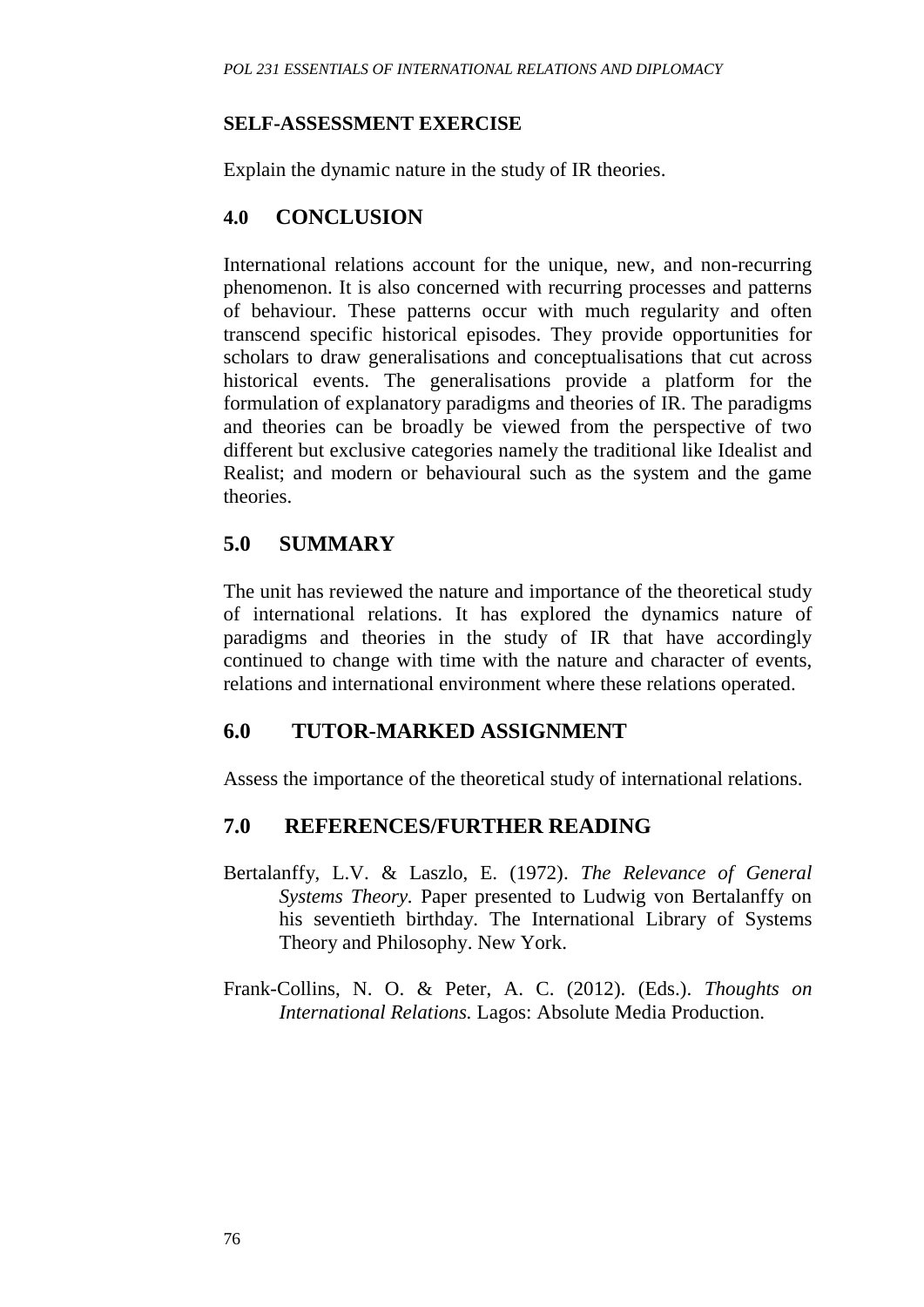**SELF-ASSESSMENT EXERCISE**

Explain the dynamic nature in the study of IR theories.

## 4.0 CONCLUSION

International relations account for the unique, new, and non-recurring phenomenon. It is also concerned with recurring processes and patterns of behaviour. These patterns occur with much regularity and often transcend specific historical episodes. They provide opportunities for scholars to draw generalisations and conceptualisations that cut across historical events. The generalisations provide a platform for the formulation of explanatory paradigms and theories of IR. The paradigms and theories can be broadly be viewed from the perspective of two different but exclusive categories namely the traditional like Idealist and Realist; and modern or behavioural such as the system and the game theories.

## 5.0 SUMMARY

The unit has reviewed the nature and importance of the theoretical study of international relations. It has explored the dynamics nature of paradigms and theories in the study of IR that have accordingly continued to change with time with the nature and character of events, relations and international environment where these relations operated.

## 6.0 TUTOR-MARKED ASSIGNMENT

Assess the importance of the theoretical study of international relations.

## 7.0 REFERENCES/FURTHER READING

Bertalanffy, L.V. & Laszlo, E. (1972). *The Relevance of General Systems Theory.* Paper presented to Ludwig von Bertalanffy on his seventieth birthday. The International Library of Systems Theory and Philosophy. New York.

Frank-Collins, N. O. & Peter, A. C. (2012). (Eds.). *Thoughts on International Relations.* Lagos: Absolute Media Production.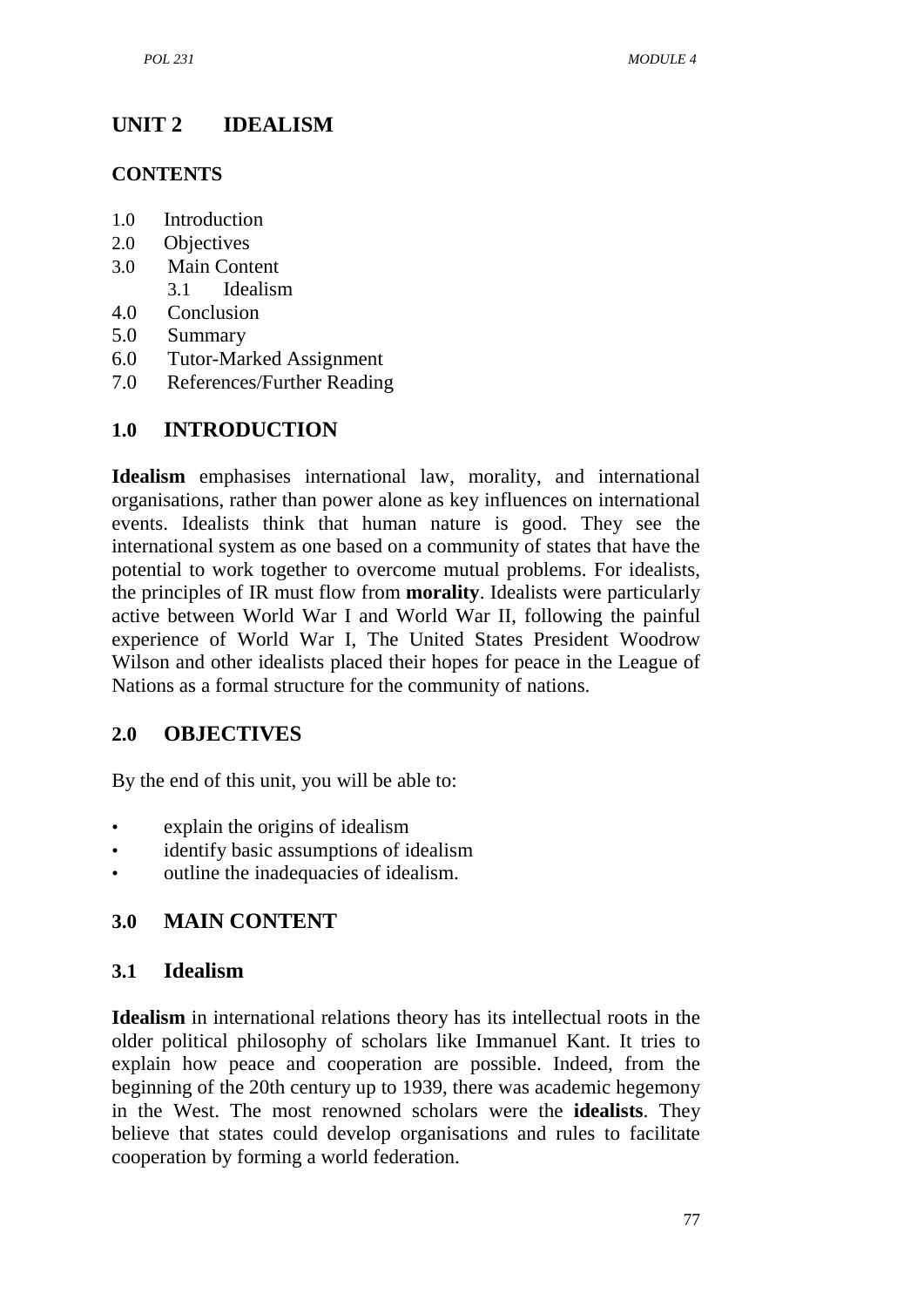# UNIT 2 IDEALISM

## CONTENTS

1.0 Introduction
2.0 Objectives
3.0 Main Content
   3.1 Idealism
4.0 Conclusion
5.0 Summary
6.0 Tutor-Marked Assignment
7.0 References/Further Reading

## 1.0 INTRODUCTION

**Idealism** emphasises international law, morality, and international organisations, rather than power alone as key influences on international events. Idealists think that human nature is good. They see the international system as one based on a community of states that have the potential to work together to overcome mutual problems. For idealists, the principles of IR must flow from **morality**. Idealists were particularly active between World War I and World War II, following the painful experience of World War I, The United States President Woodrow Wilson and other idealists placed their hopes for peace in the League of Nations as a formal structure for the community of nations.

## 2.0 OBJECTIVES

By the end of this unit, you will be able to:

- explain the origins of idealism
- identify basic assumptions of idealism
- outline the inadequacies of idealism.

## 3.0 MAIN CONTENT

### 3.1 Idealism

**Idealism** in international relations theory has its intellectual roots in the older political philosophy of scholars like Immanuel Kant. It tries to explain how peace and cooperation are possible. Indeed, from the beginning of the 20th century up to 1939, there was academic hegemony in the West. The most renowned scholars were the **idealists**. They believe that states could develop organisations and rules to facilitate cooperation by forming a world federation.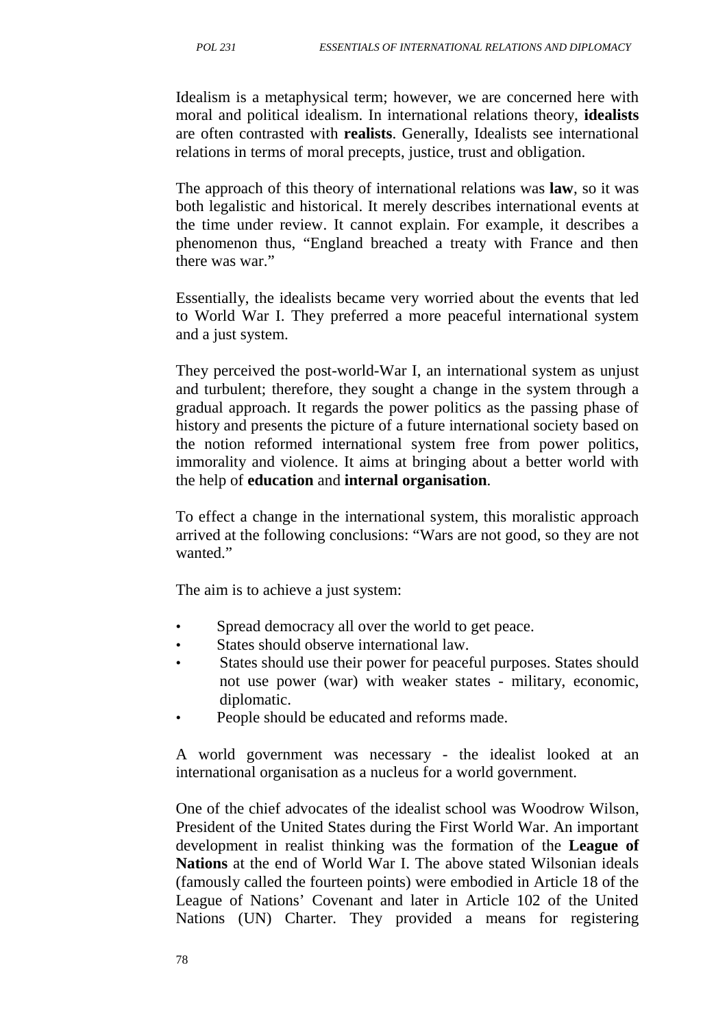Idealism is a metaphysical term; however, we are concerned here with moral and political idealism. In international relations theory, **idealists** are often contrasted with **realists**. Generally, Idealists see international relations in terms of moral precepts, justice, trust and obligation.

The approach of this theory of international relations was **law**, so it was both legalistic and historical. It merely describes international events at the time under review. It cannot explain. For example, it describes a phenomenon thus, "England breached a treaty with France and then there was war."

Essentially, the idealists became very worried about the events that led to World War I. They preferred a more peaceful international system and a just system.

They perceived the post-world-War I, an international system as unjust and turbulent; therefore, they sought a change in the system through a gradual approach. It regards the power politics as the passing phase of history and presents the picture of a future international society based on the notion reformed international system free from power politics, immorality and violence. It aims at bringing about a better world with the help of **education** and **internal organisation**.

To effect a change in the international system, this moralistic approach arrived at the following conclusions: "Wars are not good, so they are not wanted."

The aim is to achieve a just system:

- Spread democracy all over the world to get peace.
- States should observe international law.
- States should use their power for peaceful purposes. States should not use power (war) with weaker states - military, economic, diplomatic.
- People should be educated and reforms made.

A world government was necessary - the idealist looked at an international organisation as a nucleus for a world government.

One of the chief advocates of the idealist school was Woodrow Wilson, President of the United States during the First World War. An important development in realist thinking was the formation of the **League of Nations** at the end of World War I. The above stated Wilsonian ideals (famously called the fourteen points) were embodied in Article 18 of the League of Nations' Covenant and later in Article 102 of the United Nations (UN) Charter. They provided a means for registering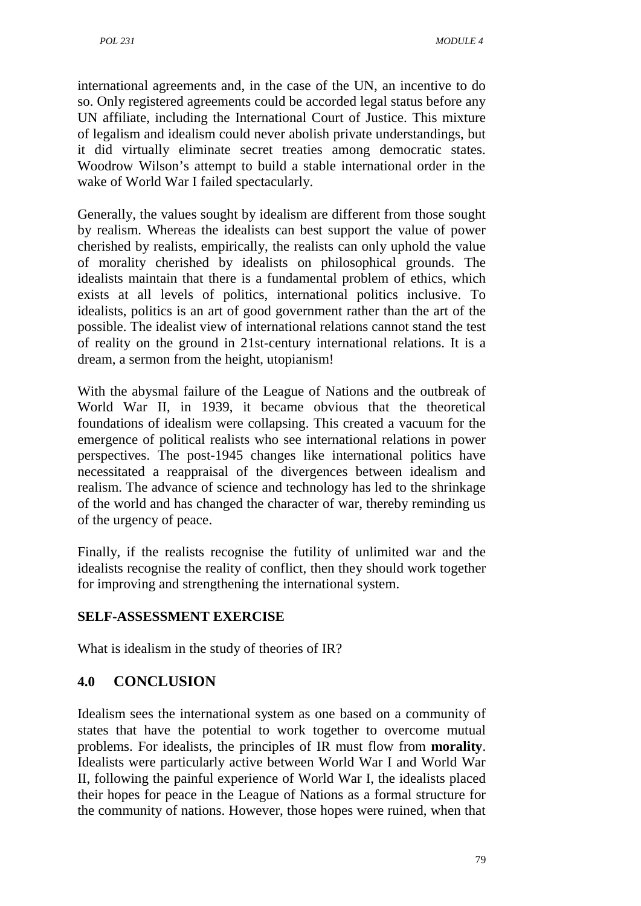international agreements and, in the case of the UN, an incentive to do so. Only registered agreements could be accorded legal status before any UN affiliate, including the International Court of Justice. This mixture of legalism and idealism could never abolish private understandings, but it did virtually eliminate secret treaties among democratic states. Woodrow Wilson's attempt to build a stable international order in the wake of World War I failed spectacularly.

Generally, the values sought by idealism are different from those sought by realism. Whereas the idealists can best support the value of power cherished by realists, empirically, the realists can only uphold the value of morality cherished by idealists on philosophical grounds. The idealists maintain that there is a fundamental problem of ethics, which exists at all levels of politics, international politics inclusive. To idealists, politics is an art of good government rather than the art of the possible. The idealist view of international relations cannot stand the test of reality on the ground in 21st-century international relations. It is a dream, a sermon from the height, utopianism!

With the abysmal failure of the League of Nations and the outbreak of World War II, in 1939, it became obvious that the theoretical foundations of idealism were collapsing. This created a vacuum for the emergence of political realists who see international relations in power perspectives. The post-1945 changes like international politics have necessitated a reappraisal of the divergences between idealism and realism. The advance of science and technology has led to the shrinkage of the world and has changed the character of war, thereby reminding us of the urgency of peace.

Finally, if the realists recognise the futility of unlimited war and the idealists recognise the reality of conflict, then they should work together for improving and strengthening the international system.

**SELF-ASSESSMENT EXERCISE**

What is idealism in the study of theories of IR?

## 4.0 CONCLUSION

Idealism sees the international system as one based on a community of states that have the potential to work together to overcome mutual problems. For idealists, the principles of IR must flow from **morality**. Idealists were particularly active between World War I and World War II, following the painful experience of World War I, the idealists placed their hopes for peace in the League of Nations as a formal structure for the community of nations. However, those hopes were ruined, when that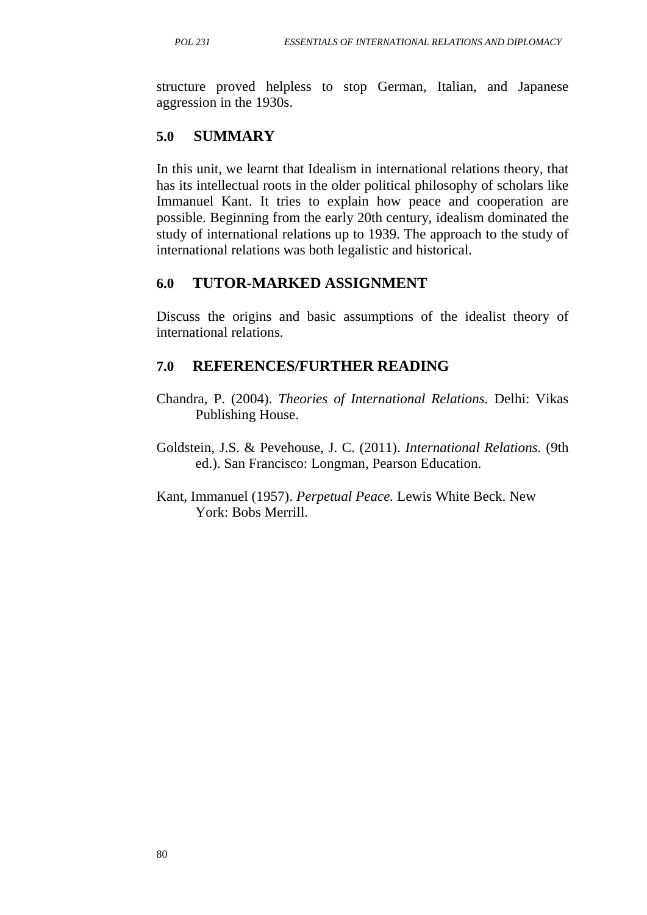structure proved helpless to stop German, Italian, and Japanese aggression in the 1930s.

## 5.0 SUMMARY

In this unit, we learnt that Idealism in international relations theory, that has its intellectual roots in the older political philosophy of scholars like Immanuel Kant. It tries to explain how peace and cooperation are possible. Beginning from the early 20th century, idealism dominated the study of international relations up to 1939. The approach to the study of international relations was both legalistic and historical.

## 6.0 TUTOR-MARKED ASSIGNMENT

Discuss the origins and basic assumptions of the idealist theory of international relations.

## 7.0 REFERENCES/FURTHER READING

Chandra, P. (2004). *Theories of International Relations.* Delhi: Vikas Publishing House.

Goldstein, J.S. & Pevehouse, J. C. (2011). *International Relations.* (9th ed.). San Francisco: Longman, Pearson Education.

Kant, Immanuel (1957). *Perpetual Peace.* Lewis White Beck. New York: Bobs Merrill.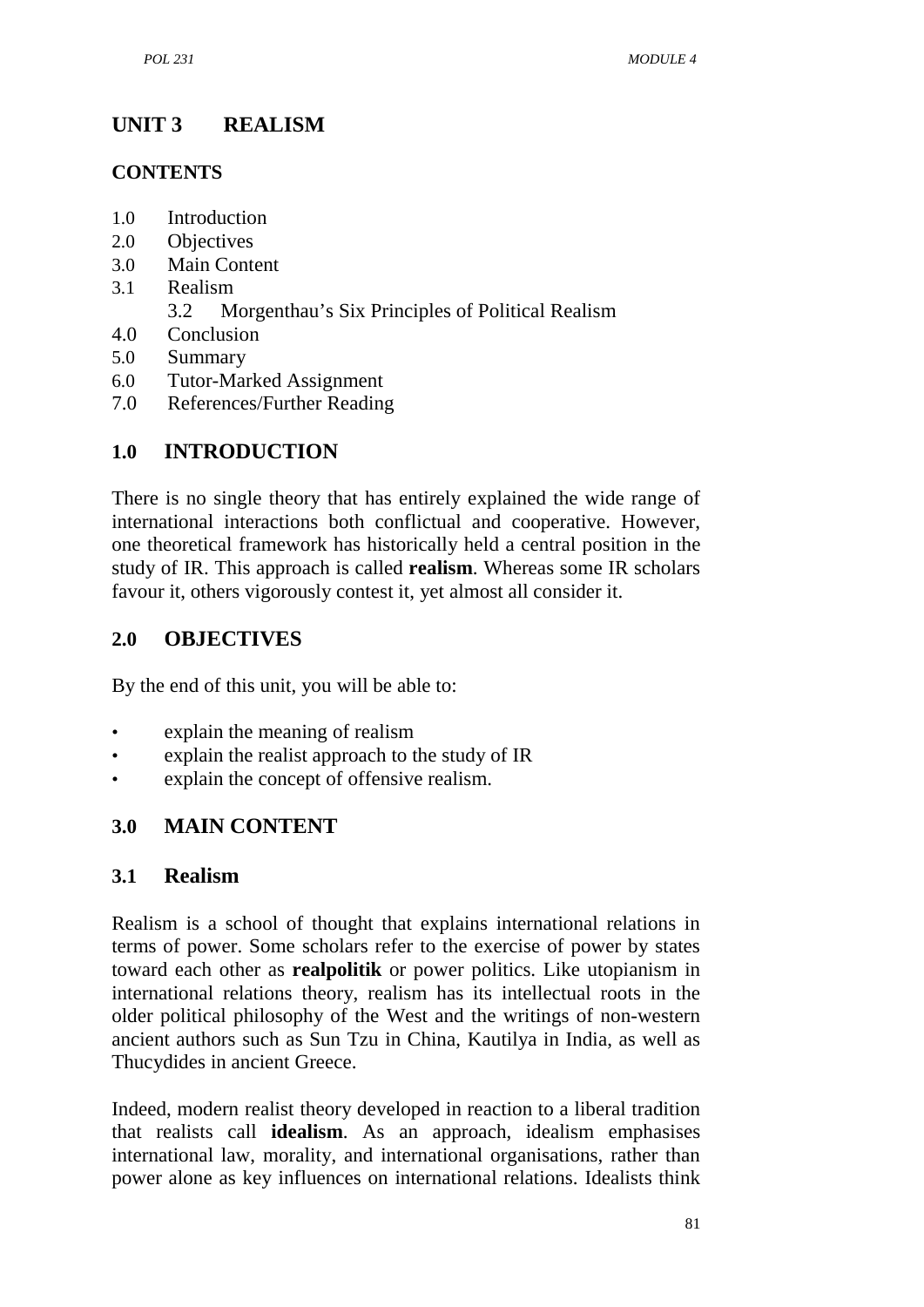# UNIT 3 REALISM

## CONTENTS

1.0 Introduction
2.0 Objectives
3.0 Main Content
3.1 Realism
    3.2 Morgenthau's Six Principles of Political Realism
4.0 Conclusion
5.0 Summary
6.0 Tutor-Marked Assignment
7.0 References/Further Reading

## 1.0 INTRODUCTION

There is no single theory that has entirely explained the wide range of international interactions both conflictual and cooperative. However, one theoretical framework has historically held a central position in the study of IR. This approach is called **realism**. Whereas some IR scholars favour it, others vigorously contest it, yet almost all consider it.

## 2.0 OBJECTIVES

By the end of this unit, you will be able to:

- explain the meaning of realism
- explain the realist approach to the study of IR
- explain the concept of offensive realism.

## 3.0 MAIN CONTENT

### 3.1 Realism

Realism is a school of thought that explains international relations in terms of power. Some scholars refer to the exercise of power by states toward each other as **realpolitik** or power politics. Like utopianism in international relations theory, realism has its intellectual roots in the older political philosophy of the West and the writings of non-western ancient authors such as Sun Tzu in China, Kautilya in India, as well as Thucydides in ancient Greece.

Indeed, modern realist theory developed in reaction to a liberal tradition that realists call **idealism**. As an approach, idealism emphasises international law, morality, and international organisations, rather than power alone as key influences on international relations. Idealists think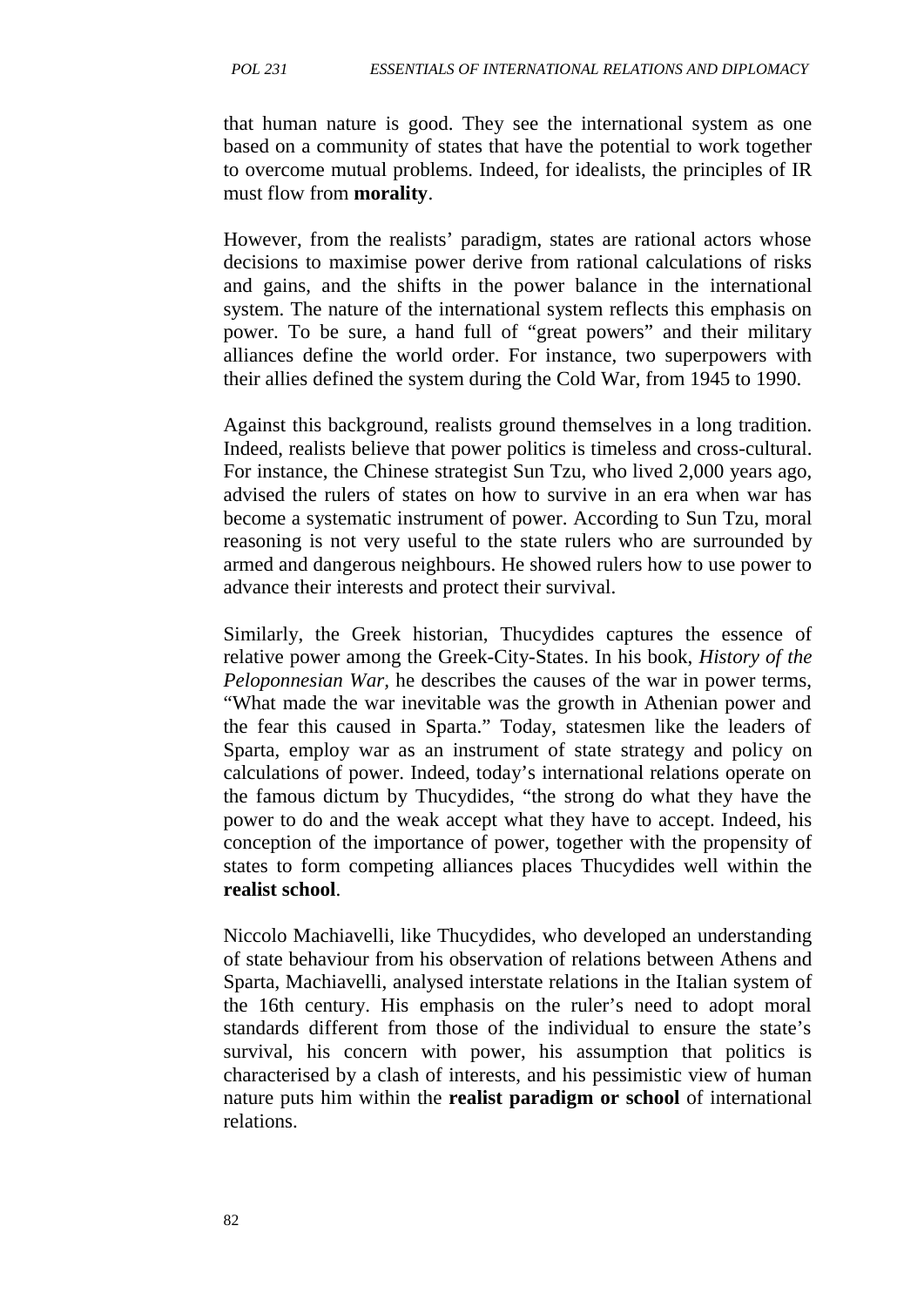that human nature is good. They see the international system as one based on a community of states that have the potential to work together to overcome mutual problems. Indeed, for idealists, the principles of IR must flow from **morality**.

However, from the realists' paradigm, states are rational actors whose decisions to maximise power derive from rational calculations of risks and gains, and the shifts in the power balance in the international system. The nature of the international system reflects this emphasis on power. To be sure, a hand full of "great powers" and their military alliances define the world order. For instance, two superpowers with their allies defined the system during the Cold War, from 1945 to 1990.

Against this background, realists ground themselves in a long tradition. Indeed, realists believe that power politics is timeless and cross-cultural. For instance, the Chinese strategist Sun Tzu, who lived 2,000 years ago, advised the rulers of states on how to survive in an era when war has become a systematic instrument of power. According to Sun Tzu, moral reasoning is not very useful to the state rulers who are surrounded by armed and dangerous neighbours. He showed rulers how to use power to advance their interests and protect their survival.

Similarly, the Greek historian, Thucydides captures the essence of relative power among the Greek-City-States. In his book, *History of the Peloponnesian War,* he describes the causes of the war in power terms, "What made the war inevitable was the growth in Athenian power and the fear this caused in Sparta." Today, statesmen like the leaders of Sparta, employ war as an instrument of state strategy and policy on calculations of power. Indeed, today's international relations operate on the famous dictum by Thucydides, "the strong do what they have the power to do and the weak accept what they have to accept. Indeed, his conception of the importance of power, together with the propensity of states to form competing alliances places Thucydides well within the **realist school**.

Niccolo Machiavelli, like Thucydides, who developed an understanding of state behaviour from his observation of relations between Athens and Sparta, Machiavelli, analysed interstate relations in the Italian system of the 16th century. His emphasis on the ruler's need to adopt moral standards different from those of the individual to ensure the state's survival, his concern with power, his assumption that politics is characterised by a clash of interests, and his pessimistic view of human nature puts him within the **realist paradigm or school** of international relations.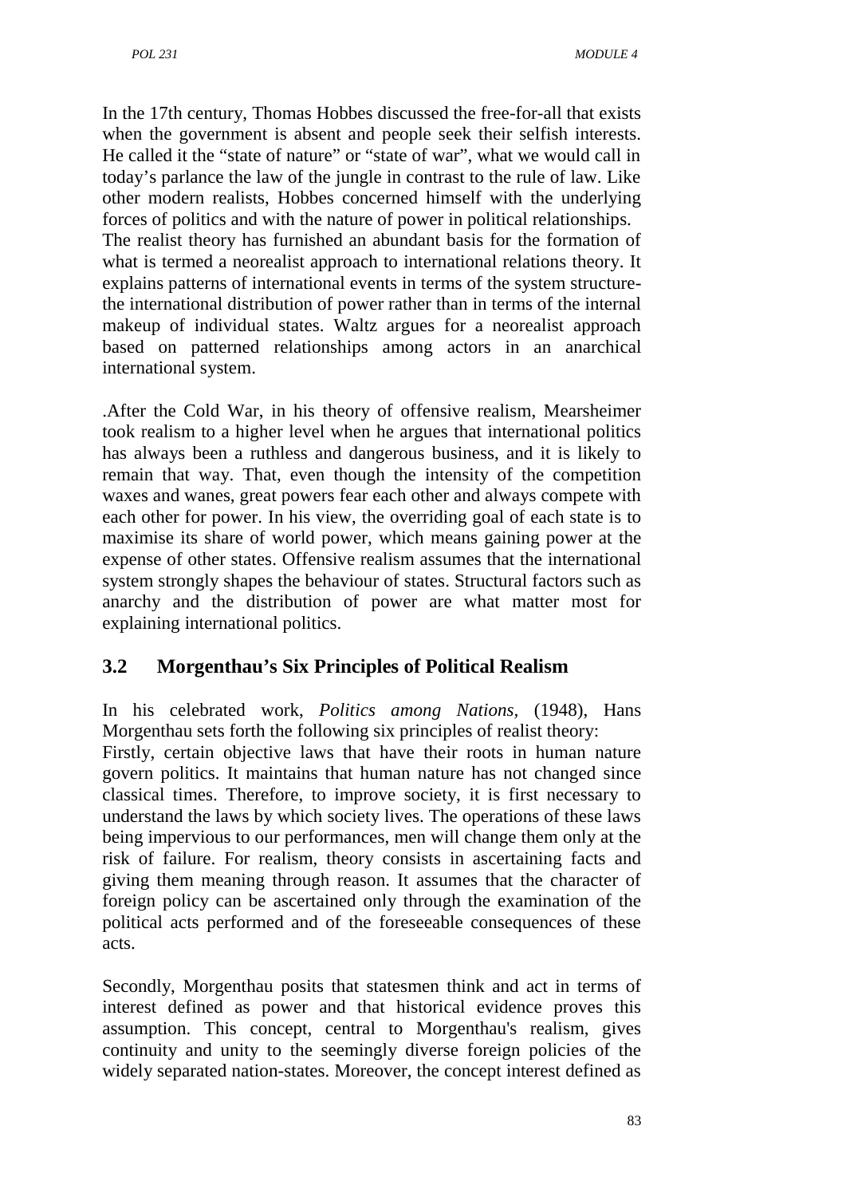In the 17th century, Thomas Hobbes discussed the free-for-all that exists when the government is absent and people seek their selfish interests. He called it the "state of nature" or "state of war", what we would call in today's parlance the law of the jungle in contrast to the rule of law. Like other modern realists, Hobbes concerned himself with the underlying forces of politics and with the nature of power in political relationships. The realist theory has furnished an abundant basis for the formation of what is termed a neorealist approach to international relations theory. It explains patterns of international events in terms of the system structure-the international distribution of power rather than in terms of the internal makeup of individual states. Waltz argues for a neorealist approach based on patterned relationships among actors in an anarchical international system.

.After the Cold War, in his theory of offensive realism, Mearsheimer took realism to a higher level when he argues that international politics has always been a ruthless and dangerous business, and it is likely to remain that way. That, even though the intensity of the competition waxes and wanes, great powers fear each other and always compete with each other for power. In his view, the overriding goal of each state is to maximise its share of world power, which means gaining power at the expense of other states. Offensive realism assumes that the international system strongly shapes the behaviour of states. Structural factors such as anarchy and the distribution of power are what matter most for explaining international politics.

## 3.2 Morgenthau's Six Principles of Political Realism

In his celebrated work, *Politics among Nations*, (1948), Hans Morgenthau sets forth the following six principles of realist theory:
Firstly, certain objective laws that have their roots in human nature govern politics. It maintains that human nature has not changed since classical times. Therefore, to improve society, it is first necessary to understand the laws by which society lives. The operations of these laws being impervious to our performances, men will change them only at the risk of failure. For realism, theory consists in ascertaining facts and giving them meaning through reason. It assumes that the character of foreign policy can be ascertained only through the examination of the political acts performed and of the foreseeable consequences of these acts.

Secondly, Morgenthau posits that statesmen think and act in terms of interest defined as power and that historical evidence proves this assumption. This concept, central to Morgenthau's realism, gives continuity and unity to the seemingly diverse foreign policies of the widely separated nation-states. Moreover, the concept interest defined as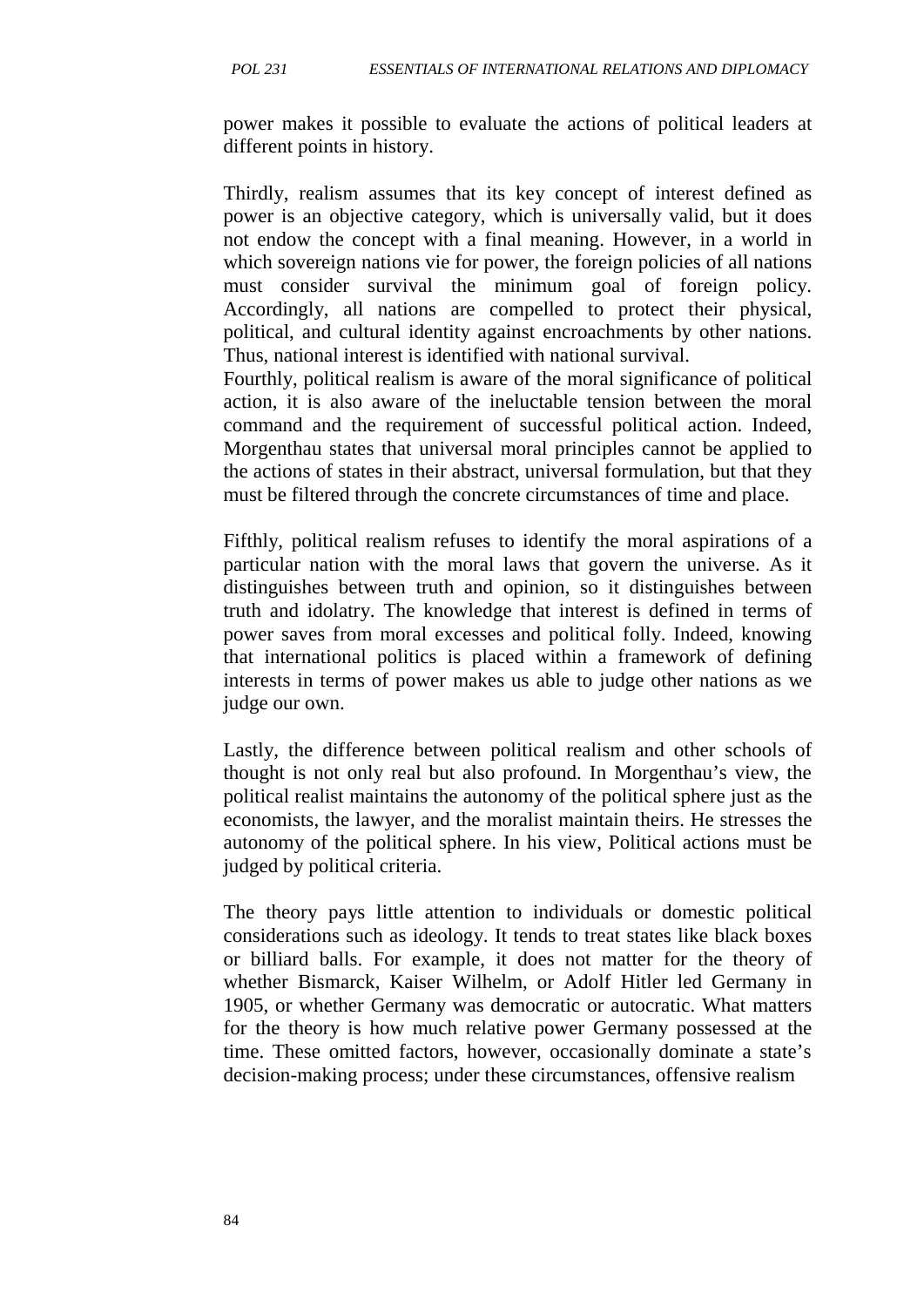power makes it possible to evaluate the actions of political leaders at different points in history.

Thirdly, realism assumes that its key concept of interest defined as power is an objective category, which is universally valid, but it does not endow the concept with a final meaning. However, in a world in which sovereign nations vie for power, the foreign policies of all nations must consider survival the minimum goal of foreign policy. Accordingly, all nations are compelled to protect their physical, political, and cultural identity against encroachments by other nations. Thus, national interest is identified with national survival.

Fourthly, political realism is aware of the moral significance of political action, it is also aware of the ineluctable tension between the moral command and the requirement of successful political action. Indeed, Morgenthau states that universal moral principles cannot be applied to the actions of states in their abstract, universal formulation, but that they must be filtered through the concrete circumstances of time and place.

Fifthly, political realism refuses to identify the moral aspirations of a particular nation with the moral laws that govern the universe. As it distinguishes between truth and opinion, so it distinguishes between truth and idolatry. The knowledge that interest is defined in terms of power saves from moral excesses and political folly. Indeed, knowing that international politics is placed within a framework of defining interests in terms of power makes us able to judge other nations as we judge our own.

Lastly, the difference between political realism and other schools of thought is not only real but also profound. In Morgenthau's view, the political realist maintains the autonomy of the political sphere just as the economists, the lawyer, and the moralist maintain theirs. He stresses the autonomy of the political sphere. In his view, Political actions must be judged by political criteria.

The theory pays little attention to individuals or domestic political considerations such as ideology. It tends to treat states like black boxes or billiard balls. For example, it does not matter for the theory of whether Bismarck, Kaiser Wilhelm, or Adolf Hitler led Germany in 1905, or whether Germany was democratic or autocratic. What matters for the theory is how much relative power Germany possessed at the time. These omitted factors, however, occasionally dominate a state's decision-making process; under these circumstances, offensive realism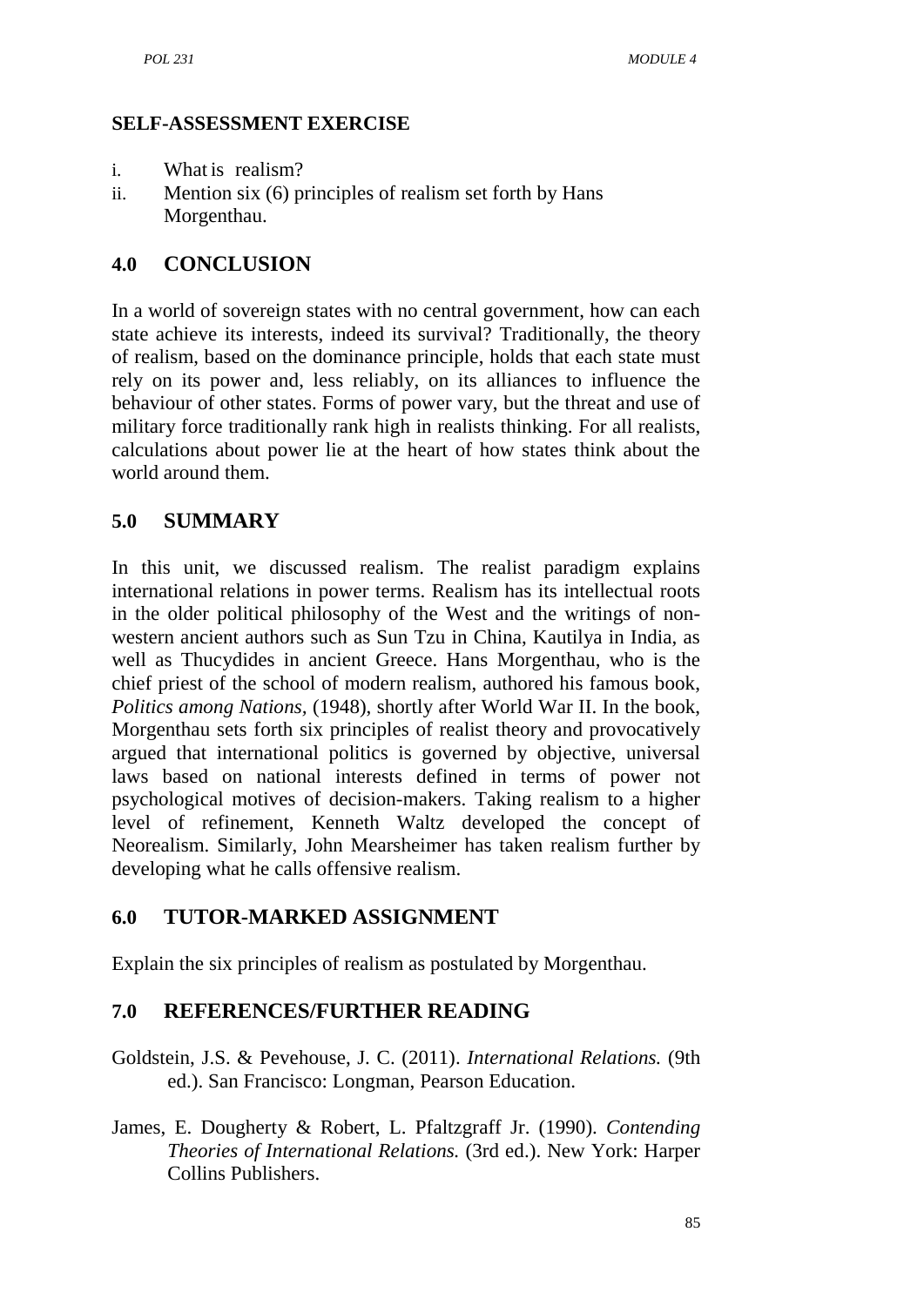## SELF-ASSESSMENT EXERCISE

i. What is realism?
ii. Mention six (6) principles of realism set forth by Hans Morgenthau.

## 4.0 CONCLUSION

In a world of sovereign states with no central government, how can each state achieve its interests, indeed its survival? Traditionally, the theory of realism, based on the dominance principle, holds that each state must rely on its power and, less reliably, on its alliances to influence the behaviour of other states. Forms of power vary, but the threat and use of military force traditionally rank high in realists thinking. For all realists, calculations about power lie at the heart of how states think about the world around them.

## 5.0 SUMMARY

In this unit, we discussed realism. The realist paradigm explains international relations in power terms. Realism has its intellectual roots in the older political philosophy of the West and the writings of non-western ancient authors such as Sun Tzu in China, Kautilya in India, as well as Thucydides in ancient Greece. Hans Morgenthau, who is the chief priest of the school of modern realism, authored his famous book, *Politics among Nations,* (1948), shortly after World War II. In the book, Morgenthau sets forth six principles of realist theory and provocatively argued that international politics is governed by objective, universal laws based on national interests defined in terms of power not psychological motives of decision-makers. Taking realism to a higher level of refinement, Kenneth Waltz developed the concept of Neorealism. Similarly, John Mearsheimer has taken realism further by developing what he calls offensive realism.

## 6.0 TUTOR-MARKED ASSIGNMENT

Explain the six principles of realism as postulated by Morgenthau.

## 7.0 REFERENCES/FURTHER READING

Goldstein, J.S. & Pevehouse, J. C. (2011). *International Relations.* (9th ed.). San Francisco: Longman, Pearson Education.

James, E. Dougherty & Robert, L. Pfaltzgraff Jr. (1990). *Contending Theories of International Relations.* (3rd ed.). New York: Harper Collins Publishers.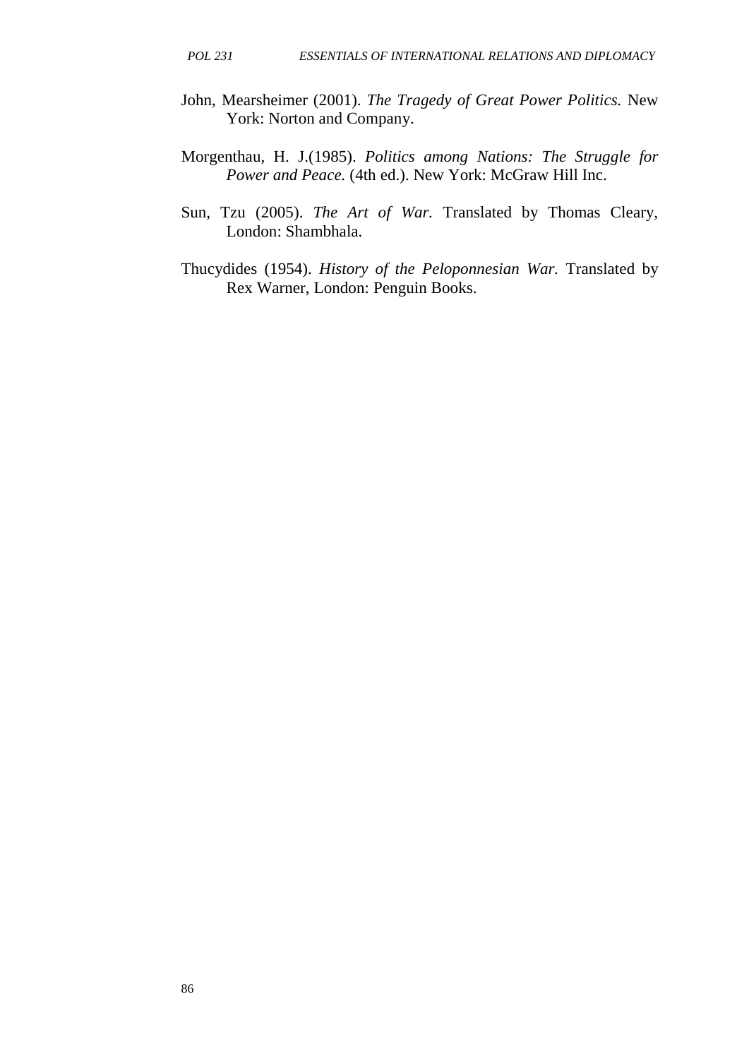John, Mearsheimer (2001). *The Tragedy of Great Power Politics.* New York: Norton and Company.

Morgenthau, H. J.(1985). *Politics among Nations: The Struggle for Power and Peace.* (4th ed.). New York: McGraw Hill Inc.

Sun, Tzu (2005). *The Art of War.* Translated by Thomas Cleary, London: Shambhala.

Thucydides (1954). *History of the Peloponnesian War.* Translated by Rex Warner, London: Penguin Books.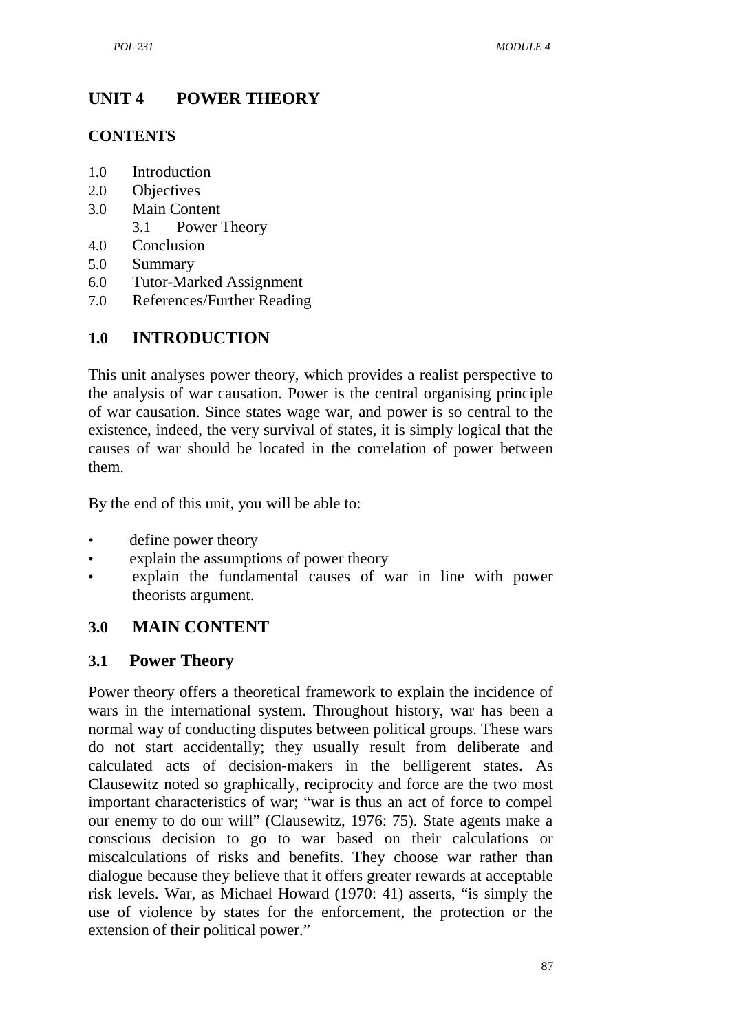## UNIT 4 POWER THEORY

### CONTENTS

1.0 Introduction
2.0 Objectives
3.0 Main Content
    3.1 Power Theory
4.0 Conclusion
5.0 Summary
6.0 Tutor-Marked Assignment
7.0 References/Further Reading

## 1.0 INTRODUCTION

This unit analyses power theory, which provides a realist perspective to the analysis of war causation. Power is the central organising principle of war causation. Since states wage war, and power is so central to the existence, indeed, the very survival of states, it is simply logical that the causes of war should be located in the correlation of power between them.

By the end of this unit, you will be able to:

- define power theory
- explain the assumptions of power theory
- explain the fundamental causes of war in line with power theorists argument.

## 3.0 MAIN CONTENT

### 3.1 Power Theory

Power theory offers a theoretical framework to explain the incidence of wars in the international system. Throughout history, war has been a normal way of conducting disputes between political groups. These wars do not start accidentally; they usually result from deliberate and calculated acts of decision-makers in the belligerent states. As Clausewitz noted so graphically, reciprocity and force are the two most important characteristics of war; "war is thus an act of force to compel our enemy to do our will" (Clausewitz, 1976: 75). State agents make a conscious decision to go to war based on their calculations or miscalculations of risks and benefits. They choose war rather than dialogue because they believe that it offers greater rewards at acceptable risk levels. War, as Michael Howard (1970: 41) asserts, "is simply the use of violence by states for the enforcement, the protection or the extension of their political power."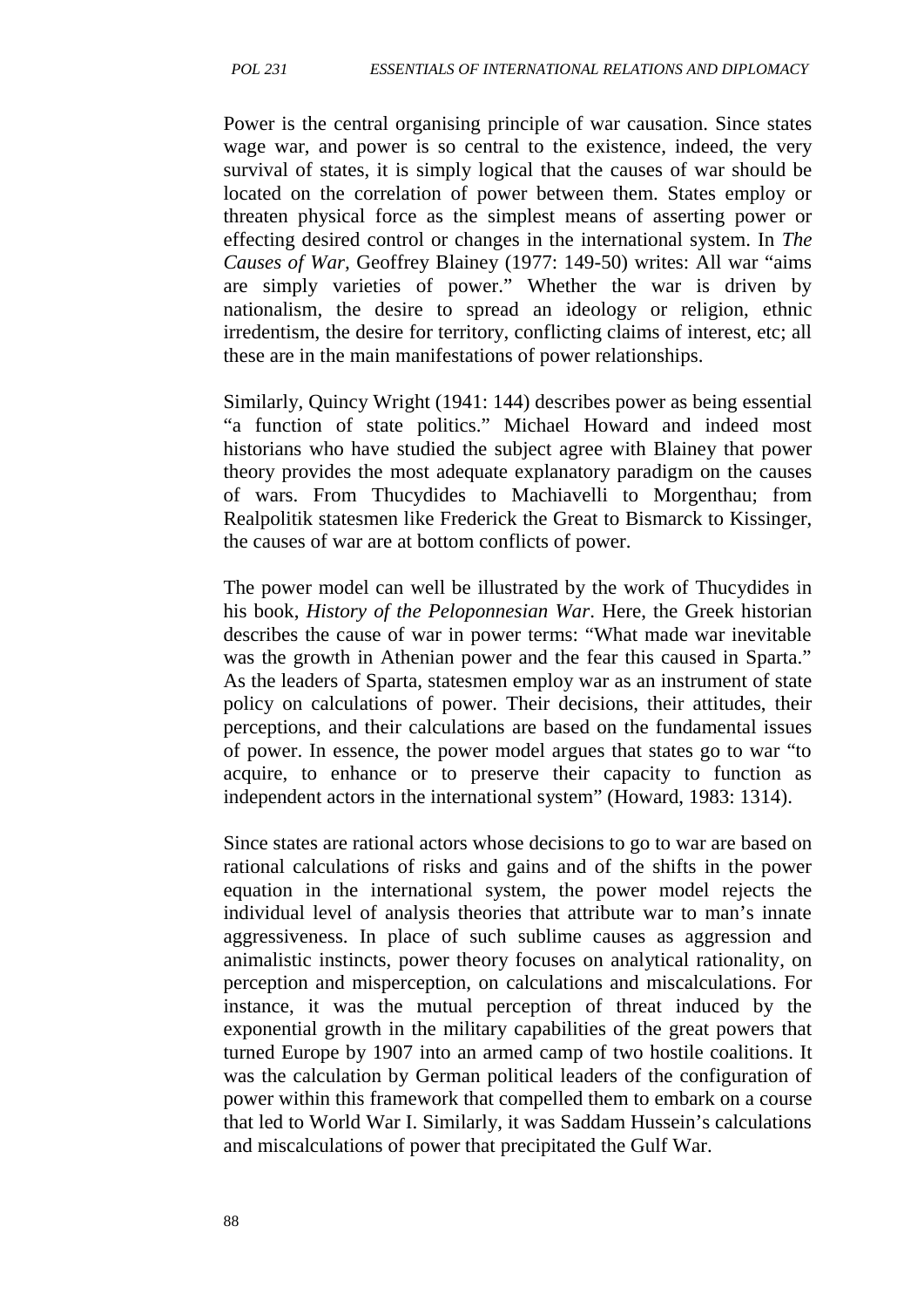Power is the central organising principle of war causation. Since states wage war, and power is so central to the existence, indeed, the very survival of states, it is simply logical that the causes of war should be located on the correlation of power between them. States employ or threaten physical force as the simplest means of asserting power or effecting desired control or changes in the international system. In *The Causes of War,* Geoffrey Blainey (1977: 149-50) writes: All war "aims are simply varieties of power." Whether the war is driven by nationalism, the desire to spread an ideology or religion, ethnic irredentism, the desire for territory, conflicting claims of interest, etc; all these are in the main manifestations of power relationships.

Similarly, Quincy Wright (1941: 144) describes power as being essential "a function of state politics." Michael Howard and indeed most historians who have studied the subject agree with Blainey that power theory provides the most adequate explanatory paradigm on the causes of wars. From Thucydides to Machiavelli to Morgenthau; from Realpolitik statesmen like Frederick the Great to Bismarck to Kissinger, the causes of war are at bottom conflicts of power.

The power model can well be illustrated by the work of Thucydides in his book, *History of the Peloponnesian War*. Here, the Greek historian describes the cause of war in power terms: "What made war inevitable was the growth in Athenian power and the fear this caused in Sparta." As the leaders of Sparta, statesmen employ war as an instrument of state policy on calculations of power. Their decisions, their attitudes, their perceptions, and their calculations are based on the fundamental issues of power. In essence, the power model argues that states go to war "to acquire, to enhance or to preserve their capacity to function as independent actors in the international system" (Howard, 1983: 1314).

Since states are rational actors whose decisions to go to war are based on rational calculations of risks and gains and of the shifts in the power equation in the international system, the power model rejects the individual level of analysis theories that attribute war to man's innate aggressiveness. In place of such sublime causes as aggression and animalistic instincts, power theory focuses on analytical rationality, on perception and misperception, on calculations and miscalculations. For instance, it was the mutual perception of threat induced by the exponential growth in the military capabilities of the great powers that turned Europe by 1907 into an armed camp of two hostile coalitions. It was the calculation by German political leaders of the configuration of power within this framework that compelled them to embark on a course that led to World War I. Similarly, it was Saddam Hussein's calculations and miscalculations of power that precipitated the Gulf War.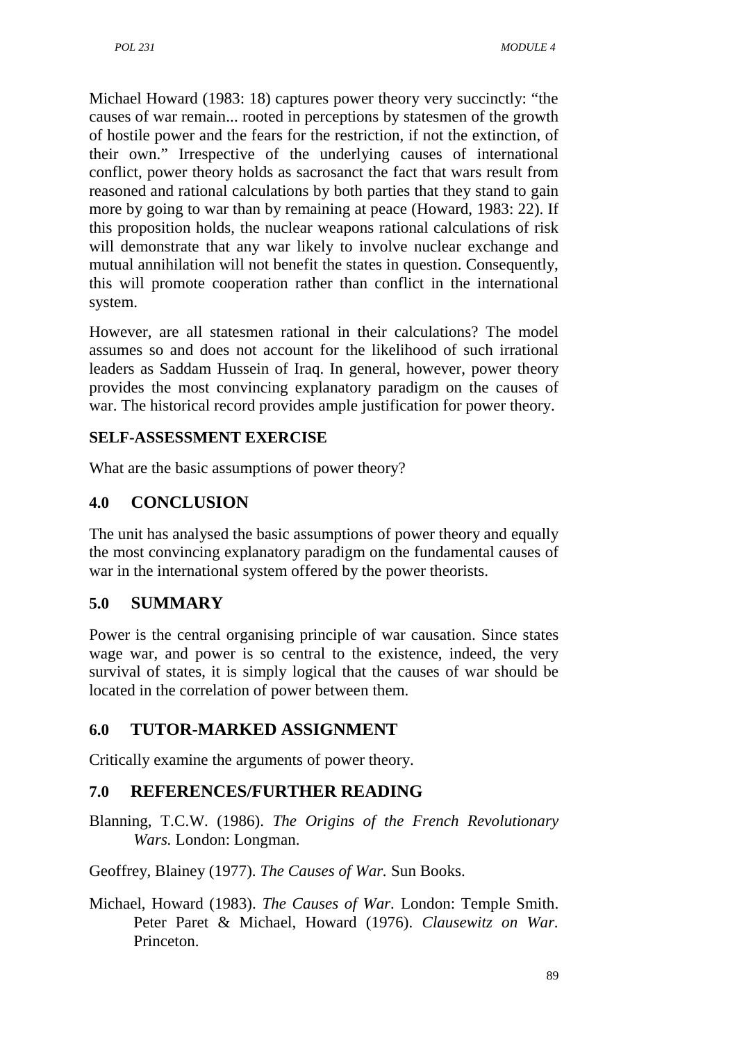Michael Howard (1983: 18) captures power theory very succinctly: “the causes of war remain... rooted in perceptions by statesmen of the growth of hostile power and the fears for the restriction, if not the extinction, of their own.” Irrespective of the underlying causes of international conflict, power theory holds as sacrosanct the fact that wars result from reasoned and rational calculations by both parties that they stand to gain more by going to war than by remaining at peace (Howard, 1983: 22). If this proposition holds, the nuclear weapons rational calculations of risk will demonstrate that any war likely to involve nuclear exchange and mutual annihilation will not benefit the states in question. Consequently, this will promote cooperation rather than conflict in the international system.

However, are all statesmen rational in their calculations? The model assumes so and does not account for the likelihood of such irrational leaders as Saddam Hussein of Iraq. In general, however, power theory provides the most convincing explanatory paradigm on the causes of war. The historical record provides ample justification for power theory.

**SELF-ASSESSMENT EXERCISE**

What are the basic assumptions of power theory?

## 4.0 CONCLUSION

The unit has analysed the basic assumptions of power theory and equally the most convincing explanatory paradigm on the fundamental causes of war in the international system offered by the power theorists.

## 5.0 SUMMARY

Power is the central organising principle of war causation. Since states wage war, and power is so central to the existence, indeed, the very survival of states, it is simply logical that the causes of war should be located in the correlation of power between them.

## 6.0 TUTOR-MARKED ASSIGNMENT

Critically examine the arguments of power theory.

## 7.0 REFERENCES/FURTHER READING

Blanning, T.C.W. (1986). *The Origins of the French Revolutionary Wars.* London: Longman.

Geoffrey, Blainey (1977). *The Causes of War.* Sun Books.

Michael, Howard (1983). *The Causes of War.* London: Temple Smith. Peter Paret & Michael, Howard (1976). *Clausewitz on War.* Princeton.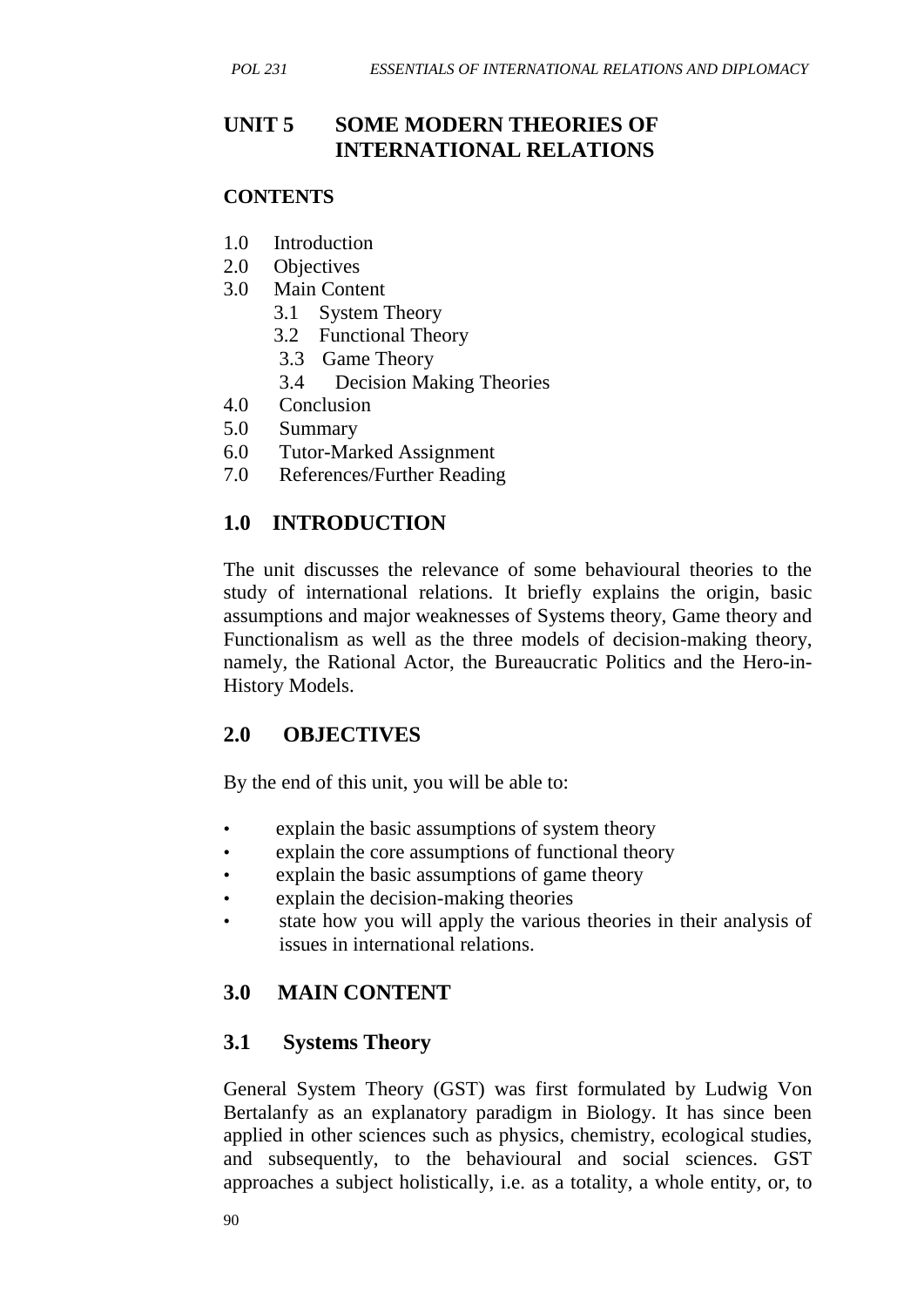# UNIT 5 SOME MODERN THEORIES OF INTERNATIONAL RELATIONS

**CONTENTS**

- 1.0 Introduction
- 2.0 Objectives
- 3.0 Main Content
    - 3.1 System Theory
    - 3.2 Functional Theory
    - 3.3 Game Theory
    - 3.4 Decision Making Theories
- 4.0 Conclusion
- 5.0 Summary
- 6.0 Tutor-Marked Assignment
- 7.0 References/Further Reading

## 1.0 INTRODUCTION

The unit discusses the relevance of some behavioural theories to the study of international relations. It briefly explains the origin, basic assumptions and major weaknesses of Systems theory, Game theory and Functionalism as well as the three models of decision-making theory, namely, the Rational Actor, the Bureaucratic Politics and the Hero-in-History Models.

## 2.0 OBJECTIVES

By the end of this unit, you will be able to:

- explain the basic assumptions of system theory
- explain the core assumptions of functional theory
- explain the basic assumptions of game theory
- explain the decision-making theories
- state how you will apply the various theories in their analysis of issues in international relations.

## 3.0 MAIN CONTENT

### 3.1 Systems Theory

General System Theory (GST) was first formulated by Ludwig Von Bertalanfy as an explanatory paradigm in Biology. It has since been applied in other sciences such as physics, chemistry, ecological studies, and subsequently, to the behavioural and social sciences. GST approaches a subject holistically, i.e. as a totality, a whole entity, or, to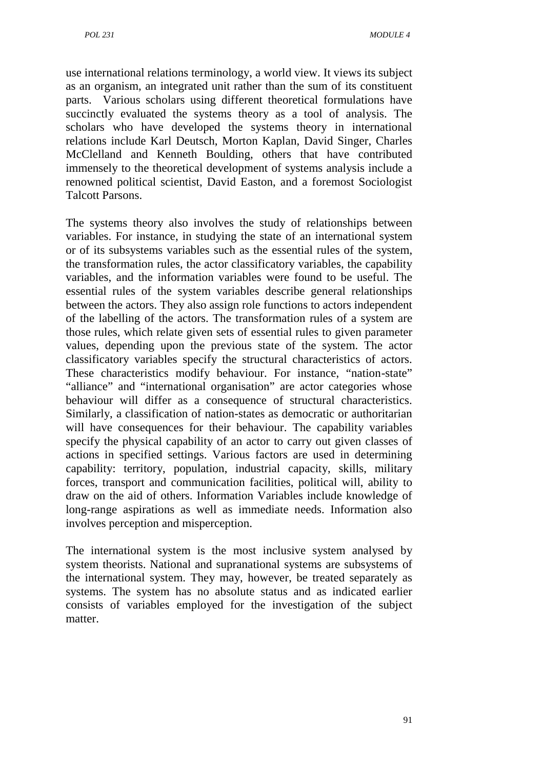use international relations terminology, a world view. It views its subject as an organism, an integrated unit rather than the sum of its constituent parts. Various scholars using different theoretical formulations have succinctly evaluated the systems theory as a tool of analysis. The scholars who have developed the systems theory in international relations include Karl Deutsch, Morton Kaplan, David Singer, Charles McClelland and Kenneth Boulding, others that have contributed immensely to the theoretical development of systems analysis include a renowned political scientist, David Easton, and a foremost Sociologist Talcott Parsons.

The systems theory also involves the study of relationships between variables. For instance, in studying the state of an international system or of its subsystems variables such as the essential rules of the system, the transformation rules, the actor classificatory variables, the capability variables, and the information variables were found to be useful. The essential rules of the system variables describe general relationships between the actors. They also assign role functions to actors independent of the labelling of the actors. The transformation rules of a system are those rules, which relate given sets of essential rules to given parameter values, depending upon the previous state of the system. The actor classificatory variables specify the structural characteristics of actors. These characteristics modify behaviour. For instance, "nation-state" "alliance" and "international organisation" are actor categories whose behaviour will differ as a consequence of structural characteristics. Similarly, a classification of nation-states as democratic or authoritarian will have consequences for their behaviour. The capability variables specify the physical capability of an actor to carry out given classes of actions in specified settings. Various factors are used in determining capability: territory, population, industrial capacity, skills, military forces, transport and communication facilities, political will, ability to draw on the aid of others. Information Variables include knowledge of long-range aspirations as well as immediate needs. Information also involves perception and misperception.

The international system is the most inclusive system analysed by system theorists. National and supranational systems are subsystems of the international system. They may, however, be treated separately as systems. The system has no absolute status and as indicated earlier consists of variables employed for the investigation of the subject matter.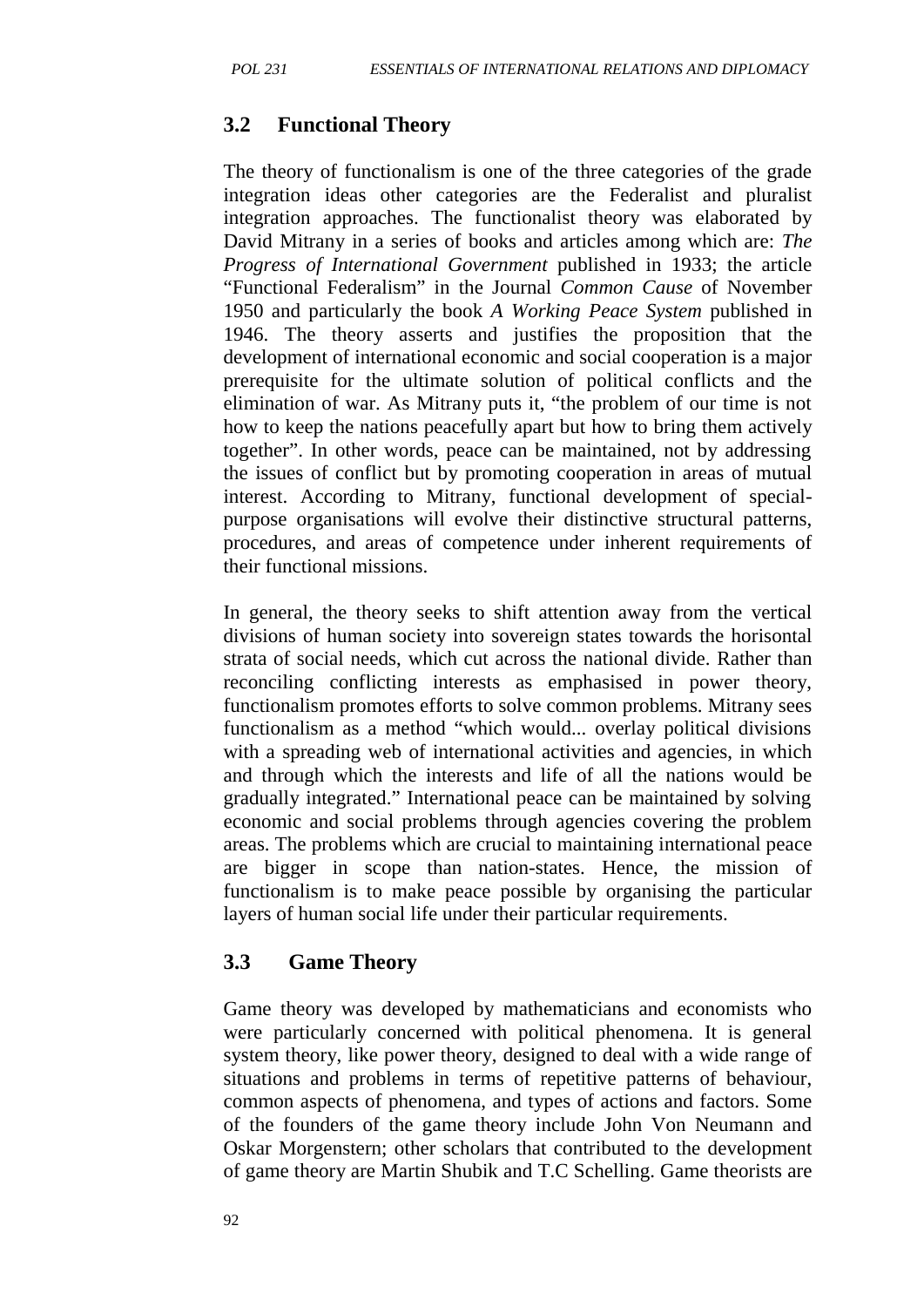## 3.2 Functional Theory

The theory of functionalism is one of the three categories of the grade integration ideas other categories are the Federalist and pluralist integration approaches. The functionalist theory was elaborated by David Mitrany in a series of books and articles among which are: *The Progress of International Government* published in 1933; the article "Functional Federalism" in the Journal *Common Cause* of November 1950 and particularly the book *A Working Peace System* published in 1946. The theory asserts and justifies the proposition that the development of international economic and social cooperation is a major prerequisite for the ultimate solution of political conflicts and the elimination of war. As Mitrany puts it, "the problem of our time is not how to keep the nations peacefully apart but how to bring them actively together". In other words, peace can be maintained, not by addressing the issues of conflict but by promoting cooperation in areas of mutual interest. According to Mitrany, functional development of special-purpose organisations will evolve their distinctive structural patterns, procedures, and areas of competence under inherent requirements of their functional missions.

In general, the theory seeks to shift attention away from the vertical divisions of human society into sovereign states towards the horisontal strata of social needs, which cut across the national divide. Rather than reconciling conflicting interests as emphasised in power theory, functionalism promotes efforts to solve common problems. Mitrany sees functionalism as a method "which would... overlay political divisions with a spreading web of international activities and agencies, in which and through which the interests and life of all the nations would be gradually integrated." International peace can be maintained by solving economic and social problems through agencies covering the problem areas. The problems which are crucial to maintaining international peace are bigger in scope than nation-states. Hence, the mission of functionalism is to make peace possible by organising the particular layers of human social life under their particular requirements.

## 3.3 Game Theory

Game theory was developed by mathematicians and economists who were particularly concerned with political phenomena. It is general system theory, like power theory, designed to deal with a wide range of situations and problems in terms of repetitive patterns of behaviour, common aspects of phenomena, and types of actions and factors. Some of the founders of the game theory include John Von Neumann and Oskar Morgenstern; other scholars that contributed to the development of game theory are Martin Shubik and T.C Schelling. Game theorists are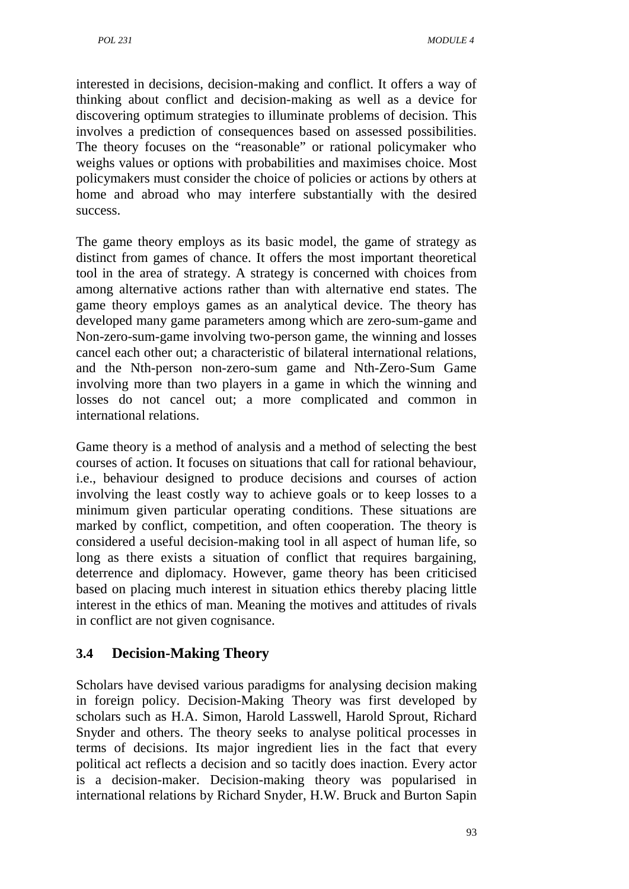interested in decisions, decision-making and conflict. It offers a way of thinking about conflict and decision-making as well as a device for discovering optimum strategies to illuminate problems of decision. This involves a prediction of consequences based on assessed possibilities. The theory focuses on the "reasonable" or rational policymaker who weighs values or options with probabilities and maximises choice. Most policymakers must consider the choice of policies or actions by others at home and abroad who may interfere substantially with the desired success.

The game theory employs as its basic model, the game of strategy as distinct from games of chance. It offers the most important theoretical tool in the area of strategy. A strategy is concerned with choices from among alternative actions rather than with alternative end states. The game theory employs games as an analytical device. The theory has developed many game parameters among which are zero-sum-game and Non-zero-sum-game involving two-person game, the winning and losses cancel each other out; a characteristic of bilateral international relations, and the Nth-person non-zero-sum game and Nth-Zero-Sum Game involving more than two players in a game in which the winning and losses do not cancel out; a more complicated and common in international relations.

Game theory is a method of analysis and a method of selecting the best courses of action. It focuses on situations that call for rational behaviour, i.e., behaviour designed to produce decisions and courses of action involving the least costly way to achieve goals or to keep losses to a minimum given particular operating conditions. These situations are marked by conflict, competition, and often cooperation. The theory is considered a useful decision-making tool in all aspect of human life, so long as there exists a situation of conflict that requires bargaining, deterrence and diplomacy. However, game theory has been criticised based on placing much interest in situation ethics thereby placing little interest in the ethics of man. Meaning the motives and attitudes of rivals in conflict are not given cognisance.

## 3.4 Decision-Making Theory

Scholars have devised various paradigms for analysing decision making in foreign policy. Decision-Making Theory was first developed by scholars such as H.A. Simon, Harold Lasswell, Harold Sprout, Richard Snyder and others. The theory seeks to analyse political processes in terms of decisions. Its major ingredient lies in the fact that every political act reflects a decision and so tacitly does inaction. Every actor is a decision-maker. Decision-making theory was popularised in international relations by Richard Snyder, H.W. Bruck and Burton Sapin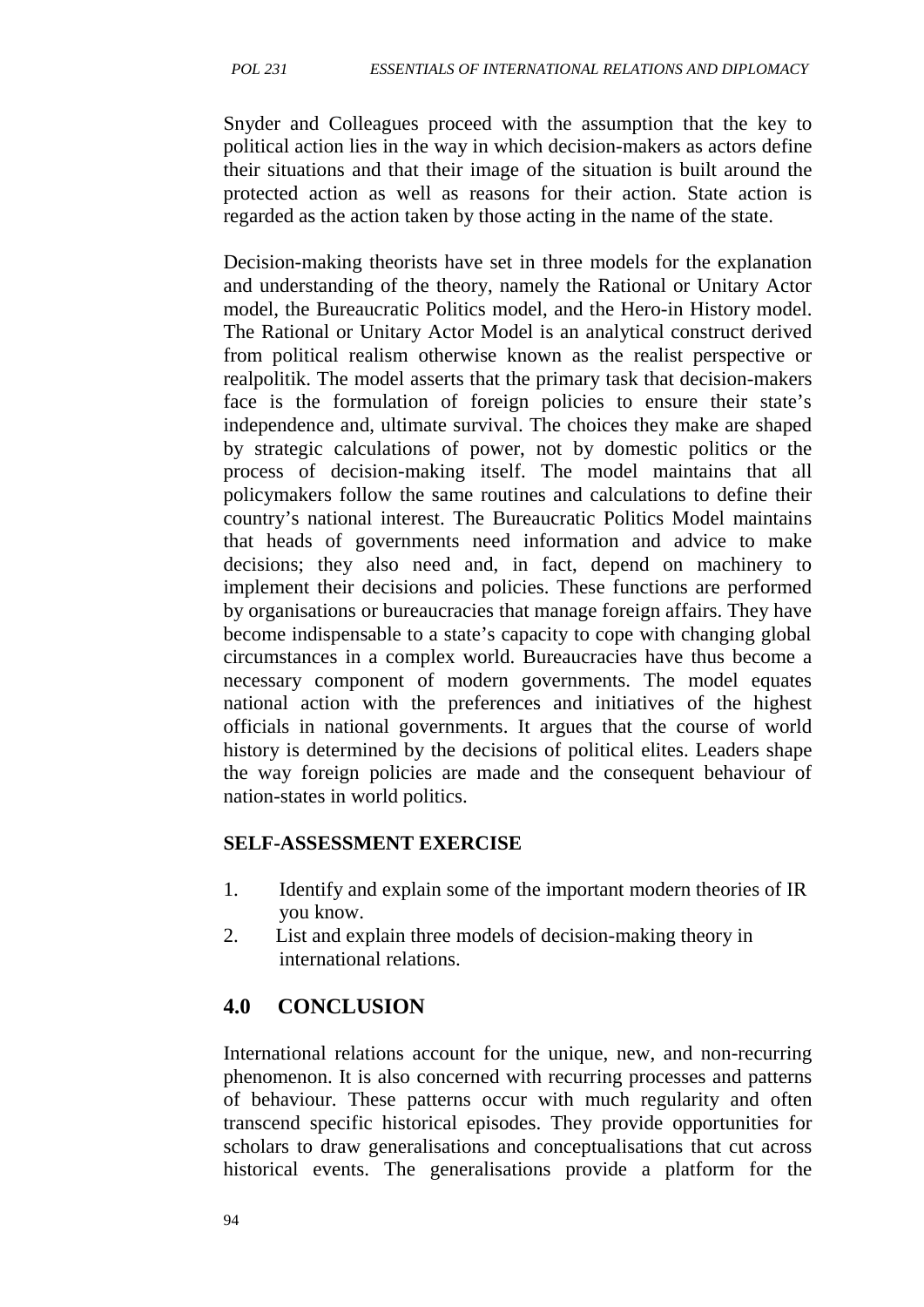Snyder and Colleagues proceed with the assumption that the key to political action lies in the way in which decision-makers as actors define their situations and that their image of the situation is built around the protected action as well as reasons for their action. State action is regarded as the action taken by those acting in the name of the state.

Decision-making theorists have set in three models for the explanation and understanding of the theory, namely the Rational or Unitary Actor model, the Bureaucratic Politics model, and the Hero-in History model. The Rational or Unitary Actor Model is an analytical construct derived from political realism otherwise known as the realist perspective or realpolitik. The model asserts that the primary task that decision-makers face is the formulation of foreign policies to ensure their state's independence and, ultimate survival. The choices they make are shaped by strategic calculations of power, not by domestic politics or the process of decision-making itself. The model maintains that all policymakers follow the same routines and calculations to define their country's national interest. The Bureaucratic Politics Model maintains that heads of governments need information and advice to make decisions; they also need and, in fact, depend on machinery to implement their decisions and policies. These functions are performed by organisations or bureaucracies that manage foreign affairs. They have become indispensable to a state's capacity to cope with changing global circumstances in a complex world. Bureaucracies have thus become a necessary component of modern governments. The model equates national action with the preferences and initiatives of the highest officials in national governments. It argues that the course of world history is determined by the decisions of political elites. Leaders shape the way foreign policies are made and the consequent behaviour of nation-states in world politics.

**SELF-ASSESSMENT EXERCISE**

1. Identify and explain some of the important modern theories of IR you know.
2. List and explain three models of decision-making theory in international relations.

## 4.0 CONCLUSION

International relations account for the unique, new, and non-recurring phenomenon. It is also concerned with recurring processes and patterns of behaviour. These patterns occur with much regularity and often transcend specific historical episodes. They provide opportunities for scholars to draw generalisations and conceptualisations that cut across historical events. The generalisations provide a platform for the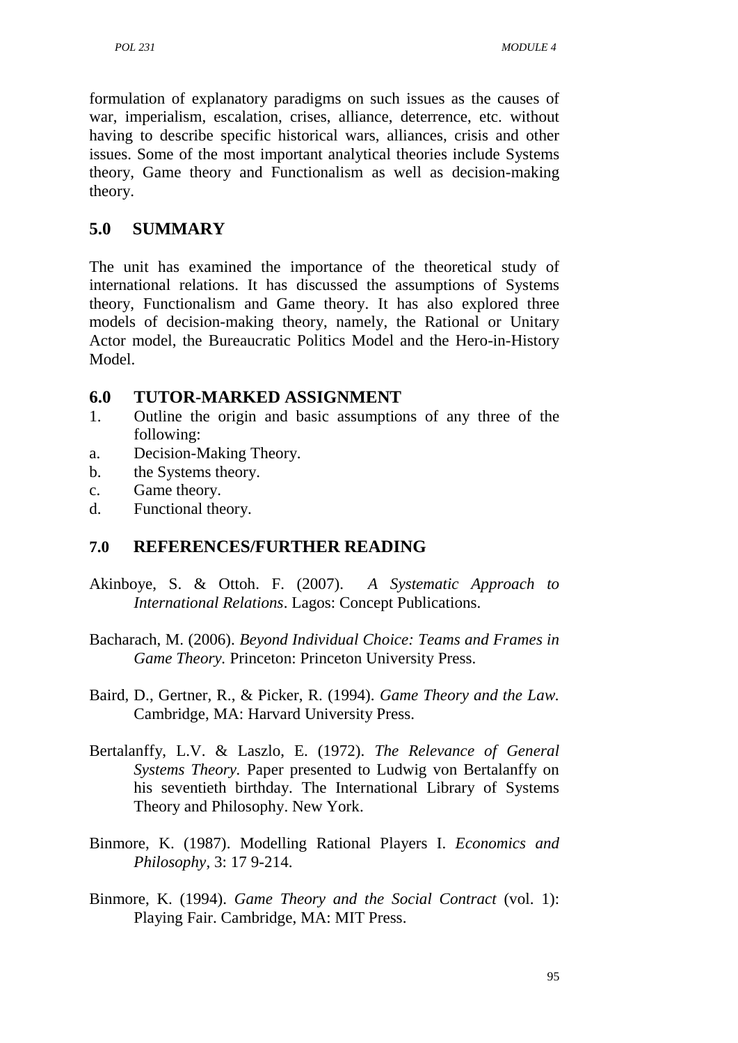formulation of explanatory paradigms on such issues as the causes of war, imperialism, escalation, crises, alliance, deterrence, etc. without having to describe specific historical wars, alliances, crisis and other issues. Some of the most important analytical theories include Systems theory, Game theory and Functionalism as well as decision-making theory.

## 5.0 SUMMARY

The unit has examined the importance of the theoretical study of international relations. It has discussed the assumptions of Systems theory, Functionalism and Game theory. It has also explored three models of decision-making theory, namely, the Rational or Unitary Actor model, the Bureaucratic Politics Model and the Hero-in-History Model.

## 6.0 TUTOR-MARKED ASSIGNMENT

1. Outline the origin and basic assumptions of any three of the following:

a. Decision-Making Theory.
b. the Systems theory.
c. Game theory.
d. Functional theory.

## 7.0 REFERENCES/FURTHER READING

Akinboye, S. & Ottoh. F. (2007). *A Systematic Approach to International Relations*. Lagos: Concept Publications.

Bacharach, M. (2006). *Beyond Individual Choice: Teams and Frames in Game Theory.* Princeton: Princeton University Press.

Baird, D., Gertner, R., & Picker, R. (1994). *Game Theory and the Law.* Cambridge, MA: Harvard University Press.

Bertalanffy, L.V. & Laszlo, E. (1972). *The Relevance of General Systems Theory.* Paper presented to Ludwig von Bertalanffy on his seventieth birthday. The International Library of Systems Theory and Philosophy. New York.

Binmore, K. (1987). Modelling Rational Players I. *Economics and Philosophy*, 3: 17 9-214.

Binmore, K. (1994). *Game Theory and the Social Contract* (vol. 1): Playing Fair. Cambridge, MA: MIT Press.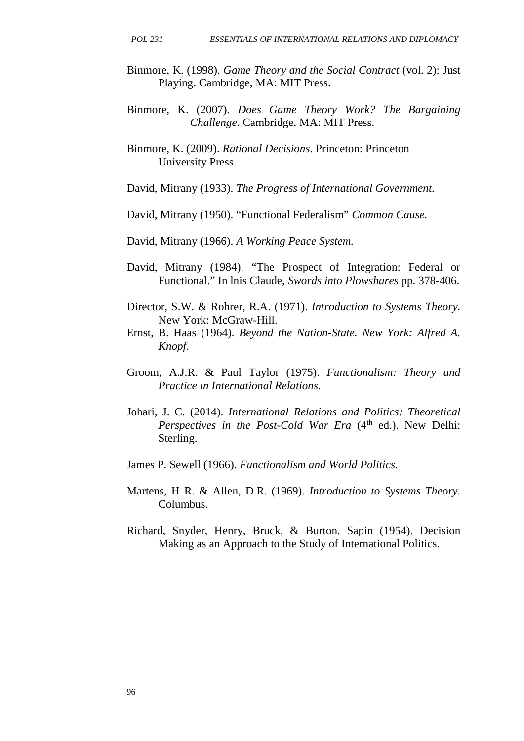Binmore, K. (1998). *Game Theory and the Social Contract* (vol. 2): Just Playing. Cambridge, MA: MIT Press.

Binmore, K. (2007). *Does Game Theory Work? The Bargaining Challenge.* Cambridge, MA: MIT Press.

Binmore, K. (2009). *Rational Decisions.* Princeton: Princeton University Press.

David, Mitrany (1933). *The Progress of International Government.*

David, Mitrany (1950). "Functional Federalism" *Common Cause.*

David, Mitrany (1966). *A Working Peace System.*

David, Mitrany (1984). "The Prospect of Integration: Federal or Functional." In lnis Claude, *Swords into Plowshares* pp. 378-406.

Director, S.W. & Rohrer, R.A. (1971). *Introduction to Systems Theory.* New York: McGraw-Hill.

Ernst, B. Haas (1964). *Beyond the Nation-State. New York: Alfred A. Knopf.*

Groom, A.J.R. & Paul Taylor (1975). *Functionalism: Theory and Practice in International Relations.*

Johari, J. C. (2014). *International Relations and Politics: Theoretical Perspectives in the Post-Cold War Era* (4th ed.). New Delhi: Sterling.

James P. Sewell (1966). *Functionalism and World Politics.*

Martens, H R. & Allen, D.R. (1969). *Introduction to Systems Theory.* Columbus.

Richard, Snyder, Henry, Bruck, & Burton, Sapin (1954). Decision Making as an Approach to the Study of International Politics.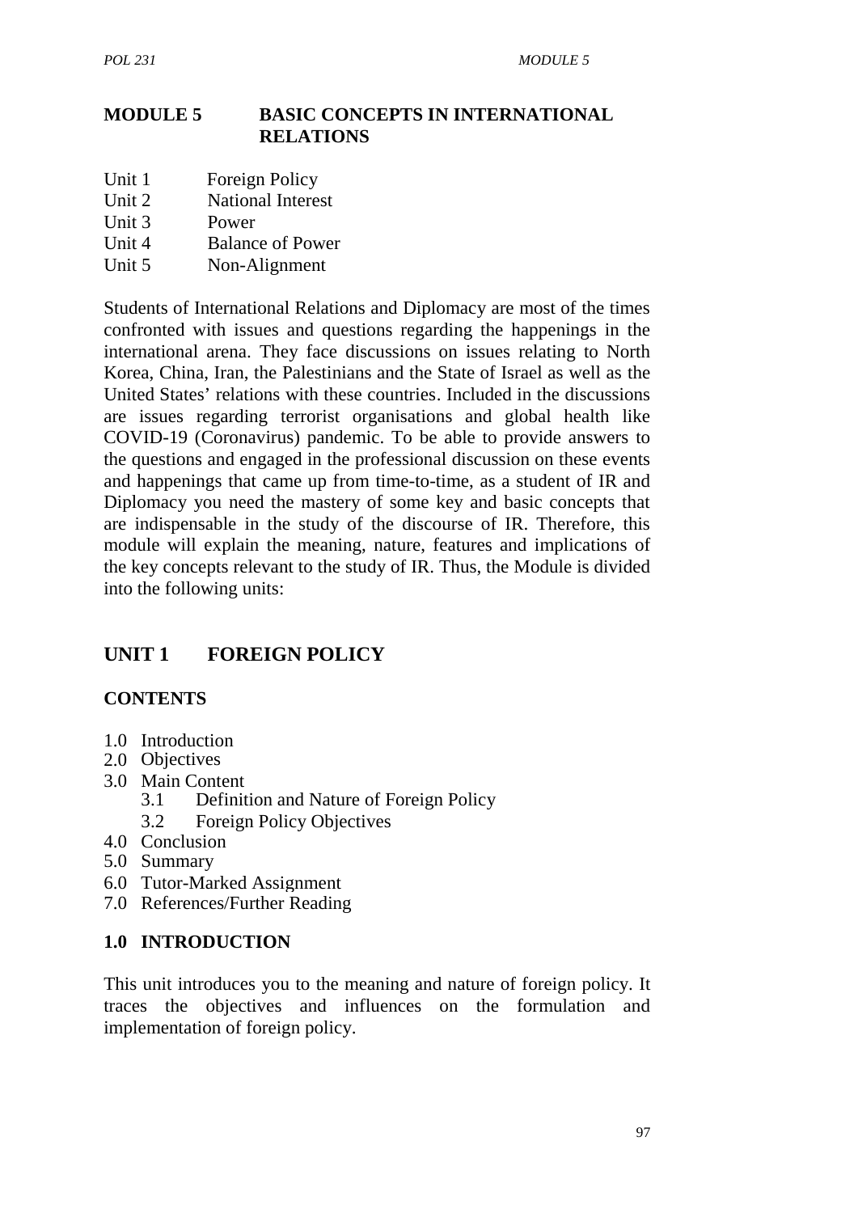# MODULE 5 BASIC CONCEPTS IN INTERNATIONAL RELATIONS

Unit 1 Foreign Policy
Unit 2 National Interest
Unit 3 Power
Unit 4 Balance of Power
Unit 5 Non-Alignment

Students of International Relations and Diplomacy are most of the times confronted with issues and questions regarding the happenings in the international arena. They face discussions on issues relating to North Korea, China, Iran, the Palestinians and the State of Israel as well as the United States' relations with these countries. Included in the discussions are issues regarding terrorist organisations and global health like COVID-19 (Coronavirus) pandemic. To be able to provide answers to the questions and engaged in the professional discussion on these events and happenings that came up from time-to-time, as a student of IR and Diplomacy you need the mastery of some key and basic concepts that are indispensable in the study of the discourse of IR. Therefore, this module will explain the meaning, nature, features and implications of the key concepts relevant to the study of IR. Thus, the Module is divided into the following units:

## UNIT 1 FOREIGN POLICY

### CONTENTS

1.0 Introduction
2.0 Objectives
3.0 Main Content
 3.1 Definition and Nature of Foreign Policy
 3.2 Foreign Policy Objectives
4.0 Conclusion
5.0 Summary
6.0 Tutor-Marked Assignment
7.0 References/Further Reading

### 1.0 INTRODUCTION

This unit introduces you to the meaning and nature of foreign policy. It traces the objectives and influences on the formulation and implementation of foreign policy.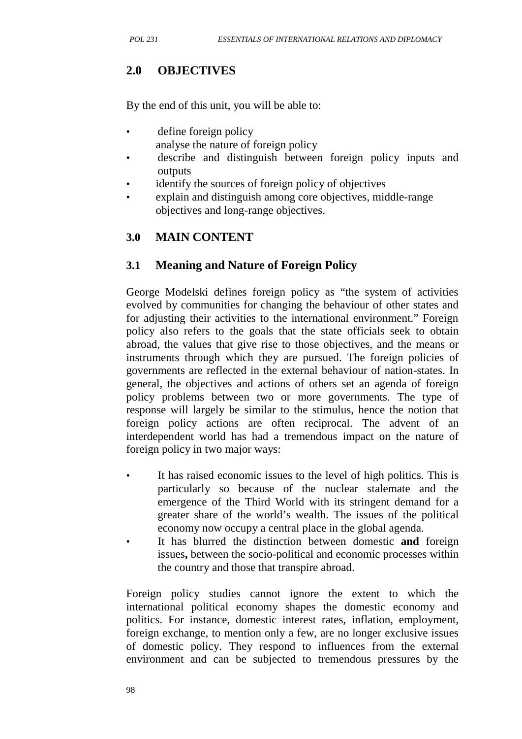## 2.0 OBJECTIVES

By the end of this unit, you will be able to:

- define foreign policy
  analyse the nature of foreign policy
- describe and distinguish between foreign policy inputs and outputs
- identify the sources of foreign policy of objectives
- explain and distinguish among core objectives, middle-range objectives and long-range objectives.

## 3.0 MAIN CONTENT

### 3.1 Meaning and Nature of Foreign Policy

George Modelski defines foreign policy as "the system of activities evolved by communities for changing the behaviour of other states and for adjusting their activities to the international environment." Foreign policy also refers to the goals that the state officials seek to obtain abroad, the values that give rise to those objectives, and the means or instruments through which they are pursued. The foreign policies of governments are reflected in the external behaviour of nation-states. In general, the objectives and actions of others set an agenda of foreign policy problems between two or more governments. The type of response will largely be similar to the stimulus, hence the notion that foreign policy actions are often reciprocal. The advent of an interdependent world has had a tremendous impact on the nature of foreign policy in two major ways:

- It has raised economic issues to the level of high politics. This is particularly so because of the nuclear stalemate and the emergence of the Third World with its stringent demand for a greater share of the world's wealth. The issues of the political economy now occupy a central place in the global agenda.
- It has blurred the distinction between domestic **and** foreign issues**,** between the socio-political and economic processes within the country and those that transpire abroad.

Foreign policy studies cannot ignore the extent to which the international political economy shapes the domestic economy and politics. For instance, domestic interest rates, inflation, employment, foreign exchange, to mention only a few, are no longer exclusive issues of domestic policy. They respond to influences from the external environment and can be subjected to tremendous pressures by the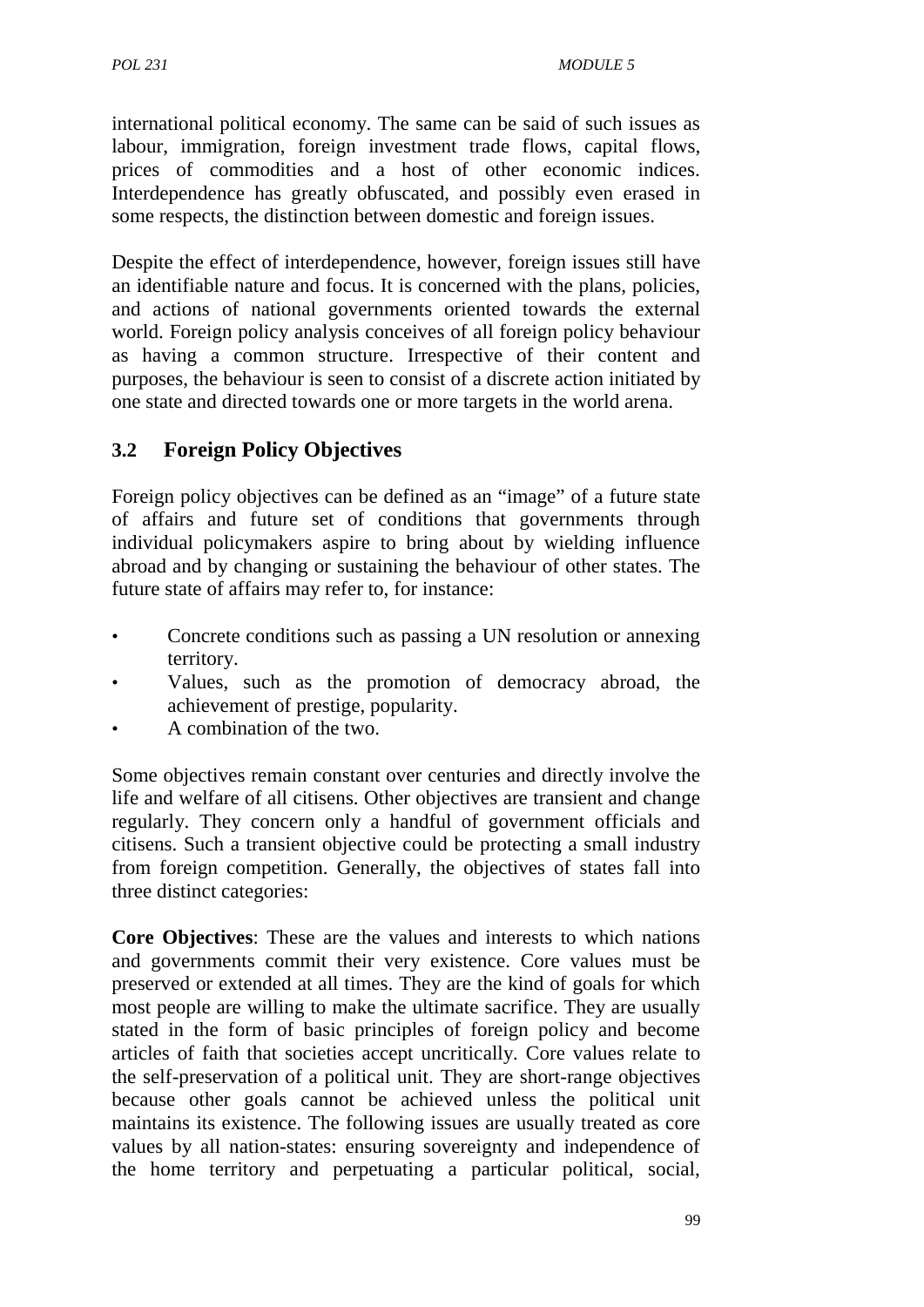international political economy. The same can be said of such issues as labour, immigration, foreign investment trade flows, capital flows, prices of commodities and a host of other economic indices. Interdependence has greatly obfuscated, and possibly even erased in some respects, the distinction between domestic and foreign issues.

Despite the effect of interdependence, however, foreign issues still have an identifiable nature and focus. It is concerned with the plans, policies, and actions of national governments oriented towards the external world. Foreign policy analysis conceives of all foreign policy behaviour as having a common structure. Irrespective of their content and purposes, the behaviour is seen to consist of a discrete action initiated by one state and directed towards one or more targets in the world arena.

## 3.2 Foreign Policy Objectives

Foreign policy objectives can be defined as an "image" of a future state of affairs and future set of conditions that governments through individual policymakers aspire to bring about by wielding influence abroad and by changing or sustaining the behaviour of other states. The future state of affairs may refer to, for instance:

- Concrete conditions such as passing a UN resolution or annexing territory.
- Values, such as the promotion of democracy abroad, the achievement of prestige, popularity.
- A combination of the two.

Some objectives remain constant over centuries and directly involve the life and welfare of all citisens. Other objectives are transient and change regularly. They concern only a handful of government officials and citisens. Such a transient objective could be protecting a small industry from foreign competition. Generally, the objectives of states fall into three distinct categories:

**Core Objectives**: These are the values and interests to which nations and governments commit their very existence. Core values must be preserved or extended at all times. They are the kind of goals for which most people are willing to make the ultimate sacrifice. They are usually stated in the form of basic principles of foreign policy and become articles of faith that societies accept uncritically. Core values relate to the self-preservation of a political unit. They are short-range objectives because other goals cannot be achieved unless the political unit maintains its existence. The following issues are usually treated as core values by all nation-states: ensuring sovereignty and independence of the home territory and perpetuating a particular political, social,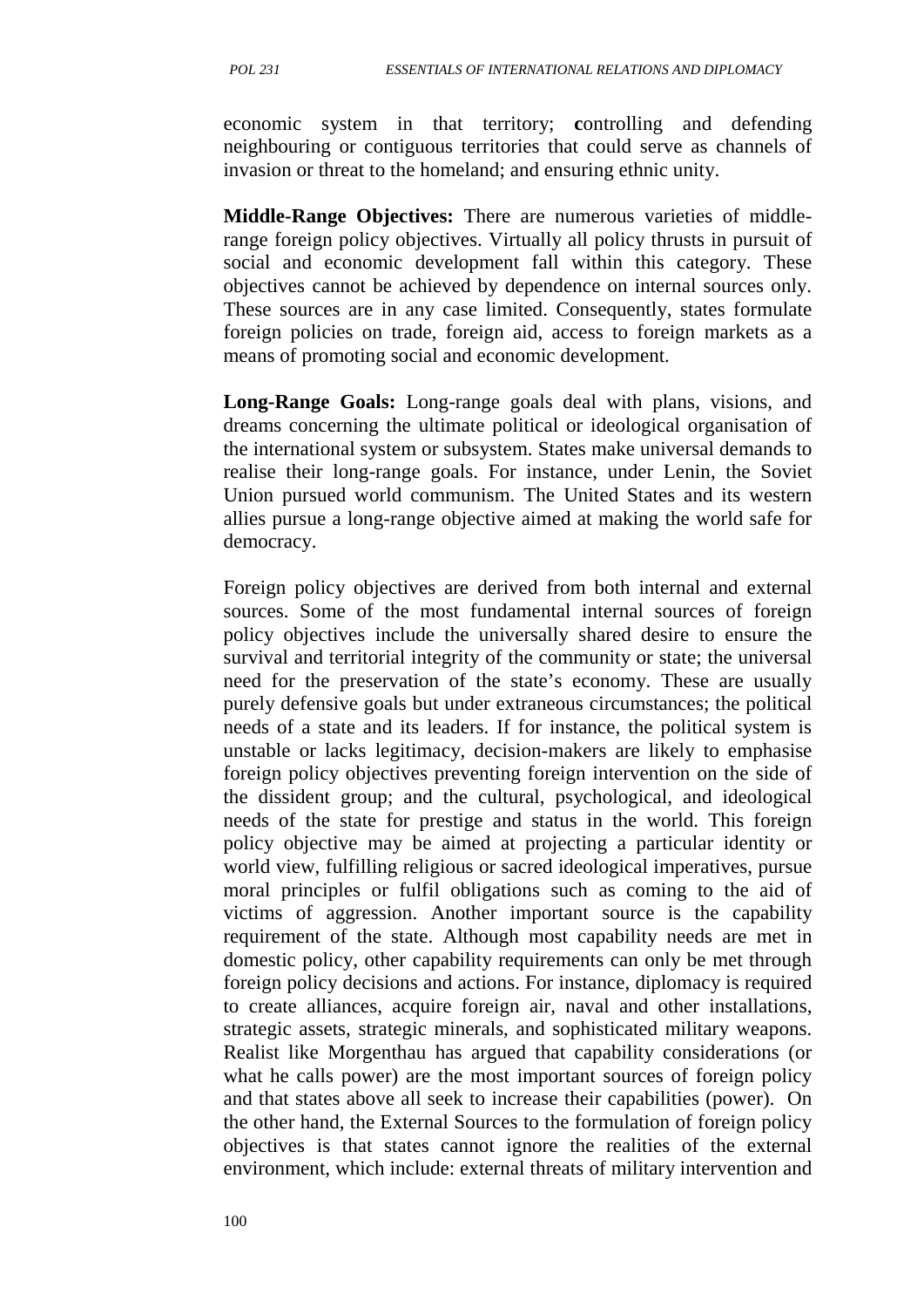economic system in that territory; **c**ontrolling and defending neighbouring or contiguous territories that could serve as channels of invasion or threat to the homeland; and ensuring ethnic unity.

**Middle-Range Objectives:** There are numerous varieties of middle-range foreign policy objectives. Virtually all policy thrusts in pursuit of social and economic development fall within this category. These objectives cannot be achieved by dependence on internal sources only. These sources are in any case limited. Consequently, states formulate foreign policies on trade, foreign aid, access to foreign markets as a means of promoting social and economic development.

**Long-Range Goals:** Long-range goals deal with plans, visions, and dreams concerning the ultimate political or ideological organisation of the international system or subsystem. States make universal demands to realise their long-range goals. For instance, under Lenin, the Soviet Union pursued world communism. The United States and its western allies pursue a long-range objective aimed at making the world safe for democracy.

Foreign policy objectives are derived from both internal and external sources. Some of the most fundamental internal sources of foreign policy objectives include the universally shared desire to ensure the survival and territorial integrity of the community or state; the universal need for the preservation of the state's economy. These are usually purely defensive goals but under extraneous circumstances; the political needs of a state and its leaders. If for instance, the political system is unstable or lacks legitimacy, decision-makers are likely to emphasise foreign policy objectives preventing foreign intervention on the side of the dissident group; and the cultural, psychological, and ideological needs of the state for prestige and status in the world. This foreign policy objective may be aimed at projecting a particular identity or world view, fulfilling religious or sacred ideological imperatives, pursue moral principles or fulfil obligations such as coming to the aid of victims of aggression. Another important source is the capability requirement of the state. Although most capability needs are met in domestic policy, other capability requirements can only be met through foreign policy decisions and actions. For instance, diplomacy is required to create alliances, acquire foreign air, naval and other installations, strategic assets, strategic minerals, and sophisticated military weapons. Realist like Morgenthau has argued that capability considerations (or what he calls power) are the most important sources of foreign policy and that states above all seek to increase their capabilities (power). On the other hand, the External Sources to the formulation of foreign policy objectives is that states cannot ignore the realities of the external environment, which include: external threats of military intervention and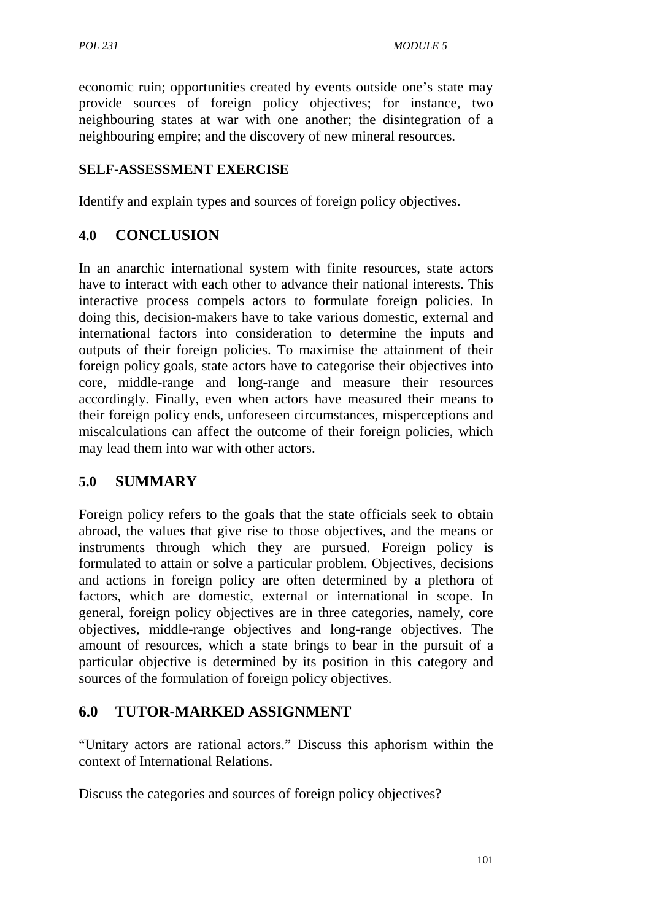economic ruin; opportunities created by events outside one's state may provide sources of foreign policy objectives; for instance, two neighbouring states at war with one another; the disintegration of a neighbouring empire; and the discovery of new mineral resources.

**SELF-ASSESSMENT EXERCISE**

Identify and explain types and sources of foreign policy objectives.

## 4.0 CONCLUSION

In an anarchic international system with finite resources, state actors have to interact with each other to advance their national interests. This interactive process compels actors to formulate foreign policies. In doing this, decision-makers have to take various domestic, external and international factors into consideration to determine the inputs and outputs of their foreign policies. To maximise the attainment of their foreign policy goals, state actors have to categorise their objectives into core, middle-range and long-range and measure their resources accordingly. Finally, even when actors have measured their means to their foreign policy ends, unforeseen circumstances, misperceptions and miscalculations can affect the outcome of their foreign policies, which may lead them into war with other actors.

## 5.0 SUMMARY

Foreign policy refers to the goals that the state officials seek to obtain abroad, the values that give rise to those objectives, and the means or instruments through which they are pursued. Foreign policy is formulated to attain or solve a particular problem. Objectives, decisions and actions in foreign policy are often determined by a plethora of factors, which are domestic, external or international in scope. In general, foreign policy objectives are in three categories, namely, core objectives, middle-range objectives and long-range objectives. The amount of resources, which a state brings to bear in the pursuit of a particular objective is determined by its position in this category and sources of the formulation of foreign policy objectives.

## 6.0 TUTOR-MARKED ASSIGNMENT

"Unitary actors are rational actors." Discuss this aphorism within the context of International Relations.

Discuss the categories and sources of foreign policy objectives?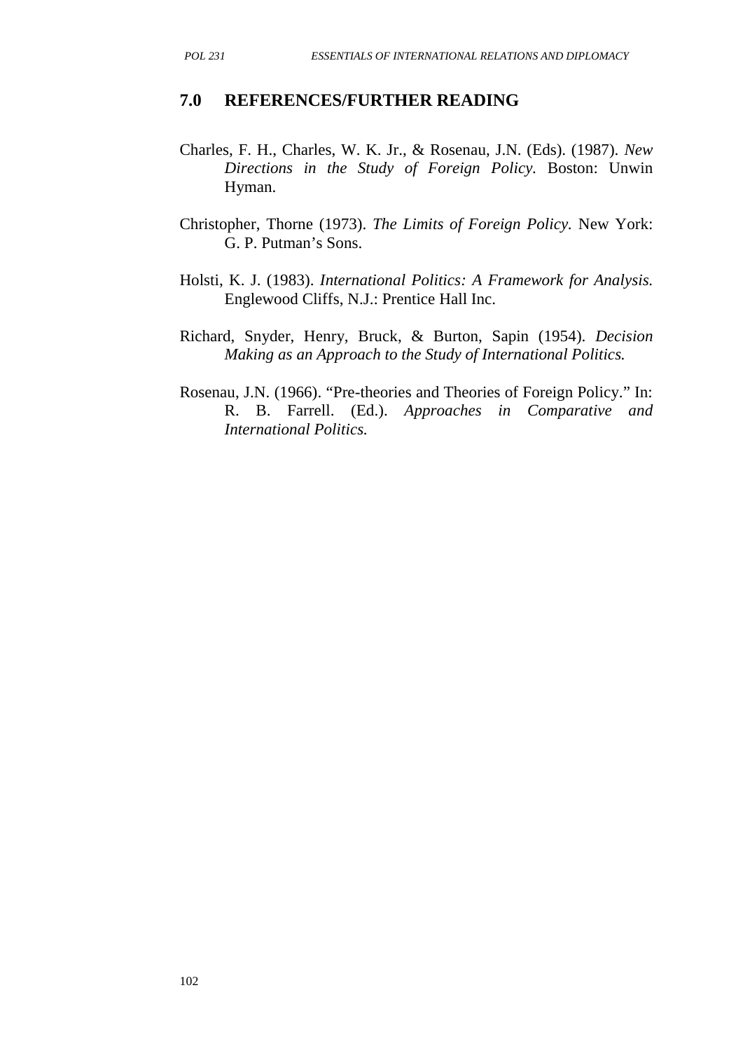## 7.0 REFERENCES/FURTHER READING

Charles, F. H., Charles, W. K. Jr., & Rosenau, J.N. (Eds). (1987). *New Directions in the Study of Foreign Policy.* Boston: Unwin Hyman.

Christopher, Thorne (1973). *The Limits of Foreign Policy*. New York: G. P. Putman's Sons.

Holsti, K. J. (1983). *International Politics: A Framework for Analysis.* Englewood Cliffs, N.J.: Prentice Hall Inc.

Richard, Snyder, Henry, Bruck, & Burton, Sapin (1954). *Decision Making as an Approach to the Study of International Politics.*

Rosenau, J.N. (1966). "Pre-theories and Theories of Foreign Policy." In: R. B. Farrell. (Ed.). *Approaches in Comparative and International Politics.*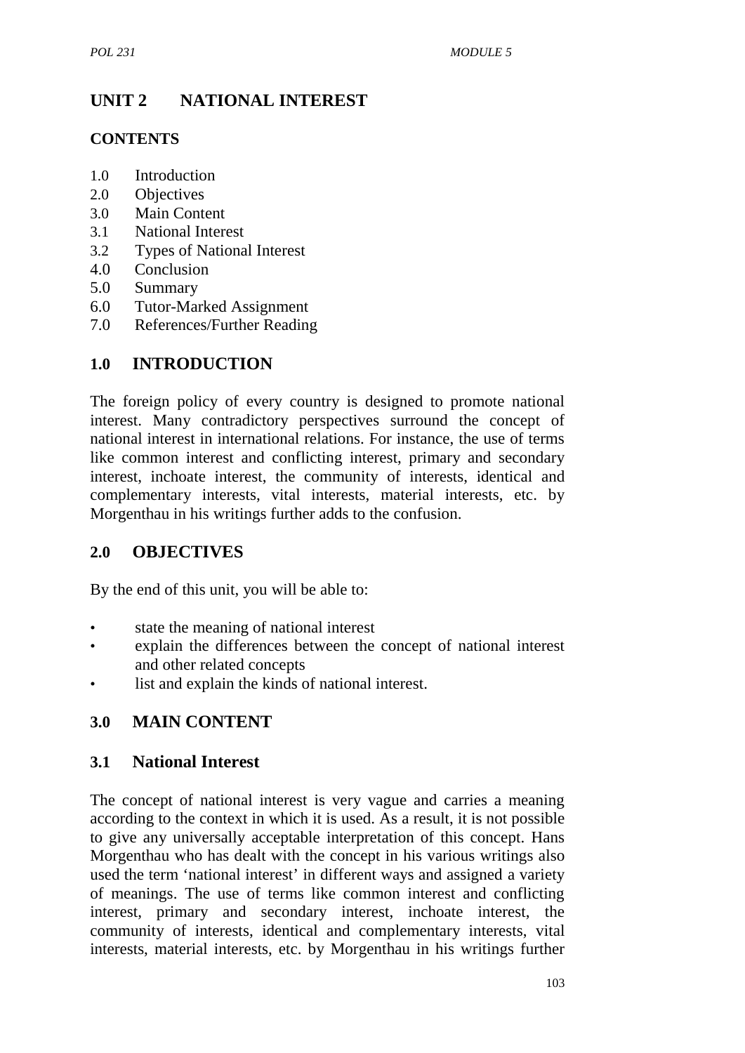# UNIT 2 NATIONAL INTEREST

## CONTENTS

1.0 Introduction
2.0 Objectives
3.0 Main Content
3.1 National Interest
3.2 Types of National Interest
4.0 Conclusion
5.0 Summary
6.0 Tutor-Marked Assignment
7.0 References/Further Reading

## 1.0 INTRODUCTION

The foreign policy of every country is designed to promote national interest. Many contradictory perspectives surround the concept of national interest in international relations. For instance, the use of terms like common interest and conflicting interest, primary and secondary interest, inchoate interest, the community of interests, identical and complementary interests, vital interests, material interests, etc. by Morgenthau in his writings further adds to the confusion.

## 2.0 OBJECTIVES

By the end of this unit, you will be able to:

- state the meaning of national interest
- explain the differences between the concept of national interest and other related concepts
- list and explain the kinds of national interest.

## 3.0 MAIN CONTENT

### 3.1 National Interest

The concept of national interest is very vague and carries a meaning according to the context in which it is used. As a result, it is not possible to give any universally acceptable interpretation of this concept. Hans Morgenthau who has dealt with the concept in his various writings also used the term 'national interest' in different ways and assigned a variety of meanings. The use of terms like common interest and conflicting interest, primary and secondary interest, inchoate interest, the community of interests, identical and complementary interests, vital interests, material interests, etc. by Morgenthau in his writings further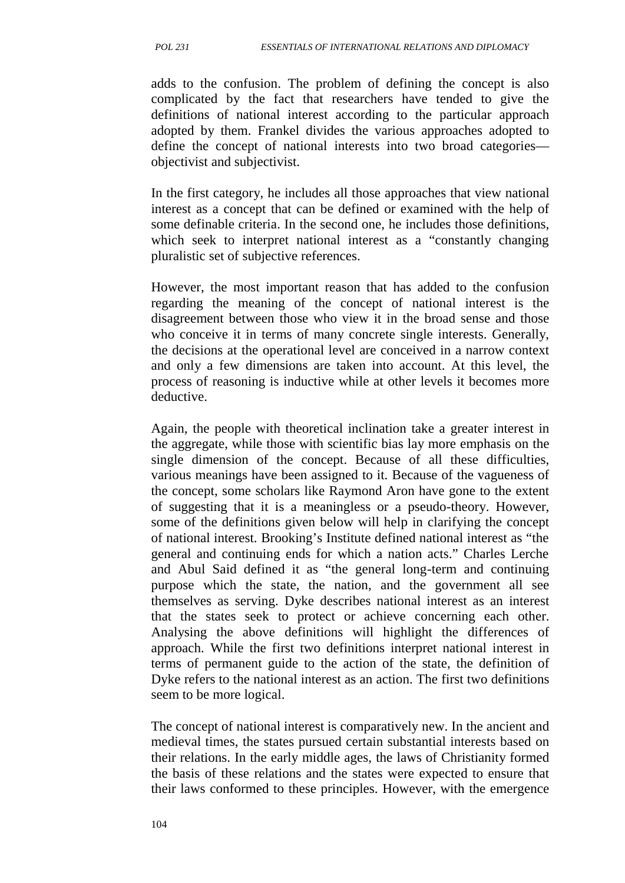adds to the confusion. The problem of defining the concept is also complicated by the fact that researchers have tended to give the definitions of national interest according to the particular approach adopted by them. Frankel divides the various approaches adopted to define the concept of national interests into two broad categories—objectivist and subjectivist.

In the first category, he includes all those approaches that view national interest as a concept that can be defined or examined with the help of some definable criteria. In the second one, he includes those definitions, which seek to interpret national interest as a "constantly changing pluralistic set of subjective references.

However, the most important reason that has added to the confusion regarding the meaning of the concept of national interest is the disagreement between those who view it in the broad sense and those who conceive it in terms of many concrete single interests. Generally, the decisions at the operational level are conceived in a narrow context and only a few dimensions are taken into account. At this level, the process of reasoning is inductive while at other levels it becomes more deductive.

Again, the people with theoretical inclination take a greater interest in the aggregate, while those with scientific bias lay more emphasis on the single dimension of the concept. Because of all these difficulties, various meanings have been assigned to it. Because of the vagueness of the concept, some scholars like Raymond Aron have gone to the extent of suggesting that it is a meaningless or a pseudo-theory. However, some of the definitions given below will help in clarifying the concept of national interest. Brooking's Institute defined national interest as "the general and continuing ends for which a nation acts." Charles Lerche and Abul Said defined it as "the general long-term and continuing purpose which the state, the nation, and the government all see themselves as serving. Dyke describes national interest as an interest that the states seek to protect or achieve concerning each other. Analysing the above definitions will highlight the differences of approach. While the first two definitions interpret national interest in terms of permanent guide to the action of the state, the definition of Dyke refers to the national interest as an action. The first two definitions seem to be more logical.

The concept of national interest is comparatively new. In the ancient and medieval times, the states pursued certain substantial interests based on their relations. In the early middle ages, the laws of Christianity formed the basis of these relations and the states were expected to ensure that their laws conformed to these principles. However, with the emergence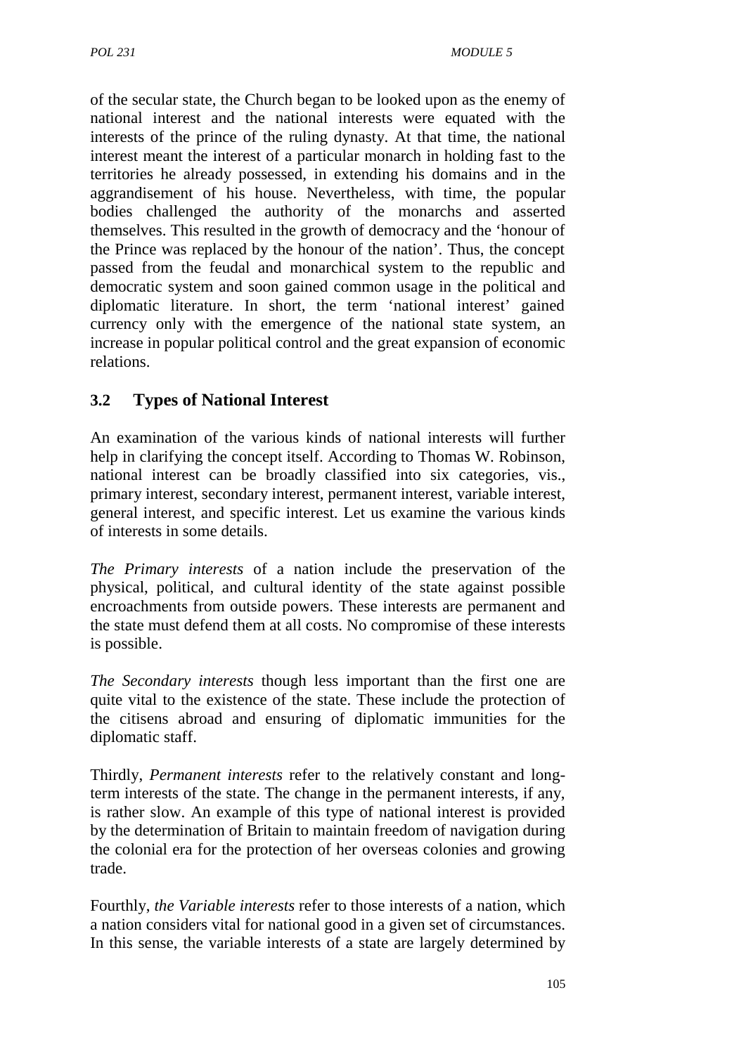of the secular state, the Church began to be looked upon as the enemy of national interest and the national interests were equated with the interests of the prince of the ruling dynasty. At that time, the national interest meant the interest of a particular monarch in holding fast to the territories he already possessed, in extending his domains and in the aggrandisement of his house. Nevertheless, with time, the popular bodies challenged the authority of the monarchs and asserted themselves. This resulted in the growth of democracy and the 'honour of the Prince was replaced by the honour of the nation'. Thus, the concept passed from the feudal and monarchical system to the republic and democratic system and soon gained common usage in the political and diplomatic literature. In short, the term 'national interest' gained currency only with the emergence of the national state system, an increase in popular political control and the great expansion of economic relations.

## 3.2 Types of National Interest

An examination of the various kinds of national interests will further help in clarifying the concept itself. According to Thomas W. Robinson, national interest can be broadly classified into six categories, vis., primary interest, secondary interest, permanent interest, variable interest, general interest, and specific interest. Let us examine the various kinds of interests in some details.

*The Primary interests* of a nation include the preservation of the physical, political, and cultural identity of the state against possible encroachments from outside powers. These interests are permanent and the state must defend them at all costs. No compromise of these interests is possible.

*The Secondary interests* though less important than the first one are quite vital to the existence of the state. These include the protection of the citisens abroad and ensuring of diplomatic immunities for the diplomatic staff.

Thirdly, *Permanent interests* refer to the relatively constant and long-term interests of the state. The change in the permanent interests, if any, is rather slow. An example of this type of national interest is provided by the determination of Britain to maintain freedom of navigation during the colonial era for the protection of her overseas colonies and growing trade.

Fourthly, *the Variable interests* refer to those interests of a nation, which a nation considers vital for national good in a given set of circumstances. In this sense, the variable interests of a state are largely determined by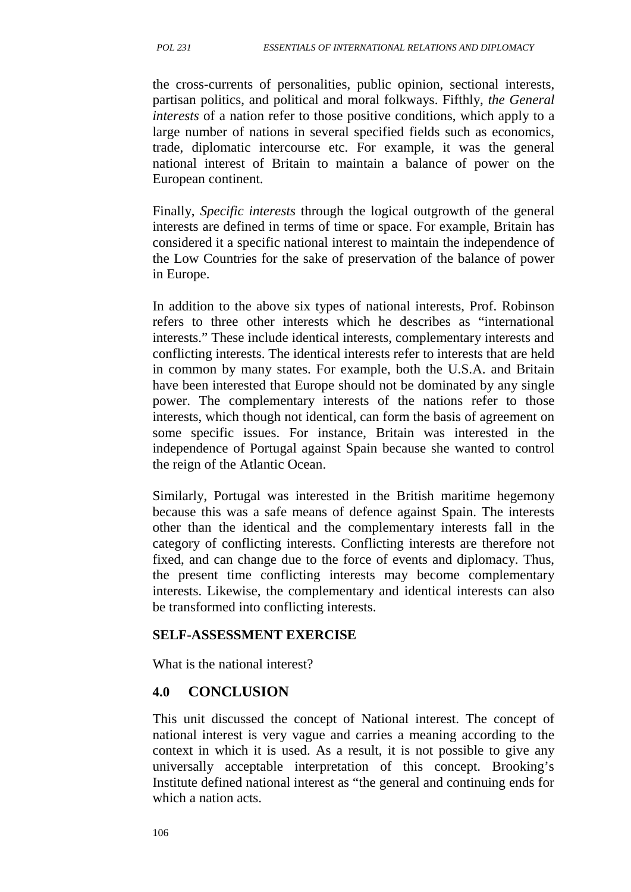the cross-currents of personalities, public opinion, sectional interests, partisan politics, and political and moral folkways. Fifthly, *the General interests* of a nation refer to those positive conditions, which apply to a large number of nations in several specified fields such as economics, trade, diplomatic intercourse etc. For example, it was the general national interest of Britain to maintain a balance of power on the European continent.

Finally, *Specific interests* through the logical outgrowth of the general interests are defined in terms of time or space. For example, Britain has considered it a specific national interest to maintain the independence of the Low Countries for the sake of preservation of the balance of power in Europe.

In addition to the above six types of national interests, Prof. Robinson refers to three other interests which he describes as "international interests." These include identical interests, complementary interests and conflicting interests. The identical interests refer to interests that are held in common by many states. For example, both the U.S.A. and Britain have been interested that Europe should not be dominated by any single power. The complementary interests of the nations refer to those interests, which though not identical, can form the basis of agreement on some specific issues. For instance, Britain was interested in the independence of Portugal against Spain because she wanted to control the reign of the Atlantic Ocean.

Similarly, Portugal was interested in the British maritime hegemony because this was a safe means of defence against Spain. The interests other than the identical and the complementary interests fall in the category of conflicting interests. Conflicting interests are therefore not fixed, and can change due to the force of events and diplomacy. Thus, the present time conflicting interests may become complementary interests. Likewise, the complementary and identical interests can also be transformed into conflicting interests.

**SELF-ASSESSMENT EXERCISE**

What is the national interest?

## 4.0 CONCLUSION

This unit discussed the concept of National interest. The concept of national interest is very vague and carries a meaning according to the context in which it is used. As a result, it is not possible to give any universally acceptable interpretation of this concept. Brooking's Institute defined national interest as "the general and continuing ends for which a nation acts.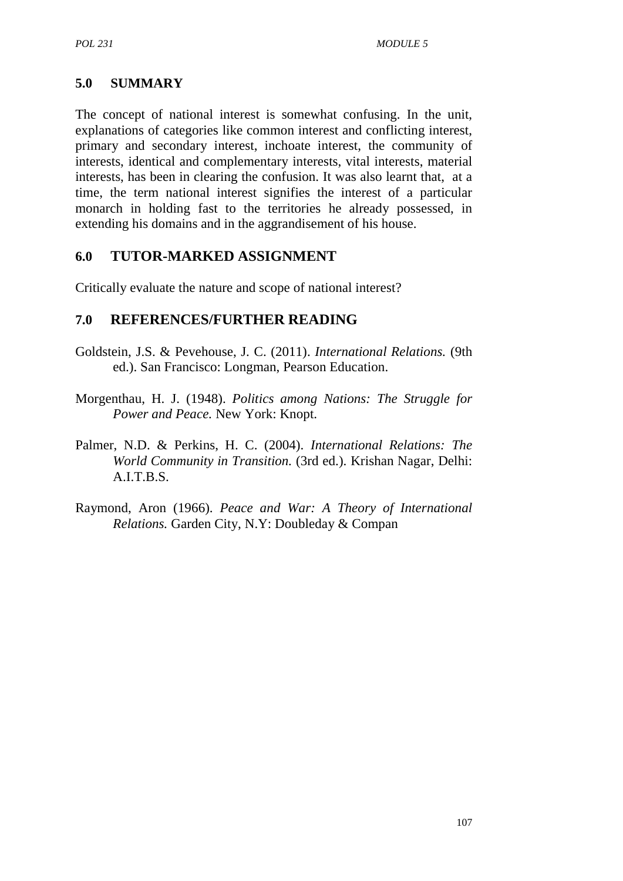## 5.0 SUMMARY

The concept of national interest is somewhat confusing. In the unit, explanations of categories like common interest and conflicting interest, primary and secondary interest, inchoate interest, the community of interests, identical and complementary interests, vital interests, material interests, has been in clearing the confusion. It was also learnt that, at a time, the term national interest signifies the interest of a particular monarch in holding fast to the territories he already possessed, in extending his domains and in the aggrandisement of his house.

## 6.0 TUTOR-MARKED ASSIGNMENT

Critically evaluate the nature and scope of national interest?

## 7.0 REFERENCES/FURTHER READING

Goldstein, J.S. & Pevehouse, J. C. (2011). *International Relations.* (9th ed.). San Francisco: Longman, Pearson Education.

Morgenthau, H. J. (1948). *Politics among Nations: The Struggle for Power and Peace.* New York: Knopt.

Palmer, N.D. & Perkins, H. C. (2004). *International Relations: The World Community in Transition.* (3rd ed.). Krishan Nagar, Delhi: A.I.T.B.S.

Raymond, Aron (1966). *Peace and War: A Theory of International Relations.* Garden City, N.Y: Doubleday & Compan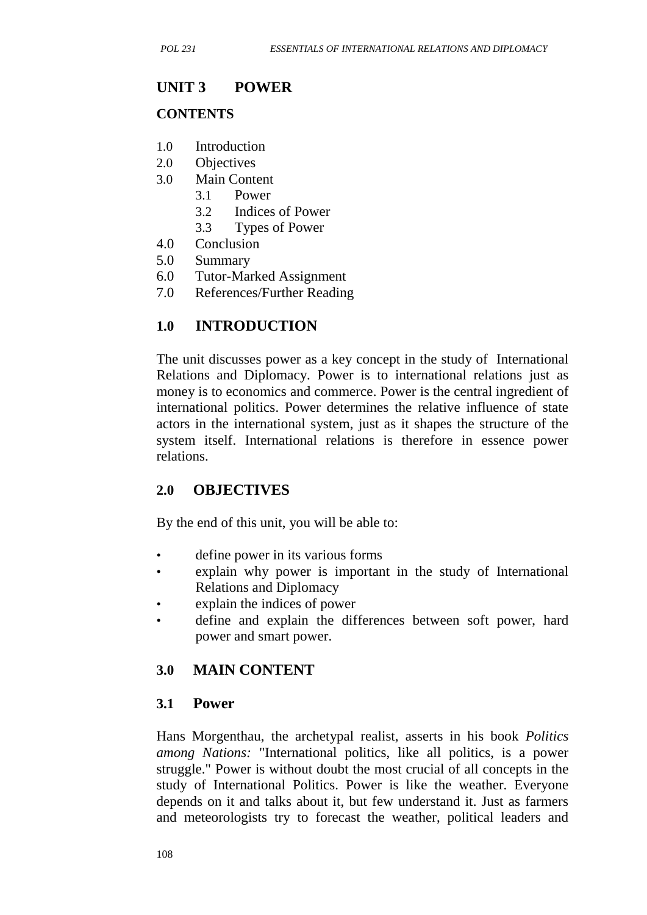## UNIT 3 POWER

### CONTENTS

1.0 Introduction
2.0 Objectives
3.0 Main Content
   3.1 Power
   3.2 Indices of Power
   3.3 Types of Power
4.0 Conclusion
5.0 Summary
6.0 Tutor-Marked Assignment
7.0 References/Further Reading

## 1.0 INTRODUCTION

The unit discusses power as a key concept in the study of International Relations and Diplomacy. Power is to international relations just as money is to economics and commerce. Power is the central ingredient of international politics. Power determines the relative influence of state actors in the international system, just as it shapes the structure of the system itself. International relations is therefore in essence power relations.

## 2.0 OBJECTIVES

By the end of this unit, you will be able to:

- define power in its various forms
- explain why power is important in the study of International Relations and Diplomacy
- explain the indices of power
- define and explain the differences between soft power, hard power and smart power.

## 3.0 MAIN CONTENT

### 3.1 Power

Hans Morgenthau, the archetypal realist, asserts in his book *Politics among Nations:* "International politics, like all politics, is a power struggle." Power is without doubt the most crucial of all concepts in the study of International Politics. Power is like the weather. Everyone depends on it and talks about it, but few understand it. Just as farmers and meteorologists try to forecast the weather, political leaders and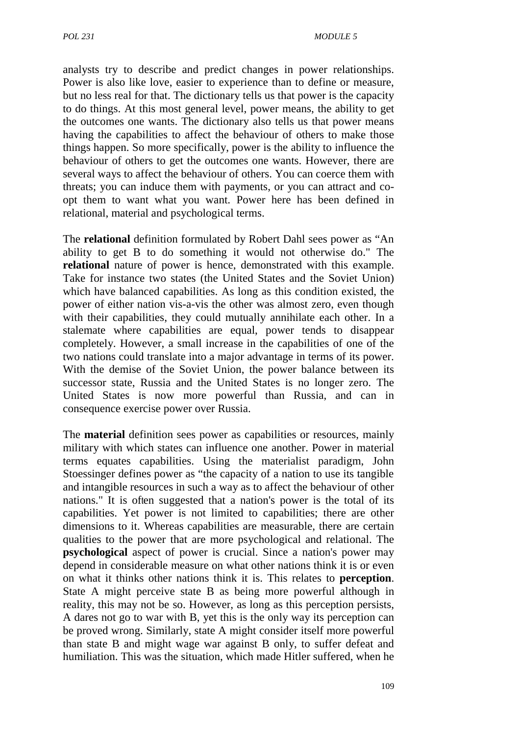analysts try to describe and predict changes in power relationships. Power is also like love, easier to experience than to define or measure, but no less real for that. The dictionary tells us that power is the capacity to do things. At this most general level, power means, the ability to get the outcomes one wants. The dictionary also tells us that power means having the capabilities to affect the behaviour of others to make those things happen. So more specifically, power is the ability to influence the behaviour of others to get the outcomes one wants. However, there are several ways to affect the behaviour of others. You can coerce them with threats; you can induce them with payments, or you can attract and co-opt them to want what you want. Power here has been defined in relational, material and psychological terms.

The **relational** definition formulated by Robert Dahl sees power as "An ability to get B to do something it would not otherwise do." The **relational** nature of power is hence, demonstrated with this example. Take for instance two states (the United States and the Soviet Union) which have balanced capabilities. As long as this condition existed, the power of either nation vis-a-vis the other was almost zero, even though with their capabilities, they could mutually annihilate each other. In a stalemate where capabilities are equal, power tends to disappear completely. However, a small increase in the capabilities of one of the two nations could translate into a major advantage in terms of its power. With the demise of the Soviet Union, the power balance between its successor state, Russia and the United States is no longer zero. The United States is now more powerful than Russia, and can in consequence exercise power over Russia.

The **material** definition sees power as capabilities or resources, mainly military with which states can influence one another. Power in material terms equates capabilities. Using the materialist paradigm, John Stoessinger defines power as "the capacity of a nation to use its tangible and intangible resources in such a way as to affect the behaviour of other nations." It is often suggested that a nation's power is the total of its capabilities. Yet power is not limited to capabilities; there are other dimensions to it. Whereas capabilities are measurable, there are certain qualities to the power that are more psychological and relational. The **psychological** aspect of power is crucial. Since a nation's power may depend in considerable measure on what other nations think it is or even on what it thinks other nations think it is. This relates to **perception**. State A might perceive state B as being more powerful although in reality, this may not be so. However, as long as this perception persists, A dares not go to war with B, yet this is the only way its perception can be proved wrong. Similarly, state A might consider itself more powerful than state B and might wage war against B only, to suffer defeat and humiliation. This was the situation, which made Hitler suffered, when he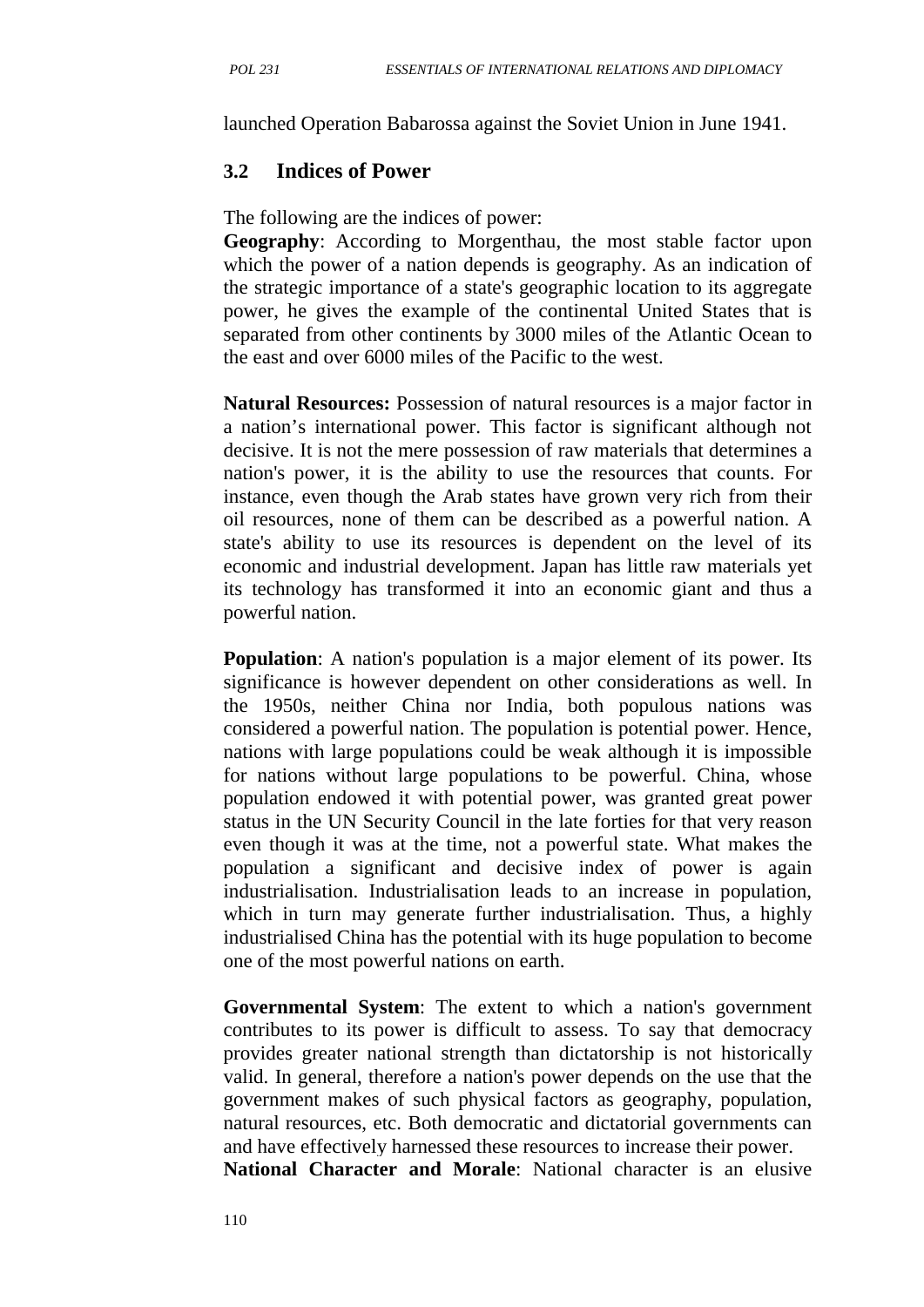launched Operation Babarossa against the Soviet Union in June 1941.

## 3.2 Indices of Power

The following are the indices of power:

**Geography**: According to Morgenthau, the most stable factor upon which the power of a nation depends is geography. As an indication of the strategic importance of a state's geographic location to its aggregate power, he gives the example of the continental United States that is separated from other continents by 3000 miles of the Atlantic Ocean to the east and over 6000 miles of the Pacific to the west.

**Natural Resources:** Possession of natural resources is a major factor in a nation's international power. This factor is significant although not decisive. It is not the mere possession of raw materials that determines a nation's power, it is the ability to use the resources that counts. For instance, even though the Arab states have grown very rich from their oil resources, none of them can be described as a powerful nation. A state's ability to use its resources is dependent on the level of its economic and industrial development. Japan has little raw materials yet its technology has transformed it into an economic giant and thus a powerful nation.

**Population**: A nation's population is a major element of its power. Its significance is however dependent on other considerations as well. In the 1950s, neither China nor India, both populous nations was considered a powerful nation. The population is potential power. Hence, nations with large populations could be weak although it is impossible for nations without large populations to be powerful. China, whose population endowed it with potential power, was granted great power status in the UN Security Council in the late forties for that very reason even though it was at the time, not a powerful state. What makes the population a significant and decisive index of power is again industrialisation. Industrialisation leads to an increase in population, which in turn may generate further industrialisation. Thus, a highly industrialised China has the potential with its huge population to become one of the most powerful nations on earth.

**Governmental System**: The extent to which a nation's government contributes to its power is difficult to assess. To say that democracy provides greater national strength than dictatorship is not historically valid. In general, therefore a nation's power depends on the use that the government makes of such physical factors as geography, population, natural resources, etc. Both democratic and dictatorial governments can and have effectively harnessed these resources to increase their power.

**National Character and Morale**: National character is an elusive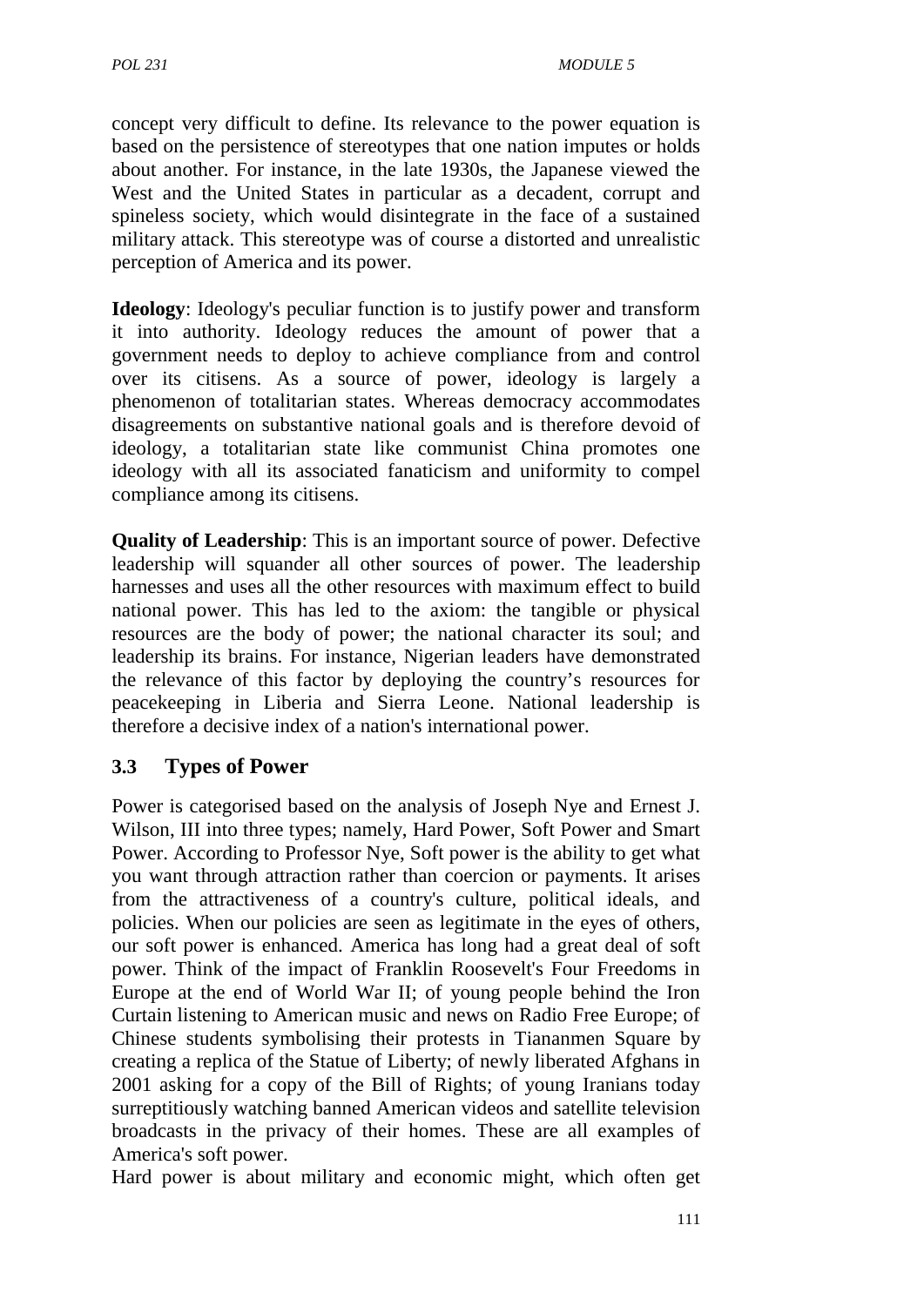concept very difficult to define. Its relevance to the power equation is based on the persistence of stereotypes that one nation imputes or holds about another. For instance, in the late 1930s, the Japanese viewed the West and the United States in particular as a decadent, corrupt and spineless society, which would disintegrate in the face of a sustained military attack. This stereotype was of course a distorted and unrealistic perception of America and its power.

**Ideology**: Ideology's peculiar function is to justify power and transform it into authority. Ideology reduces the amount of power that a government needs to deploy to achieve compliance from and control over its citisens. As a source of power, ideology is largely a phenomenon of totalitarian states. Whereas democracy accommodates disagreements on substantive national goals and is therefore devoid of ideology, a totalitarian state like communist China promotes one ideology with all its associated fanaticism and uniformity to compel compliance among its citisens.

**Quality of Leadership**: This is an important source of power. Defective leadership will squander all other sources of power. The leadership harnesses and uses all the other resources with maximum effect to build national power. This has led to the axiom: the tangible or physical resources are the body of power; the national character its soul; and leadership its brains. For instance, Nigerian leaders have demonstrated the relevance of this factor by deploying the country's resources for peacekeeping in Liberia and Sierra Leone. National leadership is therefore a decisive index of a nation's international power.

## 3.3 Types of Power

Power is categorised based on the analysis of Joseph Nye and Ernest J. Wilson, III into three types; namely, Hard Power, Soft Power and Smart Power. According to Professor Nye, Soft power is the ability to get what you want through attraction rather than coercion or payments. It arises from the attractiveness of a country's culture, political ideals, and policies. When our policies are seen as legitimate in the eyes of others, our soft power is enhanced. America has long had a great deal of soft power. Think of the impact of Franklin Roosevelt's Four Freedoms in Europe at the end of World War II; of young people behind the Iron Curtain listening to American music and news on Radio Free Europe; of Chinese students symbolising their protests in Tiananmen Square by creating a replica of the Statue of Liberty; of newly liberated Afghans in 2001 asking for a copy of the Bill of Rights; of young Iranians today surreptitiously watching banned American videos and satellite television broadcasts in the privacy of their homes. These are all examples of America's soft power.

Hard power is about military and economic might, which often get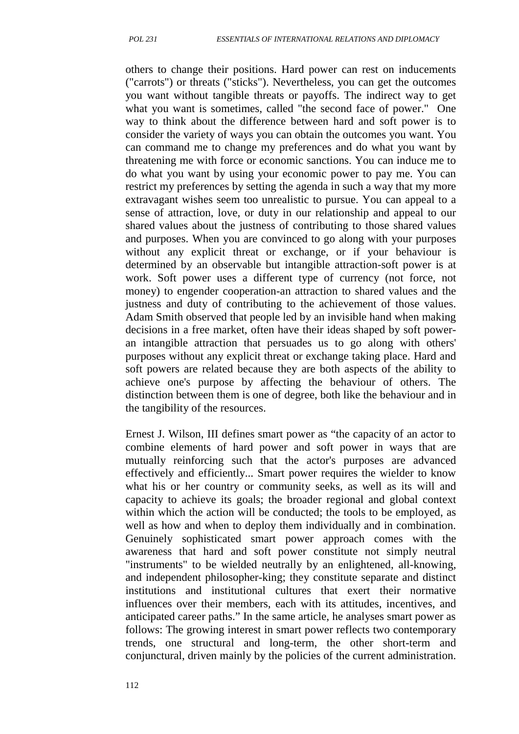others to change their positions. Hard power can rest on inducements ("carrots") or threats ("sticks"). Nevertheless, you can get the outcomes you want without tangible threats or payoffs. The indirect way to get what you want is sometimes, called "the second face of power." One way to think about the difference between hard and soft power is to consider the variety of ways you can obtain the outcomes you want. You can command me to change my preferences and do what you want by threatening me with force or economic sanctions. You can induce me to do what you want by using your economic power to pay me. You can restrict my preferences by setting the agenda in such a way that my more extravagant wishes seem too unrealistic to pursue. You can appeal to a sense of attraction, love, or duty in our relationship and appeal to our shared values about the justness of contributing to those shared values and purposes. When you are convinced to go along with your purposes without any explicit threat or exchange, or if your behaviour is determined by an observable but intangible attraction-soft power is at work. Soft power uses a different type of currency (not force, not money) to engender cooperation-an attraction to shared values and the justness and duty of contributing to the achievement of those values. Adam Smith observed that people led by an invisible hand when making decisions in a free market, often have their ideas shaped by soft power-an intangible attraction that persuades us to go along with others' purposes without any explicit threat or exchange taking place. Hard and soft powers are related because they are both aspects of the ability to achieve one's purpose by affecting the behaviour of others. The distinction between them is one of degree, both like the behaviour and in the tangibility of the resources.

Ernest J. Wilson, III defines smart power as "the capacity of an actor to combine elements of hard power and soft power in ways that are mutually reinforcing such that the actor's purposes are advanced effectively and efficiently... Smart power requires the wielder to know what his or her country or community seeks, as well as its will and capacity to achieve its goals; the broader regional and global context within which the action will be conducted; the tools to be employed, as well as how and when to deploy them individually and in combination. Genuinely sophisticated smart power approach comes with the awareness that hard and soft power constitute not simply neutral "instruments" to be wielded neutrally by an enlightened, all-knowing, and independent philosopher-king; they constitute separate and distinct institutions and institutional cultures that exert their normative influences over their members, each with its attitudes, incentives, and anticipated career paths." In the same article, he analyses smart power as follows: The growing interest in smart power reflects two contemporary trends, one structural and long-term, the other short-term and conjunctural, driven mainly by the policies of the current administration.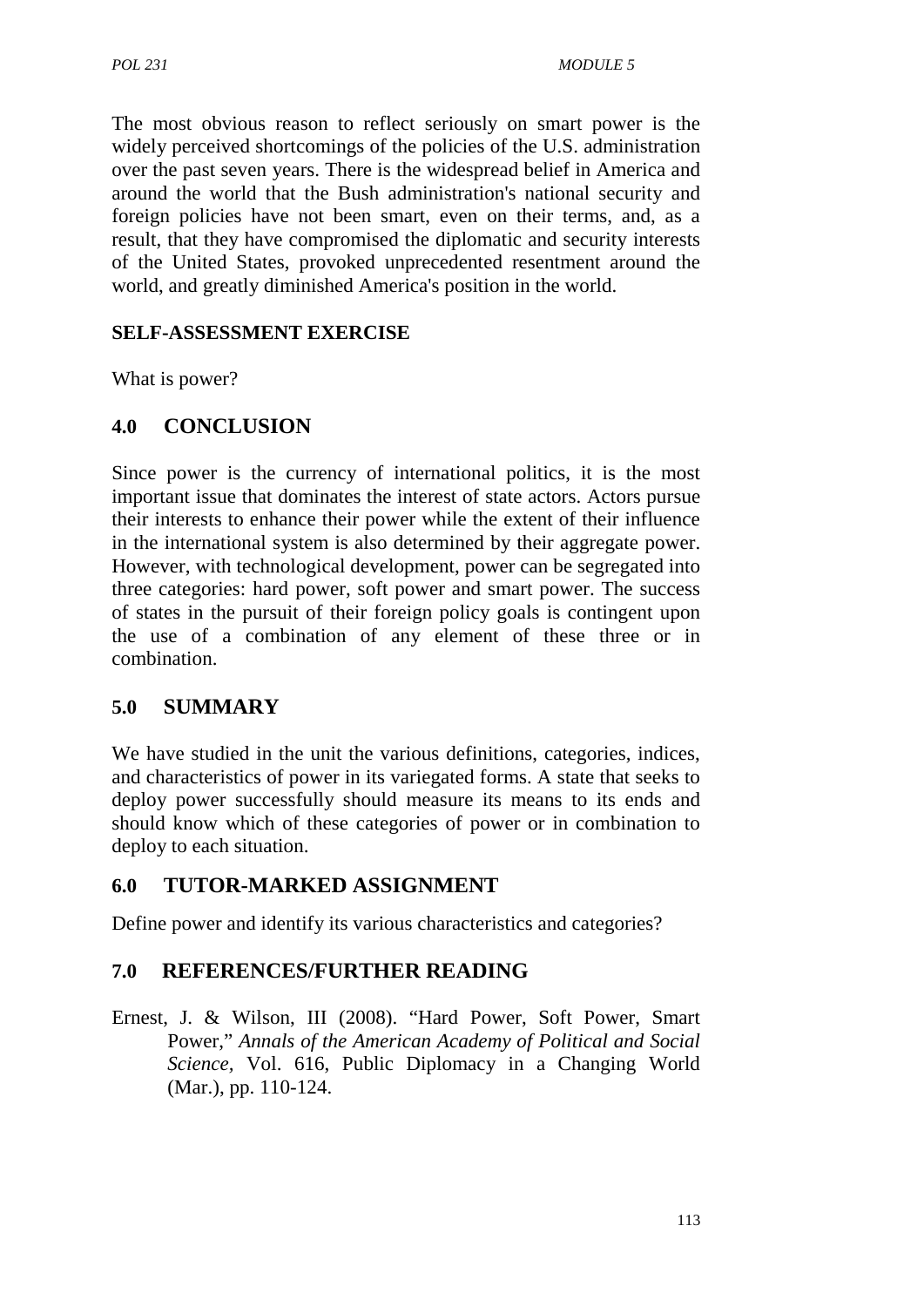The most obvious reason to reflect seriously on smart power is the widely perceived shortcomings of the policies of the U.S. administration over the past seven years. There is the widespread belief in America and around the world that the Bush administration's national security and foreign policies have not been smart, even on their terms, and, as a result, that they have compromised the diplomatic and security interests of the United States, provoked unprecedented resentment around the world, and greatly diminished America's position in the world.

**SELF-ASSESSMENT EXERCISE**

What is power?

## 4.0 CONCLUSION

Since power is the currency of international politics, it is the most important issue that dominates the interest of state actors. Actors pursue their interests to enhance their power while the extent of their influence in the international system is also determined by their aggregate power. However, with technological development, power can be segregated into three categories: hard power, soft power and smart power. The success of states in the pursuit of their foreign policy goals is contingent upon the use of a combination of any element of these three or in combination.

## 5.0 SUMMARY

We have studied in the unit the various definitions, categories, indices, and characteristics of power in its variegated forms. A state that seeks to deploy power successfully should measure its means to its ends and should know which of these categories of power or in combination to deploy to each situation.

## 6.0 TUTOR-MARKED ASSIGNMENT

Define power and identify its various characteristics and categories?

## 7.0 REFERENCES/FURTHER READING

Ernest, J. & Wilson, III (2008). "Hard Power, Soft Power, Smart Power," *Annals of the American Academy of Political and Social Science*, Vol. 616, Public Diplomacy in a Changing World (Mar.), pp. 110-124.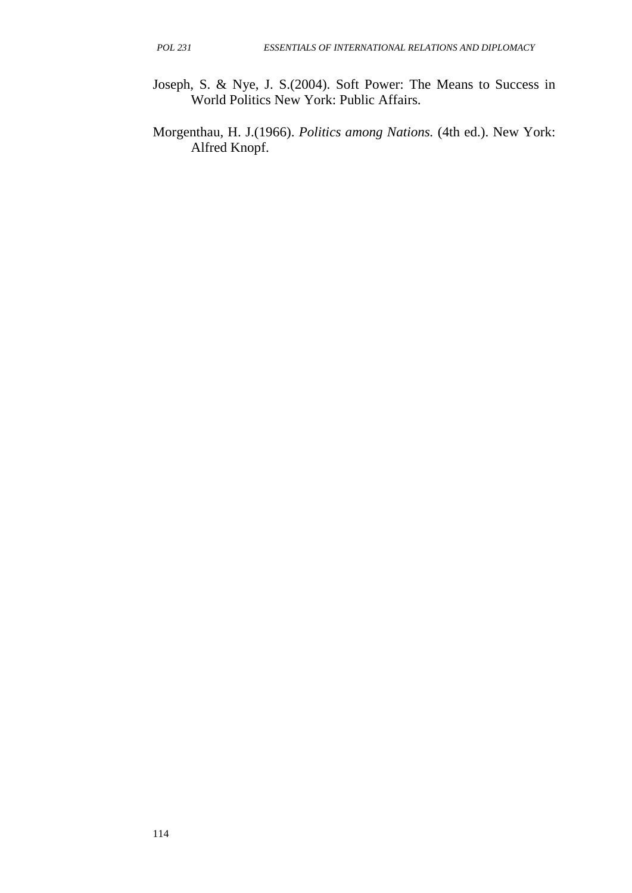Joseph, S. & Nye, J. S.(2004). Soft Power: The Means to Success in World Politics New York: Public Affairs.

Morgenthau, H. J.(1966). *Politics among Nations.* (4th ed.). New York: Alfred Knopf.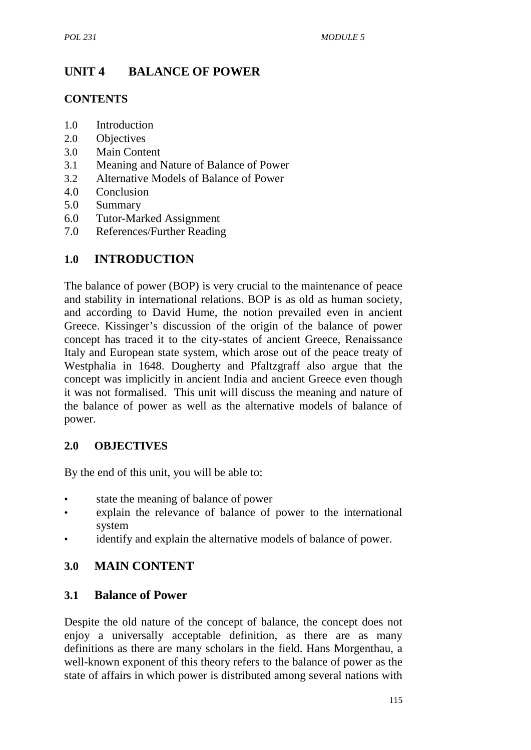# UNIT 4 BALANCE OF POWER

## CONTENTS

1.0 Introduction
2.0 Objectives
3.0 Main Content
3.1 Meaning and Nature of Balance of Power
3.2 Alternative Models of Balance of Power
4.0 Conclusion
5.0 Summary
6.0 Tutor-Marked Assignment
7.0 References/Further Reading

## 1.0 INTRODUCTION

The balance of power (BOP) is very crucial to the maintenance of peace and stability in international relations. BOP is as old as human society, and according to David Hume, the notion prevailed even in ancient Greece. Kissinger's discussion of the origin of the balance of power concept has traced it to the city-states of ancient Greece, Renaissance Italy and European state system, which arose out of the peace treaty of Westphalia in 1648. Dougherty and Pfaltzgraff also argue that the concept was implicitly in ancient India and ancient Greece even though it was not formalised. This unit will discuss the meaning and nature of the balance of power as well as the alternative models of balance of power.

## 2.0 OBJECTIVES

By the end of this unit, you will be able to:

- state the meaning of balance of power
- explain the relevance of balance of power to the international system
- identify and explain the alternative models of balance of power.

## 3.0 MAIN CONTENT

### 3.1 Balance of Power

Despite the old nature of the concept of balance, the concept does not enjoy a universally acceptable definition, as there are as many definitions as there are many scholars in the field. Hans Morgenthau, a well-known exponent of this theory refers to the balance of power as the state of affairs in which power is distributed among several nations with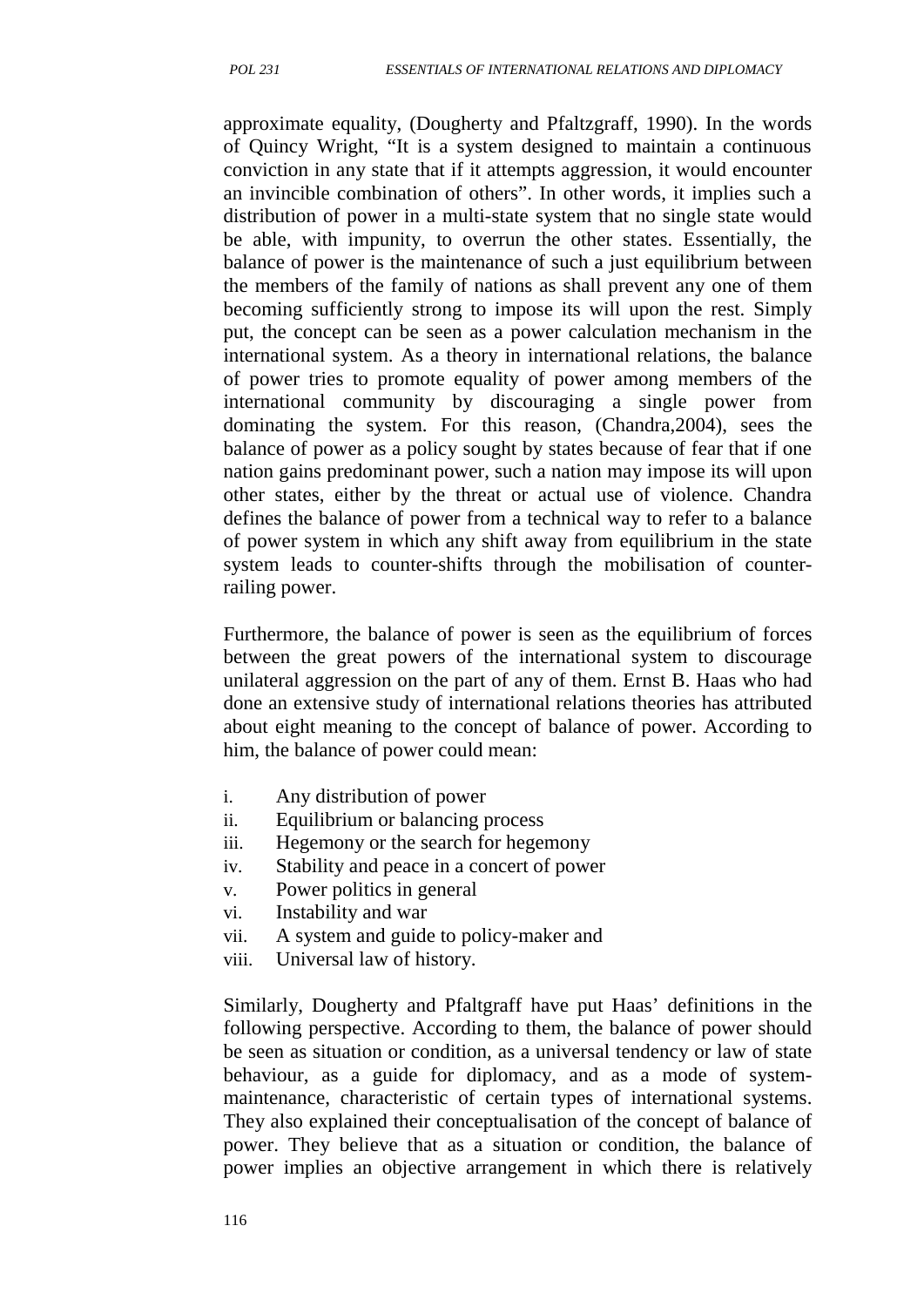approximate equality, (Dougherty and Pfaltzgraff, 1990). In the words of Quincy Wright, "It is a system designed to maintain a continuous conviction in any state that if it attempts aggression, it would encounter an invincible combination of others". In other words, it implies such a distribution of power in a multi-state system that no single state would be able, with impunity, to overrun the other states. Essentially, the balance of power is the maintenance of such a just equilibrium between the members of the family of nations as shall prevent any one of them becoming sufficiently strong to impose its will upon the rest. Simply put, the concept can be seen as a power calculation mechanism in the international system. As a theory in international relations, the balance of power tries to promote equality of power among members of the international community by discouraging a single power from dominating the system. For this reason, (Chandra,2004), sees the balance of power as a policy sought by states because of fear that if one nation gains predominant power, such a nation may impose its will upon other states, either by the threat or actual use of violence. Chandra defines the balance of power from a technical way to refer to a balance of power system in which any shift away from equilibrium in the state system leads to counter-shifts through the mobilisation of counter-railing power.

Furthermore, the balance of power is seen as the equilibrium of forces between the great powers of the international system to discourage unilateral aggression on the part of any of them. Ernst B. Haas who had done an extensive study of international relations theories has attributed about eight meaning to the concept of balance of power. According to him, the balance of power could mean:

i. Any distribution of power
ii. Equilibrium or balancing process
iii. Hegemony or the search for hegemony
iv. Stability and peace in a concert of power
v. Power politics in general
vi. Instability and war
vii. A system and guide to policy-maker and
viii. Universal law of history.

Similarly, Dougherty and Pfaltgraff have put Haas' definitions in the following perspective. According to them, the balance of power should be seen as situation or condition, as a universal tendency or law of state behaviour, as a guide for diplomacy, and as a mode of system-maintenance, characteristic of certain types of international systems. They also explained their conceptualisation of the concept of balance of power. They believe that as a situation or condition, the balance of power implies an objective arrangement in which there is relatively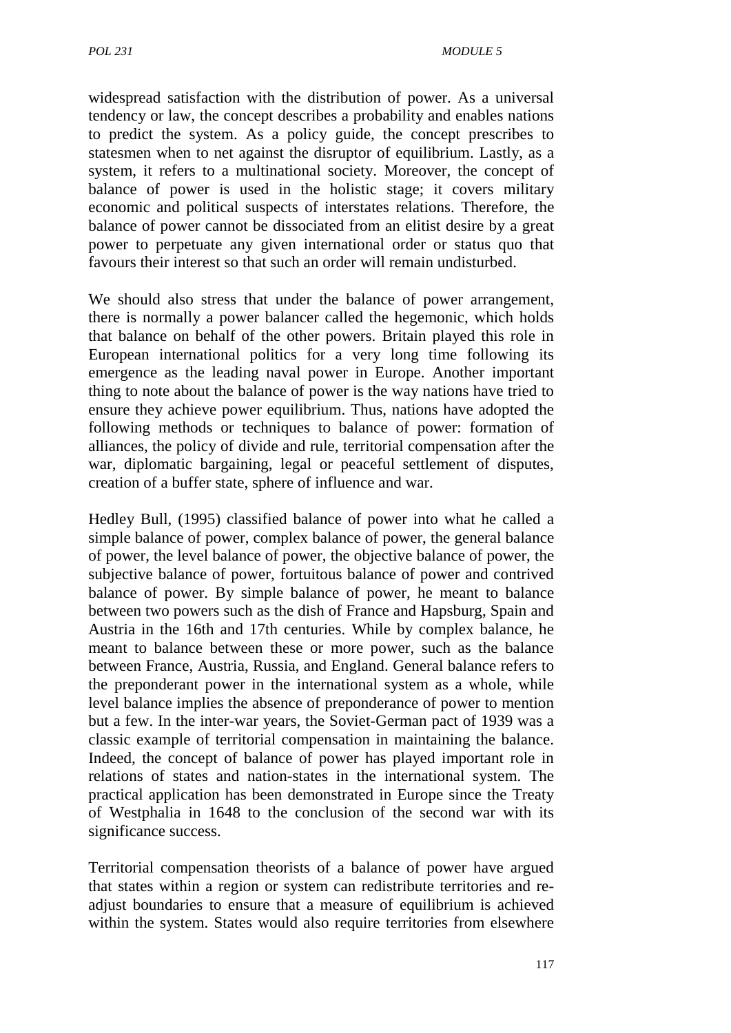widespread satisfaction with the distribution of power. As a universal tendency or law, the concept describes a probability and enables nations to predict the system. As a policy guide, the concept prescribes to statesmen when to net against the disruptor of equilibrium. Lastly, as a system, it refers to a multinational society. Moreover, the concept of balance of power is used in the holistic stage; it covers military economic and political suspects of interstates relations. Therefore, the balance of power cannot be dissociated from an elitist desire by a great power to perpetuate any given international order or status quo that favours their interest so that such an order will remain undisturbed.

We should also stress that under the balance of power arrangement, there is normally a power balancer called the hegemonic, which holds that balance on behalf of the other powers. Britain played this role in European international politics for a very long time following its emergence as the leading naval power in Europe. Another important thing to note about the balance of power is the way nations have tried to ensure they achieve power equilibrium. Thus, nations have adopted the following methods or techniques to balance of power: formation of alliances, the policy of divide and rule, territorial compensation after the war, diplomatic bargaining, legal or peaceful settlement of disputes, creation of a buffer state, sphere of influence and war.

Hedley Bull, (1995) classified balance of power into what he called a simple balance of power, complex balance of power, the general balance of power, the level balance of power, the objective balance of power, the subjective balance of power, fortuitous balance of power and contrived balance of power. By simple balance of power, he meant to balance between two powers such as the dish of France and Hapsburg, Spain and Austria in the 16th and 17th centuries. While by complex balance, he meant to balance between these or more power, such as the balance between France, Austria, Russia, and England. General balance refers to the preponderant power in the international system as a whole, while level balance implies the absence of preponderance of power to mention but a few. In the inter-war years, the Soviet-German pact of 1939 was a classic example of territorial compensation in maintaining the balance. Indeed, the concept of balance of power has played important role in relations of states and nation-states in the international system. The practical application has been demonstrated in Europe since the Treaty of Westphalia in 1648 to the conclusion of the second war with its significance success.

Territorial compensation theorists of a balance of power have argued that states within a region or system can redistribute territories and re-adjust boundaries to ensure that a measure of equilibrium is achieved within the system. States would also require territories from elsewhere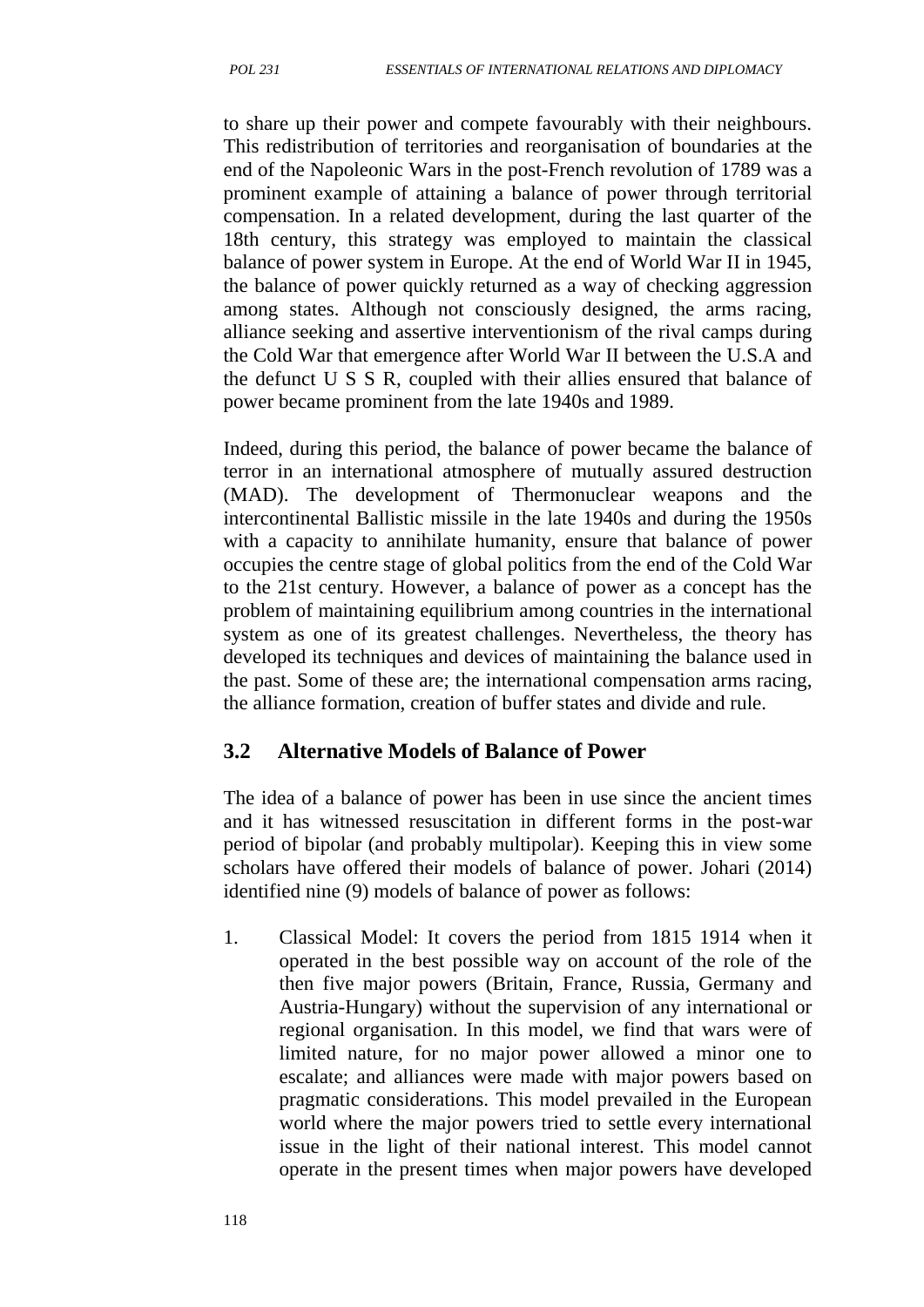to share up their power and compete favourably with their neighbours. This redistribution of territories and reorganisation of boundaries at the end of the Napoleonic Wars in the post-French revolution of 1789 was a prominent example of attaining a balance of power through territorial compensation. In a related development, during the last quarter of the 18th century, this strategy was employed to maintain the classical balance of power system in Europe. At the end of World War II in 1945, the balance of power quickly returned as a way of checking aggression among states. Although not consciously designed, the arms racing, alliance seeking and assertive interventionism of the rival camps during the Cold War that emergence after World War II between the U.S.A and the defunct U S S R, coupled with their allies ensured that balance of power became prominent from the late 1940s and 1989.

Indeed, during this period, the balance of power became the balance of terror in an international atmosphere of mutually assured destruction (MAD). The development of Thermonuclear weapons and the intercontinental Ballistic missile in the late 1940s and during the 1950s with a capacity to annihilate humanity, ensure that balance of power occupies the centre stage of global politics from the end of the Cold War to the 21st century. However, a balance of power as a concept has the problem of maintaining equilibrium among countries in the international system as one of its greatest challenges. Nevertheless, the theory has developed its techniques and devices of maintaining the balance used in the past. Some of these are; the international compensation arms racing, the alliance formation, creation of buffer states and divide and rule.

## 3.2 Alternative Models of Balance of Power

The idea of a balance of power has been in use since the ancient times and it has witnessed resuscitation in different forms in the post-war period of bipolar (and probably multipolar). Keeping this in view some scholars have offered their models of balance of power. Johari (2014) identified nine (9) models of balance of power as follows:

1. Classical Model: It covers the period from 1815 1914 when it operated in the best possible way on account of the role of the then five major powers (Britain, France, Russia, Germany and Austria-Hungary) without the supervision of any international or regional organisation. In this model, we find that wars were of limited nature, for no major power allowed a minor one to escalate; and alliances were made with major powers based on pragmatic considerations. This model prevailed in the European world where the major powers tried to settle every international issue in the light of their national interest. This model cannot operate in the present times when major powers have developed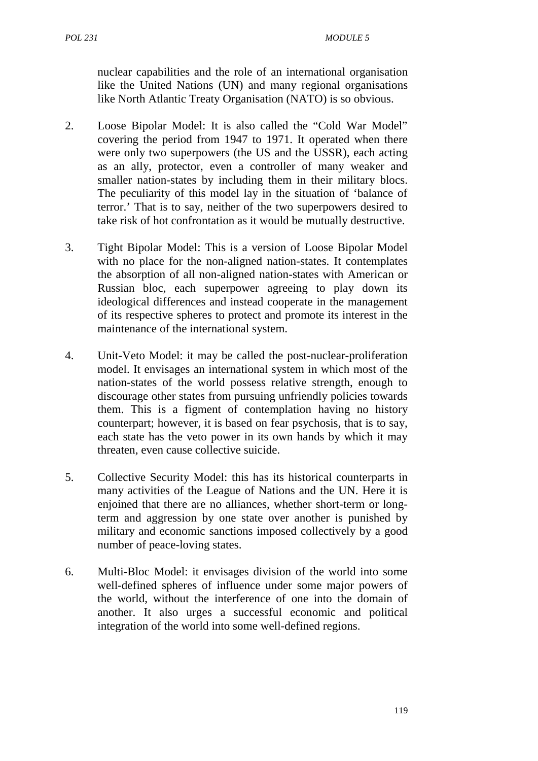nuclear capabilities and the role of an international organisation like the United Nations (UN) and many regional organisations like North Atlantic Treaty Organisation (NATO) is so obvious.

2. Loose Bipolar Model: It is also called the "Cold War Model" covering the period from 1947 to 1971. It operated when there were only two superpowers (the US and the USSR), each acting as an ally, protector, even a controller of many weaker and smaller nation-states by including them in their military blocs. The peculiarity of this model lay in the situation of 'balance of terror.' That is to say, neither of the two superpowers desired to take risk of hot confrontation as it would be mutually destructive.

3. Tight Bipolar Model: This is a version of Loose Bipolar Model with no place for the non-aligned nation-states. It contemplates the absorption of all non-aligned nation-states with American or Russian bloc, each superpower agreeing to play down its ideological differences and instead cooperate in the management of its respective spheres to protect and promote its interest in the maintenance of the international system.

4. Unit-Veto Model: it may be called the post-nuclear-proliferation model. It envisages an international system in which most of the nation-states of the world possess relative strength, enough to discourage other states from pursuing unfriendly policies towards them. This is a figment of contemplation having no history counterpart; however, it is based on fear psychosis, that is to say, each state has the veto power in its own hands by which it may threaten, even cause collective suicide.

5. Collective Security Model: this has its historical counterparts in many activities of the League of Nations and the UN. Here it is enjoined that there are no alliances, whether short-term or long-term and aggression by one state over another is punished by military and economic sanctions imposed collectively by a good number of peace-loving states.

6. Multi-Bloc Model: it envisages division of the world into some well-defined spheres of influence under some major powers of the world, without the interference of one into the domain of another. It also urges a successful economic and political integration of the world into some well-defined regions.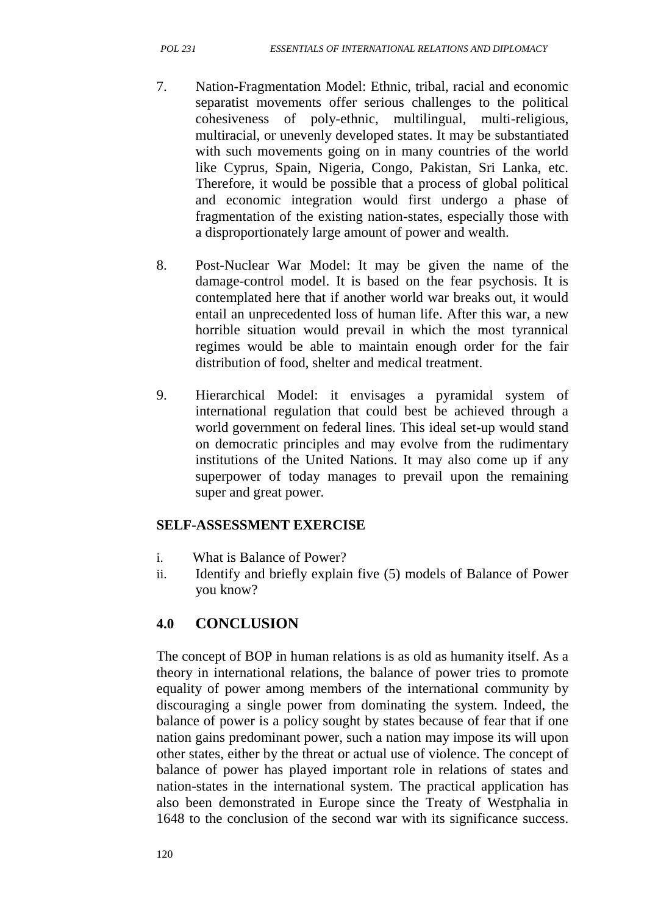7. Nation-Fragmentation Model: Ethnic, tribal, racial and economic separatist movements offer serious challenges to the political cohesiveness of poly-ethnic, multilingual, multi-religious, multiracial, or unevenly developed states. It may be substantiated with such movements going on in many countries of the world like Cyprus, Spain, Nigeria, Congo, Pakistan, Sri Lanka, etc. Therefore, it would be possible that a process of global political and economic integration would first undergo a phase of fragmentation of the existing nation-states, especially those with a disproportionately large amount of power and wealth.

8. Post-Nuclear War Model: It may be given the name of the damage-control model. It is based on the fear psychosis. It is contemplated here that if another world war breaks out, it would entail an unprecedented loss of human life. After this war, a new horrible situation would prevail in which the most tyrannical regimes would be able to maintain enough order for the fair distribution of food, shelter and medical treatment.

9. Hierarchical Model: it envisages a pyramidal system of international regulation that could best be achieved through a world government on federal lines. This ideal set-up would stand on democratic principles and may evolve from the rudimentary institutions of the United Nations. It may also come up if any superpower of today manages to prevail upon the remaining super and great power.

**SELF-ASSESSMENT EXERCISE**

i. What is Balance of Power?
ii. Identify and briefly explain five (5) models of Balance of Power you know?

## 4.0 CONCLUSION

The concept of BOP in human relations is as old as humanity itself. As a theory in international relations, the balance of power tries to promote equality of power among members of the international community by discouraging a single power from dominating the system. Indeed, the balance of power is a policy sought by states because of fear that if one nation gains predominant power, such a nation may impose its will upon other states, either by the threat or actual use of violence. The concept of balance of power has played important role in relations of states and nation-states in the international system. The practical application has also been demonstrated in Europe since the Treaty of Westphalia in 1648 to the conclusion of the second war with its significance success.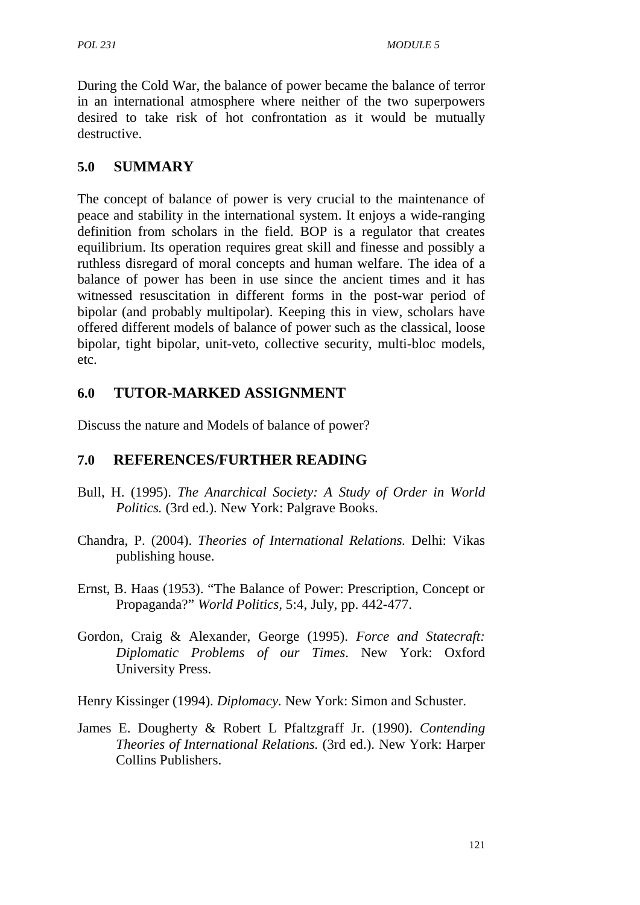During the Cold War, the balance of power became the balance of terror in an international atmosphere where neither of the two superpowers desired to take risk of hot confrontation as it would be mutually destructive.

## 5.0 SUMMARY

The concept of balance of power is very crucial to the maintenance of peace and stability in the international system. It enjoys a wide-ranging definition from scholars in the field. BOP is a regulator that creates equilibrium. Its operation requires great skill and finesse and possibly a ruthless disregard of moral concepts and human welfare. The idea of a balance of power has been in use since the ancient times and it has witnessed resuscitation in different forms in the post-war period of bipolar (and probably multipolar). Keeping this in view, scholars have offered different models of balance of power such as the classical, loose bipolar, tight bipolar, unit-veto, collective security, multi-bloc models, etc.

## 6.0 TUTOR-MARKED ASSIGNMENT

Discuss the nature and Models of balance of power?

## 7.0 REFERENCES/FURTHER READING

Bull, H. (1995). *The Anarchical Society: A Study of Order in World Politics.* (3rd ed.). New York: Palgrave Books.

Chandra, P. (2004). *Theories of International Relations.* Delhi: Vikas publishing house.

Ernst, B. Haas (1953). "The Balance of Power: Prescription, Concept or Propaganda?" *World Politics,* 5:4, July, pp. 442-477.

Gordon, Craig & Alexander, George (1995). *Force and Statecraft: Diplomatic Problems of our Times*. New York: Oxford University Press.

Henry Kissinger (1994). *Diplomacy.* New York: Simon and Schuster.

James E. Dougherty & Robert L Pfaltzgraff Jr. (1990). *Contending Theories of International Relations.* (3rd ed.). New York: Harper Collins Publishers.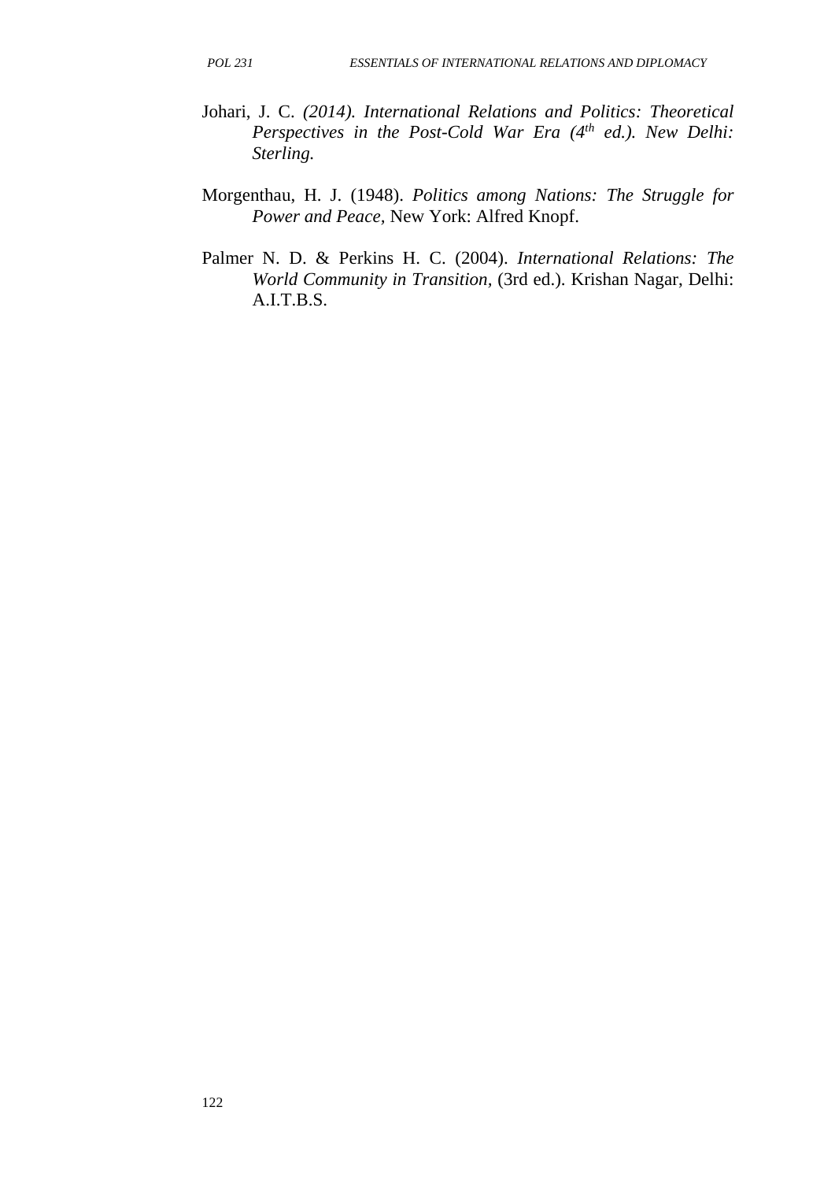Johari, J. C. *(2014). International Relations and Politics: Theoretical Perspectives in the Post-Cold War Era (4th ed.). New Delhi: Sterling.*

Morgenthau, H. J. (1948). *Politics among Nations: The Struggle for Power and Peace,* New York: Alfred Knopf.

Palmer N. D. & Perkins H. C. (2004). *International Relations: The World Community in Transition,* (3rd ed.). Krishan Nagar, Delhi: A.I.T.B.S.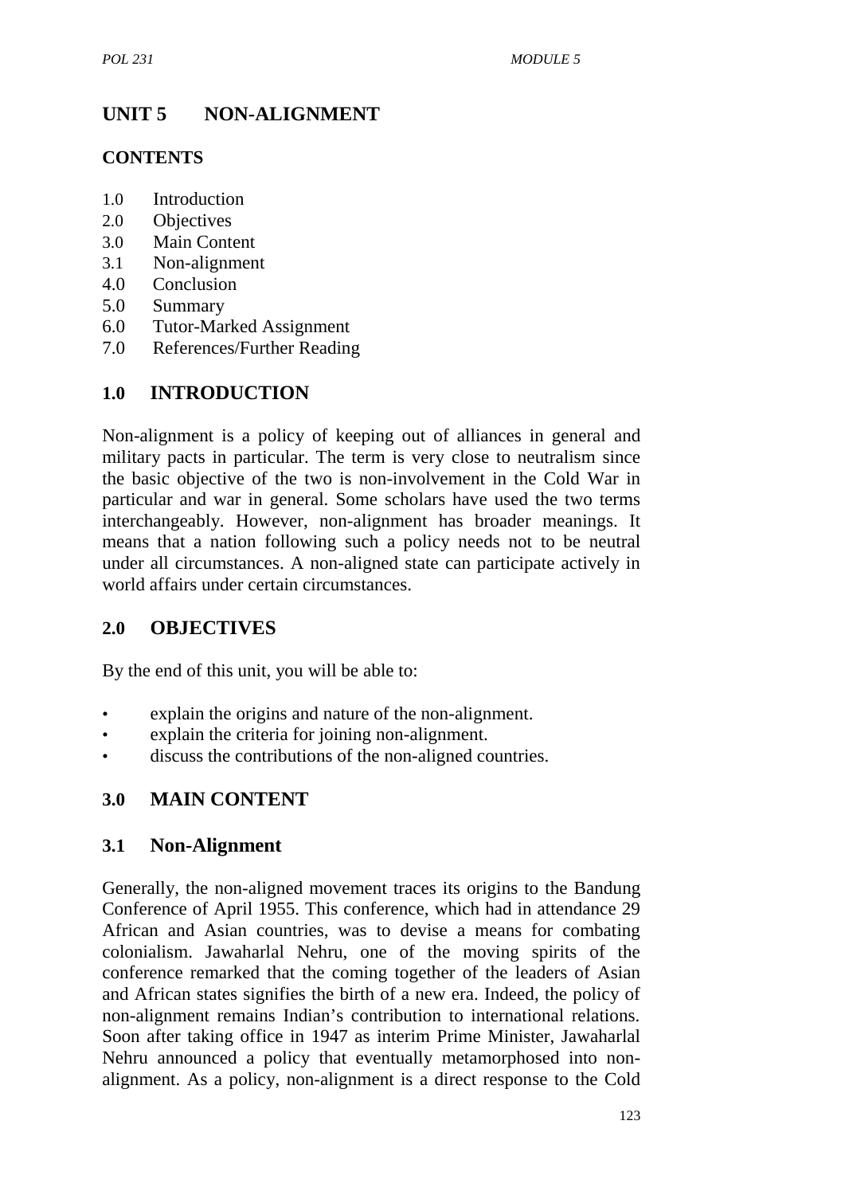# UNIT 5 NON-ALIGNMENT

## CONTENTS

1.0 Introduction
2.0 Objectives
3.0 Main Content
3.1 Non-alignment
4.0 Conclusion
5.0 Summary
6.0 Tutor-Marked Assignment
7.0 References/Further Reading

## 1.0 INTRODUCTION

Non-alignment is a policy of keeping out of alliances in general and military pacts in particular. The term is very close to neutralism since the basic objective of the two is non-involvement in the Cold War in particular and war in general. Some scholars have used the two terms interchangeably. However, non-alignment has broader meanings. It means that a nation following such a policy needs not to be neutral under all circumstances. A non-aligned state can participate actively in world affairs under certain circumstances.

## 2.0 OBJECTIVES

By the end of this unit, you will be able to:

- explain the origins and nature of the non-alignment.
- explain the criteria for joining non-alignment.
- discuss the contributions of the non-aligned countries.

## 3.0 MAIN CONTENT

### 3.1 Non-Alignment

Generally, the non-aligned movement traces its origins to the Bandung Conference of April 1955. This conference, which had in attendance 29 African and Asian countries, was to devise a means for combating colonialism. Jawaharlal Nehru, one of the moving spirits of the conference remarked that the coming together of the leaders of Asian and African states signifies the birth of a new era. Indeed, the policy of non-alignment remains Indian's contribution to international relations. Soon after taking office in 1947 as interim Prime Minister, Jawaharlal Nehru announced a policy that eventually metamorphosed into non-alignment. As a policy, non-alignment is a direct response to the Cold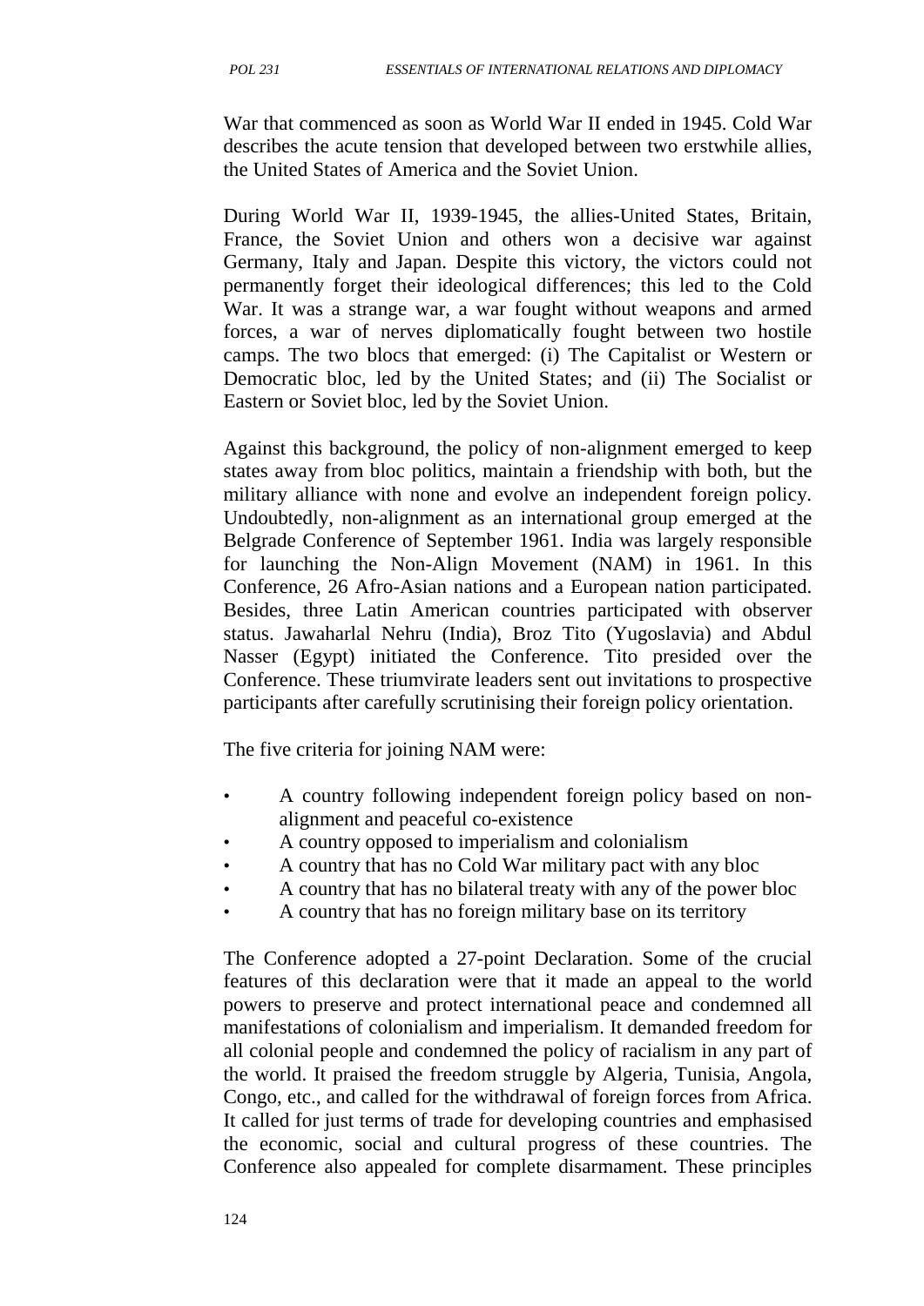War that commenced as soon as World War II ended in 1945. Cold War describes the acute tension that developed between two erstwhile allies, the United States of America and the Soviet Union.

During World War II, 1939-1945, the allies-United States, Britain, France, the Soviet Union and others won a decisive war against Germany, Italy and Japan. Despite this victory, the victors could not permanently forget their ideological differences; this led to the Cold War. It was a strange war, a war fought without weapons and armed forces, a war of nerves diplomatically fought between two hostile camps. The two blocs that emerged: (i) The Capitalist or Western or Democratic bloc, led by the United States; and (ii) The Socialist or Eastern or Soviet bloc, led by the Soviet Union.

Against this background, the policy of non-alignment emerged to keep states away from bloc politics, maintain a friendship with both, but the military alliance with none and evolve an independent foreign policy. Undoubtedly, non-alignment as an international group emerged at the Belgrade Conference of September 1961. India was largely responsible for launching the Non-Align Movement (NAM) in 1961. In this Conference, 26 Afro-Asian nations and a European nation participated. Besides, three Latin American countries participated with observer status. Jawaharlal Nehru (India), Broz Tito (Yugoslavia) and Abdul Nasser (Egypt) initiated the Conference. Tito presided over the Conference. These triumvirate leaders sent out invitations to prospective participants after carefully scrutinising their foreign policy orientation.

The five criteria for joining NAM were:

- A country following independent foreign policy based on non-alignment and peaceful co-existence
- A country opposed to imperialism and colonialism
- A country that has no Cold War military pact with any bloc
- A country that has no bilateral treaty with any of the power bloc
- A country that has no foreign military base on its territory

The Conference adopted a 27-point Declaration. Some of the crucial features of this declaration were that it made an appeal to the world powers to preserve and protect international peace and condemned all manifestations of colonialism and imperialism. It demanded freedom for all colonial people and condemned the policy of racialism in any part of the world. It praised the freedom struggle by Algeria, Tunisia, Angola, Congo, etc., and called for the withdrawal of foreign forces from Africa. It called for just terms of trade for developing countries and emphasised the economic, social and cultural progress of these countries. The Conference also appealed for complete disarmament. These principles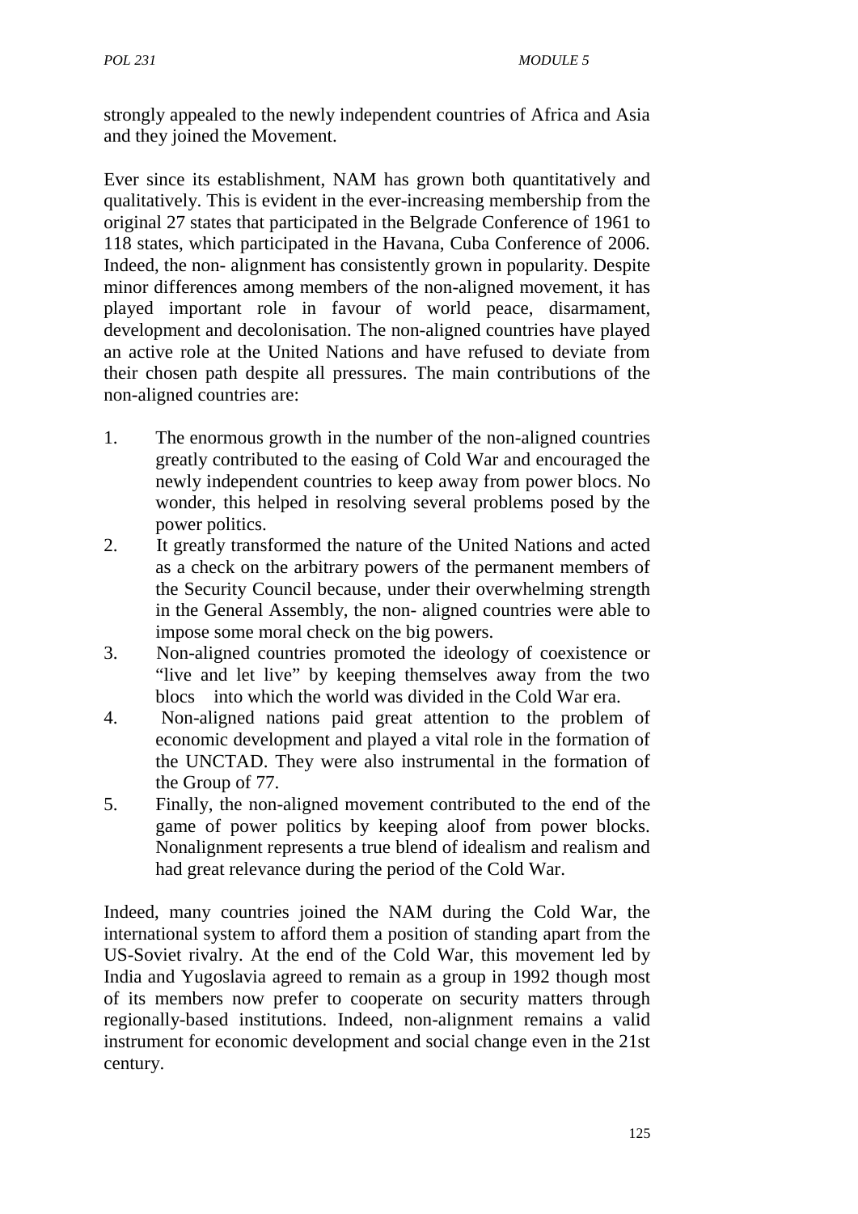strongly appealed to the newly independent countries of Africa and Asia and they joined the Movement.

Ever since its establishment, NAM has grown both quantitatively and qualitatively. This is evident in the ever-increasing membership from the original 27 states that participated in the Belgrade Conference of 1961 to 118 states, which participated in the Havana, Cuba Conference of 2006. Indeed, the non- alignment has consistently grown in popularity. Despite minor differences among members of the non-aligned movement, it has played important role in favour of world peace, disarmament, development and decolonisation. The non-aligned countries have played an active role at the United Nations and have refused to deviate from their chosen path despite all pressures. The main contributions of the non-aligned countries are:

1. The enormous growth in the number of the non-aligned countries greatly contributed to the easing of Cold War and encouraged the newly independent countries to keep away from power blocs. No wonder, this helped in resolving several problems posed by the power politics.
2. It greatly transformed the nature of the United Nations and acted as a check on the arbitrary powers of the permanent members of the Security Council because, under their overwhelming strength in the General Assembly, the non- aligned countries were able to impose some moral check on the big powers.
3. Non-aligned countries promoted the ideology of coexistence or "live and let live" by keeping themselves away from the two blocs into which the world was divided in the Cold War era.
4. Non-aligned nations paid great attention to the problem of economic development and played a vital role in the formation of the UNCTAD. They were also instrumental in the formation of the Group of 77.
5. Finally, the non-aligned movement contributed to the end of the game of power politics by keeping aloof from power blocks. Nonalignment represents a true blend of idealism and realism and had great relevance during the period of the Cold War.

Indeed, many countries joined the NAM during the Cold War, the international system to afford them a position of standing apart from the US-Soviet rivalry. At the end of the Cold War, this movement led by India and Yugoslavia agreed to remain as a group in 1992 though most of its members now prefer to cooperate on security matters through regionally-based institutions. Indeed, non-alignment remains a valid instrument for economic development and social change even in the 21st century.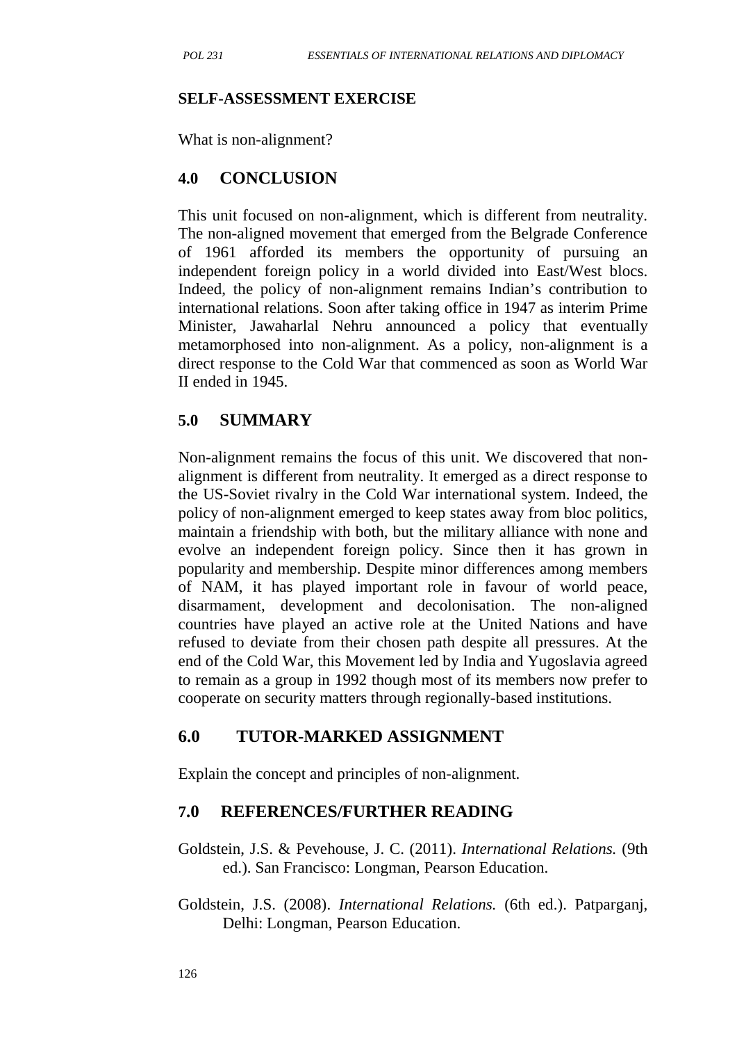**SELF-ASSESSMENT EXERCISE**

What is non-alignment?

## 4.0 CONCLUSION

This unit focused on non-alignment, which is different from neutrality. The non-aligned movement that emerged from the Belgrade Conference of 1961 afforded its members the opportunity of pursuing an independent foreign policy in a world divided into East/West blocs. Indeed, the policy of non-alignment remains Indian's contribution to international relations. Soon after taking office in 1947 as interim Prime Minister, Jawaharlal Nehru announced a policy that eventually metamorphosed into non-alignment. As a policy, non-alignment is a direct response to the Cold War that commenced as soon as World War II ended in 1945.

## 5.0 SUMMARY

Non-alignment remains the focus of this unit. We discovered that non-alignment is different from neutrality. It emerged as a direct response to the US-Soviet rivalry in the Cold War international system. Indeed, the policy of non-alignment emerged to keep states away from bloc politics, maintain a friendship with both, but the military alliance with none and evolve an independent foreign policy. Since then it has grown in popularity and membership. Despite minor differences among members of NAM, it has played important role in favour of world peace, disarmament, development and decolonisation. The non-aligned countries have played an active role at the United Nations and have refused to deviate from their chosen path despite all pressures. At the end of the Cold War, this Movement led by India and Yugoslavia agreed to remain as a group in 1992 though most of its members now prefer to cooperate on security matters through regionally-based institutions.

## 6.0 TUTOR-MARKED ASSIGNMENT

Explain the concept and principles of non-alignment.

## 7.0 REFERENCES/FURTHER READING

Goldstein, J.S. & Pevehouse, J. C. (2011). *International Relations.* (9th ed.). San Francisco: Longman, Pearson Education.

Goldstein, J.S. (2008). *International Relations.* (6th ed.). Patparganj, Delhi: Longman, Pearson Education.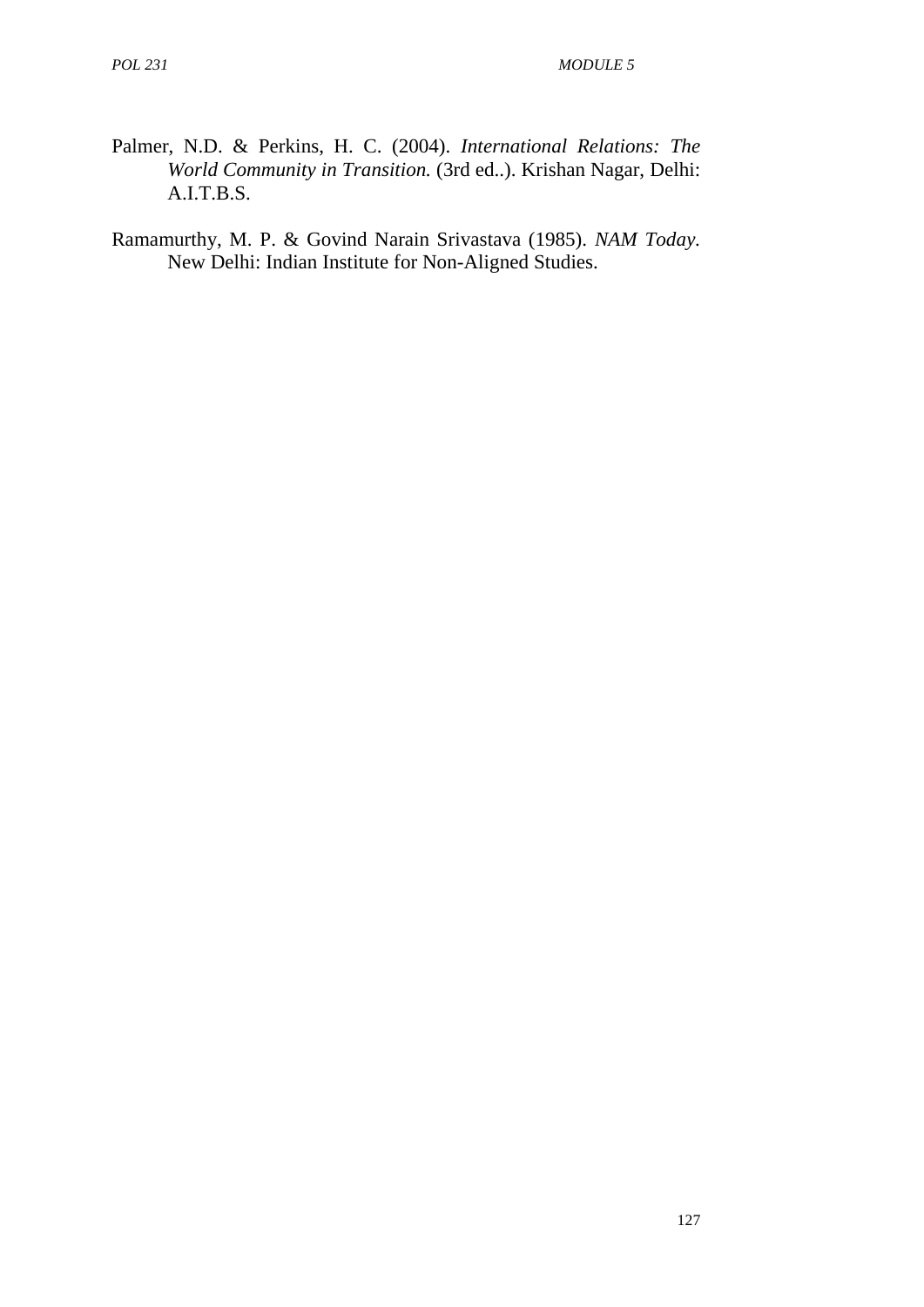Palmer, N.D. & Perkins, H. C. (2004). *International Relations: The World Community in Transition.* (3rd ed..). Krishan Nagar, Delhi: A.I.T.B.S.

Ramamurthy, M. P. & Govind Narain Srivastava (1985). *NAM Today*. New Delhi: Indian Institute for Non-Aligned Studies.